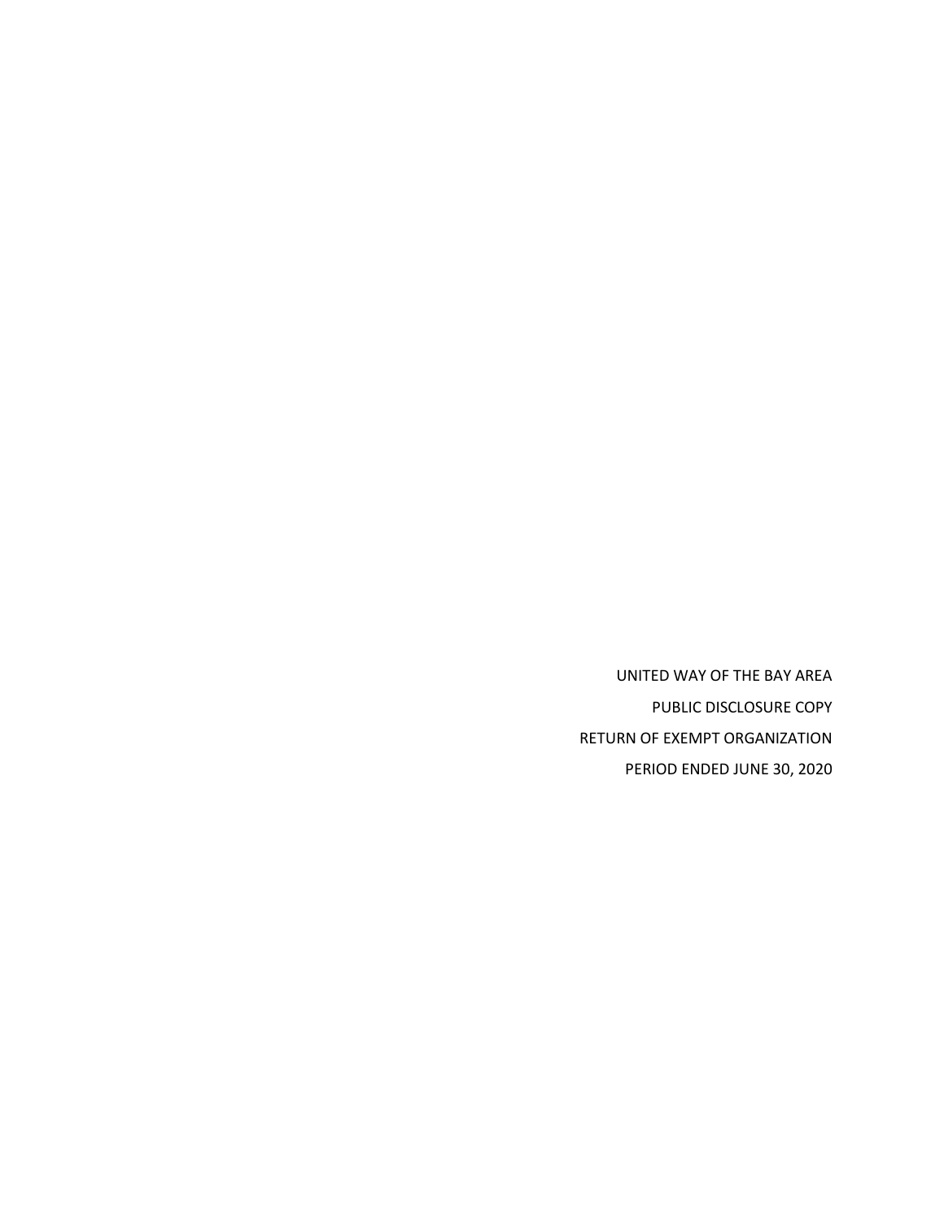UNITED WAY OF THE BAY AREA

PUBLIC DISCLOSURE COPY

RETURN OF EXEMPT ORGANIZATION

PERIOD ENDED JUNE 30, 2020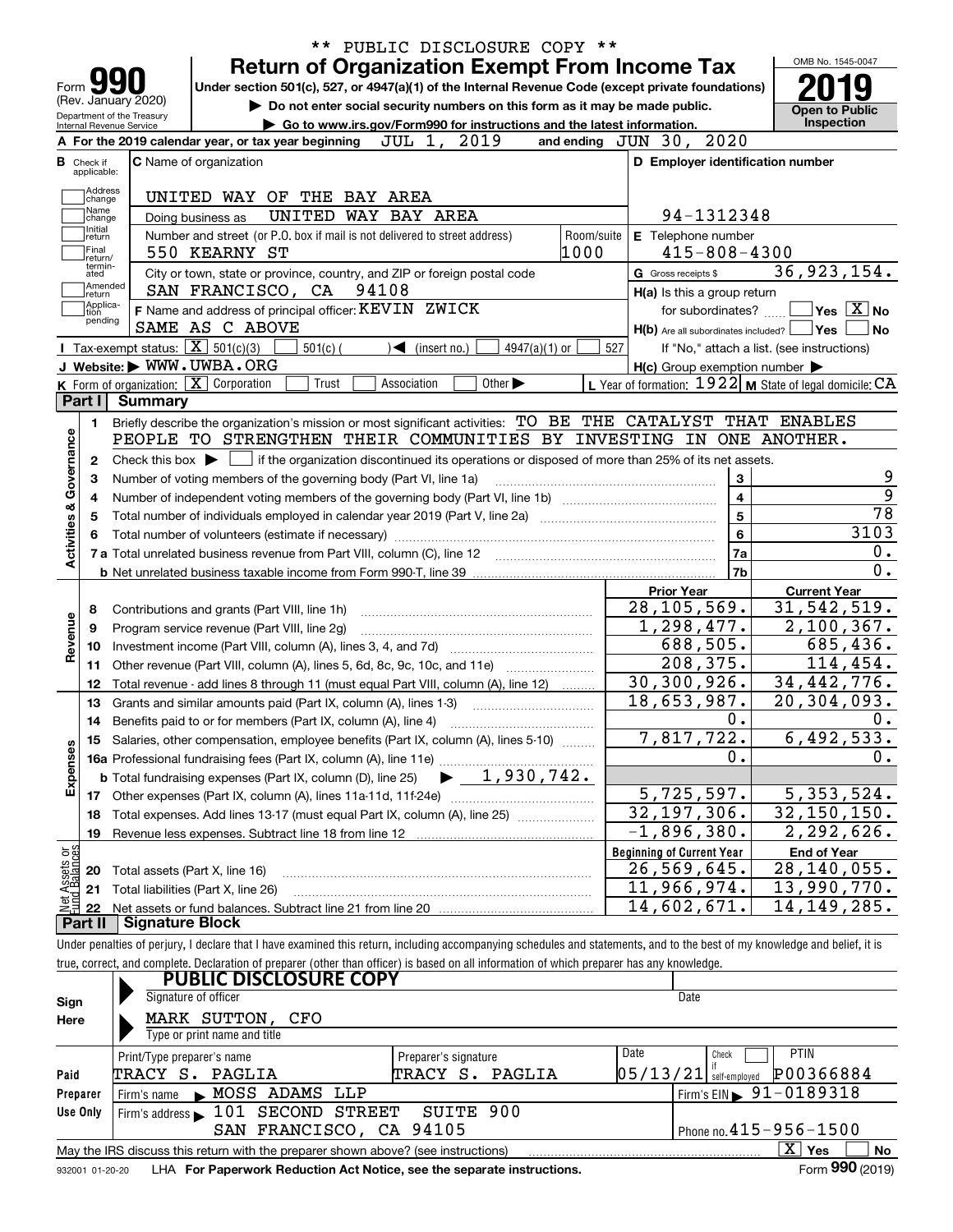\*\* PUBLIC DISCLOSURE COPY \*\*

# Form 990 — Return of Organization Exempt From Income Tax

(Rev. January 2020) Department of the Treasury Internal Revenue Service

Under section 501(c), 527, or 4947(a)(1) of the Internal Revenue Code (except private foundations)

▶ Do not enter social security numbers on this form as it may be made public.

▶ Go to www.irs.gov/Form990 for instructions and the latest information.

OMB No. 1545-0047 | **2019** | Open to Public Inspection

**A** For the 2019 calendar year, or tax year beginning JUL 1, 2019 and ending JUN 30, 2020

**B** Check if applicable: Address change, Name change, Initial return, Final return/terminated, Amended return, Application pending

**C** Name of organization: UNITED WAY OF THE BAY AREA

Doing business as: UNITED WAY BAY AREA

Number and street (or P.O. box if mail is not delivered to street address): 550 KEARNY ST — Room/suite: 1000

City or town, state or province, country, and ZIP or foreign postal code: SAN FRANCISCO, CA 94108

**D** Employer identification number: 94-1312348

**E** Telephone number: 415-808-4300

**G** Gross receipts $ 36,923,154.

**F** Name and address of principal officer: KEVIN ZWICK, SAME AS C ABOVE

**H(a)** Is this a group return for subordinates? ☐ Yes ☒ No

**H(b)** Are all subordinates included? ☐ Yes ☐ No — If "No," attach a list. (see instructions)

**H(c)** Group exemption number ▶

**I** Tax-exempt status: ☒ 501(c)(3) ☐ 501(c) ( ) ◀ (insert no.) ☐ 4947(a)(1) or ☐ 527

**J** Website: ▶ WWW.UWBA.ORG

**K** Form of organization: ☒ Corporation ☐ Trust ☐ Association ☐ Other ▶

**L** Year of formation: 1922 **M** State of legal domicile: CA

## Part I Summary

**Activities & Governance**

1. Briefly describe the organization's mission or most significant activities: TO BE THE CATALYST THAT ENABLES PEOPLE TO STRENGTHEN THEIR COMMUNITIES BY INVESTING IN ONE ANOTHER.
2. Check this box ▶ ☐ if the organization discontinued its operations or disposed of more than 25% of its net assets.

| Line | Description | | Value |
|---|---|---|---|
| 3 | Number of voting members of the governing body (Part VI, line 1a) | 3 | 9 |
| 4 | Number of independent voting members of the governing body (Part VI, line 1b) | 4 | 9 |
| 5 | Total number of individuals employed in calendar year 2019 (Part V, line 2a) | 5 | 78 |
| 6 | Total number of volunteers (estimate if necessary) | 6 | 3103 |
| 7a | Total unrelated business revenue from Part VIII, column (C), line 12 | 7a | 0. |
| 7b | Net unrelated business taxable income from Form 990-T, line 39 | 7b | 0. |

| Line | Description | Prior Year | Current Year |
|---|---|---|---|
| **Revenue** | | | |
| 8 | Contributions and grants (Part VIII, line 1h) | 28,105,569. | 31,542,519. |
| 9 | Program service revenue (Part VIII, line 2g) | 1,298,477. | 2,100,367. |
| 10 | Investment income (Part VIII, column (A), lines 3, 4, and 7d) | 688,505. | 685,436. |
| 11 | Other revenue (Part VIII, column (A), lines 5, 6d, 8c, 9c, 10c, and 11e) | 208,375. | 114,454. |
| 12 | Total revenue - add lines 8 through 11 (must equal Part VIII, column (A), line 12) | 30,300,926. | 34,442,776. |
| **Expenses** | | | |
| 13 | Grants and similar amounts paid (Part IX, column (A), lines 1-3) | 18,653,987. | 20,304,093. |
| 14 | Benefits paid to or for members (Part IX, column (A), line 4) | 0. | 0. |
| 15 | Salaries, other compensation, employee benefits (Part IX, column (A), lines 5-10) | 7,817,722. | 6,492,533. |
| 16a | Professional fundraising fees (Part IX, column (A), line 11e) | 0. | 0. |
| b | Total fundraising expenses (Part IX, column (D), line 25) ▶ 1,930,742. | | |
| 17 | Other expenses (Part IX, column (A), lines 11a-11d, 11f-24e) | 5,725,597. | 5,353,524. |
| 18 | Total expenses. Add lines 13-17 (must equal Part IX, column (A), line 25) | 32,197,306. | 32,150,150. |
| 19 | Revenue less expenses. Subtract line 18 from line 12 | -1,896,380. | 2,292,626. |

| Line | Net Assets or Fund Balances | Beginning of Current Year | End of Year |
|---|---|---|---|
| 20 | Total assets (Part X, line 16) | 26,569,645. | 28,140,055. |
| 21 | Total liabilities (Part X, line 26) | 11,966,974. | 13,990,770. |
| 22 | Net assets or fund balances. Subtract line 21 from line 20 | 14,602,671. | 14,149,285. |

## Part II Signature Block

Under penalties of perjury, I declare that I have examined this return, including accompanying schedules and statements, and to the best of my knowledge and belief, it is true, correct, and complete. Declaration of preparer (other than officer) is based on all information of which preparer has any knowledge.

**Sign Here**

PUBLIC DISCLOSURE COPY — Signature of officer — Date

MARK SUTTON, CFO — Type or print name and title

**Paid Preparer Use Only**

| Print/Type preparer's name | Preparer's signature | Date | Check if self-employed | PTIN |
|---|---|---|---|---|
| TRACY S. PAGLIA | TRACY S. PAGLIA | 05/13/21 | ☐ | P00366884 |

Firm's name ▶ MOSS ADAMS LLP — Firm's EIN ▶ 91-0189318

Firm's address ▶ 101 SECOND STREET SUITE 900, SAN FRANCISCO, CA 94105 — Phone no. 415-956-1500

May the IRS discuss this return with the preparer shown above? (see instructions) ☒ Yes ☐ No

932001 01-20-20 LHA For Paperwork Reduction Act Notice, see the separate instructions. Form **990** (2019)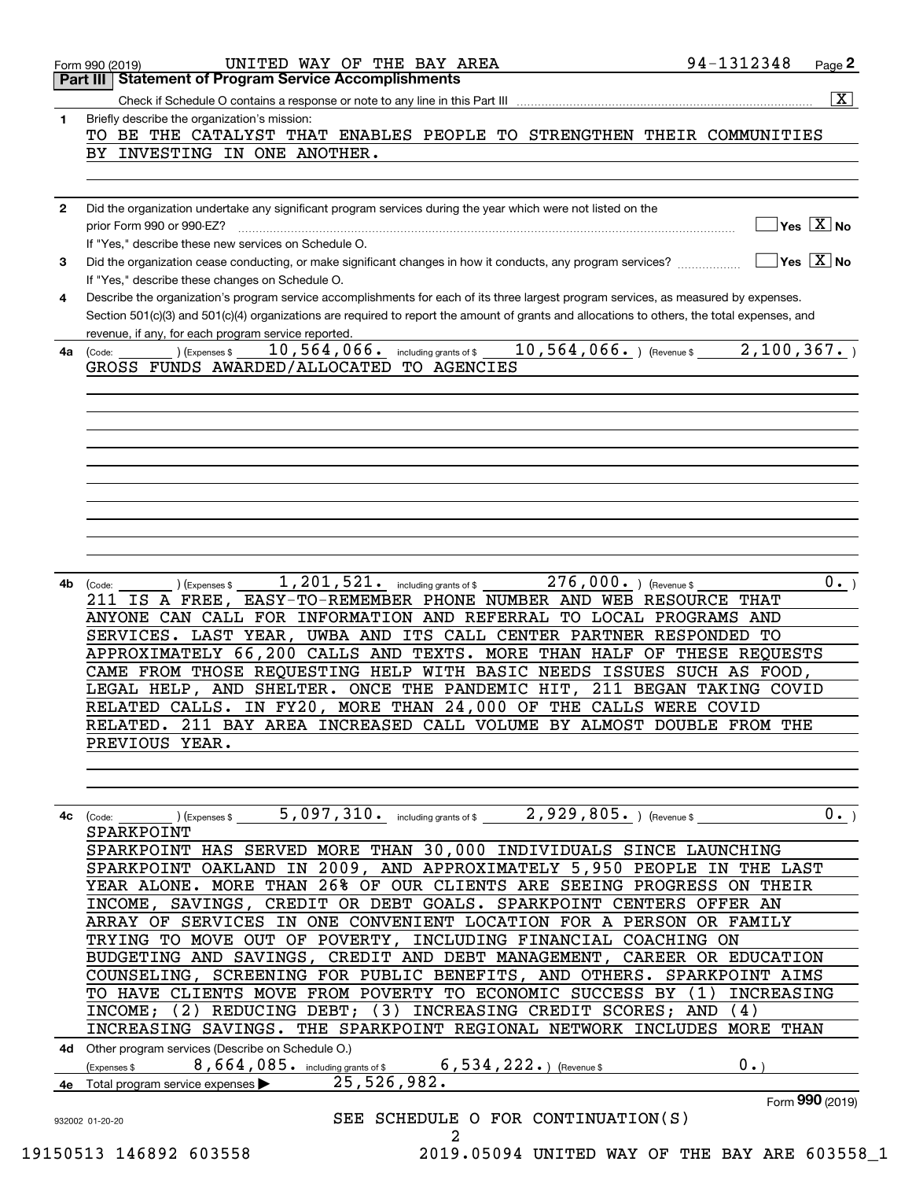Form 990 (2019) UNITED WAY OF THE BAY AREA 94-1312348 Page 2

## Part III Statement of Program Service Accomplishments

Check if Schedule O contains a response or note to any line in this Part III [X]

**1** Briefly describe the organization's mission:

TO BE THE CATALYST THAT ENABLES PEOPLE TO STRENGTHEN THEIR COMMUNITIES BY INVESTING IN ONE ANOTHER.

**2** Did the organization undertake any significant program services during the year which were not listed on the prior Form 990 or 990-EZ? [ ] Yes [X] No

If "Yes," describe these new services on Schedule O.

**3** Did the organization cease conducting, or make significant changes in how it conducts, any program services? [ ] Yes [X] No

If "Yes," describe these changes on Schedule O.

**4** Describe the organization's program service accomplishments for each of its three largest program services, as measured by expenses. Section 501(c)(3) and 501(c)(4) organizations are required to report the amount of grants and allocations to others, the total expenses, and revenue, if any, for each program service reported.

**4a** (Code: ) (Expenses $ 10,564,066. including grants of $ 10,564,066. ) (Revenue $ 2,100,367. )

GROSS FUNDS AWARDED/ALLOCATED TO AGENCIES

**4b** (Code: ) (Expenses $ 1,201,521. including grants of $ 276,000. ) (Revenue $ 0. )

211 IS A FREE, EASY-TO-REMEMBER PHONE NUMBER AND WEB RESOURCE THAT ANYONE CAN CALL FOR INFORMATION AND REFERRAL TO LOCAL PROGRAMS AND SERVICES. LAST YEAR, UWBA AND ITS CALL CENTER PARTNER RESPONDED TO APPROXIMATELY 66,200 CALLS AND TEXTS. MORE THAN HALF OF THESE REQUESTS CAME FROM THOSE REQUESTING HELP WITH BASIC NEEDS ISSUES SUCH AS FOOD, LEGAL HELP, AND SHELTER. ONCE THE PANDEMIC HIT, 211 BEGAN TAKING COVID RELATED CALLS. IN FY20, MORE THAN 24,000 OF THE CALLS WERE COVID RELATED. 211 BAY AREA INCREASED CALL VOLUME BY ALMOST DOUBLE FROM THE PREVIOUS YEAR.

**4c** (Code: ) (Expenses $ 5,097,310. including grants of $ 2,929,805. ) (Revenue $ 0. )

SPARKPOINT

SPARKPOINT HAS SERVED MORE THAN 30,000 INDIVIDUALS SINCE LAUNCHING SPARKPOINT OAKLAND IN 2009, AND APPROXIMATELY 5,950 PEOPLE IN THE LAST YEAR ALONE. MORE THAN 26% OF OUR CLIENTS ARE SEEING PROGRESS ON THEIR INCOME, SAVINGS, CREDIT OR DEBT GOALS. SPARKPOINT CENTERS OFFER AN ARRAY OF SERVICES IN ONE CONVENIENT LOCATION FOR A PERSON OR FAMILY TRYING TO MOVE OUT OF POVERTY, INCLUDING FINANCIAL COACHING ON BUDGETING AND SAVINGS, CREDIT AND DEBT MANAGEMENT, CAREER OR EDUCATION COUNSELING, SCREENING FOR PUBLIC BENEFITS, AND OTHERS. SPARKPOINT AIMS TO HAVE CLIENTS MOVE FROM POVERTY TO ECONOMIC SUCCESS BY (1) INCREASING INCOME; (2) REDUCING DEBT; (3) INCREASING CREDIT SCORES; AND (4) INCREASING SAVINGS. THE SPARKPOINT REGIONAL NETWORK INCLUDES MORE THAN

**4d** Other program services (Describe on Schedule O.)

(Expenses $ 8,664,085. including grants of $ 6,534,222. ) (Revenue $ 0. )

**4e** Total program service expenses ▶ 25,526,982.

Form 990 (2019)

SEE SCHEDULE O FOR CONTINUATION(S)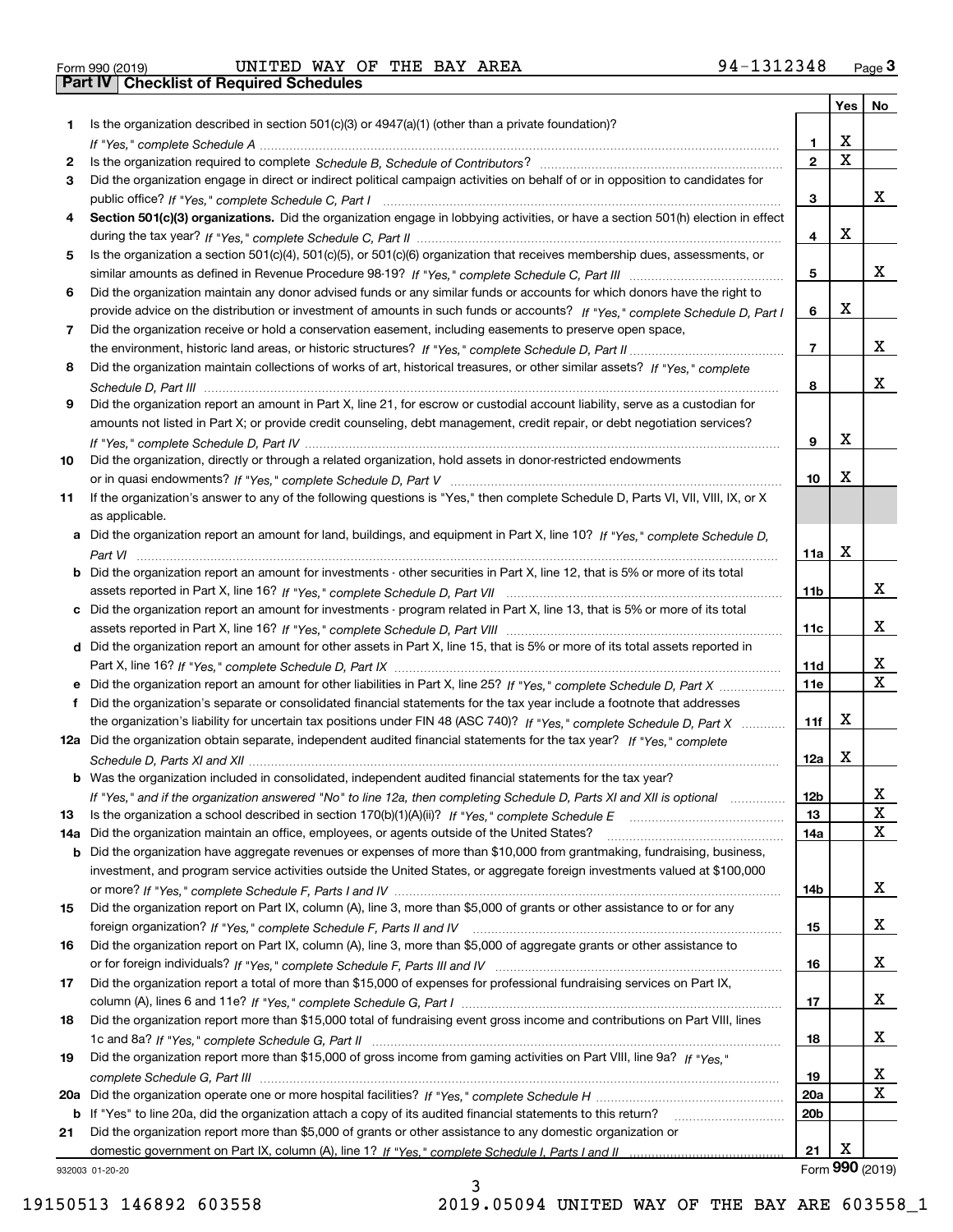Form 990 (2019) UNITED WAY OF THE BAY AREA 94-1312348

## Part IV Checklist of Required Schedules

| | | | Yes | No |
|---|---|---|---|---|
| 1 | Is the organization described in section 501(c)(3) or 4947(a)(1) (other than a private foundation)? *If "Yes," complete Schedule A* | 1 | X | |
| 2 | Is the organization required to complete *Schedule B, Schedule of Contributors*? | 2 | X | |
| 3 | Did the organization engage in direct or indirect political campaign activities on behalf of or in opposition to candidates for public office? *If "Yes," complete Schedule C, Part I* | 3 | | X |
| 4 | **Section 501(c)(3) organizations.** Did the organization engage in lobbying activities, or have a section 501(h) election in effect during the tax year? *If "Yes," complete Schedule C, Part II* | 4 | X | |
| 5 | Is the organization a section 501(c)(4), 501(c)(5), or 501(c)(6) organization that receives membership dues, assessments, or similar amounts as defined in Revenue Procedure 98-19? *If "Yes," complete Schedule C, Part III* | 5 | | X |
| 6 | Did the organization maintain any donor advised funds or any similar funds or accounts for which donors have the right to provide advice on the distribution or investment of amounts in such funds or accounts? *If "Yes," complete Schedule D, Part I* | 6 | X | |
| 7 | Did the organization receive or hold a conservation easement, including easements to preserve open space, the environment, historic land areas, or historic structures? *If "Yes," complete Schedule D, Part II* | 7 | | X |
| 8 | Did the organization maintain collections of works of art, historical treasures, or other similar assets? *If "Yes," complete Schedule D, Part III* | 8 | | X |
| 9 | Did the organization report an amount in Part X, line 21, for escrow or custodial account liability, serve as a custodian for amounts not listed in Part X; or provide credit counseling, debt management, credit repair, or debt negotiation services? *If "Yes," complete Schedule D, Part IV* | 9 | X | |
| 10 | Did the organization, directly or through a related organization, hold assets in donor-restricted endowments or in quasi endowments? *If "Yes," complete Schedule D, Part V* | 10 | X | |
| 11 | If the organization's answer to any of the following questions is "Yes," then complete Schedule D, Parts VI, VII, VIII, IX, or X as applicable. | | | |
| a | Did the organization report an amount for land, buildings, and equipment in Part X, line 10? *If "Yes," complete Schedule D, Part VI* | 11a | X | |
| b | Did the organization report an amount for investments - other securities in Part X, line 12, that is 5% or more of its total assets reported in Part X, line 16? *If "Yes," complete Schedule D, Part VII* | 11b | | X |
| c | Did the organization report an amount for investments - program related in Part X, line 13, that is 5% or more of its total assets reported in Part X, line 16? *If "Yes," complete Schedule D, Part VIII* | 11c | | X |
| d | Did the organization report an amount for other assets in Part X, line 15, that is 5% or more of its total assets reported in Part X, line 16? *If "Yes," complete Schedule D, Part IX* | 11d | | X |
| e | Did the organization report an amount for other liabilities in Part X, line 25? *If "Yes," complete Schedule D, Part X* | 11e | | X |
| f | Did the organization's separate or consolidated financial statements for the tax year include a footnote that addresses the organization's liability for uncertain tax positions under FIN 48 (ASC 740)? *If "Yes," complete Schedule D, Part X* | 11f | X | |
| 12a | Did the organization obtain separate, independent audited financial statements for the tax year? *If "Yes," complete Schedule D, Parts XI and XII* | 12a | X | |
| b | Was the organization included in consolidated, independent audited financial statements for the tax year? *If "Yes," and if the organization answered "No" to line 12a, then completing Schedule D, Parts XI and XII is optional* | 12b | | X |
| 13 | Is the organization a school described in section 170(b)(1)(A)(ii)? *If "Yes," complete Schedule E* | 13 | | X |
| 14a | Did the organization maintain an office, employees, or agents outside of the United States? | 14a | | X |
| b | Did the organization have aggregate revenues or expenses of more than $10,000 from grantmaking, fundraising, business, investment, and program service activities outside the United States, or aggregate foreign investments valued at $100,000 or more? *If "Yes," complete Schedule F, Parts I and IV* | 14b | | X |
| 15 | Did the organization report on Part IX, column (A), line 3, more than $5,000 of grants or other assistance to or for any foreign organization? *If "Yes," complete Schedule F, Parts II and IV* | 15 | | X |
| 16 | Did the organization report on Part IX, column (A), line 3, more than $5,000 of aggregate grants or other assistance to or for foreign individuals? *If "Yes," complete Schedule F, Parts III and IV* | 16 | | X |
| 17 | Did the organization report a total of more than $15,000 of expenses for professional fundraising services on Part IX, column (A), lines 6 and 11e? *If "Yes," complete Schedule G, Part I* | 17 | | X |
| 18 | Did the organization report more than $15,000 total of fundraising event gross income and contributions on Part VIII, lines 1c and 8a? *If "Yes," complete Schedule G, Part II* | 18 | | X |
| 19 | Did the organization report more than $15,000 of gross income from gaming activities on Part VIII, line 9a? *If "Yes," complete Schedule G, Part III* | 19 | | X |
| 20a | Did the organization operate one or more hospital facilities? *If "Yes," complete Schedule H* | 20a | | X |
| b | If "Yes" to line 20a, did the organization attach a copy of its audited financial statements to this return? | 20b | | |
| 21 | Did the organization report more than $5,000 of grants or other assistance to any domestic organization or domestic government on Part IX, column (A), line 1? *If "Yes," complete Schedule I, Parts I and II* | 21 | X | |

932003 01-20-20 Form **990** (2019)

19150513 146892 603558 2019.05094 UNITED WAY OF THE BAY ARE 603558_1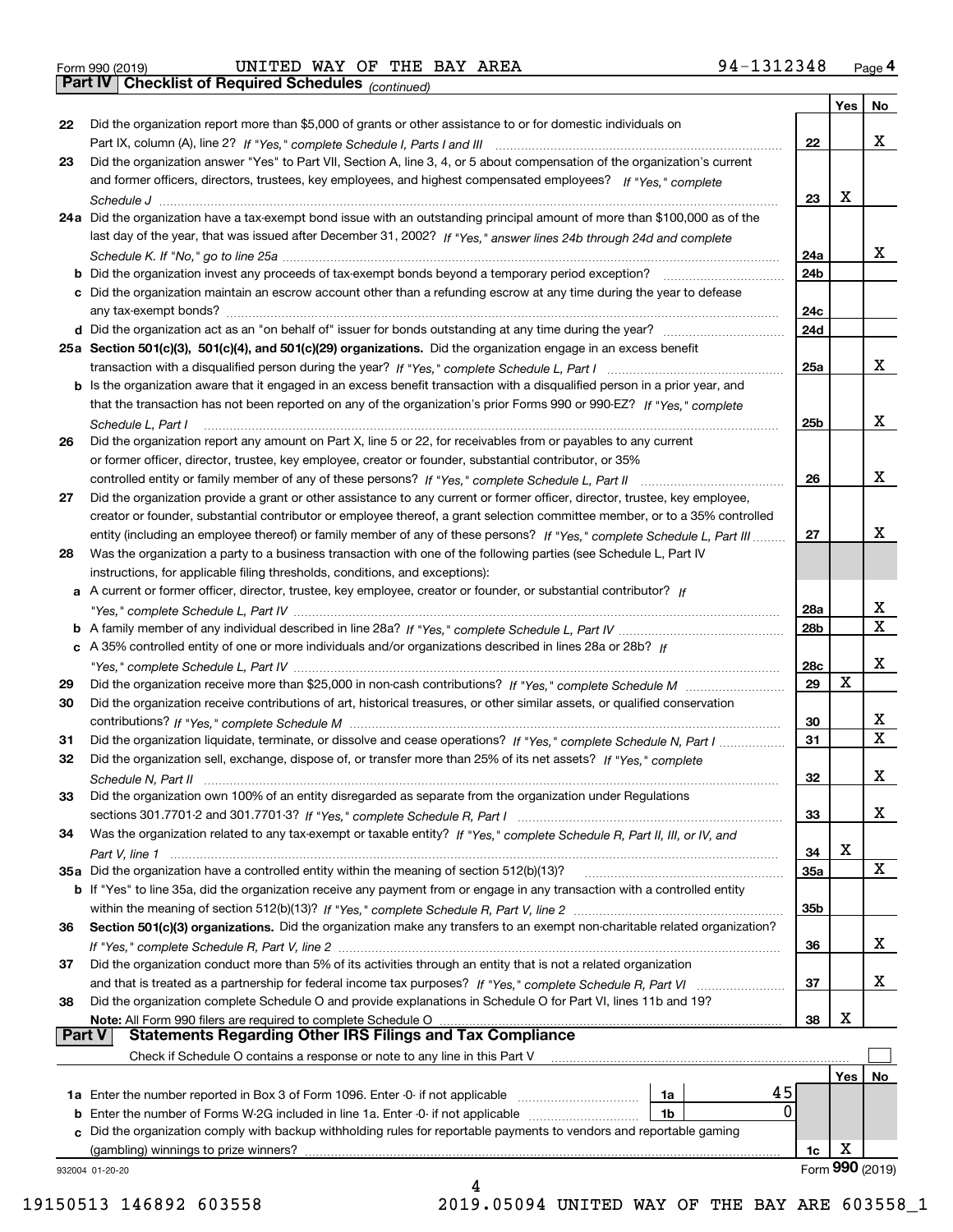Form 990 (2019) UNITED WAY OF THE BAY AREA 94-1312348

**Part IV | Checklist of Required Schedules** *(continued)*

| | | | Yes | No |
|---|---|---|---|---|
| 22 | Did the organization report more than $5,000 of grants or other assistance to or for domestic individuals on Part IX, column (A), line 2? *If "Yes," complete Schedule I, Parts I and III* | 22 | | X |
| 23 | Did the organization answer "Yes" to Part VII, Section A, line 3, 4, or 5 about compensation of the organization's current and former officers, directors, trustees, key employees, and highest compensated employees? *If "Yes," complete Schedule J* | 23 | X | |
| 24a | Did the organization have a tax-exempt bond issue with an outstanding principal amount of more than $100,000 as of the last day of the year, that was issued after December 31, 2002? *If "Yes," answer lines 24b through 24d and complete Schedule K. If "No," go to line 25a* | 24a | | X |
| b | Did the organization invest any proceeds of tax-exempt bonds beyond a temporary period exception? | 24b | | |
| c | Did the organization maintain an escrow account other than a refunding escrow at any time during the year to defease any tax-exempt bonds? | 24c | | |
| d | Did the organization act as an "on behalf of" issuer for bonds outstanding at any time during the year? | 24d | | |
| 25a | **Section 501(c)(3), 501(c)(4), and 501(c)(29) organizations.** Did the organization engage in an excess benefit transaction with a disqualified person during the year? *If "Yes," complete Schedule L, Part I* | 25a | | X |
| b | Is the organization aware that it engaged in an excess benefit transaction with a disqualified person in a prior year, and that the transaction has not been reported on any of the organization's prior Forms 990 or 990-EZ? *If "Yes," complete Schedule L, Part I* | 25b | | X |
| 26 | Did the organization report any amount on Part X, line 5 or 22, for receivables from or payables to any current or former officer, director, trustee, key employee, creator or founder, substantial contributor, or 35% controlled entity or family member of any of these persons? *If "Yes," complete Schedule L, Part II* | 26 | | X |
| 27 | Did the organization provide a grant or other assistance to any current or former officer, director, trustee, key employee, creator or founder, substantial contributor or employee thereof, a grant selection committee member, or to a 35% controlled entity (including an employee thereof) or family member of any of these persons? *If "Yes," complete Schedule L, Part III* | 27 | | X |
| 28 | Was the organization a party to a business transaction with one of the following parties (see Schedule L, Part IV instructions, for applicable filing thresholds, conditions, and exceptions): | | | |
| a | A current or former officer, director, trustee, key employee, creator or founder, or substantial contributor? *If "Yes," complete Schedule L, Part IV* | 28a | | X |
| b | A family member of any individual described in line 28a? *If "Yes," complete Schedule L, Part IV* | 28b | | X |
| c | A 35% controlled entity of one or more individuals and/or organizations described in lines 28a or 28b? *If "Yes," complete Schedule L, Part IV* | 28c | | X |
| 29 | Did the organization receive more than $25,000 in non-cash contributions? *If "Yes," complete Schedule M* | 29 | X | |
| 30 | Did the organization receive contributions of art, historical treasures, or other similar assets, or qualified conservation contributions? *If "Yes," complete Schedule M* | 30 | | X |
| 31 | Did the organization liquidate, terminate, or dissolve and cease operations? *If "Yes," complete Schedule N, Part I* | 31 | | X |
| 32 | Did the organization sell, exchange, dispose of, or transfer more than 25% of its net assets? *If "Yes," complete Schedule N, Part II* | 32 | | X |
| 33 | Did the organization own 100% of an entity disregarded as separate from the organization under Regulations sections 301.7701-2 and 301.7701-3? *If "Yes," complete Schedule R, Part I* | 33 | | X |
| 34 | Was the organization related to any tax-exempt or taxable entity? *If "Yes," complete Schedule R, Part II, III, or IV, and Part V, line 1* | 34 | X | |
| 35a | Did the organization have a controlled entity within the meaning of section 512(b)(13)? | 35a | | X |
| b | If "Yes" to line 35a, did the organization receive any payment from or engage in any transaction with a controlled entity within the meaning of section 512(b)(13)? *If "Yes," complete Schedule R, Part V, line 2* | 35b | | |
| 36 | **Section 501(c)(3) organizations.** Did the organization make any transfers to an exempt non-charitable related organization? *If "Yes," complete Schedule R, Part V, line 2* | 36 | | X |
| 37 | Did the organization conduct more than 5% of its activities through an entity that is not a related organization and that is treated as a partnership for federal income tax purposes? *If "Yes," complete Schedule R, Part VI* | 37 | | X |
| 38 | Did the organization complete Schedule O and provide explanations in Schedule O for Part VI, lines 11b and 19? **Note:** All Form 990 filers are required to complete Schedule O | 38 | X | |

**Part V | Statements Regarding Other IRS Filings and Tax Compliance**

Check if Schedule O contains a response or note to any line in this Part V ☐

| | | | | | Yes | No |
|---|---|---|---|---|---|---|
| 1a | Enter the number reported in Box 3 of Form 1096. Enter -0- if not applicable | 1a | 45 | | | |
| b | Enter the number of Forms W-2G included in line 1a. Enter -0- if not applicable | 1b | 0 | | | |
| c | Did the organization comply with backup withholding rules for reportable payments to vendors and reportable gaming (gambling) winnings to prize winners? | | | 1c | X | |

932004 01-20-20

Form **990** (2019)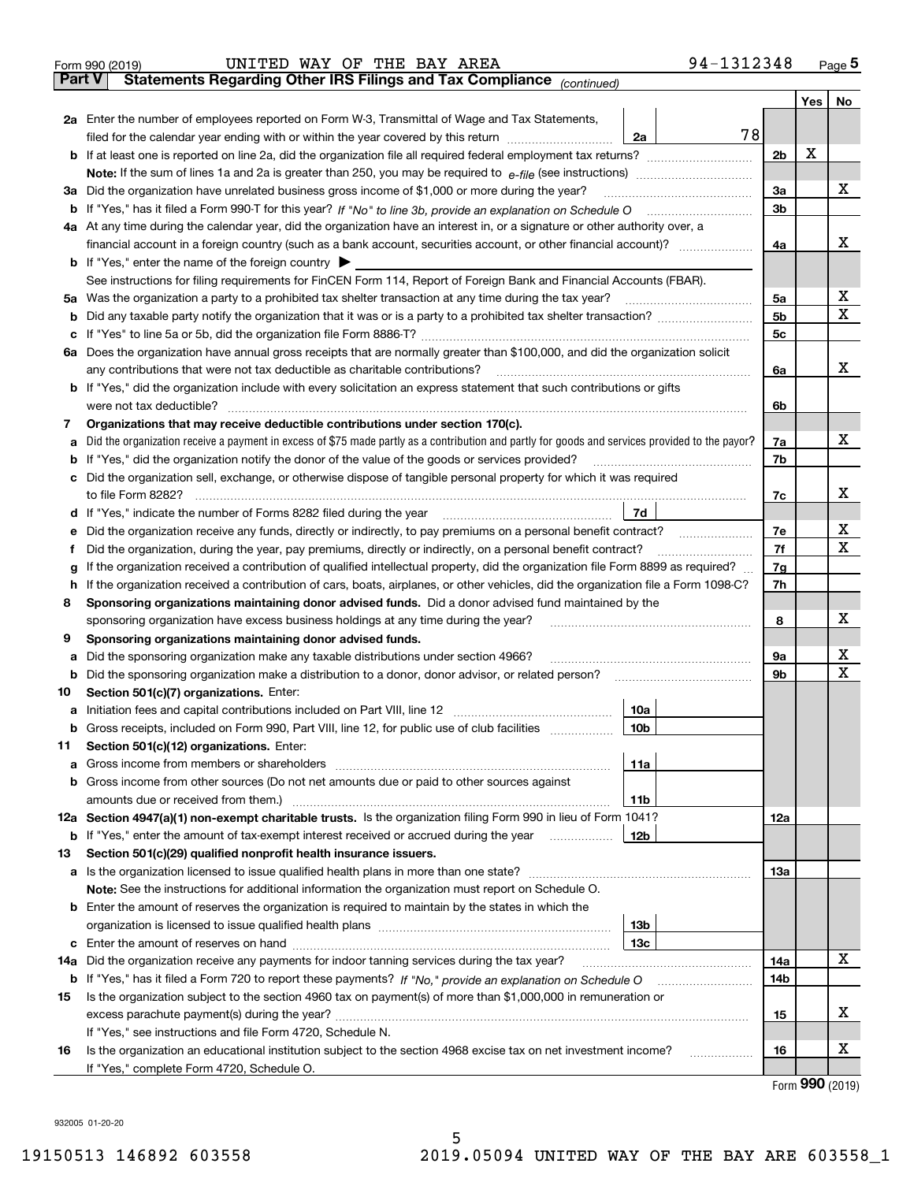Form 990 (2019) UNITED WAY OF THE BAY AREA 94-1312348

## Part V Statements Regarding Other IRS Filings and Tax Compliance *(continued)*

| | | | | Yes | No |
|---|---|---|---|---|---|
| **2a** | Enter the number of employees reported on Form W-3, Transmittal of Wage and Tax Statements, filed for the calendar year ending with or within the year covered by this return | 2a | 78 | | |
| **b** | If at least one is reported on line 2a, did the organization file all required federal employment tax returns? | | 2b | X | |
| | **Note:** If the sum of lines 1a and 2a is greater than 250, you may be required to *e-file* (see instructions) | | | | |
| **3a** | Did the organization have unrelated business gross income of $1,000 or more during the year? | | 3a | | X |
| **b** | If "Yes," has it filed a Form 990-T for this year? *If "No" to line 3b, provide an explanation on Schedule O* | | 3b | | |
| **4a** | At any time during the calendar year, did the organization have an interest in, or a signature or other authority over, a financial account in a foreign country (such as a bank account, securities account, or other financial account)? | | 4a | | X |
| **b** | If "Yes," enter the name of the foreign country ▶ | | | | |
| | See instructions for filing requirements for FinCEN Form 114, Report of Foreign Bank and Financial Accounts (FBAR). | | | | |
| **5a** | Was the organization a party to a prohibited tax shelter transaction at any time during the tax year? | | 5a | | X |
| **b** | Did any taxable party notify the organization that it was or is a party to a prohibited tax shelter transaction? | | 5b | | X |
| **c** | If "Yes" to line 5a or 5b, did the organization file Form 8886-T? | | 5c | | |
| **6a** | Does the organization have annual gross receipts that are normally greater than $100,000, and did the organization solicit any contributions that were not tax deductible as charitable contributions? | | 6a | | X |
| **b** | If "Yes," did the organization include with every solicitation an express statement that such contributions or gifts were not tax deductible? | | 6b | | |
| **7** | **Organizations that may receive deductible contributions under section 170(c).** | | | | |
| **a** | Did the organization receive a payment in excess of $75 made partly as a contribution and partly for goods and services provided to the payor? | | 7a | | X |
| **b** | If "Yes," did the organization notify the donor of the value of the goods or services provided? | | 7b | | |
| **c** | Did the organization sell, exchange, or otherwise dispose of tangible personal property for which it was required to file Form 8282? | | 7c | | X |
| **d** | If "Yes," indicate the number of Forms 8282 filed during the year | 7d | | | |
| **e** | Did the organization receive any funds, directly or indirectly, to pay premiums on a personal benefit contract? | | 7e | | X |
| **f** | Did the organization, during the year, pay premiums, directly or indirectly, on a personal benefit contract? | | 7f | | X |
| **g** | If the organization received a contribution of qualified intellectual property, did the organization file Form 8899 as required? | | 7g | | |
| **h** | If the organization received a contribution of cars, boats, airplanes, or other vehicles, did the organization file a Form 1098-C? | | 7h | | |
| **8** | **Sponsoring organizations maintaining donor advised funds.** Did a donor advised fund maintained by the sponsoring organization have excess business holdings at any time during the year? | | 8 | | X |
| **9** | **Sponsoring organizations maintaining donor advised funds.** | | | | |
| **a** | Did the sponsoring organization make any taxable distributions under section 4966? | | 9a | | X |
| **b** | Did the sponsoring organization make a distribution to a donor, donor advisor, or related person? | | 9b | | X |
| **10** | **Section 501(c)(7) organizations.** Enter: | | | | |
| **a** | Initiation fees and capital contributions included on Part VIII, line 12 | 10a | | | |
| **b** | Gross receipts, included on Form 990, Part VIII, line 12, for public use of club facilities | 10b | | | |
| **11** | **Section 501(c)(12) organizations.** Enter: | | | | |
| **a** | Gross income from members or shareholders | 11a | | | |
| **b** | Gross income from other sources (Do not net amounts due or paid to other sources against amounts due or received from them.) | 11b | | | |
| **12a** | **Section 4947(a)(1) non-exempt charitable trusts.** Is the organization filing Form 990 in lieu of Form 1041? | | 12a | | |
| **b** | If "Yes," enter the amount of tax-exempt interest received or accrued during the year | 12b | | | |
| **13** | **Section 501(c)(29) qualified nonprofit health insurance issuers.** | | | | |
| **a** | Is the organization licensed to issue qualified health plans in more than one state? | | 13a | | |
| | **Note:** See the instructions for additional information the organization must report on Schedule O. | | | | |
| **b** | Enter the amount of reserves the organization is required to maintain by the states in which the organization is licensed to issue qualified health plans | 13b | | | |
| **c** | Enter the amount of reserves on hand | 13c | | | |
| **14a** | Did the organization receive any payments for indoor tanning services during the tax year? | | 14a | | X |
| **b** | If "Yes," has it filed a Form 720 to report these payments? *If "No," provide an explanation on Schedule O* | | 14b | | |
| **15** | Is the organization subject to the section 4960 tax on payment(s) of more than $1,000,000 in remuneration or excess parachute payment(s) during the year? | | 15 | | X |
| | If "Yes," see instructions and file Form 4720, Schedule N. | | | | |
| **16** | Is the organization an educational institution subject to the section 4968 excise tax on net investment income? | | 16 | | X |
| | If "Yes," complete Form 4720, Schedule O. | | | | |

Form **990** (2019)

932005 01-20-20

19150513 146892 603558 2019.05094 UNITED WAY OF THE BAY ARE 603558_1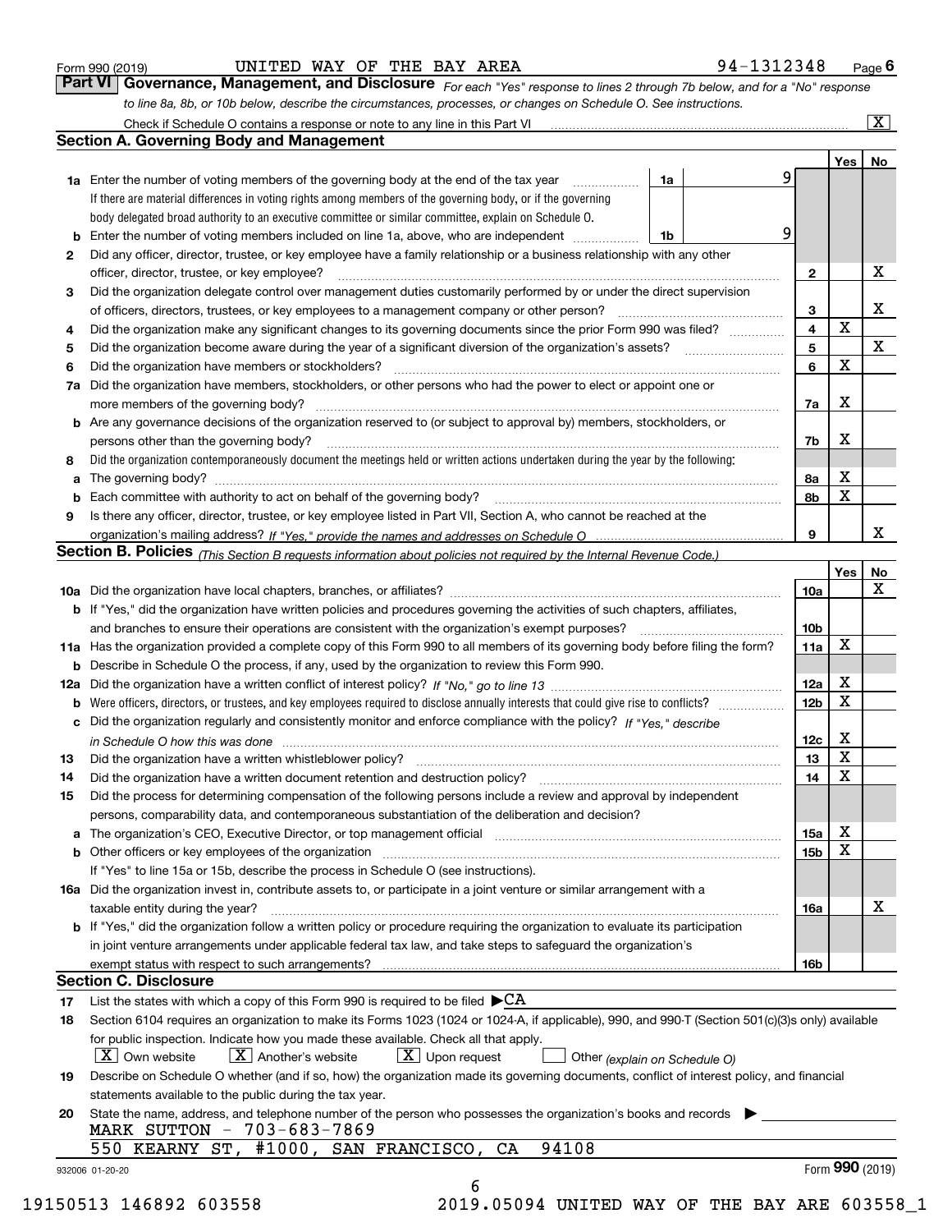Form 990 (2019) UNITED WAY OF THE BAY AREA 94-1312348 Page 6

## Part VI Governance, Management, and Disclosure

*For each "Yes" response to lines 2 through 7b below, and for a "No" response to line 8a, 8b, or 10b below, describe the circumstances, processes, or changes on Schedule O. See instructions.*

Check if Schedule O contains a response or note to any line in this Part VI ..... [X]

### Section A. Governing Body and Management

| | | | | Yes | No |
|---|---|---|---|---|---|
| **1a** | Enter the number of voting members of the governing body at the end of the tax year ..... | 1a | 9 | | |
| | If there are material differences in voting rights among members of the governing body, or if the governing body delegated broad authority to an executive committee or similar committee, explain on Schedule O. | | | | |
| **b** | Enter the number of voting members included on line 1a, above, who are independent ..... | 1b | 9 | | |
| **2** | Did any officer, director, trustee, or key employee have a family relationship or a business relationship with any other officer, director, trustee, or key employee? ..... | 2 | | | X |
| **3** | Did the organization delegate control over management duties customarily performed by or under the direct supervision of officers, directors, trustees, or key employees to a management company or other person? ..... | 3 | | | X |
| **4** | Did the organization make any significant changes to its governing documents since the prior Form 990 was filed? ..... | 4 | | X | |
| **5** | Did the organization become aware during the year of a significant diversion of the organization's assets? ..... | 5 | | | X |
| **6** | Did the organization have members or stockholders? ..... | 6 | | X | |
| **7a** | Did the organization have members, stockholders, or other persons who had the power to elect or appoint one or more members of the governing body? ..... | 7a | | X | |
| **b** | Are any governance decisions of the organization reserved to (or subject to approval by) members, stockholders, or persons other than the governing body? ..... | 7b | | X | |
| **8** | Did the organization contemporaneously document the meetings held or written actions undertaken during the year by the following: | | | | |
| **a** | The governing body? ..... | 8a | | X | |
| **b** | Each committee with authority to act on behalf of the governing body? ..... | 8b | | X | |
| **9** | Is there any officer, director, trustee, or key employee listed in Part VII, Section A, who cannot be reached at the organization's mailing address? *If "Yes," provide the names and addresses on Schedule O* ..... | 9 | | | X |

### Section B. Policies *(This Section B requests information about policies not required by the Internal Revenue Code.)*

| | | | Yes | No |
|---|---|---|---|---|
| **10a** | Did the organization have local chapters, branches, or affiliates? ..... | 10a | | X |
| **b** | If "Yes," did the organization have written policies and procedures governing the activities of such chapters, affiliates, and branches to ensure their operations are consistent with the organization's exempt purposes? ..... | 10b | | |
| **11a** | Has the organization provided a complete copy of this Form 990 to all members of its governing body before filing the form? | 11a | X | |
| **b** | Describe in Schedule O the process, if any, used by the organization to review this Form 990. | | | |
| **12a** | Did the organization have a written conflict of interest policy? *If "No," go to line 13* ..... | 12a | X | |
| **b** | Were officers, directors, or trustees, and key employees required to disclose annually interests that could give rise to conflicts? ..... | 12b | X | |
| **c** | Did the organization regularly and consistently monitor and enforce compliance with the policy? *If "Yes," describe in Schedule O how this was done* ..... | 12c | X | |
| **13** | Did the organization have a written whistleblower policy? ..... | 13 | X | |
| **14** | Did the organization have a written document retention and destruction policy? ..... | 14 | X | |
| **15** | Did the process for determining compensation of the following persons include a review and approval by independent persons, comparability data, and contemporaneous substantiation of the deliberation and decision? | | | |
| **a** | The organization's CEO, Executive Director, or top management official ..... | 15a | X | |
| **b** | Other officers or key employees of the organization ..... | 15b | X | |
| | If "Yes" to line 15a or 15b, describe the process in Schedule O (see instructions). | | | |
| **16a** | Did the organization invest in, contribute assets to, or participate in a joint venture or similar arrangement with a taxable entity during the year? ..... | 16a | | X |
| **b** | If "Yes," did the organization follow a written policy or procedure requiring the organization to evaluate its participation in joint venture arrangements under applicable federal tax law, and take steps to safeguard the organization's exempt status with respect to such arrangements? ..... | 16b | | |

### Section C. Disclosure

**17** List the states with which a copy of this Form 990 is required to be filed ▶CA

**18** Section 6104 requires an organization to make its Forms 1023 (1024 or 1024-A, if applicable), 990, and 990-T (Section 501(c)(3)s only) available for public inspection. Indicate how you made these available. Check all that apply.

[X] Own website [X] Another's website [X] Upon request [ ] Other *(explain on Schedule O)*

**19** Describe on Schedule O whether (and if so, how) the organization made its governing documents, conflict of interest policy, and financial statements available to the public during the tax year.

**20** State the name, address, and telephone number of the person who possesses the organization's books and records ▶

MARK SUTTON - 703-683-7869
550 KEARNY ST, #1000, SAN FRANCISCO, CA 94108

932006 01-20-20 Form **990** (2019)

19150513 146892 603558 2019.05094 UNITED WAY OF THE BAY ARE 603558_1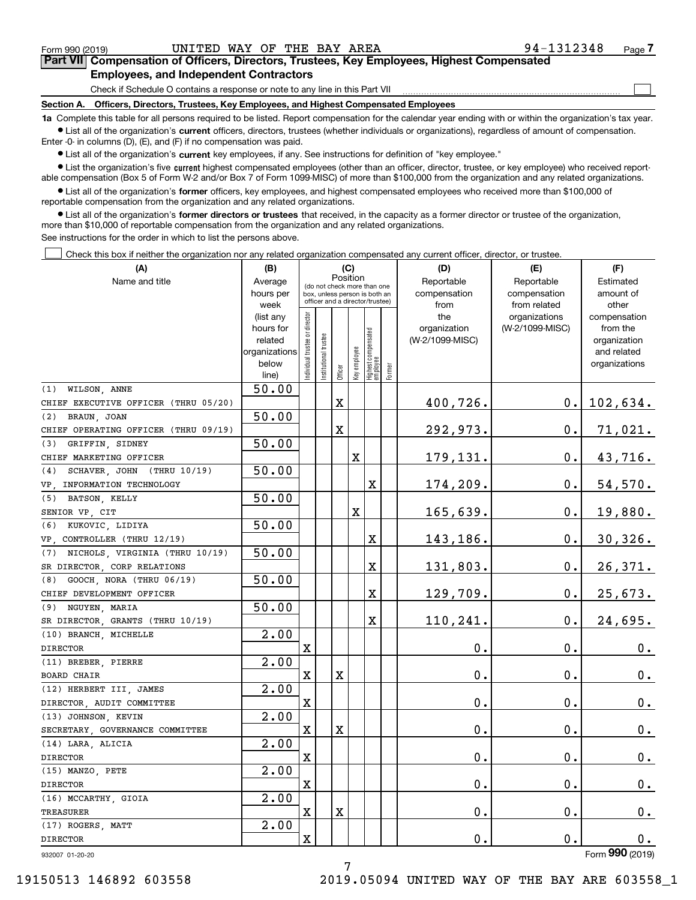Form 990 (2019) UNITED WAY OF THE BAY AREA 94-1312348

## Part VII Compensation of Officers, Directors, Trustees, Key Employees, Highest Compensated Employees, and Independent Contractors

Check if Schedule O contains a response or note to any line in this Part VII

### Section A. Officers, Directors, Trustees, Key Employees, and Highest Compensated Employees

**1a** Complete this table for all persons required to be listed. Report compensation for the calendar year ending with or within the organization's tax year.

- List all of the organization's **current** officers, directors, trustees (whether individuals or organizations), regardless of amount of compensation. Enter -0- in columns (D), (E), and (F) if no compensation was paid.
- List all of the organization's **current** key employees, if any. See instructions for definition of "key employee."
- List the organization's five **current** highest compensated employees (other than an officer, director, trustee, or key employee) who received reportable compensation (Box 5 of Form W-2 and/or Box 7 of Form 1099-MISC) of more than $100,000 from the organization and any related organizations.
- List all of the organization's **former** officers, key employees, and highest compensated employees who received more than $100,000 of reportable compensation from the organization and any related organizations.
- List all of the organization's **former directors or trustees** that received, in the capacity as a former director or trustee of the organization, more than $10,000 of reportable compensation from the organization and any related organizations.

See instructions for the order in which to list the persons above.

Check this box if neither the organization nor any related organization compensated any current officer, director, or trustee.

| (A) Name and title | (B) Average hours per week (list any hours for related organizations below line) | (C) Position: Individual trustee or director | Institutional trustee | Officer | Key employee | Highest compensated employee | Former | (D) Reportable compensation from the organization (W-2/1099-MISC) | (E) Reportable compensation from related organizations (W-2/1099-MISC) | (F) Estimated amount of other compensation from the organization and related organizations |
|---|---|---|---|---|---|---|---|---|---|---|
| (1) WILSON, ANNE<br>CHIEF EXECUTIVE OFFICER (THRU 05/20) | 50.00 | | | X | | | | 400,726. | 0. | 102,634. |
| (2) BRAUN, JOAN<br>CHIEF OPERATING OFFICER (THRU 09/19) | 50.00 | | | X | | | | 292,973. | 0. | 71,021. |
| (3) GRIFFIN, SIDNEY<br>CHIEF MARKETING OFFICER | 50.00 | | | | X | | | 179,131. | 0. | 43,716. |
| (4) SCHAVER, JOHN (THRU 10/19)<br>VP, INFORMATION TECHNOLOGY | 50.00 | | | | | X | | 174,209. | 0. | 54,570. |
| (5) BATSON, KELLY<br>SENIOR VP, CIT | 50.00 | | | | X | | | 165,639. | 0. | 19,880. |
| (6) KUKOVIC, LIDIYA<br>VP, CONTROLLER (THRU 12/19) | 50.00 | | | | | X | | 143,186. | 0. | 30,326. |
| (7) NICHOLS, VIRGINIA (THRU 10/19)<br>SR DIRECTOR, CORP RELATIONS | 50.00 | | | | | X | | 131,803. | 0. | 26,371. |
| (8) GOOCH, NORA (THRU 06/19)<br>CHIEF DEVELOPMENT OFFICER | 50.00 | | | | | X | | 129,709. | 0. | 25,673. |
| (9) NGUYEN, MARIA<br>SR DIRECTOR, GRANTS (THRU 10/19) | 50.00 | | | | | X | | 110,241. | 0. | 24,695. |
| (10) BRANCH, MICHELLE<br>DIRECTOR | 2.00 | X | | | | | | 0. | 0. | 0. |
| (11) BREBER, PIERRE<br>BOARD CHAIR | 2.00 | X | | X | | | | 0. | 0. | 0. |
| (12) HERBERT III, JAMES<br>DIRECTOR, AUDIT COMMITTEE | 2.00 | X | | | | | | 0. | 0. | 0. |
| (13) JOHNSON, KEVIN<br>SECRETARY, GOVERNANCE COMMITTEE | 2.00 | X | | X | | | | 0. | 0. | 0. |
| (14) LARA, ALICIA<br>DIRECTOR | 2.00 | X | | | | | | 0. | 0. | 0. |
| (15) MANZO, PETE<br>DIRECTOR | 2.00 | X | | | | | | 0. | 0. | 0. |
| (16) MCCARTHY, GIOIA<br>TREASURER | 2.00 | X | | X | | | | 0. | 0. | 0. |
| (17) ROGERS, MATT<br>DIRECTOR | 2.00 | X | | | | | | 0. | 0. | 0. |

932007 01-20-20 Form 990 (2019)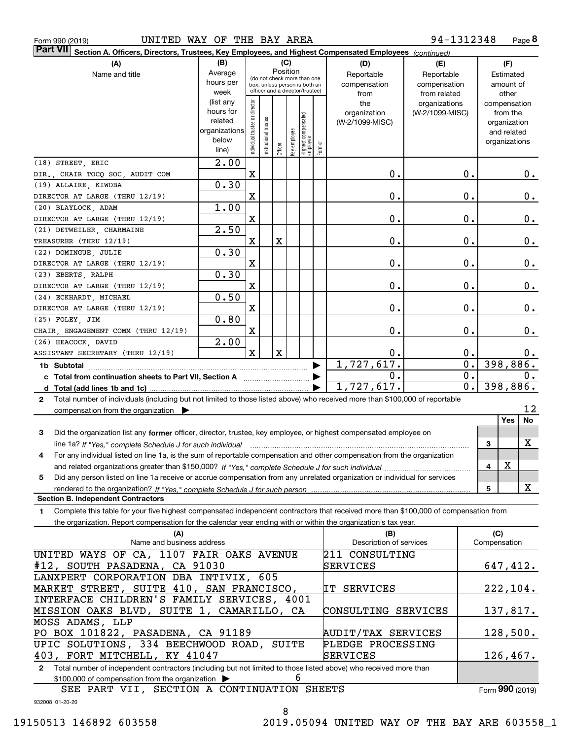Form 990 (2019) UNITED WAY OF THE BAY AREA 94-1312348 Page **8**

**Part VII** **Section A. Officers, Directors, Trustees, Key Employees, and Highest Compensated Employees** *(continued)*

| (A) Name and title | (B) Average hours per week (list any hours for related organizations below line) | (C) Position: Individual trustee or director | Institutional trustee | Officer | Key employee | Highest compensated employee | Former | (D) Reportable compensation from the organization (W-2/1099-MISC) | (E) Reportable compensation from related organizations (W-2/1099-MISC) | (F) Estimated amount of other compensation from the organization and related organizations |
|---|---|---|---|---|---|---|---|---|---|---|
| (18) STREET, ERIC<br>DIR., CHAIR TOCQ SOC, AUDIT COM | 2.00 | X | | | | | | 0. | 0. | 0. |
| (19) ALLAIRE, KIWOBA<br>DIRECTOR AT LARGE (THRU 12/19) | 0.30 | X | | | | | | 0. | 0. | 0. |
| (20) BLAYLOCK, ADAM<br>DIRECTOR AT LARGE (THRU 12/19) | 1.00 | X | | | | | | 0. | 0. | 0. |
| (21) DETWEILER, CHARMAINE<br>TREASURER (THRU 12/19) | 2.50 | X | | X | | | | 0. | 0. | 0. |
| (22) DOMINGUE, JULIE<br>DIRECTOR AT LARGE (THRU 12/19) | 0.30 | X | | | | | | 0. | 0. | 0. |
| (23) EBERTS, RALPH<br>DIRECTOR AT LARGE (THRU 12/19) | 0.30 | X | | | | | | 0. | 0. | 0. |
| (24) ECKHARDT, MICHAEL<br>DIRECTOR AT LARGE (THRU 12/19) | 0.50 | X | | | | | | 0. | 0. | 0. |
| (25) FOLEY, JIM<br>CHAIR, ENGAGEMENT COMM (THRU 12/19) | 0.80 | X | | | | | | 0. | 0. | 0. |
| (26) HEACOCK, DAVID<br>ASSISTANT SECRETARY (THRU 12/19) | 2.00 | X | | X | | | | 0. | 0. | 0. |
| **1b Subtotal** | | | | | | | | 1,727,617. | 0. | 398,886. |
| **c Total from continuation sheets to Part VII, Section A** | | | | | | | | 0. | 0. | 0. |
| **d Total (add lines 1b and 1c)** | | | | | | | | 1,727,617. | 0. | 398,886. |

**2** Total number of individuals (including but not limited to those listed above) who received more than $100,000 of reportable compensation from the organization ▶ 12

| | | Yes | No |
|---|---|---|---|
| **3** Did the organization list any **former** officer, director, trustee, key employee, or highest compensated employee on line 1a? *If "Yes," complete Schedule J for such individual* | 3 | | X |
| **4** For any individual listed on line 1a, is the sum of reportable compensation and other compensation from the organization and related organizations greater than $150,000? *If "Yes," complete Schedule J for such individual* | 4 | X | |
| **5** Did any person listed on line 1a receive or accrue compensation from any unrelated organization or individual for services rendered to the organization? *If "Yes," complete Schedule J for such person* | 5 | | X |

**Section B. Independent Contractors**

**1** Complete this table for your five highest compensated independent contractors that received more than $100,000 of compensation from the organization. Report compensation for the calendar year ending with or within the organization's tax year.

| (A) Name and business address | (B) Description of services | (C) Compensation |
|---|---|---|
| UNITED WAYS OF CA, 1107 FAIR OAKS AVENUE #12, SOUTH PASADENA, CA 91030 | 211 CONSULTING SERVICES | 647,412. |
| LANXPERT CORPORATION DBA INTIVIX, 605 MARKET STREET, SUITE 410, SAN FRANCISCO, | IT SERVICES | 222,104. |
| INTERFACE CHILDREN'S FAMILY SERVICES, 4001 MISSION OAKS BLVD, SUITE 1, CAMARILLO, CA | CONSULTING SERVICES | 137,817. |
| MOSS ADAMS, LLP<br>PO BOX 101822, PASADENA, CA 91189 | AUDIT/TAX SERVICES | 128,500. |
| UPIC SOLUTIONS, 334 BEECHWOOD ROAD, SUITE 403, FORT MITCHELL, KY 41047 | PLEDGE PROCESSING SERVICES | 126,467. |

**2** Total number of independent contractors (including but not limited to those listed above) who received more than $100,000 of compensation from the organization ▶ 6

SEE PART VII, SECTION A CONTINUATION SHEETS

Form **990** (2019)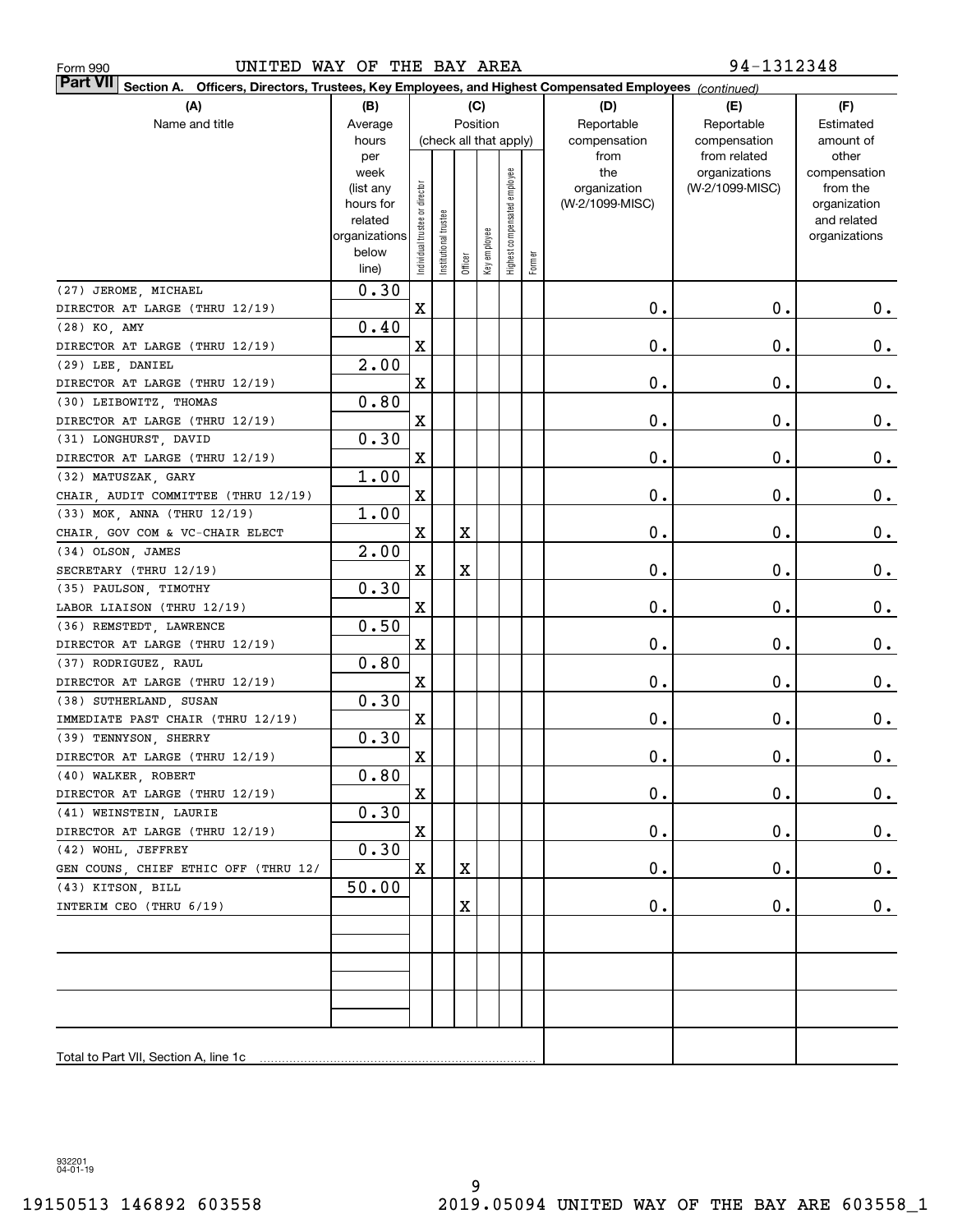Form 990 UNITED WAY OF THE BAY AREA 94-1312348

**Part VII Section A. Officers, Directors, Trustees, Key Employees, and Highest Compensated Employees** *(continued)*

| (A) Name and title | (B) Average hours per week (list any hours for related organizations below line) | (C) Position: Individual trustee or director | Institutional trustee | Officer | Key employee | Highest compensated employee | Former | (D) Reportable compensation from the organization (W-2/1099-MISC) | (E) Reportable compensation from related organizations (W-2/1099-MISC) | (F) Estimated amount of other compensation from the organization and related organizations |
|---|---|---|---|---|---|---|---|---|---|---|
| (27) JEROME, MICHAEL<br>DIRECTOR AT LARGE (THRU 12/19) | 0.30 | X | | | | | | 0. | 0. | 0. |
| (28) KO, AMY<br>DIRECTOR AT LARGE (THRU 12/19) | 0.40 | X | | | | | | 0. | 0. | 0. |
| (29) LEE, DANIEL<br>DIRECTOR AT LARGE (THRU 12/19) | 2.00 | X | | | | | | 0. | 0. | 0. |
| (30) LEIBOWITZ, THOMAS<br>DIRECTOR AT LARGE (THRU 12/19) | 0.80 | X | | | | | | 0. | 0. | 0. |
| (31) LONGHURST, DAVID<br>DIRECTOR AT LARGE (THRU 12/19) | 0.30 | X | | | | | | 0. | 0. | 0. |
| (32) MATUSZAK, GARY<br>CHAIR, AUDIT COMMITTEE (THRU 12/19) | 1.00 | X | | | | | | 0. | 0. | 0. |
| (33) MOK, ANNA (THRU 12/19)<br>CHAIR, GOV COM & VC-CHAIR ELECT | 1.00 | X | | X | | | | 0. | 0. | 0. |
| (34) OLSON, JAMES<br>SECRETARY (THRU 12/19) | 2.00 | X | | X | | | | 0. | 0. | 0. |
| (35) PAULSON, TIMOTHY<br>LABOR LIAISON (THRU 12/19) | 0.30 | X | | | | | | 0. | 0. | 0. |
| (36) REMSTEDT, LAWRENCE<br>DIRECTOR AT LARGE (THRU 12/19) | 0.50 | X | | | | | | 0. | 0. | 0. |
| (37) RODRIGUEZ, RAUL<br>DIRECTOR AT LARGE (THRU 12/19) | 0.80 | X | | | | | | 0. | 0. | 0. |
| (38) SUTHERLAND, SUSAN<br>IMMEDIATE PAST CHAIR (THRU 12/19) | 0.30 | X | | | | | | 0. | 0. | 0. |
| (39) TENNYSON, SHERRY<br>DIRECTOR AT LARGE (THRU 12/19) | 0.30 | X | | | | | | 0. | 0. | 0. |
| (40) WALKER, ROBERT<br>DIRECTOR AT LARGE (THRU 12/19) | 0.80 | X | | | | | | 0. | 0. | 0. |
| (41) WEINSTEIN, LAURIE<br>DIRECTOR AT LARGE (THRU 12/19) | 0.30 | X | | | | | | 0. | 0. | 0. |
| (42) WOHL, JEFFREY<br>GEN COUNS, CHIEF ETHIC OFF (THRU 12/ | 0.30 | X | | X | | | | 0. | 0. | 0. |
| (43) KITSON, BILL<br>INTERIM CEO (THRU 6/19) | 50.00 | | | X | | | | 0. | 0. | 0. |
| | | | | | | | | | | |
| | | | | | | | | | | |
| | | | | | | | | | | |
| Total to Part VII, Section A, line 1c | | | | | | | | | | |

932201 04-01-19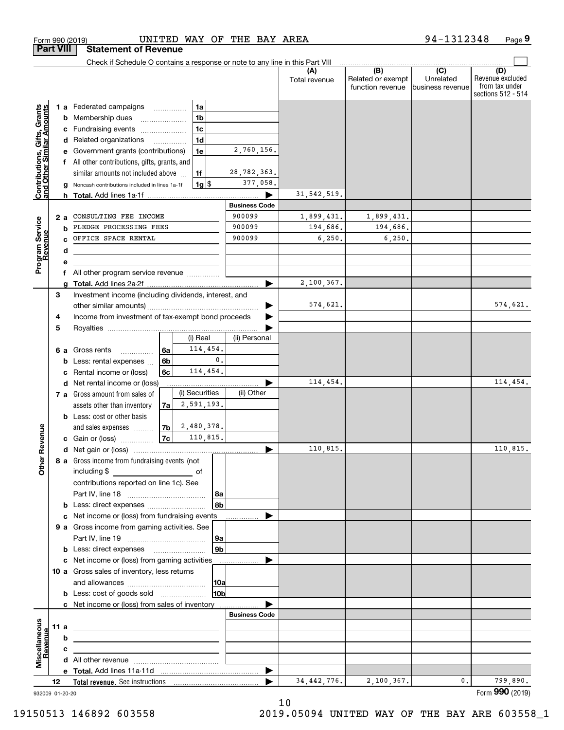Form 990 (2019) UNITED WAY OF THE BAY AREA 94-1312348 Page 9

## Part VIII Statement of Revenue

Check if Schedule O contains a response or note to any line in this Part VIII

| | | | | (A) Total revenue | (B) Related or exempt function revenue | (C) Unrelated business revenue | (D) Revenue excluded from tax under sections 512 - 514 |
|---|---|---|---|---|---|---|---|
| **Contributions, Gifts, Grants and Other Similar Amounts** | 1 a Federated campaigns | 1a | | | | | |
| | b Membership dues | 1b | | | | | |
| | c Fundraising events | 1c | | | | | |
| | d Related organizations | 1d | | | | | |
| | e Government grants (contributions) | 1e | 2,760,156. | | | | |
| | f All other contributions, gifts, grants, and similar amounts not included above | 1f | 28,782,363. | | | | |
| | g Noncash contributions included in lines 1a-1f | 1g $ | 377,058. | | | | |
| | h **Total.** Add lines 1a-1f | | | 31,542,519. | | | |
| | | | **Business Code** | | | | |
| **Program Service Revenue** | 2 a CONSULTING FEE INCOME | | 900099 | 1,899,431. | 1,899,431. | | |
| | b PLEDGE PROCESSING FEES | | 900099 | 194,686. | 194,686. | | |
| | c OFFICE SPACE RENTAL | | 900099 | 6,250. | 6,250. | | |
| | d | | | | | | |
| | e | | | | | | |
| | f All other program service revenue | | | | | | |
| | g **Total.** Add lines 2a-2f | | | 2,100,367. | | | |
| **Other Revenue** | 3 Investment income (including dividends, interest, and other similar amounts) | | | 574,621. | | | 574,621. |
| | 4 Income from investment of tax-exempt bond proceeds | | | | | | |
| | 5 Royalties | | | | | | |
| | | (i) Real | (ii) Personal | | | | |
| | 6 a Gross rents 6a | 114,454. | | | | | |
| | b Less: rental expenses 6b | 0. | | | | | |
| | c Rental income or (loss) 6c | 114,454. | | | | | |
| | d Net rental income or (loss) | | | 114,454. | | | 114,454. |
| | | (i) Securities | (ii) Other | | | | |
| | 7 a Gross amount from sales of assets other than inventory 7a | 2,591,193. | | | | | |
| | b Less: cost or other basis and sales expenses 7b | 2,480,378. | | | | | |
| | c Gain or (loss) 7c | 110,815. | | | | | |
| | d Net gain or (loss) | | | 110,815. | | | 110,815. |
| | 8 a Gross income from fundraising events (not including $ of contributions reported on line 1c). See Part IV, line 18 | 8a | | | | | |
| | b Less: direct expenses | 8b | | | | | |
| | c Net income or (loss) from fundraising events | | | | | | |
| | 9 a Gross income from gaming activities. See Part IV, line 19 | 9a | | | | | |
| | b Less: direct expenses | 9b | | | | | |
| | c Net income or (loss) from gaming activities | | | | | | |
| | 10 a Gross sales of inventory, less returns and allowances | 10a | | | | | |
| | b Less: cost of goods sold | 10b | | | | | |
| | c Net income or (loss) from sales of inventory | | | | | | |
| | | | **Business Code** | | | | |
| **Miscellaneous Revenue** | 11 a | | | | | | |
| | b | | | | | | |
| | c | | | | | | |
| | d All other revenue | | | | | | |
| | e **Total.** Add lines 11a-11d | | | | | | |
| | 12 **Total revenue.** See instructions | | | 34,442,776. | 2,100,367. | 0. | 799,890. |

932009 01-20-20 Form **990** (2019)

19150513 146892 603558 2019.05094 UNITED WAY OF THE BAY ARE 603558_1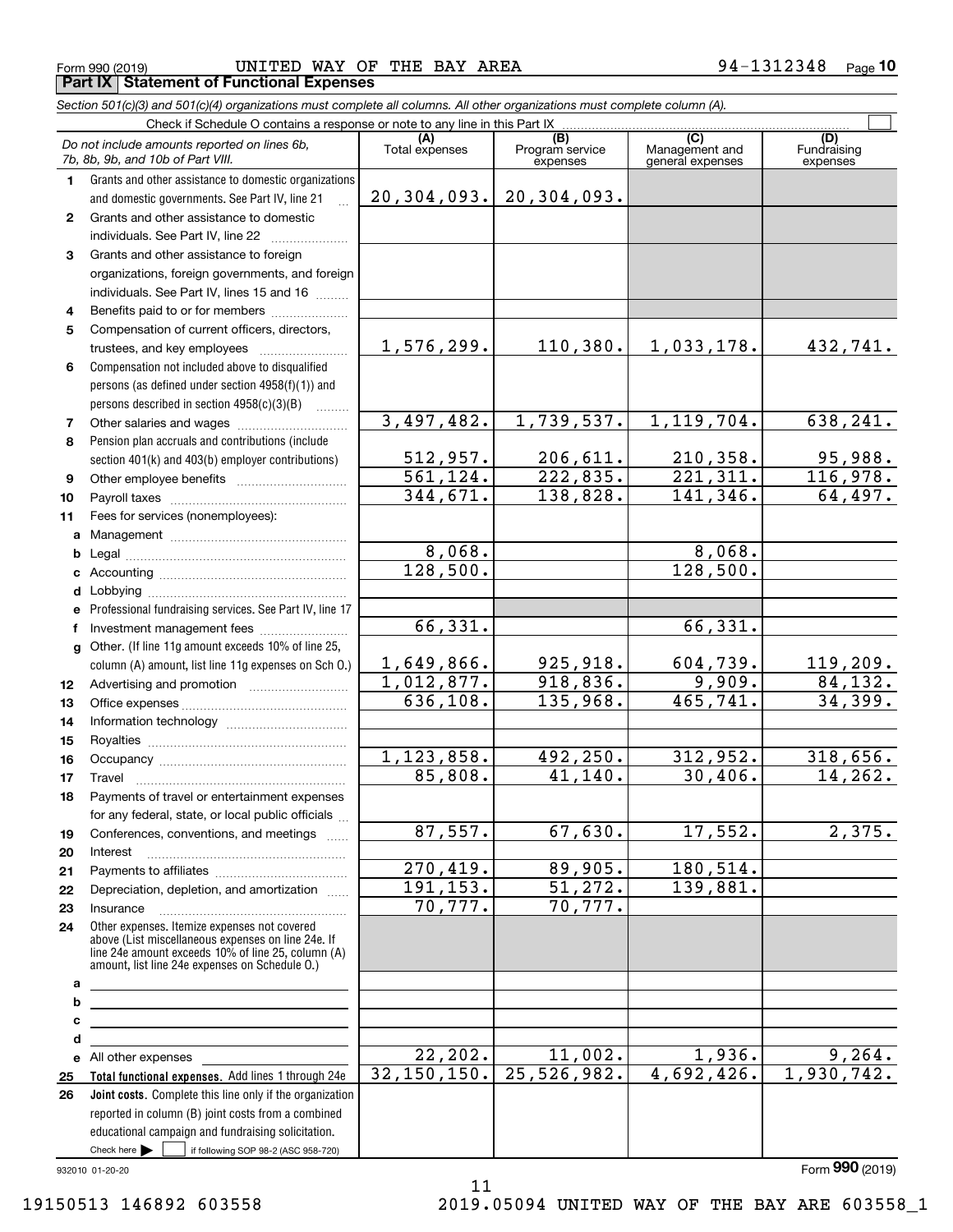Form 990 (2019) UNITED WAY OF THE BAY AREA 94-1312348 Page 10

**Part IX Statement of Functional Expenses**

*Section 501(c)(3) and 501(c)(4) organizations must complete all columns. All other organizations must complete column (A).*

Check if Schedule O contains a response or note to any line in this Part IX ☐

| | *Do not include amounts reported on lines 6b, 7b, 8b, 9b, and 10b of Part VIII.* | (A) Total expenses | (B) Program service expenses | (C) Management and general expenses | (D) Fundraising expenses |
|---|---|---|---|---|---|
| 1 | Grants and other assistance to domestic organizations and domestic governments. See Part IV, line 21 | 20,304,093. | 20,304,093. | | |
| 2 | Grants and other assistance to domestic individuals. See Part IV, line 22 | | | | |
| 3 | Grants and other assistance to foreign organizations, foreign governments, and foreign individuals. See Part IV, lines 15 and 16 | | | | |
| 4 | Benefits paid to or for members | | | | |
| 5 | Compensation of current officers, directors, trustees, and key employees | 1,576,299. | 110,380. | 1,033,178. | 432,741. |
| 6 | Compensation not included above to disqualified persons (as defined under section 4958(f)(1)) and persons described in section 4958(c)(3)(B) | | | | |
| 7 | Other salaries and wages | 3,497,482. | 1,739,537. | 1,119,704. | 638,241. |
| 8 | Pension plan accruals and contributions (include section 401(k) and 403(b) employer contributions) | 512,957. | 206,611. | 210,358. | 95,988. |
| 9 | Other employee benefits | 561,124. | 222,835. | 221,311. | 116,978. |
| 10 | Payroll taxes | 344,671. | 138,828. | 141,346. | 64,497. |
| 11 | Fees for services (nonemployees): | | | | |
| a | Management | | | | |
| b | Legal | 8,068. | | 8,068. | |
| c | Accounting | 128,500. | | 128,500. | |
| d | Lobbying | | | | |
| e | Professional fundraising services. See Part IV, line 17 | | | | |
| f | Investment management fees | 66,331. | | 66,331. | |
| g | Other. (If line 11g amount exceeds 10% of line 25, column (A) amount, list line 11g expenses on Sch O.) | 1,649,866. | 925,918. | 604,739. | 119,209. |
| 12 | Advertising and promotion | 1,012,877. | 918,836. | 9,909. | 84,132. |
| 13 | Office expenses | 636,108. | 135,968. | 465,741. | 34,399. |
| 14 | Information technology | | | | |
| 15 | Royalties | | | | |
| 16 | Occupancy | 1,123,858. | 492,250. | 312,952. | 318,656. |
| 17 | Travel | 85,808. | 41,140. | 30,406. | 14,262. |
| 18 | Payments of travel or entertainment expenses for any federal, state, or local public officials | | | | |
| 19 | Conferences, conventions, and meetings | 87,557. | 67,630. | 17,552. | 2,375. |
| 20 | Interest | | | | |
| 21 | Payments to affiliates | 270,419. | 89,905. | 180,514. | |
| 22 | Depreciation, depletion, and amortization | 191,153. | 51,272. | 139,881. | |
| 23 | Insurance | 70,777. | 70,777. | | |
| 24 | Other expenses. Itemize expenses not covered above (List miscellaneous expenses on line 24e. If line 24e amount exceeds 10% of line 25, column (A) amount, list line 24e expenses on Schedule O.) | | | | |
| a | | | | | |
| b | | | | | |
| c | | | | | |
| d | | | | | |
| e | All other expenses | 22,202. | 11,002. | 1,936. | 9,264. |
| 25 | **Total functional expenses.** Add lines 1 through 24e | 32,150,150. | 25,526,982. | 4,692,426. | 1,930,742. |
| 26 | **Joint costs.** Complete this line only if the organization reported in column (B) joint costs from a combined educational campaign and fundraising solicitation. Check here ☐ if following SOP 98-2 (ASC 958-720) | | | | |

932010 01-20-20 Form 990 (2019)

19150513 146892 603558 2019.05094 UNITED WAY OF THE BAY ARE 603558_1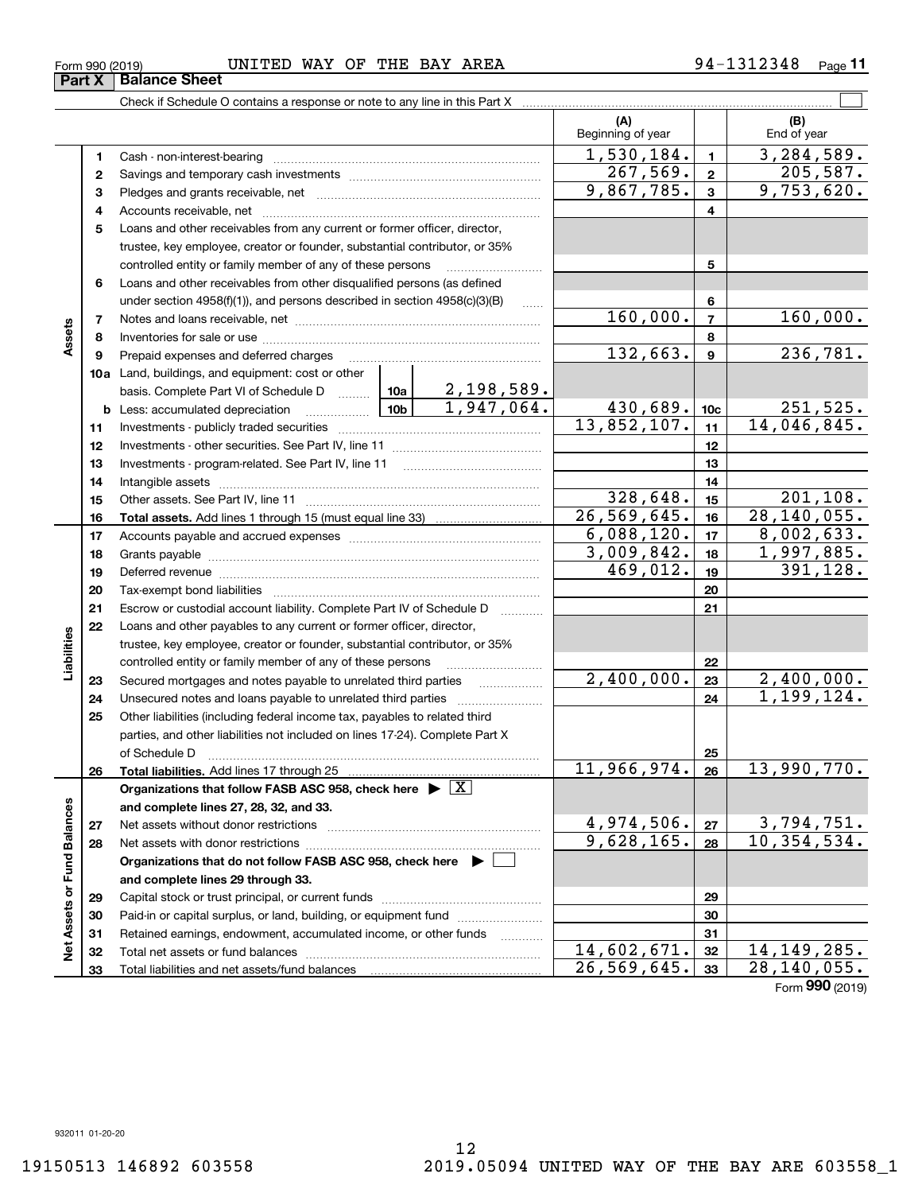Form 990 (2019) UNITED WAY OF THE BAY AREA 94-1312348 Page **11**

## Part X Balance Sheet

Check if Schedule O contains a response or note to any line in this Part X ☐

| | | | | | (A) Beginning of year | | (B) End of year |
|---|---|---|---|---|---|---|---|
| Assets | 1 | Cash - non-interest-bearing | | | 1,530,184. | 1 | 3,284,589. |
| | 2 | Savings and temporary cash investments | | | 267,569. | 2 | 205,587. |
| | 3 | Pledges and grants receivable, net | | | 9,867,785. | 3 | 9,753,620. |
| | 4 | Accounts receivable, net | | | | 4 | |
| | 5 | Loans and other receivables from any current or former officer, director, trustee, key employee, creator or founder, substantial contributor, or 35% controlled entity or family member of any of these persons | | | | 5 | |
| | 6 | Loans and other receivables from other disqualified persons (as defined under section 4958(f)(1)), and persons described in section 4958(c)(3)(B) | | | | 6 | |
| | 7 | Notes and loans receivable, net | | | 160,000. | 7 | 160,000. |
| | 8 | Inventories for sale or use | | | | 8 | |
| | 9 | Prepaid expenses and deferred charges | | | 132,663. | 9 | 236,781. |
| | 10a | Land, buildings, and equipment: cost or other basis. Complete Part VI of Schedule D | 10a | 2,198,589. | | | |
| | b | Less: accumulated depreciation | 10b | 1,947,064. | 430,689. | 10c | 251,525. |
| | 11 | Investments - publicly traded securities | | | 13,852,107. | 11 | 14,046,845. |
| | 12 | Investments - other securities. See Part IV, line 11 | | | | 12 | |
| | 13 | Investments - program-related. See Part IV, line 11 | | | | 13 | |
| | 14 | Intangible assets | | | | 14 | |
| | 15 | Other assets. See Part IV, line 11 | | | 328,648. | 15 | 201,108. |
| | 16 | **Total assets.** Add lines 1 through 15 (must equal line 33) | | | 26,569,645. | 16 | 28,140,055. |
| Liabilities | 17 | Accounts payable and accrued expenses | | | 6,088,120. | 17 | 8,002,633. |
| | 18 | Grants payable | | | 3,009,842. | 18 | 1,997,885. |
| | 19 | Deferred revenue | | | 469,012. | 19 | 391,128. |
| | 20 | Tax-exempt bond liabilities | | | | 20 | |
| | 21 | Escrow or custodial account liability. Complete Part IV of Schedule D | | | | 21 | |
| | 22 | Loans and other payables to any current or former officer, director, trustee, key employee, creator or founder, substantial contributor, or 35% controlled entity or family member of any of these persons | | | | 22 | |
| | 23 | Secured mortgages and notes payable to unrelated third parties | | | 2,400,000. | 23 | 2,400,000. |
| | 24 | Unsecured notes and loans payable to unrelated third parties | | | | 24 | 1,199,124. |
| | 25 | Other liabilities (including federal income tax, payables to related third parties, and other liabilities not included on lines 17-24). Complete Part X of Schedule D | | | | 25 | |
| | 26 | **Total liabilities.** Add lines 17 through 25 | | | 11,966,974. | 26 | 13,990,770. |
| Net Assets or Fund Balances | | **Organizations that follow FASB ASC 958, check here** ▶ ☒ **and complete lines 27, 28, 32, and 33.** | | | | | |
| | 27 | Net assets without donor restrictions | | | 4,974,506. | 27 | 3,794,751. |
| | 28 | Net assets with donor restrictions | | | 9,628,165. | 28 | 10,354,534. |
| | | **Organizations that do not follow FASB ASC 958, check here** ▶ ☐ **and complete lines 29 through 33.** | | | | | |
| | 29 | Capital stock or trust principal, or current funds | | | | 29 | |
| | 30 | Paid-in or capital surplus, or land, building, or equipment fund | | | | 30 | |
| | 31 | Retained earnings, endowment, accumulated income, or other funds | | | | 31 | |
| | 32 | Total net assets or fund balances | | | 14,602,671. | 32 | 14,149,285. |
| | 33 | Total liabilities and net assets/fund balances | | | 26,569,645. | 33 | 28,140,055. |

Form **990** (2019)

932011 01-20-20

19150513 146892 603558 2019.05094 UNITED WAY OF THE BAY ARE 603558_1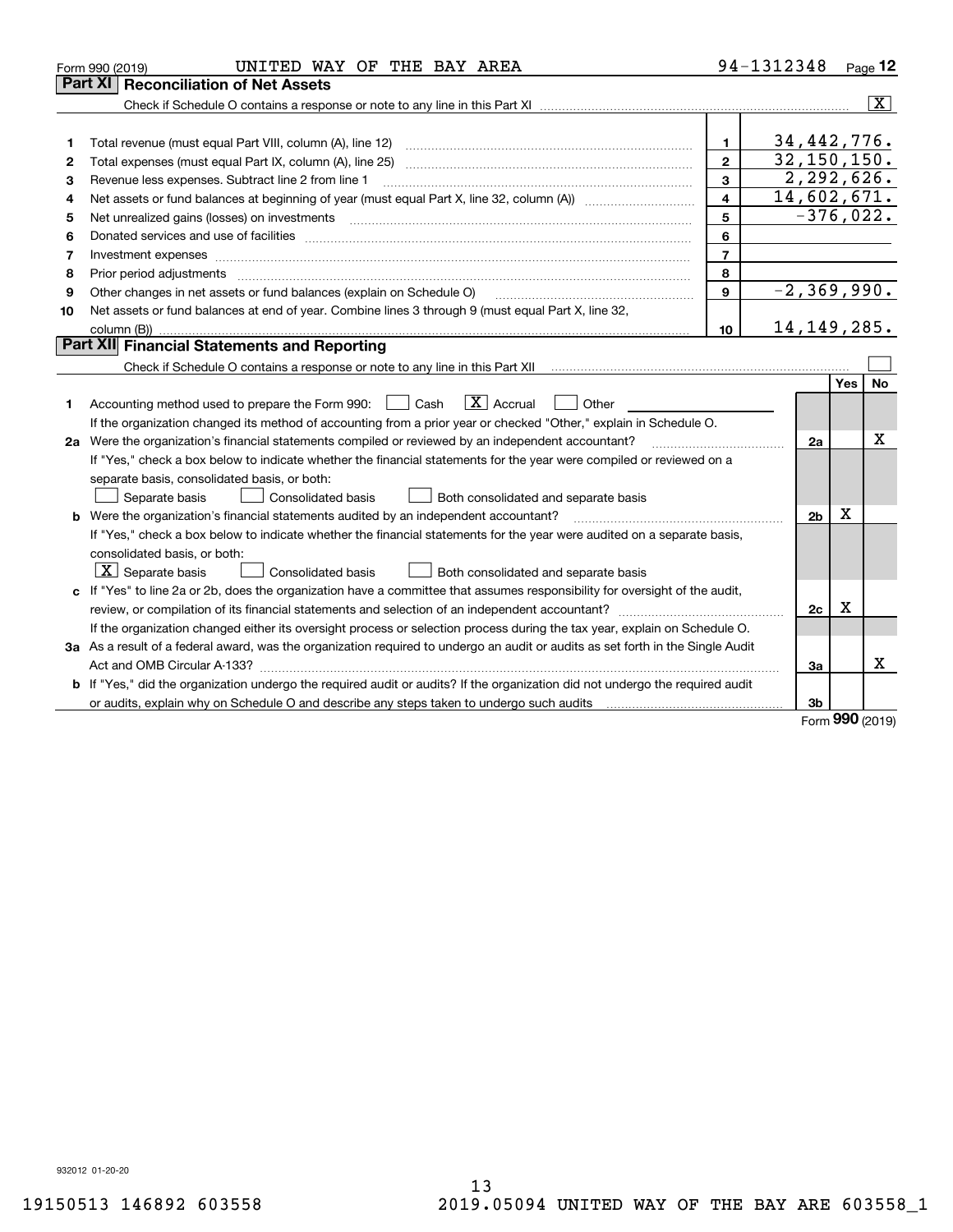Form 990 (2019) UNITED WAY OF THE BAY AREA 94-1312348 Page 12

## Part XI Reconciliation of Net Assets

Check if Schedule O contains a response or note to any line in this Part XI ..... [X]

| | | | |
|---|---|---|---|
| 1 | Total revenue (must equal Part VIII, column (A), line 12) | 1 | 34,442,776. |
| 2 | Total expenses (must equal Part IX, column (A), line 25) | 2 | 32,150,150. |
| 3 | Revenue less expenses. Subtract line 2 from line 1 | 3 | 2,292,626. |
| 4 | Net assets or fund balances at beginning of year (must equal Part X, line 32, column (A)) | 4 | 14,602,671. |
| 5 | Net unrealized gains (losses) on investments | 5 | -376,022. |
| 6 | Donated services and use of facilities | 6 | |
| 7 | Investment expenses | 7 | |
| 8 | Prior period adjustments | 8 | |
| 9 | Other changes in net assets or fund balances (explain on Schedule O) | 9 | -2,369,990. |
| 10 | Net assets or fund balances at end of year. Combine lines 3 through 9 (must equal Part X, line 32, column (B)) | 10 | 14,149,285. |

## Part XII Financial Statements and Reporting

Check if Schedule O contains a response or note to any line in this Part XII ..... [ ]

| | | | Yes | No |
|---|---|---|---|---|
| 1 | Accounting method used to prepare the Form 990: [ ] Cash [X] Accrual [ ] Other<br>If the organization changed its method of accounting from a prior year or checked "Other," explain in Schedule O. | | | |
| 2a | Were the organization's financial statements compiled or reviewed by an independent accountant?<br>If "Yes," check a box below to indicate whether the financial statements for the year were compiled or reviewed on a separate basis, consolidated basis, or both:<br>[ ] Separate basis [ ] Consolidated basis [ ] Both consolidated and separate basis | 2a | | X |
| b | Were the organization's financial statements audited by an independent accountant?<br>If "Yes," check a box below to indicate whether the financial statements for the year were audited on a separate basis, consolidated basis, or both:<br>[X] Separate basis [ ] Consolidated basis [ ] Both consolidated and separate basis | 2b | X | |
| c | If "Yes" to line 2a or 2b, does the organization have a committee that assumes responsibility for oversight of the audit, review, or compilation of its financial statements and selection of an independent accountant?<br>If the organization changed either its oversight process or selection process during the tax year, explain on Schedule O. | 2c | X | |
| 3a | As a result of a federal award, was the organization required to undergo an audit or audits as set forth in the Single Audit Act and OMB Circular A-133? | 3a | | X |
| b | If "Yes," did the organization undergo the required audit or audits? If the organization did not undergo the required audit or audits, explain why on Schedule O and describe any steps taken to undergo such audits | 3b | | |

Form 990 (2019)

932012 01-20-20

19150513 146892 603558 2019.05094 UNITED WAY OF THE BAY ARE 603558_1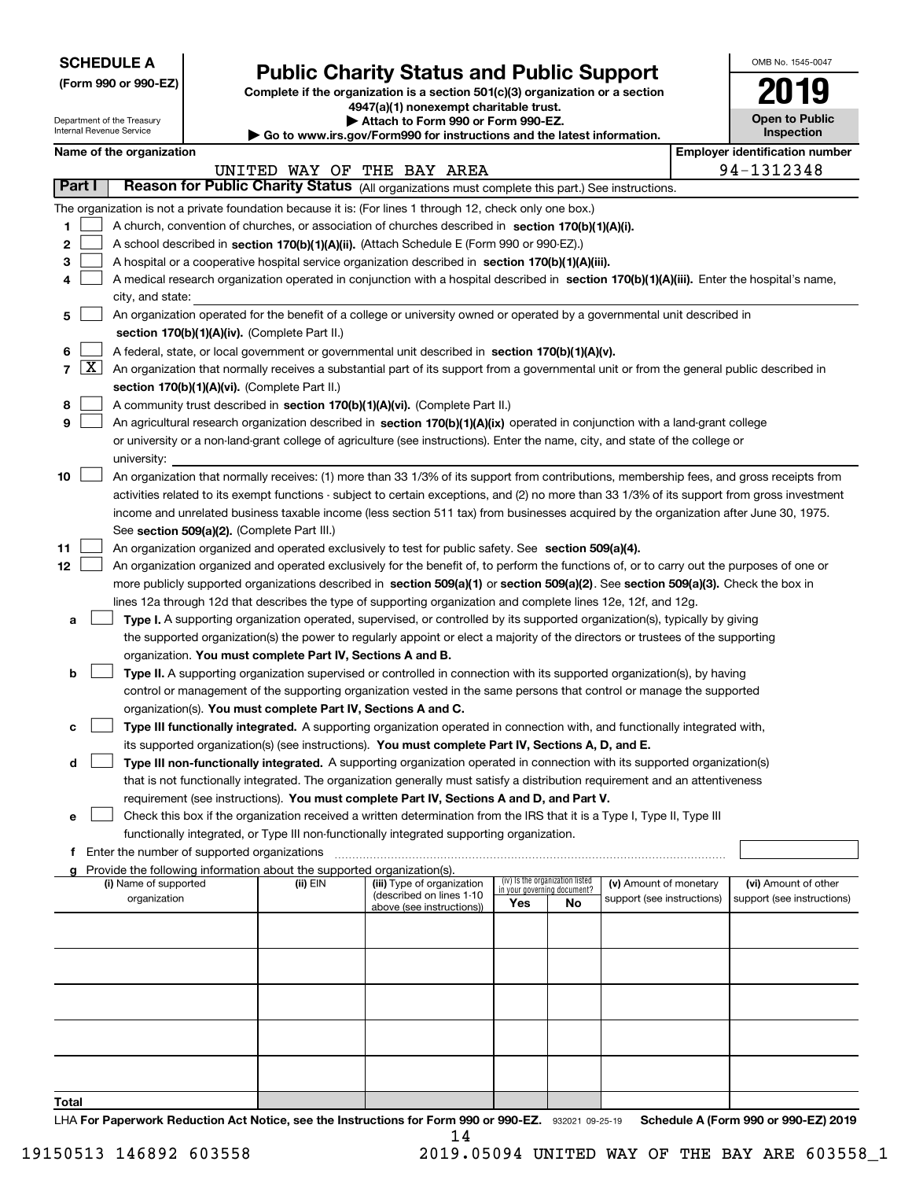**SCHEDULE A**
**(Form 990 or 990-EZ)**

Department of the Treasury
Internal Revenue Service

# Public Charity Status and Public Support

**Complete if the organization is a section 501(c)(3) organization or a section 4947(a)(1) nonexempt charitable trust.**
**▶ Attach to Form 990 or Form 990-EZ.**
**▶ Go to www.irs.gov/Form990 for instructions and the latest information.**

OMB No. 1545-0047

**2019**

**Open to Public Inspection**

**Name of the organization**
UNITED WAY OF THE BAY AREA

**Employer identification number**
94-1312348

## Part I — Reason for Public Charity Status (All organizations must complete this part.) See instructions.

The organization is not a private foundation because it is: (For lines 1 through 12, check only one box.)

1. [ ] A church, convention of churches, or association of churches described in **section 170(b)(1)(A)(i).**
2. [ ] A school described in **section 170(b)(1)(A)(ii).** (Attach Schedule E (Form 990 or 990-EZ).)
3. [ ] A hospital or a cooperative hospital service organization described in **section 170(b)(1)(A)(iii).**
4. [ ] A medical research organization operated in conjunction with a hospital described in **section 170(b)(1)(A)(iii).** Enter the hospital's name, city, and state:
5. [ ] An organization operated for the benefit of a college or university owned or operated by a governmental unit described in **section 170(b)(1)(A)(iv).** (Complete Part II.)
6. [ ] A federal, state, or local government or governmental unit described in **section 170(b)(1)(A)(v).**
7. [X] An organization that normally receives a substantial part of its support from a governmental unit or from the general public described in **section 170(b)(1)(A)(vi).** (Complete Part II.)
8. [ ] A community trust described in **section 170(b)(1)(A)(vi).** (Complete Part II.)
9. [ ] An agricultural research organization described in **section 170(b)(1)(A)(ix)** operated in conjunction with a land-grant college or university or a non-land-grant college of agriculture (see instructions). Enter the name, city, and state of the college or university:
10. [ ] An organization that normally receives: (1) more than 33 1/3% of its support from contributions, membership fees, and gross receipts from activities related to its exempt functions - subject to certain exceptions, and (2) no more than 33 1/3% of its support from gross investment income and unrelated business taxable income (less section 511 tax) from businesses acquired by the organization after June 30, 1975. See **section 509(a)(2).** (Complete Part III.)
11. [ ] An organization organized and operated exclusively to test for public safety. See **section 509(a)(4).**
12. [ ] An organization organized and operated exclusively for the benefit of, to perform the functions of, or to carry out the purposes of one or more publicly supported organizations described in **section 509(a)(1)** or **section 509(a)(2)**. See **section 509(a)(3).** Check the box in lines 12a through 12d that describes the type of supporting organization and complete lines 12e, 12f, and 12g.
   - **a** [ ] **Type I.** A supporting organization operated, supervised, or controlled by its supported organization(s), typically by giving the supported organization(s) the power to regularly appoint or elect a majority of the directors or trustees of the supporting organization. **You must complete Part IV, Sections A and B.**
   - **b** [ ] **Type II.** A supporting organization supervised or controlled in connection with its supported organization(s), by having control or management of the supporting organization vested in the same persons that control or manage the supported organization(s). **You must complete Part IV, Sections A and C.**
   - **c** [ ] **Type III functionally integrated.** A supporting organization operated in connection with, and functionally integrated with, its supported organization(s) (see instructions). **You must complete Part IV, Sections A, D, and E.**
   - **d** [ ] **Type III non-functionally integrated.** A supporting organization operated in connection with its supported organization(s) that is not functionally integrated. The organization generally must satisfy a distribution requirement and an attentiveness requirement (see instructions). **You must complete Part IV, Sections A and D, and Part V.**
   - **e** [ ] Check this box if the organization received a written determination from the IRS that it is a Type I, Type II, Type III functionally integrated, or Type III non-functionally integrated supporting organization.
   - **f** Enter the number of supported organizations
   - **g** Provide the following information about the supported organization(s).

| (i) Name of supported organization | (ii) EIN | (iii) Type of organization (described on lines 1-10 above (see instructions)) | (iv) Is the organization listed in your governing document? Yes | No | (v) Amount of monetary support (see instructions) | (vi) Amount of other support (see instructions) |
|---|---|---|---|---|---|---|
| | | | | | | |
| | | | | | | |
| | | | | | | |
| | | | | | | |
| | | | | | | |
| **Total** | | | | | | |

LHA **For Paperwork Reduction Act Notice, see the Instructions for Form 990 or 990-EZ.** 932021 09-25-19 **Schedule A (Form 990 or 990-EZ) 2019**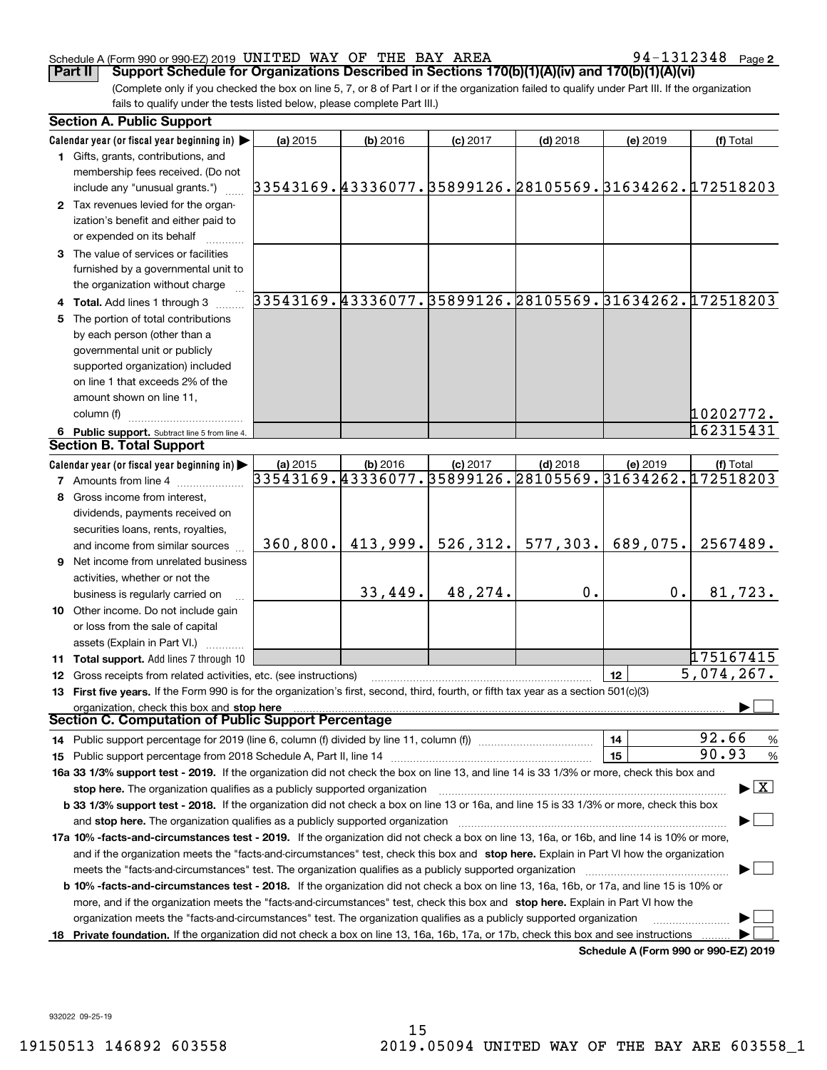Schedule A (Form 990 or 990-EZ) 2019 UNITED WAY OF THE BAY AREA 94-1312348 Page 2

**Part II** **Support Schedule for Organizations Described in Sections 170(b)(1)(A)(iv) and 170(b)(1)(A)(vi)**

(Complete only if you checked the box on line 5, 7, or 8 of Part I or if the organization failed to qualify under Part III. If the organization fails to qualify under the tests listed below, please complete Part III.)

## Section A. Public Support

| Calendar year (or fiscal year beginning in) ▶ | (a) 2015 | (b) 2016 | (c) 2017 | (d) 2018 | (e) 2019 | (f) Total |
|---|---|---|---|---|---|---|
| **1** Gifts, grants, contributions, and membership fees received. (Do not include any "unusual grants.") | 33543169. | 43336077. | 35899126. | 28105569. | 31634262. | 172518203 |
| **2** Tax revenues levied for the organization's benefit and either paid to or expended on its behalf | | | | | | |
| **3** The value of services or facilities furnished by a governmental unit to the organization without charge | | | | | | |
| **4 Total.** Add lines 1 through 3 | 33543169. | 43336077. | 35899126. | 28105569. | 31634262. | 172518203 |
| **5** The portion of total contributions by each person (other than a governmental unit or publicly supported organization) included on line 1 that exceeds 2% of the amount shown on line 11, column (f) | | | | | | 10202772. |
| **6 Public support.** Subtract line 5 from line 4. | | | | | | 162315431 |

## Section B. Total Support

| Calendar year (or fiscal year beginning in) ▶ | (a) 2015 | (b) 2016 | (c) 2017 | (d) 2018 | (e) 2019 | (f) Total |
|---|---|---|---|---|---|---|
| **7** Amounts from line 4 | 33543169. | 43336077. | 35899126. | 28105569. | 31634262. | 172518203 |
| **8** Gross income from interest, dividends, payments received on securities loans, rents, royalties, and income from similar sources | 360,800. | 413,999. | 526,312. | 577,303. | 689,075. | 2567489. |
| **9** Net income from unrelated business activities, whether or not the business is regularly carried on | | 33,449. | 48,274. | 0. | 0. | 81,723. |
| **10** Other income. Do not include gain or loss from the sale of capital assets (Explain in Part VI.) | | | | | | |
| **11 Total support.** Add lines 7 through 10 | | | | | | 175167415 |

**12** Gross receipts from related activities, etc. (see instructions) — **12** — 5,074,267.

**13 First five years.** If the Form 990 is for the organization's first, second, third, fourth, or fifth tax year as a section 501(c)(3) organization, check this box and **stop here** ▶ ☐

## Section C. Computation of Public Support Percentage

**14** Public support percentage for 2019 (line 6, column (f) divided by line 11, column (f)) — **14** — 92.66 %

**15** Public support percentage from 2018 Schedule A, Part II, line 14 — **15** — 90.93 %

**16a 33 1/3% support test - 2019.** If the organization did not check the box on line 13, and line 14 is 33 1/3% or more, check this box and **stop here.** The organization qualifies as a publicly supported organization ▶ ☒

**b 33 1/3% support test - 2018.** If the organization did not check a box on line 13 or 16a, and line 15 is 33 1/3% or more, check this box and **stop here.** The organization qualifies as a publicly supported organization ▶ ☐

**17a 10% -facts-and-circumstances test - 2019.** If the organization did not check a box on line 13, 16a, or 16b, and line 14 is 10% or more, and if the organization meets the "facts-and-circumstances" test, check this box and **stop here.** Explain in Part VI how the organization meets the "facts-and-circumstances" test. The organization qualifies as a publicly supported organization ▶ ☐

**b 10% -facts-and-circumstances test - 2018.** If the organization did not check a box on line 13, 16a, 16b, or 17a, and line 15 is 10% or more, and if the organization meets the "facts-and-circumstances" test, check this box and **stop here.** Explain in Part VI how the organization meets the "facts-and-circumstances" test. The organization qualifies as a publicly supported organization ▶ ☐

**18 Private foundation.** If the organization did not check a box on line 13, 16a, 16b, 17a, or 17b, check this box and see instructions ▶ ☐

**Schedule A (Form 990 or 990-EZ) 2019**

932022 09-25-19

19150513 146892 603558 2019.05094 UNITED WAY OF THE BAY ARE 603558_1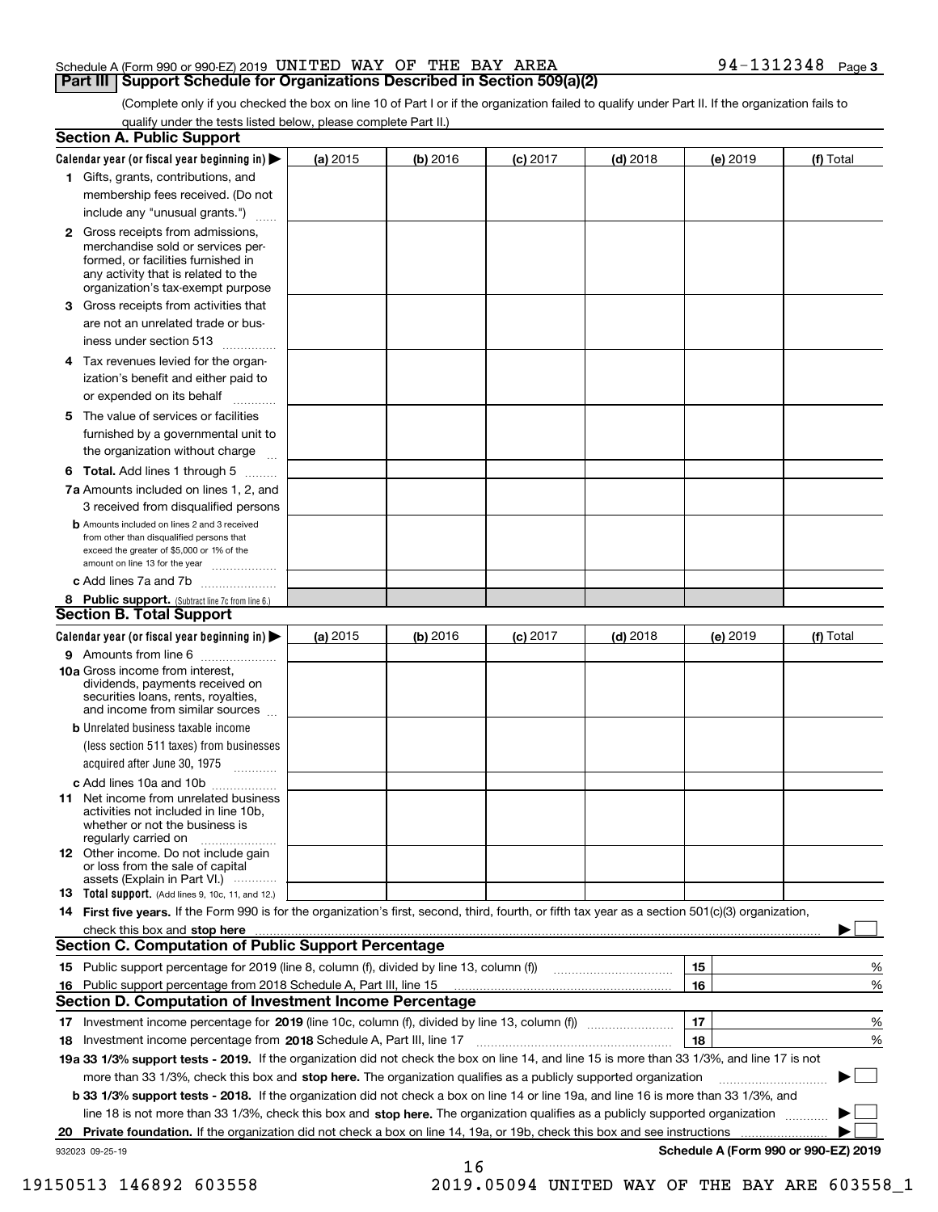Schedule A (Form 990 or 990-EZ) 2019 UNITED WAY OF THE BAY AREA 94-1312348 Page 3

## Part III Support Schedule for Organizations Described in Section 509(a)(2)

(Complete only if you checked the box on line 10 of Part I or if the organization failed to qualify under Part II. If the organization fails to qualify under the tests listed below, please complete Part II.)

### Section A. Public Support

| Calendar year (or fiscal year beginning in) ▶ | (a) 2015 | (b) 2016 | (c) 2017 | (d) 2018 | (e) 2019 | (f) Total |
|---|---|---|---|---|---|---|
| 1 Gifts, grants, contributions, and membership fees received. (Do not include any "unusual grants.") | | | | | | |
| 2 Gross receipts from admissions, merchandise sold or services performed, or facilities furnished in any activity that is related to the organization's tax-exempt purpose | | | | | | |
| 3 Gross receipts from activities that are not an unrelated trade or business under section 513 | | | | | | |
| 4 Tax revenues levied for the organization's benefit and either paid to or expended on its behalf | | | | | | |
| 5 The value of services or facilities furnished by a governmental unit to the organization without charge | | | | | | |
| 6 Total. Add lines 1 through 5 | | | | | | |
| 7a Amounts included on lines 1, 2, and 3 received from disqualified persons | | | | | | |
| b Amounts included on lines 2 and 3 received from other than disqualified persons that exceed the greater of $5,000 or 1% of the amount on line 13 for the year | | | | | | |
| c Add lines 7a and 7b | | | | | | |
| 8 Public support. (Subtract line 7c from line 6.) | | | | | | |

### Section B. Total Support

| Calendar year (or fiscal year beginning in) ▶ | (a) 2015 | (b) 2016 | (c) 2017 | (d) 2018 | (e) 2019 | (f) Total |
|---|---|---|---|---|---|---|
| 9 Amounts from line 6 | | | | | | |
| 10a Gross income from interest, dividends, payments received on securities loans, rents, royalties, and income from similar sources | | | | | | |
| b Unrelated business taxable income (less section 511 taxes) from businesses acquired after June 30, 1975 | | | | | | |
| c Add lines 10a and 10b | | | | | | |
| 11 Net income from unrelated business activities not included in line 10b, whether or not the business is regularly carried on | | | | | | |
| 12 Other income. Do not include gain or loss from the sale of capital assets (Explain in Part VI.) | | | | | | |
| 13 Total support. (Add lines 9, 10c, 11, and 12.) | | | | | | |

14 **First five years.** If the Form 990 is for the organization's first, second, third, fourth, or fifth tax year as a section 501(c)(3) organization, check this box and **stop here** ▶ ☐

### Section C. Computation of Public Support Percentage

| | | | |
|---|---|---|---|
| 15 | Public support percentage for 2019 (line 8, column (f), divided by line 13, column (f)) | 15 | % |
| 16 | Public support percentage from 2018 Schedule A, Part III, line 15 | 16 | % |

### Section D. Computation of Investment Income Percentage

| | | | |
|---|---|---|---|
| 17 | Investment income percentage for **2019** (line 10c, column (f), divided by line 13, column (f)) | 17 | % |
| 18 | Investment income percentage from **2018** Schedule A, Part III, line 17 | 18 | % |

**19a 33 1/3% support tests - 2019.** If the organization did not check the box on line 14, and line 15 is more than 33 1/3%, and line 17 is not more than 33 1/3%, check this box and **stop here.** The organization qualifies as a publicly supported organization ▶ ☐

**b 33 1/3% support tests - 2018.** If the organization did not check a box on line 14 or line 19a, and line 16 is more than 33 1/3%, and line 18 is not more than 33 1/3%, check this box and **stop here.** The organization qualifies as a publicly supported organization ▶ ☐

**20 Private foundation.** If the organization did not check a box on line 14, 19a, or 19b, check this box and see instructions ▶ ☐

932023 09-25-19 **Schedule A (Form 990 or 990-EZ) 2019**

19150513 146892 603558 2019.05094 UNITED WAY OF THE BAY ARE 603558_1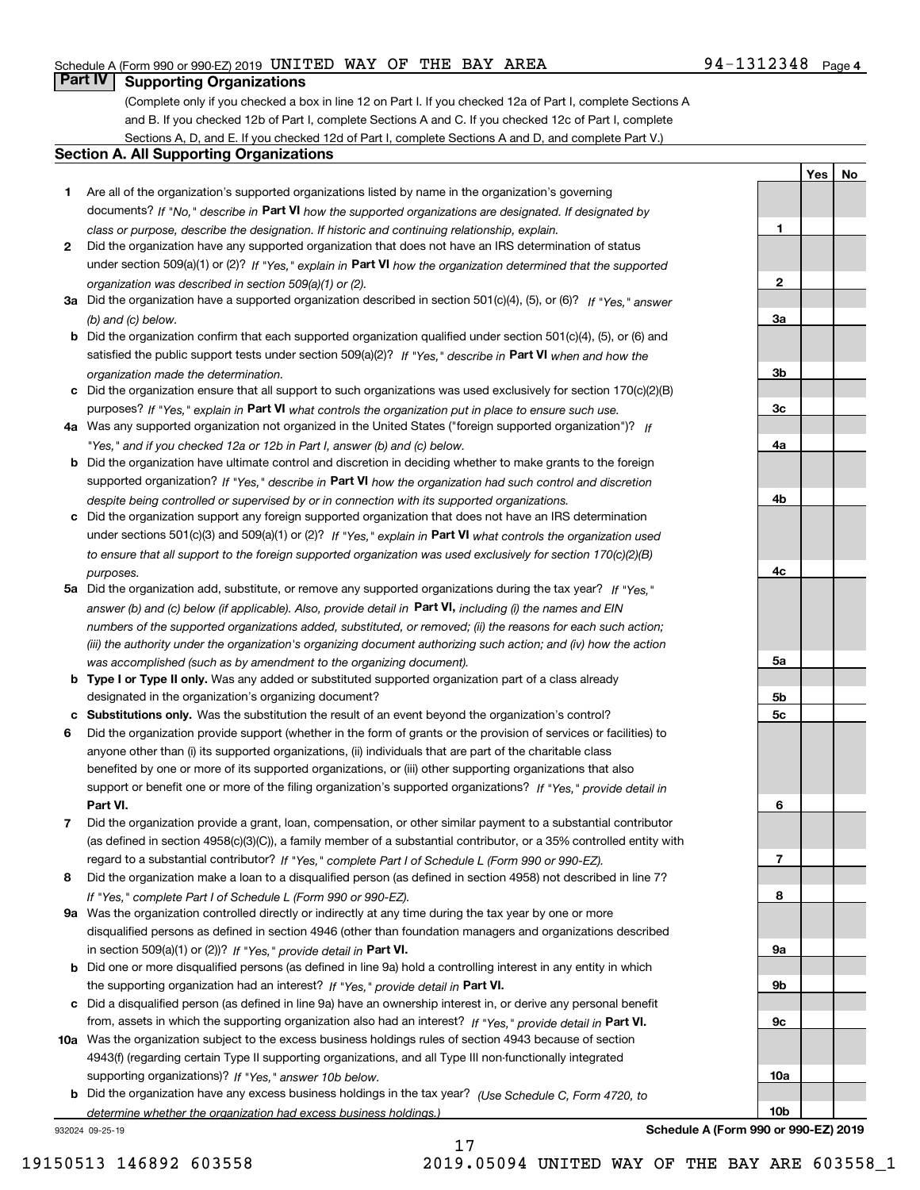Schedule A (Form 990 or 990-EZ) 2019 UNITED WAY OF THE BAY AREA 94-1312348 Page 4

## Part IV Supporting Organizations

(Complete only if you checked a box in line 12 on Part I. If you checked 12a of Part I, complete Sections A and B. If you checked 12b of Part I, complete Sections A and C. If you checked 12c of Part I, complete Sections A, D, and E. If you checked 12d of Part I, complete Sections A and D, and complete Part V.)

### Section A. All Supporting Organizations

| | | Line | Yes | No |
|---|---|---|---|---|
| **1** | Are all of the organization's supported organizations listed by name in the organization's governing documents? *If "No," describe in* **Part VI** *how the supported organizations are designated. If designated by class or purpose, describe the designation. If historic and continuing relationship, explain.* | 1 | | |
| **2** | Did the organization have any supported organization that does not have an IRS determination of status under section 509(a)(1) or (2)? *If "Yes," explain in* **Part VI** *how the organization determined that the supported organization was described in section 509(a)(1) or (2).* | 2 | | |
| **3a** | Did the organization have a supported organization described in section 501(c)(4), (5), or (6)? *If "Yes," answer (b) and (c) below.* | 3a | | |
| **b** | Did the organization confirm that each supported organization qualified under section 501(c)(4), (5), or (6) and satisfied the public support tests under section 509(a)(2)? *If "Yes," describe in* **Part VI** *when and how the organization made the determination.* | 3b | | |
| **c** | Did the organization ensure that all support to such organizations was used exclusively for section 170(c)(2)(B) purposes? *If "Yes," explain in* **Part VI** *what controls the organization put in place to ensure such use.* | 3c | | |
| **4a** | Was any supported organization not organized in the United States ("foreign supported organization")? *If "Yes," and if you checked 12a or 12b in Part I, answer (b) and (c) below.* | 4a | | |
| **b** | Did the organization have ultimate control and discretion in deciding whether to make grants to the foreign supported organization? *If "Yes," describe in* **Part VI** *how the organization had such control and discretion despite being controlled or supervised by or in connection with its supported organizations.* | 4b | | |
| **c** | Did the organization support any foreign supported organization that does not have an IRS determination under sections 501(c)(3) and 509(a)(1) or (2)? *If "Yes," explain in* **Part VI** *what controls the organization used to ensure that all support to the foreign supported organization was used exclusively for section 170(c)(2)(B) purposes.* | 4c | | |
| **5a** | Did the organization add, substitute, or remove any supported organizations during the tax year? *If "Yes," answer (b) and (c) below (if applicable). Also, provide detail in* **Part VI,** *including (i) the names and EIN numbers of the supported organizations added, substituted, or removed; (ii) the reasons for each such action; (iii) the authority under the organization's organizing document authorizing such action; and (iv) how the action was accomplished (such as by amendment to the organizing document).* | 5a | | |
| **b** | **Type I or Type II only.** Was any added or substituted supported organization part of a class already designated in the organization's organizing document? | 5b | | |
| **c** | **Substitutions only.** Was the substitution the result of an event beyond the organization's control? | 5c | | |
| **6** | Did the organization provide support (whether in the form of grants or the provision of services or facilities) to anyone other than (i) its supported organizations, (ii) individuals that are part of the charitable class benefited by one or more of its supported organizations, or (iii) other supporting organizations that also support or benefit one or more of the filing organization's supported organizations? *If "Yes," provide detail in* **Part VI.** | 6 | | |
| **7** | Did the organization provide a grant, loan, compensation, or other similar payment to a substantial contributor (as defined in section 4958(c)(3)(C)), a family member of a substantial contributor, or a 35% controlled entity with regard to a substantial contributor? *If "Yes," complete Part I of Schedule L (Form 990 or 990-EZ).* | 7 | | |
| **8** | Did the organization make a loan to a disqualified person (as defined in section 4958) not described in line 7? *If "Yes," complete Part I of Schedule L (Form 990 or 990-EZ).* | 8 | | |
| **9a** | Was the organization controlled directly or indirectly at any time during the tax year by one or more disqualified persons as defined in section 4946 (other than foundation managers and organizations described in section 509(a)(1) or (2))? *If "Yes," provide detail in* **Part VI.** | 9a | | |
| **b** | Did one or more disqualified persons (as defined in line 9a) hold a controlling interest in any entity in which the supporting organization had an interest? *If "Yes," provide detail in* **Part VI.** | 9b | | |
| **c** | Did a disqualified person (as defined in line 9a) have an ownership interest in, or derive any personal benefit from, assets in which the supporting organization also had an interest? *If "Yes," provide detail in* **Part VI.** | 9c | | |
| **10a** | Was the organization subject to the excess business holdings rules of section 4943 because of section 4943(f) (regarding certain Type II supporting organizations, and all Type III non-functionally integrated supporting organizations)? *If "Yes," answer 10b below.* | 10a | | |
| **b** | Did the organization have any excess business holdings in the tax year? *(Use Schedule C, Form 4720, to determine whether the organization had excess business holdings.)* | 10b | | |

932024 09-25-19

**Schedule A (Form 990 or 990-EZ) 2019**

19150513 146892 603558 2019.05094 UNITED WAY OF THE BAY ARE 603558_1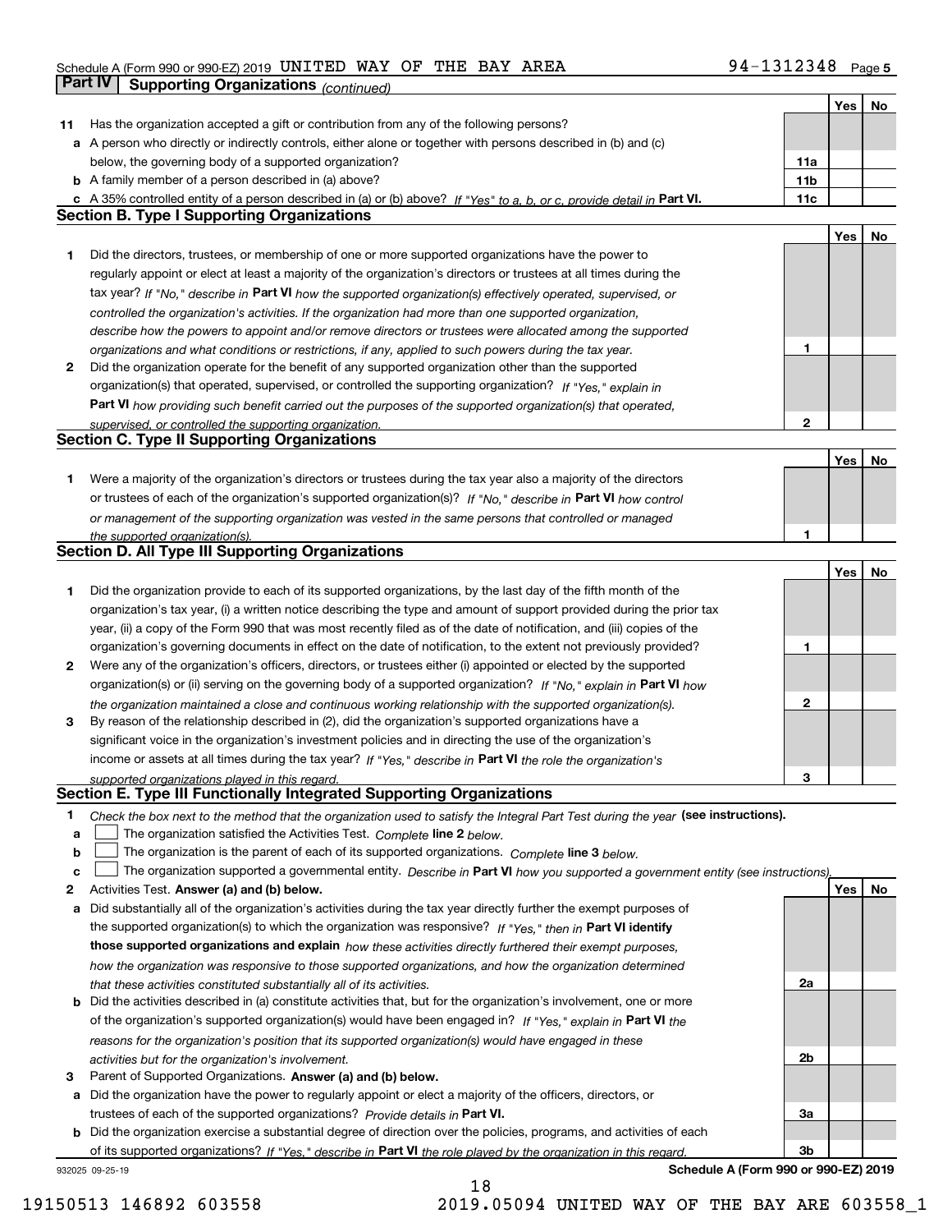Schedule A (Form 990 or 990-EZ) 2019 UNITED WAY OF THE BAY AREA 94-1312348 Page 5

**Part IV | Supporting Organizations** *(continued)*

| | | | Yes | No |
|---|---|---|---|---|
| **11** | Has the organization accepted a gift or contribution from any of the following persons? | | | |
| **a** | A person who directly or indirectly controls, either alone or together with persons described in (b) and (c) below, the governing body of a supported organization? | **11a** | | |
| **b** | A family member of a person described in (a) above? | **11b** | | |
| **c** | A 35% controlled entity of a person described in (a) or (b) above? *If "Yes" to a, b, or c, provide detail in* **Part VI.** | **11c** | | |

## Section B. Type I Supporting Organizations

| | | | Yes | No |
|---|---|---|---|---|
| **1** | Did the directors, trustees, or membership of one or more supported organizations have the power to regularly appoint or elect at least a majority of the organization's directors or trustees at all times during the tax year? *If "No," describe in* **Part VI** *how the supported organization(s) effectively operated, supervised, or controlled the organization's activities. If the organization had more than one supported organization, describe how the powers to appoint and/or remove directors or trustees were allocated among the supported organizations and what conditions or restrictions, if any, applied to such powers during the tax year.* | **1** | | |
| **2** | Did the organization operate for the benefit of any supported organization other than the supported organization(s) that operated, supervised, or controlled the supporting organization? *If "Yes," explain in* **Part VI** *how providing such benefit carried out the purposes of the supported organization(s) that operated, supervised, or controlled the supporting organization.* | **2** | | |

## Section C. Type II Supporting Organizations

| | | | Yes | No |
|---|---|---|---|---|
| **1** | Were a majority of the organization's directors or trustees during the tax year also a majority of the directors or trustees of each of the organization's supported organization(s)? *If "No," describe in* **Part VI** *how control or management of the supporting organization was vested in the same persons that controlled or managed the supported organization(s).* | **1** | | |

## Section D. All Type III Supporting Organizations

| | | | Yes | No |
|---|---|---|---|---|
| **1** | Did the organization provide to each of its supported organizations, by the last day of the fifth month of the organization's tax year, (i) a written notice describing the type and amount of support provided during the prior tax year, (ii) a copy of the Form 990 that was most recently filed as of the date of notification, and (iii) copies of the organization's governing documents in effect on the date of notification, to the extent not previously provided? | **1** | | |
| **2** | Were any of the organization's officers, directors, or trustees either (i) appointed or elected by the supported organization(s) or (ii) serving on the governing body of a supported organization? *If "No," explain in* **Part VI** *how the organization maintained a close and continuous working relationship with the supported organization(s).* | **2** | | |
| **3** | By reason of the relationship described in (2), did the organization's supported organizations have a significant voice in the organization's investment policies and in directing the use of the organization's income or assets at all times during the tax year? *If "Yes," describe in* **Part VI** *the role the organization's supported organizations played in this regard.* | **3** | | |

## Section E. Type III Functionally Integrated Supporting Organizations

**1** *Check the box next to the method that the organization used to satisfy the Integral Part Test during the year* **(see instructions).**

**a** ☐ The organization satisfied the Activities Test. *Complete* **line 2** *below.*

**b** ☐ The organization is the parent of each of its supported organizations. *Complete* **line 3** *below.*

**c** ☐ The organization supported a governmental entity. *Describe in* **Part VI** *how you supported a government entity (see instructions).*

| | | | Yes | No |
|---|---|---|---|---|
| **2** | Activities Test. **Answer (a) and (b) below.** | | | |
| **a** | Did substantially all of the organization's activities during the tax year directly further the exempt purposes of the supported organization(s) to which the organization was responsive? *If "Yes," then in* **Part VI identify those supported organizations and explain** *how these activities directly furthered their exempt purposes, how the organization was responsive to those supported organizations, and how the organization determined that these activities constituted substantially all of its activities.* | **2a** | | |
| **b** | Did the activities described in (a) constitute activities that, but for the organization's involvement, one or more of the organization's supported organization(s) would have been engaged in? *If "Yes," explain in* **Part VI** *the reasons for the organization's position that its supported organization(s) would have engaged in these activities but for the organization's involvement.* | **2b** | | |
| **3** | Parent of Supported Organizations. **Answer (a) and (b) below.** | | | |
| **a** | Did the organization have the power to regularly appoint or elect a majority of the officers, directors, or trustees of each of the supported organizations? *Provide details in* **Part VI.** | **3a** | | |
| **b** | Did the organization exercise a substantial degree of direction over the policies, programs, and activities of each of its supported organizations? *If "Yes," describe in* **Part VI** *the role played by the organization in this regard.* | **3b** | | |

932025 09-25-19 **Schedule A (Form 990 or 990-EZ) 2019**

19150513 146892 603558 2019.05094 UNITED WAY OF THE BAY ARE 603558_1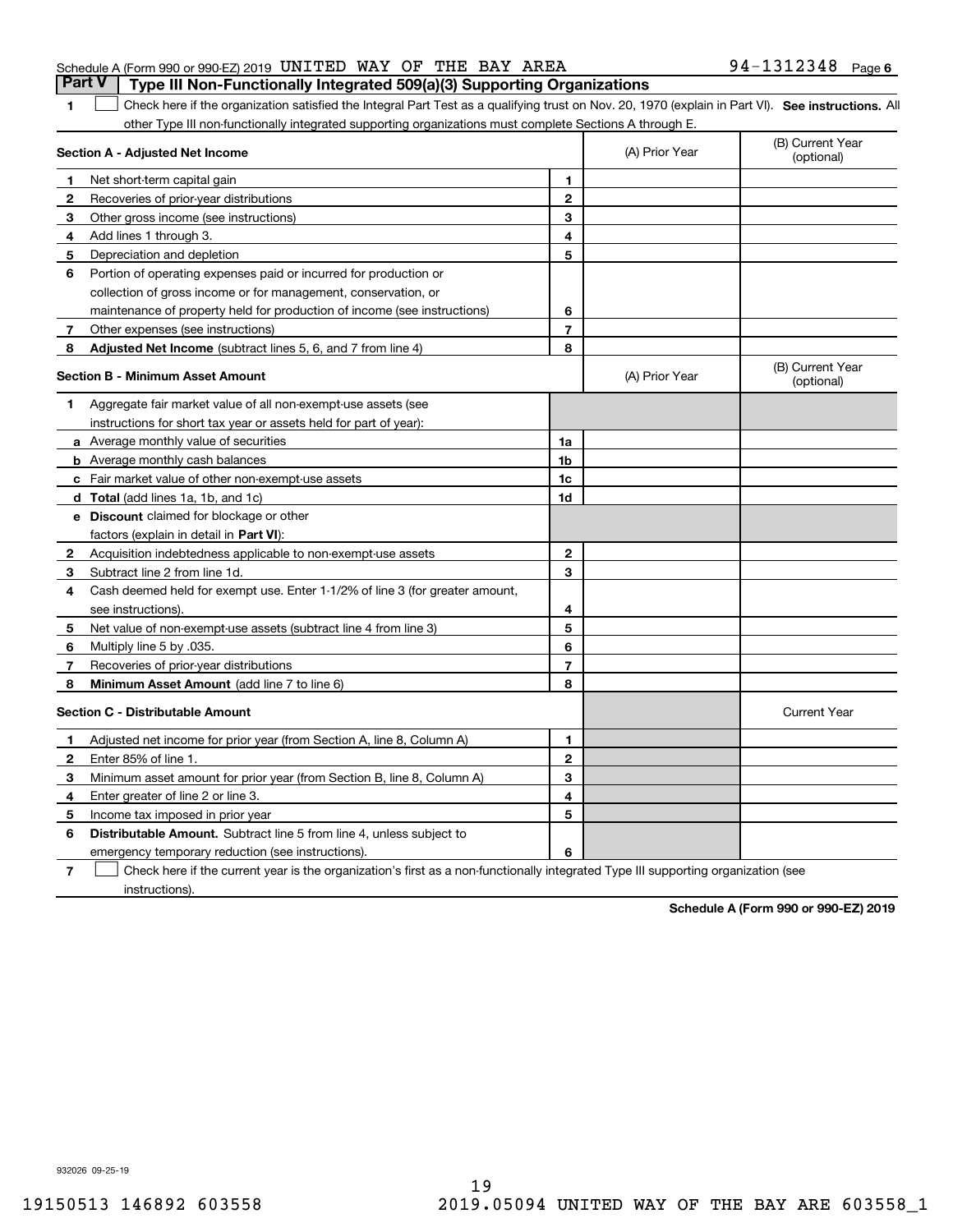Schedule A (Form 990 or 990-EZ) 2019 UNITED WAY OF THE BAY AREA 94-1312348

## Part V Type III Non-Functionally Integrated 509(a)(3) Supporting Organizations

1 ☐ Check here if the organization satisfied the Integral Part Test as a qualifying trust on Nov. 20, 1970 (explain in Part VI). **See instructions.** All other Type III non-functionally integrated supporting organizations must complete Sections A through E.

| **Section A - Adjusted Net Income** | | | (A) Prior Year | (B) Current Year (optional) |
|---|---|---|---|---|
| 1 | Net short-term capital gain | 1 | | |
| 2 | Recoveries of prior-year distributions | 2 | | |
| 3 | Other gross income (see instructions) | 3 | | |
| 4 | Add lines 1 through 3. | 4 | | |
| 5 | Depreciation and depletion | 5 | | |
| 6 | Portion of operating expenses paid or incurred for production or collection of gross income or for management, conservation, or maintenance of property held for production of income (see instructions) | 6 | | |
| 7 | Other expenses (see instructions) | 7 | | |
| 8 | **Adjusted Net Income** (subtract lines 5, 6, and 7 from line 4) | 8 | | |

| **Section B - Minimum Asset Amount** | | | (A) Prior Year | (B) Current Year (optional) |
|---|---|---|---|---|
| 1 | Aggregate fair market value of all non-exempt-use assets (see instructions for short tax year or assets held for part of year): | | | |
| a | Average monthly value of securities | 1a | | |
| b | Average monthly cash balances | 1b | | |
| c | Fair market value of other non-exempt-use assets | 1c | | |
| d | **Total** (add lines 1a, 1b, and 1c) | 1d | | |
| e | **Discount** claimed for blockage or other factors (explain in detail in **Part VI**): | | | |
| 2 | Acquisition indebtedness applicable to non-exempt-use assets | 2 | | |
| 3 | Subtract line 2 from line 1d. | 3 | | |
| 4 | Cash deemed held for exempt use. Enter 1-1/2% of line 3 (for greater amount, see instructions). | 4 | | |
| 5 | Net value of non-exempt-use assets (subtract line 4 from line 3) | 5 | | |
| 6 | Multiply line 5 by .035. | 6 | | |
| 7 | Recoveries of prior-year distributions | 7 | | |
| 8 | **Minimum Asset Amount** (add line 7 to line 6) | 8 | | |

| **Section C - Distributable Amount** | | | | Current Year |
|---|---|---|---|---|
| 1 | Adjusted net income for prior year (from Section A, line 8, Column A) | 1 | | |
| 2 | Enter 85% of line 1. | 2 | | |
| 3 | Minimum asset amount for prior year (from Section B, line 8, Column A) | 3 | | |
| 4 | Enter greater of line 2 or line 3. | 4 | | |
| 5 | Income tax imposed in prior year | 5 | | |
| 6 | **Distributable Amount.** Subtract line 5 from line 4, unless subject to emergency temporary reduction (see instructions). | 6 | | |

7 ☐ Check here if the current year is the organization's first as a non-functionally integrated Type III supporting organization (see instructions).

**Schedule A (Form 990 or 990-EZ) 2019**

932026 09-25-19

19150513 146892 603558 2019.05094 UNITED WAY OF THE BAY ARE 603558_1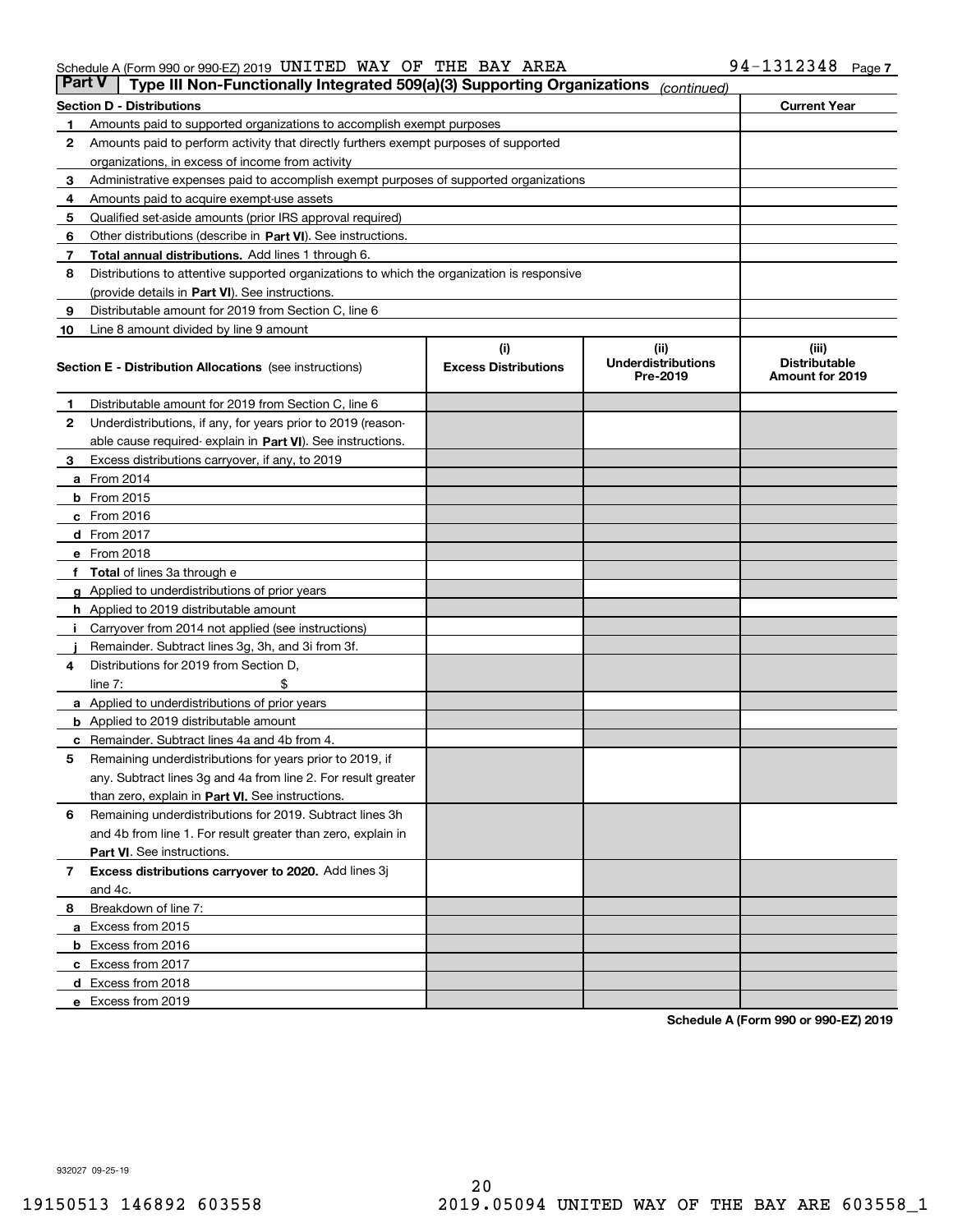Schedule A (Form 990 or 990-EZ) 2019 UNITED WAY OF THE BAY AREA 94-1312348

## Part V Type III Non-Functionally Integrated 509(a)(3) Supporting Organizations *(continued)*

| Section D - Distributions | | Current Year |
|---|---|---|
| 1 | Amounts paid to supported organizations to accomplish exempt purposes | |
| 2 | Amounts paid to perform activity that directly furthers exempt purposes of supported organizations, in excess of income from activity | |
| 3 | Administrative expenses paid to accomplish exempt purposes of supported organizations | |
| 4 | Amounts paid to acquire exempt-use assets | |
| 5 | Qualified set-aside amounts (prior IRS approval required) | |
| 6 | Other distributions (describe in **Part VI**). See instructions. | |
| 7 | **Total annual distributions.** Add lines 1 through 6. | |
| 8 | Distributions to attentive supported organizations to which the organization is responsive (provide details in **Part VI**). See instructions. | |
| 9 | Distributable amount for 2019 from Section C, line 6 | |
| 10 | Line 8 amount divided by line 9 amount | |

| Section E - Distribution Allocations (see instructions) | (i) Excess Distributions | (ii) Underdistributions Pre-2019 | (iii) Distributable Amount for 2019 |
|---|---|---|---|
| 1 Distributable amount for 2019 from Section C, line 6 | | | |
| 2 Underdistributions, if any, for years prior to 2019 (reasonable cause required- explain in **Part VI**). See instructions. | | | |
| 3 Excess distributions carryover, if any, to 2019 | | | |
| a From 2014 | | | |
| b From 2015 | | | |
| c From 2016 | | | |
| d From 2017 | | | |
| e From 2018 | | | |
| f **Total** of lines 3a through e | | | |
| g Applied to underdistributions of prior years | | | |
| h Applied to 2019 distributable amount | | | |
| i Carryover from 2014 not applied (see instructions) | | | |
| j Remainder. Subtract lines 3g, 3h, and 3i from 3f. | | | |
| 4 Distributions for 2019 from Section D, line 7: $ | | | |
| a Applied to underdistributions of prior years | | | |
| b Applied to 2019 distributable amount | | | |
| c Remainder. Subtract lines 4a and 4b from 4. | | | |
| 5 Remaining underdistributions for years prior to 2019, if any. Subtract lines 3g and 4a from line 2. For result greater than zero, explain in **Part VI.** See instructions. | | | |
| 6 Remaining underdistributions for 2019. Subtract lines 3h and 4b from line 1. For result greater than zero, explain in **Part VI**. See instructions. | | | |
| 7 **Excess distributions carryover to 2020.** Add lines 3j and 4c. | | | |
| 8 Breakdown of line 7: | | | |
| a Excess from 2015 | | | |
| b Excess from 2016 | | | |
| c Excess from 2017 | | | |
| d Excess from 2018 | | | |
| e Excess from 2019 | | | |

**Schedule A (Form 990 or 990-EZ) 2019**

932027 09-25-19

19150513 146892 603558 2019.05094 UNITED WAY OF THE BAY ARE 603558_1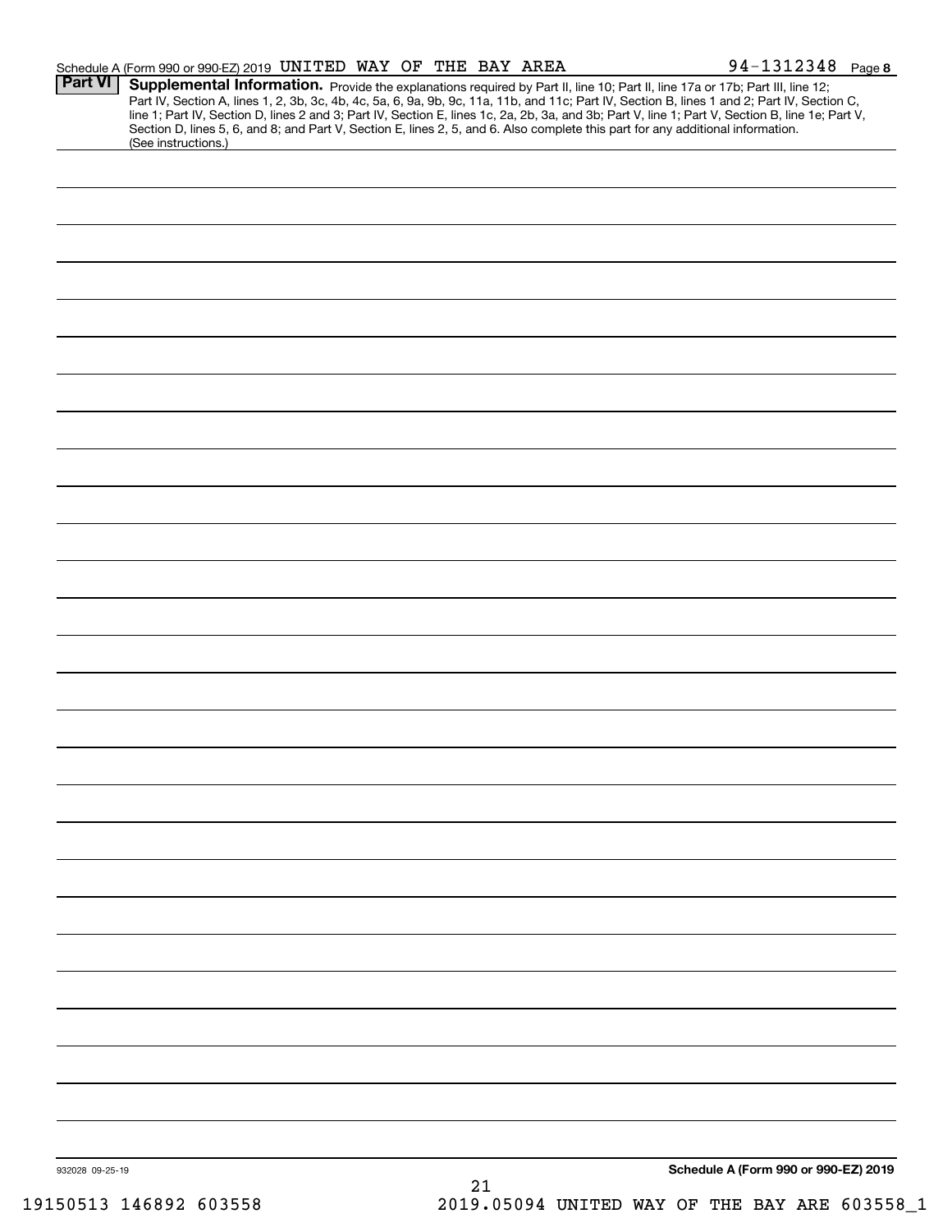Schedule A (Form 990 or 990-EZ) 2019 UNITED WAY OF THE BAY AREA 94-1312348 Page 8

**Part VI** **Supplemental Information.** Provide the explanations required by Part II, line 10; Part II, line 17a or 17b; Part III, line 12; Part IV, Section A, lines 1, 2, 3b, 3c, 4b, 4c, 5a, 6, 9a, 9b, 9c, 11a, 11b, and 11c; Part IV, Section B, lines 1 and 2; Part IV, Section C, line 1; Part IV, Section D, lines 2 and 3; Part IV, Section E, lines 1c, 2a, 2b, 3a, and 3b; Part V, line 1; Part V, Section B, line 1e; Part V, Section D, lines 5, 6, and 8; and Part V, Section E, lines 2, 5, and 6. Also complete this part for any additional information. (See instructions.)

932028 09-25-19

**Schedule A (Form 990 or 990-EZ) 2019**

19150513 146892 603558 2019.05094 UNITED WAY OF THE BAY ARE 603558_1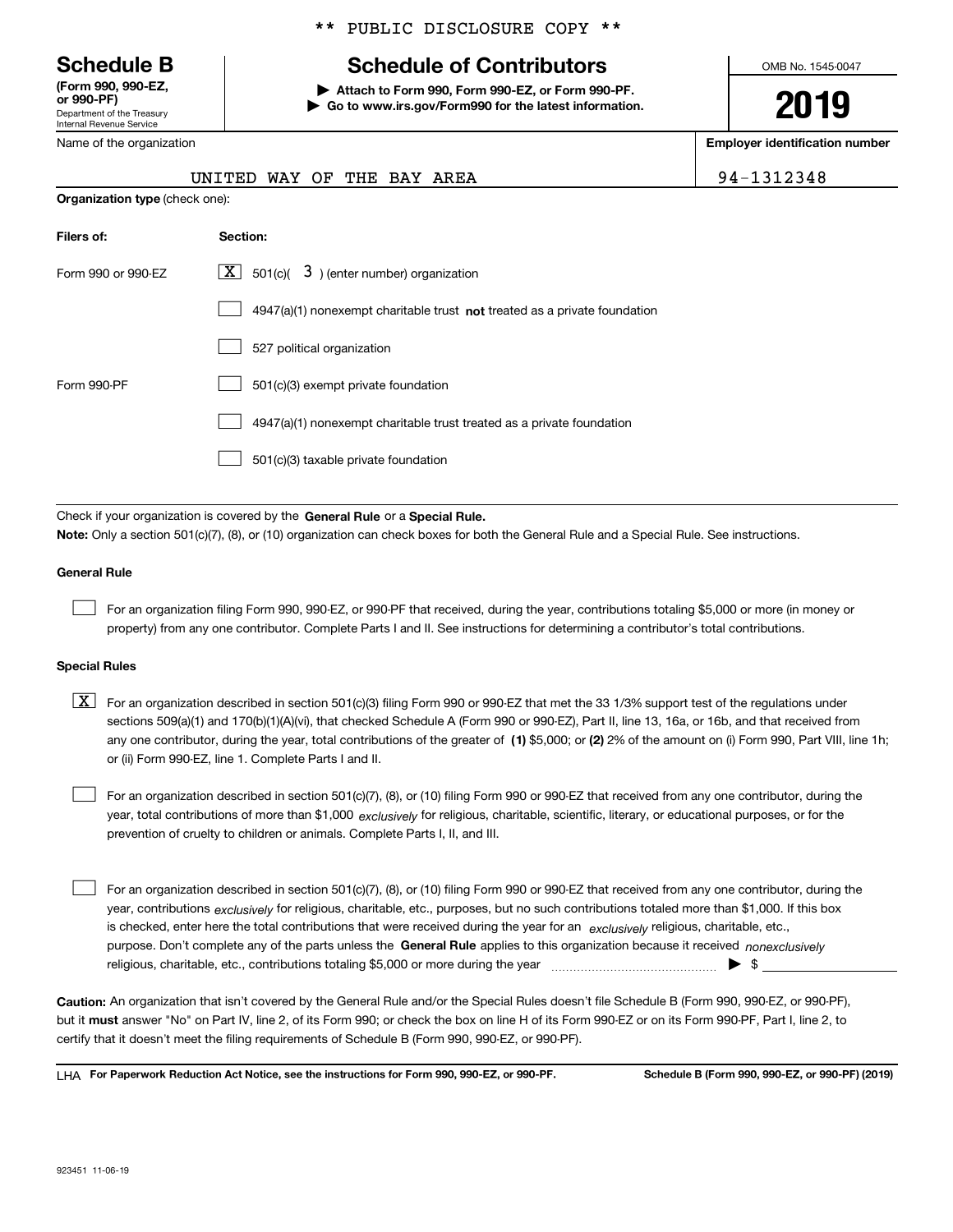** PUBLIC DISCLOSURE COPY **

# Schedule B

**(Form 990, 990-EZ, or 990-PF)**
Department of the Treasury
Internal Revenue Service

## Schedule of Contributors

▶ **Attach to Form 990, Form 990-EZ, or Form 990-PF.**
▶ **Go to www.irs.gov/Form990 for the latest information.**

OMB No. 1545-0047

**2019**

| Name of the organization | Employer identification number |
|---|---|
| UNITED WAY OF THE BAY AREA | 94-1312348 |

**Organization type** (check one):

| Filers of: | Section: |
|---|---|
| Form 990 or 990-EZ | [X] 501(c)( 3 ) (enter number) organization |
| | [ ] 4947(a)(1) nonexempt charitable trust **not** treated as a private foundation |
| | [ ] 527 political organization |
| Form 990-PF | [ ] 501(c)(3) exempt private foundation |
| | [ ] 4947(a)(1) nonexempt charitable trust treated as a private foundation |
| | [ ] 501(c)(3) taxable private foundation |

Check if your organization is covered by the **General Rule** or a **Special Rule.**

**Note:** Only a section 501(c)(7), (8), or (10) organization can check boxes for both the General Rule and a Special Rule. See instructions.

**General Rule**

[ ] For an organization filing Form 990, 990-EZ, or 990-PF that received, during the year, contributions totaling $5,000 or more (in money or property) from any one contributor. Complete Parts I and II. See instructions for determining a contributor's total contributions.

**Special Rules**

[X] For an organization described in section 501(c)(3) filing Form 990 or 990-EZ that met the 33 1/3% support test of the regulations under sections 509(a)(1) and 170(b)(1)(A)(vi), that checked Schedule A (Form 990 or 990-EZ), Part II, line 13, 16a, or 16b, and that received from any one contributor, during the year, total contributions of the greater of **(1)** $5,000; or **(2)** 2% of the amount on (i) Form 990, Part VIII, line 1h; or (ii) Form 990-EZ, line 1. Complete Parts I and II.

[ ] For an organization described in section 501(c)(7), (8), or (10) filing Form 990 or 990-EZ that received from any one contributor, during the year, total contributions of more than $1,000 *exclusively* for religious, charitable, scientific, literary, or educational purposes, or for the prevention of cruelty to children or animals. Complete Parts I, II, and III.

[ ] For an organization described in section 501(c)(7), (8), or (10) filing Form 990 or 990-EZ that received from any one contributor, during the year, contributions *exclusively* for religious, charitable, etc., purposes, but no such contributions totaled more than $1,000. If this box is checked, enter here the total contributions that were received during the year for an *exclusively* religious, charitable, etc., purpose. Don't complete any of the parts unless the **General Rule** applies to this organization because it received *nonexclusively* religious, charitable, etc., contributions totaling $5,000 or more during the year ▶ $

**Caution:** An organization that isn't covered by the General Rule and/or the Special Rules doesn't file Schedule B (Form 990, 990-EZ, or 990-PF), but it **must** answer "No" on Part IV, line 2, of its Form 990; or check the box on line H of its Form 990-EZ or on its Form 990-PF, Part I, line 2, to certify that it doesn't meet the filing requirements of Schedule B (Form 990, 990-EZ, or 990-PF).

LHA **For Paperwork Reduction Act Notice, see the instructions for Form 990, 990-EZ, or 990-PF.** **Schedule B (Form 990, 990-EZ, or 990-PF) (2019)**

923451 11-06-19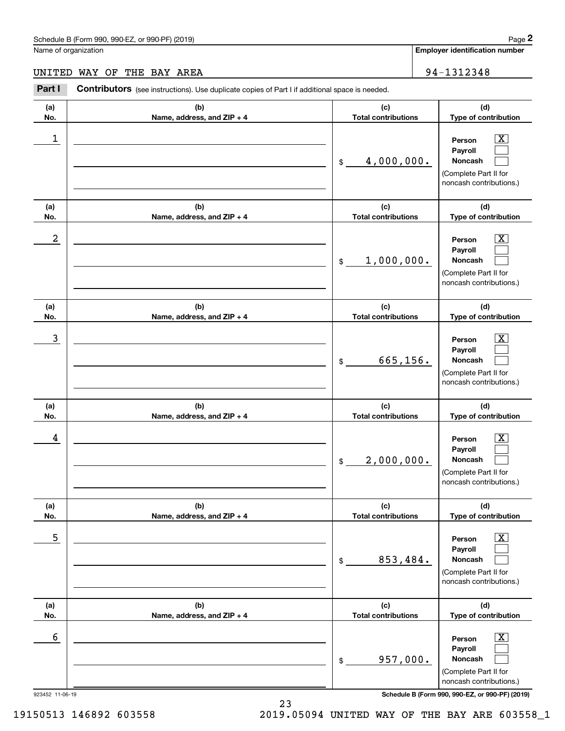Schedule B (Form 990, 990-EZ, or 990-PF) (2019) Page **2**

Name of organization: UNITED WAY OF THE BAY AREA

**Employer identification number**: 94-1312348

**Part I** **Contributors** (see instructions). Use duplicate copies of Part I if additional space is needed.

| (a) No. | (b) Name, address, and ZIP + 4 | (c) Total contributions | (d) Type of contribution |
|---|---|---|---|
| 1 | | $ 4,000,000. | Person [X] Payroll [ ] Noncash [ ] (Complete Part II for noncash contributions.) |
| 2 | | $ 1,000,000. | Person [X] Payroll [ ] Noncash [ ] (Complete Part II for noncash contributions.) |
| 3 | | $ 665,156. | Person [X] Payroll [ ] Noncash [ ] (Complete Part II for noncash contributions.) |
| 4 | | $ 2,000,000. | Person [X] Payroll [ ] Noncash [ ] (Complete Part II for noncash contributions.) |
| 5 | | $ 853,484. | Person [X] Payroll [ ] Noncash [ ] (Complete Part II for noncash contributions.) |
| 6 | | $ 957,000. | Person [X] Payroll [ ] Noncash [ ] (Complete Part II for noncash contributions.) |

923452 11-06-19 **Schedule B (Form 990, 990-EZ, or 990-PF) (2019)**

19150513 146892 603558 2019.05094 UNITED WAY OF THE BAY ARE 603558_1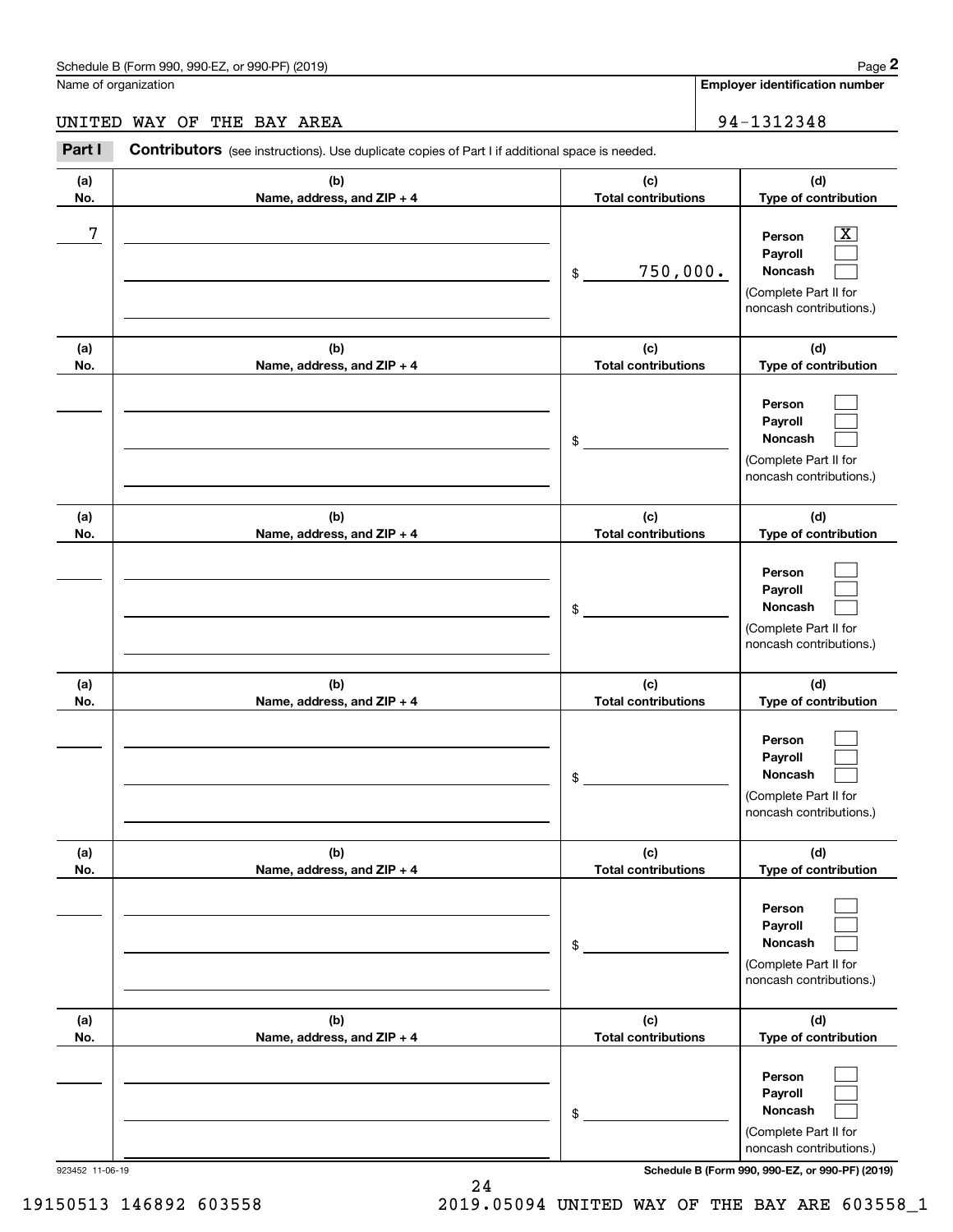Schedule B (Form 990, 990-EZ, or 990-PF) (2019)

Name of organization: UNITED WAY OF THE BAY AREA

Employer identification number: 94-1312348

**Part I** **Contributors** (see instructions). Use duplicate copies of Part I if additional space is needed.

| (a) No. | (b) Name, address, and ZIP + 4 | (c) Total contributions | (d) Type of contribution |
|---|---|---|---|
| 7 | | $ 750,000. | Person [X] Payroll [ ] Noncash [ ] (Complete Part II for noncash contributions.) |
| | | $ | Person [ ] Payroll [ ] Noncash [ ] (Complete Part II for noncash contributions.) |
| | | $ | Person [ ] Payroll [ ] Noncash [ ] (Complete Part II for noncash contributions.) |
| | | $ | Person [ ] Payroll [ ] Noncash [ ] (Complete Part II for noncash contributions.) |
| | | $ | Person [ ] Payroll [ ] Noncash [ ] (Complete Part II for noncash contributions.) |
| | | $ | Person [ ] Payroll [ ] Noncash [ ] (Complete Part II for noncash contributions.) |

923452 11-06-19

Schedule B (Form 990, 990-EZ, or 990-PF) (2019)

19150513 146892 603558 2019.05094 UNITED WAY OF THE BAY ARE 603558_1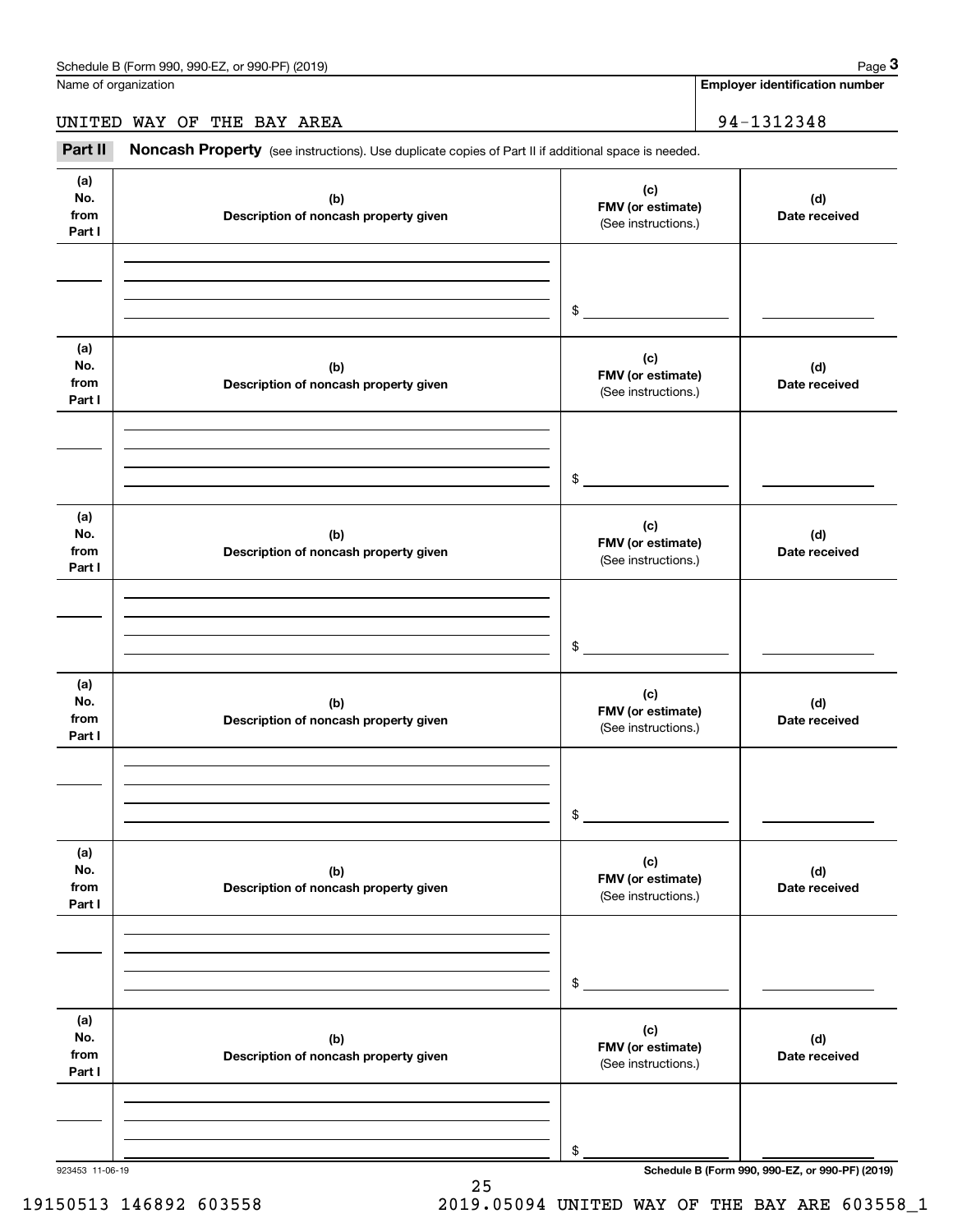Name of organization

UNITED WAY OF THE BAY AREA

**Employer identification number**

94-1312348

**Part II** **Noncash Property** (see instructions). Use duplicate copies of Part II if additional space is needed.

| (a) No. from Part I | (b) Description of noncash property given | (c) FMV (or estimate) (See instructions.) | (d) Date received |
|---|---|---|---|
| | | $ | |

| (a) No. from Part I | (b) Description of noncash property given | (c) FMV (or estimate) (See instructions.) | (d) Date received |
|---|---|---|---|
| | | $ | |

| (a) No. from Part I | (b) Description of noncash property given | (c) FMV (or estimate) (See instructions.) | (d) Date received |
|---|---|---|---|
| | | $ | |

| (a) No. from Part I | (b) Description of noncash property given | (c) FMV (or estimate) (See instructions.) | (d) Date received |
|---|---|---|---|
| | | $ | |

| (a) No. from Part I | (b) Description of noncash property given | (c) FMV (or estimate) (See instructions.) | (d) Date received |
|---|---|---|---|
| | | $ | |

| (a) No. from Part I | (b) Description of noncash property given | (c) FMV (or estimate) (See instructions.) | (d) Date received |
|---|---|---|---|
| | | $ | |

923453 11-06-19

19150513 146892 603558 2019.05094 UNITED WAY OF THE BAY ARE 603558_1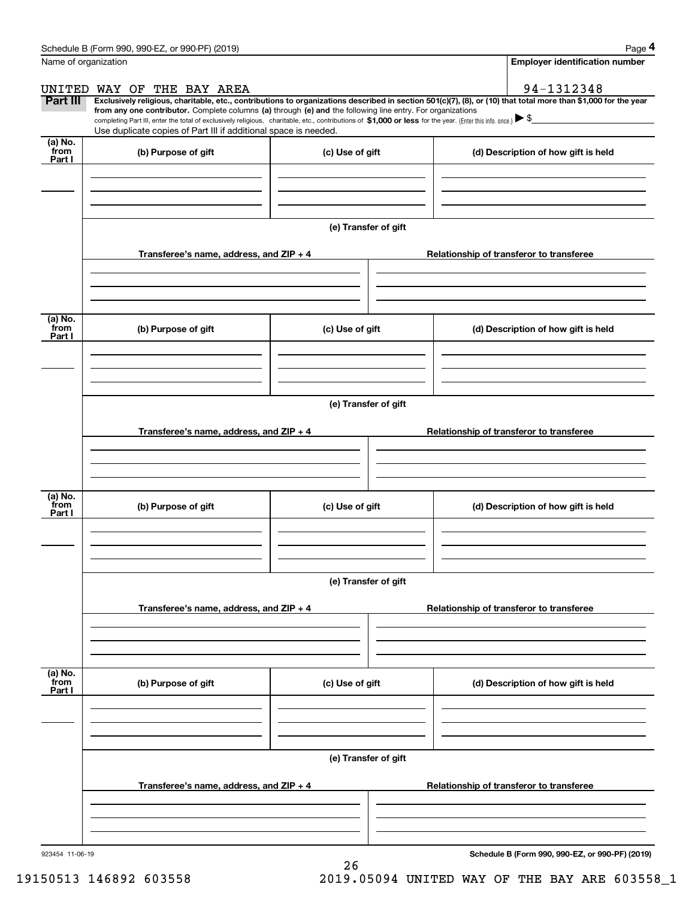Name of organization

**Employer identification number**

UNITED WAY OF THE BAY AREA 94-1312348

**Part III** **Exclusively religious, charitable, etc., contributions to organizations described in section 501(c)(7), (8), or (10) that total more than $1,000 for the year from any one contributor.** Complete columns **(a)** through **(e) and** the following line entry. For organizations completing Part III, enter the total of exclusively religious, charitable, etc., contributions of **$1,000 or less** for the year. (Enter this info. once.) ▶ $

Use duplicate copies of Part III if additional space is needed.

| (a) No. from Part I | (b) Purpose of gift | (c) Use of gift | (d) Description of how gift is held |
|---|---|---|---|
| | | | |

**(e) Transfer of gift**

| Transferee's name, address, and ZIP + 4 | Relationship of transferor to transferee |
|---|---|
| | |

| (a) No. from Part I | (b) Purpose of gift | (c) Use of gift | (d) Description of how gift is held |
|---|---|---|---|
| | | | |

**(e) Transfer of gift**

| Transferee's name, address, and ZIP + 4 | Relationship of transferor to transferee |
|---|---|
| | |

| (a) No. from Part I | (b) Purpose of gift | (c) Use of gift | (d) Description of how gift is held |
|---|---|---|---|
| | | | |

**(e) Transfer of gift**

| Transferee's name, address, and ZIP + 4 | Relationship of transferor to transferee |
|---|---|
| | |

| (a) No. from Part I | (b) Purpose of gift | (c) Use of gift | (d) Description of how gift is held |
|---|---|---|---|
| | | | |

**(e) Transfer of gift**

| Transferee's name, address, and ZIP + 4 | Relationship of transferor to transferee |
|---|---|
| | |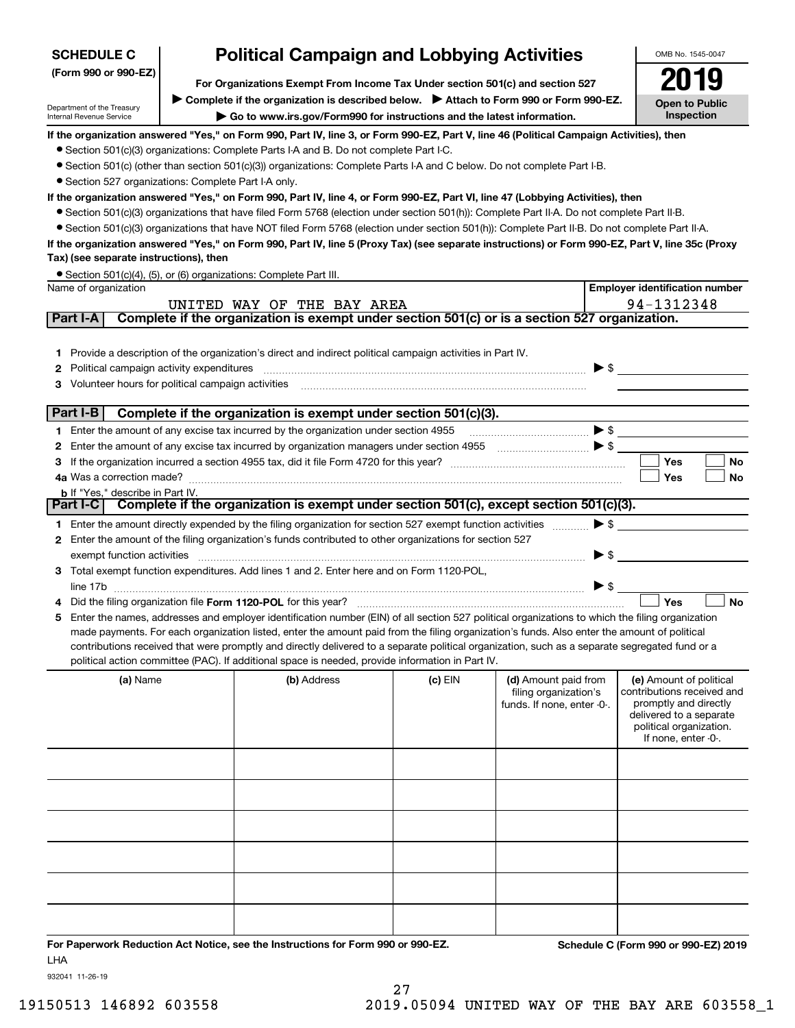**SCHEDULE C**
**(Form 990 or 990-EZ)**

Department of the Treasury
Internal Revenue Service

# Political Campaign and Lobbying Activities

**For Organizations Exempt From Income Tax Under section 501(c) and section 527**

▶ **Complete if the organization is described below.** ▶ **Attach to Form 990 or Form 990-EZ.**

▶ **Go to www.irs.gov/Form990 for instructions and the latest information.**

OMB No. 1545-0047

**2019**

**Open to Public Inspection**

**If the organization answered "Yes," on Form 990, Part IV, line 3, or Form 990-EZ, Part V, line 46 (Political Campaign Activities), then**

- Section 501(c)(3) organizations: Complete Parts I-A and B. Do not complete Part I-C.
- Section 501(c) (other than section 501(c)(3)) organizations: Complete Parts I-A and C below. Do not complete Part I-B.
- Section 527 organizations: Complete Part I-A only.

**If the organization answered "Yes," on Form 990, Part IV, line 4, or Form 990-EZ, Part VI, line 47 (Lobbying Activities), then**

- Section 501(c)(3) organizations that have filed Form 5768 (election under section 501(h)): Complete Part II-A. Do not complete Part II-B.
- Section 501(c)(3) organizations that have NOT filed Form 5768 (election under section 501(h)): Complete Part II-B. Do not complete Part II-A.

**If the organization answered "Yes," on Form 990, Part IV, line 5 (Proxy Tax) (see separate instructions) or Form 990-EZ, Part V, line 35c (Proxy Tax) (see separate instructions), then**

- Section 501(c)(4), (5), or (6) organizations: Complete Part III.

| Name of organization | Employer identification number |
|---|---|
| UNITED WAY OF THE BAY AREA | 94-1312348 |

## Part I-A Complete if the organization is exempt under section 501(c) or is a section 527 organization.

1. Provide a description of the organization's direct and indirect political campaign activities in Part IV.
2. Political campaign activity expenditures ▶ $
3. Volunteer hours for political campaign activities

## Part I-B Complete if the organization is exempt under section 501(c)(3).

1. Enter the amount of any excise tax incurred by the organization under section 4955 ▶ $
2. Enter the amount of any excise tax incurred by organization managers under section 4955 ▶ $
3. If the organization incurred a section 4955 tax, did it file Form 4720 for this year? ☐ Yes ☐ No
4. a Was a correction made? ☐ Yes ☐ No
   b If "Yes," describe in Part IV.

## Part I-C Complete if the organization is exempt under section 501(c), except section 501(c)(3).

1. Enter the amount directly expended by the filing organization for section 527 exempt function activities ▶ $
2. Enter the amount of the filing organization's funds contributed to other organizations for section 527 exempt function activities ▶ $
3. Total exempt function expenditures. Add lines 1 and 2. Enter here and on Form 1120-POL, line 17b ▶ $
4. Did the filing organization file **Form 1120-POL** for this year? ☐ Yes ☐ No
5. Enter the names, addresses and employer identification number (EIN) of all section 527 political organizations to which the filing organization made payments. For each organization listed, enter the amount paid from the filing organization's funds. Also enter the amount of political contributions received that were promptly and directly delivered to a separate political organization, such as a separate segregated fund or a political action committee (PAC). If additional space is needed, provide information in Part IV.

| (a) Name | (b) Address | (c) EIN | (d) Amount paid from filing organization's funds. If none, enter -0-. | (e) Amount of political contributions received and promptly and directly delivered to a separate political organization. If none, enter -0-. |
|---|---|---|---|---|
| | | | | |
| | | | | |
| | | | | |
| | | | | |
| | | | | |
| | | | | |

**For Paperwork Reduction Act Notice, see the Instructions for Form 990 or 990-EZ.** **Schedule C (Form 990 or 990-EZ) 2019**

LHA

932041 11-26-19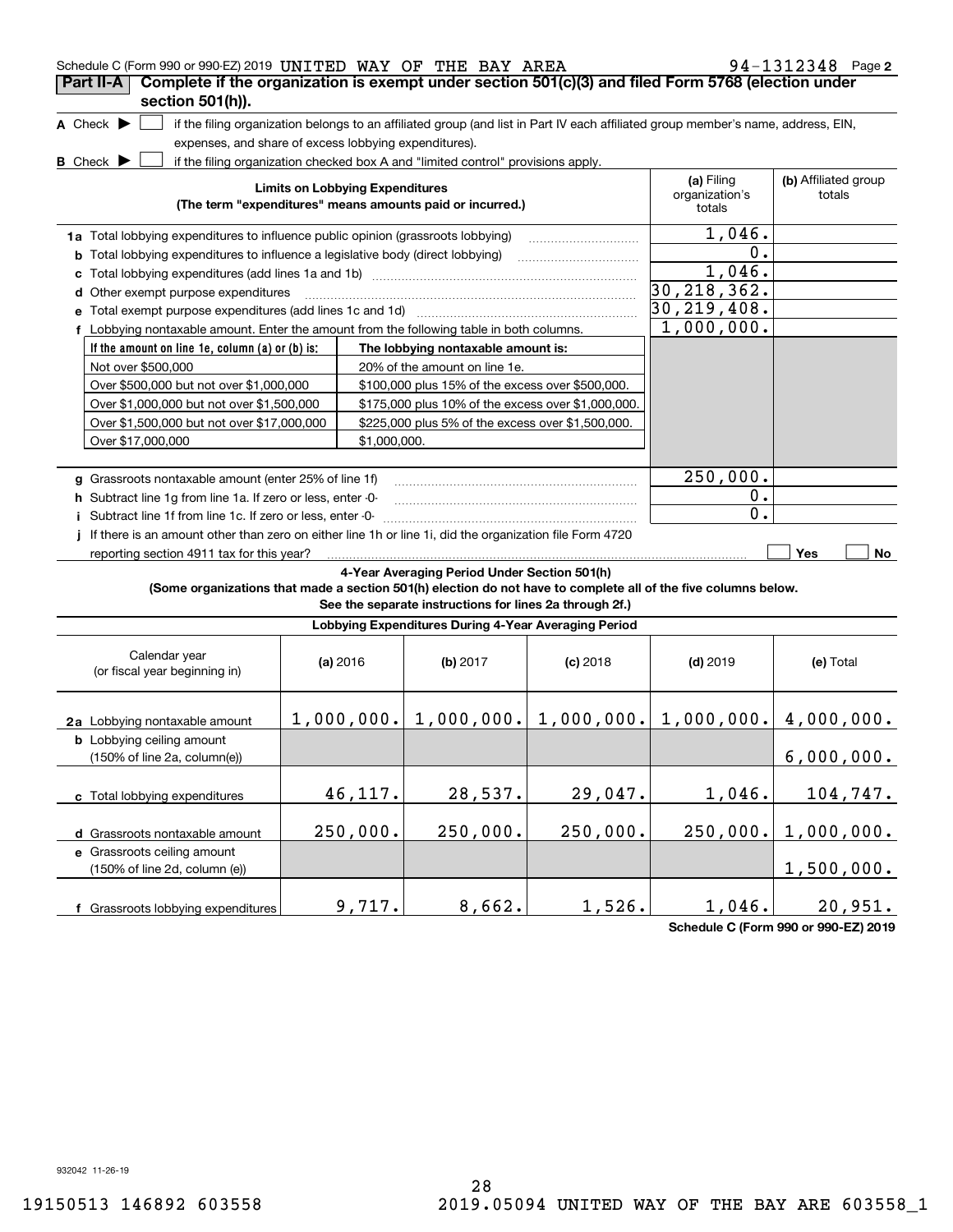Schedule C (Form 990 or 990-EZ) 2019 UNITED WAY OF THE BAY AREA 94-1312348 Page 2

## Part II-A Complete if the organization is exempt under section 501(c)(3) and filed Form 5768 (election under section 501(h)).

**A** Check ▶ ☐ if the filing organization belongs to an affiliated group (and list in Part IV each affiliated group member's name, address, EIN, expenses, and share of excess lobbying expenditures).

**B** Check ▶ ☐ if the filing organization checked box A and "limited control" provisions apply.

| Limits on Lobbying Expenditures (The term "expenditures" means amounts paid or incurred.) | (a) Filing organization's totals | (b) Affiliated group totals |
|---|---|---|
| **1a** Total lobbying expenditures to influence public opinion (grassroots lobbying) | 1,046. | |
| **b** Total lobbying expenditures to influence a legislative body (direct lobbying) | 0. | |
| **c** Total lobbying expenditures (add lines 1a and 1b) | 1,046. | |
| **d** Other exempt purpose expenditures | 30,218,362. | |
| **e** Total exempt purpose expenditures (add lines 1c and 1d) | 30,219,408. | |
| **f** Lobbying nontaxable amount. Enter the amount from the following table in both columns. | 1,000,000. | |

| If the amount on line 1e, column (a) or (b) is: | The lobbying nontaxable amount is: |
|---|---|
| Not over $500,000 | 20% of the amount on line 1e. |
| Over $500,000 but not over $1,000,000 | $100,000 plus 15% of the excess over $500,000. |
| Over $1,000,000 but not over $1,500,000 | $175,000 plus 10% of the excess over $1,000,000. |
| Over $1,500,000 but not over $17,000,000 | $225,000 plus 5% of the excess over $1,500,000. |
| Over $17,000,000 | $1,000,000. |

| | (a) Filing organization's totals | (b) Affiliated group totals |
|---|---|---|
| **g** Grassroots nontaxable amount (enter 25% of line 1f) | 250,000. | |
| **h** Subtract line 1g from line 1a. If zero or less, enter -0- | 0. | |
| **i** Subtract line 1f from line 1c. If zero or less, enter -0- | 0. | |

**j** If there is an amount other than zero on either line 1h or line 1i, did the organization file Form 4720 reporting section 4911 tax for this year? ☐ Yes ☐ No

### 4-Year Averaging Period Under Section 501(h)

**(Some organizations that made a section 501(h) election do not have to complete all of the five columns below. See the separate instructions for lines 2a through 2f.)**

**Lobbying Expenditures During 4-Year Averaging Period**

| Calendar year (or fiscal year beginning in) | (a) 2016 | (b) 2017 | (c) 2018 | (d) 2019 | (e) Total |
|---|---|---|---|---|---|
| **2a** Lobbying nontaxable amount | 1,000,000. | 1,000,000. | 1,000,000. | 1,000,000. | 4,000,000. |
| **b** Lobbying ceiling amount (150% of line 2a, column(e)) | | | | | 6,000,000. |
| **c** Total lobbying expenditures | 46,117. | 28,537. | 29,047. | 1,046. | 104,747. |
| **d** Grassroots nontaxable amount | 250,000. | 250,000. | 250,000. | 250,000. | 1,000,000. |
| **e** Grassroots ceiling amount (150% of line 2d, column (e)) | | | | | 1,500,000. |
| **f** Grassroots lobbying expenditures | 9,717. | 8,662. | 1,526. | 1,046. | 20,951. |

Schedule C (Form 990 or 990-EZ) 2019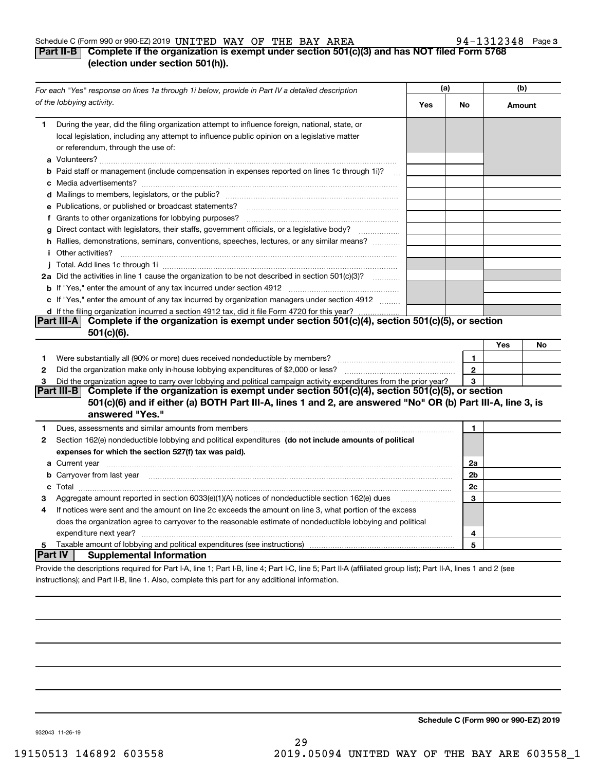Schedule C (Form 990 or 990-EZ) 2019 UNITED WAY OF THE BAY AREA 94-1312348 Page 3

## Part II-B Complete if the organization is exempt under section 501(c)(3) and has NOT filed Form 5768 (election under section 501(h)).

| *For each "Yes" response on lines 1a through 1i below, provide in Part IV a detailed description of the lobbying activity.* | (a) Yes | (a) No | (b) Amount |
|---|---|---|---|
| **1** During the year, did the filing organization attempt to influence foreign, national, state, or local legislation, including any attempt to influence public opinion on a legislative matter or referendum, through the use of: | | | |
| **a** Volunteers? | | | |
| **b** Paid staff or management (include compensation in expenses reported on lines 1c through 1i)? | | | |
| **c** Media advertisements? | | | |
| **d** Mailings to members, legislators, or the public? | | | |
| **e** Publications, or published or broadcast statements? | | | |
| **f** Grants to other organizations for lobbying purposes? | | | |
| **g** Direct contact with legislators, their staffs, government officials, or a legislative body? | | | |
| **h** Rallies, demonstrations, seminars, conventions, speeches, lectures, or any similar means? | | | |
| **i** Other activities? | | | |
| **j** Total. Add lines 1c through 1i | | | |
| **2a** Did the activities in line 1 cause the organization to be not described in section 501(c)(3)? | | | |
| **b** If "Yes," enter the amount of any tax incurred under section 4912 | | | |
| **c** If "Yes," enter the amount of any tax incurred by organization managers under section 4912 | | | |
| **d** If the filing organization incurred a section 4912 tax, did it file Form 4720 for this year? | | | |

## Part III-A Complete if the organization is exempt under section 501(c)(4), section 501(c)(5), or section 501(c)(6).

| | | | Yes | No |
|---|---|---|---|---|
| **1** | Were substantially all (90% or more) dues received nondeductible by members? | 1 | | |
| **2** | Did the organization make only in-house lobbying expenditures of $2,000 or less? | 2 | | |
| **3** | Did the organization agree to carry over lobbying and political campaign activity expenditures from the prior year? | 3 | | |

## Part III-B Complete if the organization is exempt under section 501(c)(4), section 501(c)(5), or section 501(c)(6) and if either (a) BOTH Part III-A, lines 1 and 2, are answered "No" OR (b) Part III-A, line 3, is answered "Yes."

| | | | |
|---|---|---|---|
| **1** | Dues, assessments and similar amounts from members | 1 | |
| **2** | Section 162(e) nondeductible lobbying and political expenditures **(do not include amounts of political expenses for which the section 527(f) tax was paid).** | | |
| **a** | Current year | 2a | |
| **b** | Carryover from last year | 2b | |
| **c** | Total | 2c | |
| **3** | Aggregate amount reported in section 6033(e)(1)(A) notices of nondeductible section 162(e) dues | 3 | |
| **4** | If notices were sent and the amount on line 2c exceeds the amount on line 3, what portion of the excess does the organization agree to carryover to the reasonable estimate of nondeductible lobbying and political expenditure next year? | 4 | |
| **5** | Taxable amount of lobbying and political expenditures (see instructions) | 5 | |

## Part IV Supplemental Information

Provide the descriptions required for Part I-A, line 1; Part I-B, line 4; Part I-C, line 5; Part II-A (affiliated group list); Part II-A, lines 1 and 2 (see instructions); and Part II-B, line 1. Also, complete this part for any additional information.

**Schedule C (Form 990 or 990-EZ) 2019**

932043 11-26-19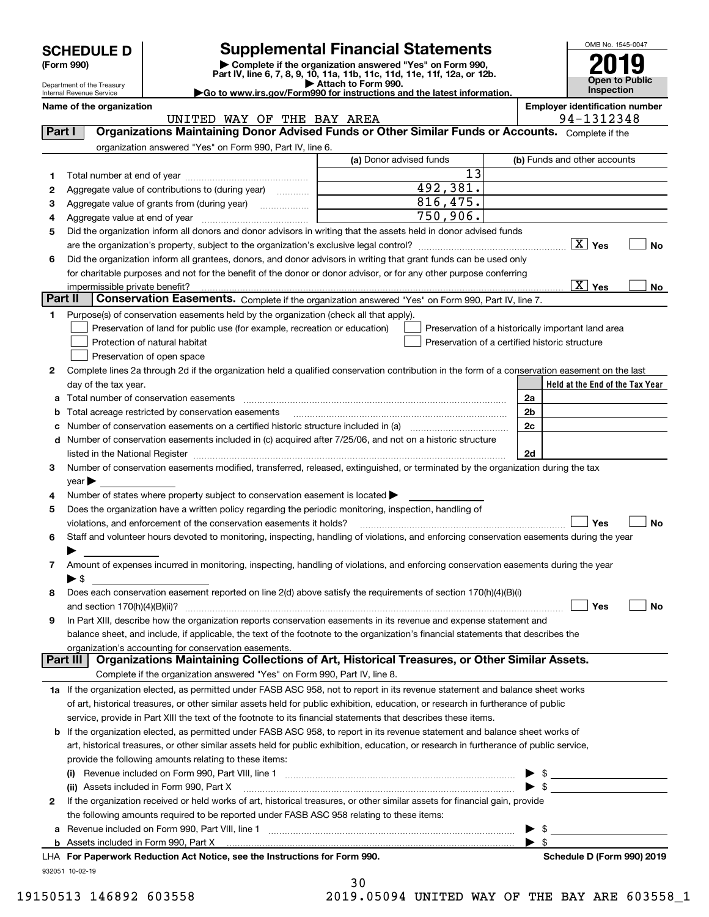# SCHEDULE D (Form 990)

Department of the Treasury
Internal Revenue Service

## Supplemental Financial Statements

▶ Complete if the organization answered "Yes" on Form 990, Part IV, line 6, 7, 8, 9, 10, 11a, 11b, 11c, 11d, 11e, 11f, 12a, or 12b.
▶ Attach to Form 990.
▶Go to www.irs.gov/Form990 for instructions and the latest information.

OMB No. 1545-0047
**2019**
**Open to Public Inspection**

**Name of the organization:** UNITED WAY OF THE BAY AREA
**Employer identification number:** 94-1312348

### Part I — Organizations Maintaining Donor Advised Funds or Other Similar Funds or Accounts. Complete if the organization answered "Yes" on Form 990, Part IV, line 6.

| | | (a) Donor advised funds | (b) Funds and other accounts |
|---|---|---|---|
| 1 | Total number at end of year | 13 | |
| 2 | Aggregate value of contributions to (during year) | 492,381. | |
| 3 | Aggregate value of grants from (during year) | 816,475. | |
| 4 | Aggregate value at end of year | 750,906. | |

5 Did the organization inform all donors and donor advisors in writing that the assets held in donor advised funds are the organization's property, subject to the organization's exclusive legal control? [X] Yes [ ] No

6 Did the organization inform all grantees, donors, and donor advisors in writing that grant funds can be used only for charitable purposes and not for the benefit of the donor or donor advisor, or for any other purpose conferring impermissible private benefit? [X] Yes [ ] No

### Part II — Conservation Easements. Complete if the organization answered "Yes" on Form 990, Part IV, line 7.

1 Purpose(s) of conservation easements held by the organization (check all that apply).
- [ ] Preservation of land for public use (for example, recreation or education)
- [ ] Protection of natural habitat
- [ ] Preservation of open space
- [ ] Preservation of a historically important land area
- [ ] Preservation of a certified historic structure

2 Complete lines 2a through 2d if the organization held a qualified conservation contribution in the form of a conservation easement on the last day of the tax year.

| | | | Held at the End of the Tax Year |
|---|---|---|---|
| a | Total number of conservation easements | 2a | |
| b | Total acreage restricted by conservation easements | 2b | |
| c | Number of conservation easements on a certified historic structure included in (a) | 2c | |
| d | Number of conservation easements included in (c) acquired after 7/25/06, and not on a historic structure listed in the National Register | 2d | |

3 Number of conservation easements modified, transferred, released, extinguished, or terminated by the organization during the tax year ▶

4 Number of states where property subject to conservation easement is located ▶

5 Does the organization have a written policy regarding the periodic monitoring, inspection, handling of violations, and enforcement of the conservation easements it holds? [ ] Yes [ ] No

6 Staff and volunteer hours devoted to monitoring, inspecting, handling of violations, and enforcing conservation easements during the year ▶

7 Amount of expenses incurred in monitoring, inspecting, handling of violations, and enforcing conservation easements during the year ▶ $

8 Does each conservation easement reported on line 2(d) above satisfy the requirements of section 170(h)(4)(B)(i) and section 170(h)(4)(B)(ii)? [ ] Yes [ ] No

9 In Part XIII, describe how the organization reports conservation easements in its revenue and expense statement and balance sheet, and include, if applicable, the text of the footnote to the organization's financial statements that describes the organization's accounting for conservation easements.

### Part III — Organizations Maintaining Collections of Art, Historical Treasures, or Other Similar Assets. Complete if the organization answered "Yes" on Form 990, Part IV, line 8.

1a If the organization elected, as permitted under FASB ASC 958, not to report in its revenue statement and balance sheet works of art, historical treasures, or other similar assets held for public exhibition, education, or research in furtherance of public service, provide in Part XIII the text of the footnote to its financial statements that describes these items.

b If the organization elected, as permitted under FASB ASC 958, to report in its revenue statement and balance sheet works of art, historical treasures, or other similar assets held for public exhibition, education, or research in furtherance of public service, provide the following amounts relating to these items:

(i) Revenue included on Form 990, Part VIII, line 1 ▶ $

(ii) Assets included in Form 990, Part X ▶ $

2 If the organization received or held works of art, historical treasures, or other similar assets for financial gain, provide the following amounts required to be reported under FASB ASC 958 relating to these items:

a Revenue included on Form 990, Part VIII, line 1 ▶ $

b Assets included in Form 990, Part X ▶ $

LHA **For Paperwork Reduction Act Notice, see the Instructions for Form 990.** **Schedule D (Form 990) 2019**

932051 10-02-19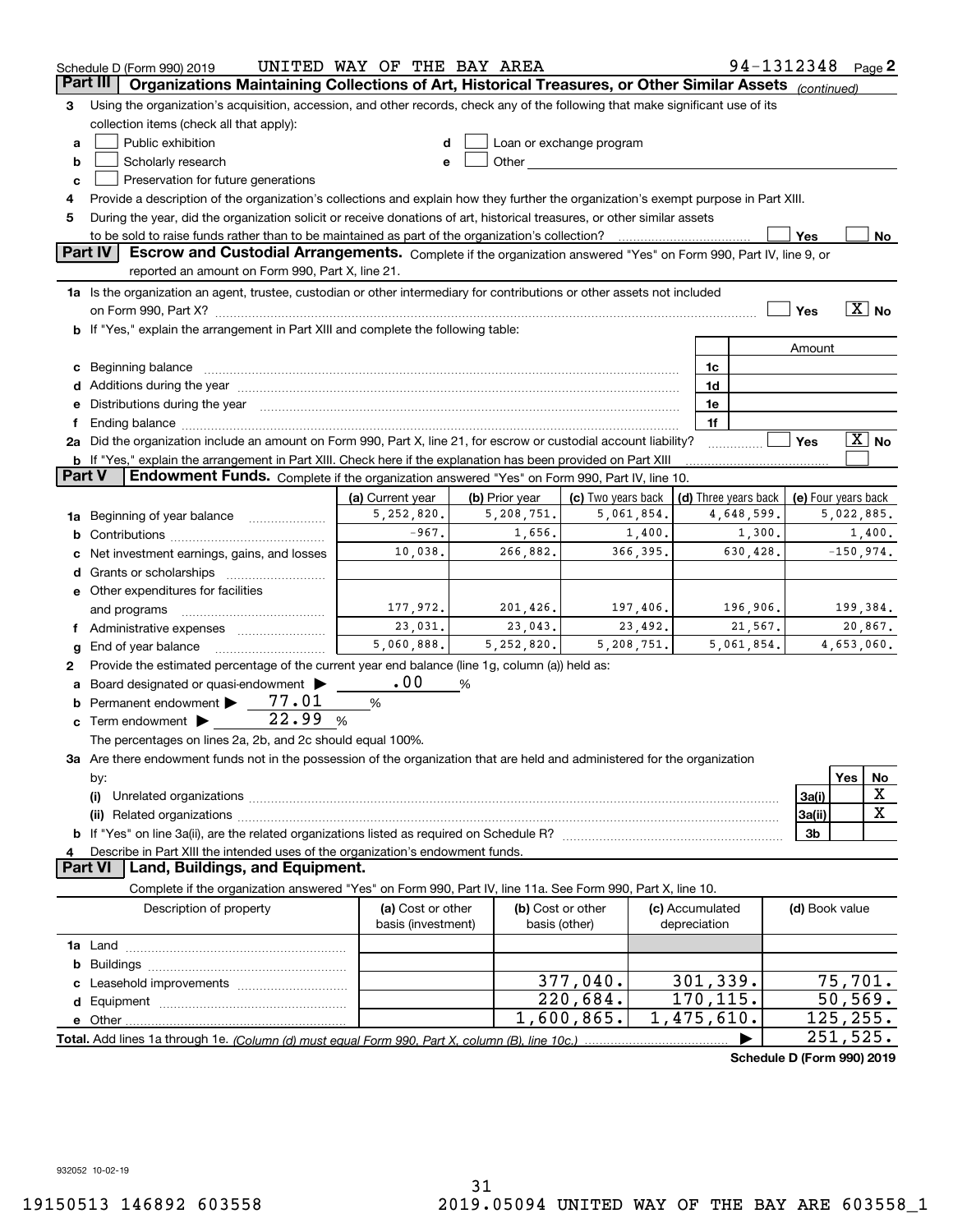Schedule D (Form 990) 2019 UNITED WAY OF THE BAY AREA 94-1312348 Page 2

## Part III Organizations Maintaining Collections of Art, Historical Treasures, or Other Similar Assets *(continued)*

**3** Using the organization's acquisition, accession, and other records, check any of the following that make significant use of its collection items (check all that apply):

- **a** ☐ Public exhibition
- **b** ☐ Scholarly research
- **c** ☐ Preservation for future generations
- **d** ☐ Loan or exchange program
- **e** ☐ Other

**4** Provide a description of the organization's collections and explain how they further the organization's exempt purpose in Part XIII.

**5** During the year, did the organization solicit or receive donations of art, historical treasures, or other similar assets to be sold to raise funds rather than to be maintained as part of the organization's collection? ☐ Yes ☐ No

## Part IV Escrow and Custodial Arrangements.

Complete if the organization answered "Yes" on Form 990, Part IV, line 9, or reported an amount on Form 990, Part X, line 21.

**1a** Is the organization an agent, trustee, custodian or other intermediary for contributions or other assets not included on Form 990, Part X? ☐ Yes ☒ No

**b** If "Yes," explain the arrangement in Part XIII and complete the following table:

| | | Amount |
|---|---|---|
| **c** Beginning balance | 1c | |
| **d** Additions during the year | 1d | |
| **e** Distributions during the year | 1e | |
| **f** Ending balance | 1f | |

**2a** Did the organization include an amount on Form 990, Part X, line 21, for escrow or custodial account liability? ☐ Yes ☒ No

**b** If "Yes," explain the arrangement in Part XIII. Check here if the explanation has been provided on Part XIII ☐

## Part V Endowment Funds.

Complete if the organization answered "Yes" on Form 990, Part IV, line 10.

| | (a) Current year | (b) Prior year | (c) Two years back | (d) Three years back | (e) Four years back |
|---|---|---|---|---|---|
| **1a** Beginning of year balance | 5,252,820. | 5,208,751. | 5,061,854. | 4,648,599. | 5,022,885. |
| **b** Contributions | -967. | 1,656. | 1,400. | 1,300. | 1,400. |
| **c** Net investment earnings, gains, and losses | 10,038. | 266,882. | 366,395. | 630,428. | -150,974. |
| **d** Grants or scholarships | | | | | |
| **e** Other expenditures for facilities and programs | 177,972. | 201,426. | 197,406. | 196,906. | 199,384. |
| **f** Administrative expenses | 23,031. | 23,043. | 23,492. | 21,567. | 20,867. |
| **g** End of year balance | 5,060,888. | 5,252,820. | 5,208,751. | 5,061,854. | 4,653,060. |

**2** Provide the estimated percentage of the current year end balance (line 1g, column (a)) held as:

- **a** Board designated or quasi-endowment ▶ .00 %
- **b** Permanent endowment ▶ 77.01 %
- **c** Term endowment ▶ 22.99 %

The percentages on lines 2a, 2b, and 2c should equal 100%.

**3a** Are there endowment funds not in the possession of the organization that are held and administered for the organization by:

| | | Yes | No |
|---|---|---|---|
| **(i)** Unrelated organizations | 3a(i) | | X |
| **(ii)** Related organizations | 3a(ii) | | X |
| **b** If "Yes" on line 3a(ii), are the related organizations listed as required on Schedule R? | 3b | | |

**4** Describe in Part XIII the intended uses of the organization's endowment funds.

## Part VI Land, Buildings, and Equipment.

Complete if the organization answered "Yes" on Form 990, Part IV, line 11a. See Form 990, Part X, line 10.

| Description of property | (a) Cost or other basis (investment) | (b) Cost or other basis (other) | (c) Accumulated depreciation | (d) Book value |
|---|---|---|---|---|
| **1a** Land | | | | |
| **b** Buildings | | | | |
| **c** Leasehold improvements | | 377,040. | 301,339. | 75,701. |
| **d** Equipment | | 220,684. | 170,115. | 50,569. |
| **e** Other | | 1,600,865. | 1,475,610. | 125,255. |
| **Total.** Add lines 1a through 1e. *(Column (d) must equal Form 990, Part X, column (B), line 10c.)* | | | ▶ | 251,525. |

**Schedule D (Form 990) 2019**

932052 10-02-19

19150513 146892 603558 2019.05094 UNITED WAY OF THE BAY ARE 603558_1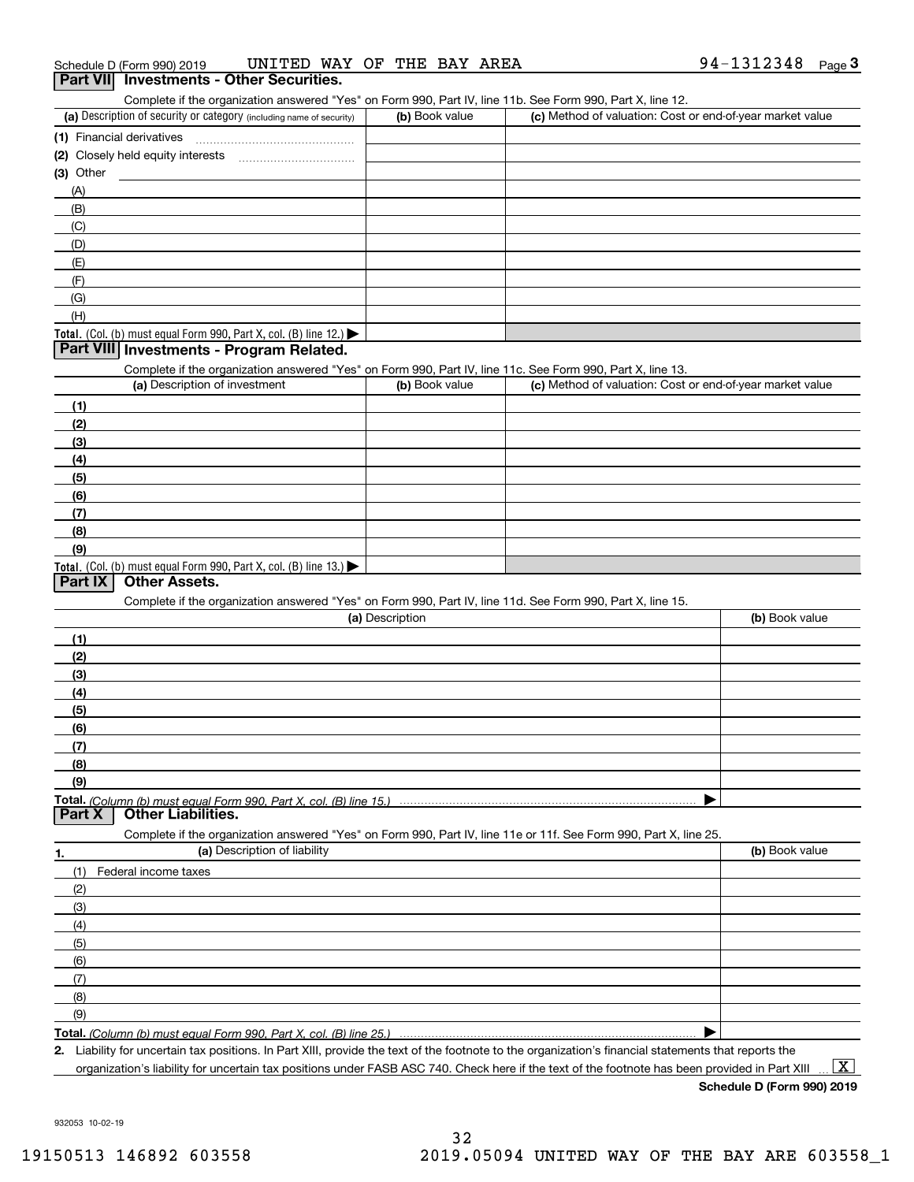Schedule D (Form 990) 2019 UNITED WAY OF THE BAY AREA 94-1312348 Page 3

## Part VII Investments - Other Securities.

Complete if the organization answered "Yes" on Form 990, Part IV, line 11b. See Form 990, Part X, line 12.

| (a) Description of security or category (including name of security) | (b) Book value | (c) Method of valuation: Cost or end-of-year market value |
|---|---|---|
| (1) Financial derivatives | | |
| (2) Closely held equity interests | | |
| (3) Other | | |
| (A) | | |
| (B) | | |
| (C) | | |
| (D) | | |
| (E) | | |
| (F) | | |
| (G) | | |
| (H) | | |
| **Total.** (Col. (b) must equal Form 990, Part X, col. (B) line 12.) ▶ | | |

## Part VIII Investments - Program Related.

Complete if the organization answered "Yes" on Form 990, Part IV, line 11c. See Form 990, Part X, line 13.

| (a) Description of investment | (b) Book value | (c) Method of valuation: Cost or end-of-year market value |
|---|---|---|
| (1) | | |
| (2) | | |
| (3) | | |
| (4) | | |
| (5) | | |
| (6) | | |
| (7) | | |
| (8) | | |
| (9) | | |
| **Total.** (Col. (b) must equal Form 990, Part X, col. (B) line 13.) ▶ | | |

## Part IX Other Assets.

Complete if the organization answered "Yes" on Form 990, Part IV, line 11d. See Form 990, Part X, line 15.

| (a) Description | (b) Book value |
|---|---|
| (1) | |
| (2) | |
| (3) | |
| (4) | |
| (5) | |
| (6) | |
| (7) | |
| (8) | |
| (9) | |
| **Total.** *(Column (b) must equal Form 990, Part X, col. (B) line 15.)* ▶ | |

## Part X Other Liabilities.

Complete if the organization answered "Yes" on Form 990, Part IV, line 11e or 11f. See Form 990, Part X, line 25.

| 1. (a) Description of liability | (b) Book value |
|---|---|
| (1) Federal income taxes | |
| (2) | |
| (3) | |
| (4) | |
| (5) | |
| (6) | |
| (7) | |
| (8) | |
| (9) | |
| **Total.** *(Column (b) must equal Form 990, Part X, col. (B) line 25.)* ▶ | |

2. Liability for uncertain tax positions. In Part XIII, provide the text of the footnote to the organization's financial statements that reports the organization's liability for uncertain tax positions under FASB ASC 740. Check here if the text of the footnote has been provided in Part XIII ... [X]

**Schedule D (Form 990) 2019**

932053 10-02-19

19150513 146892 603558 2019.05094 UNITED WAY OF THE BAY ARE 603558_1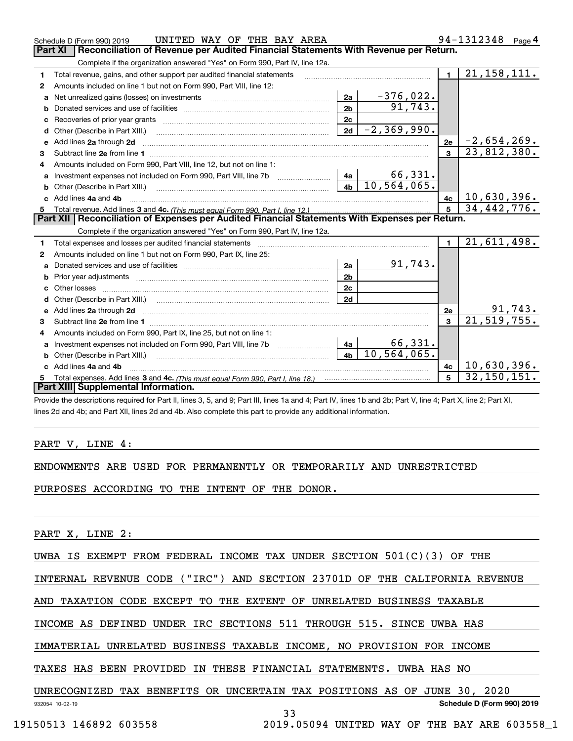Schedule D (Form 990) 2019 UNITED WAY OF THE BAY AREA 94-1312348 Page 4

## Part XI Reconciliation of Revenue per Audited Financial Statements With Revenue per Return.

Complete if the organization answered "Yes" on Form 990, Part IV, line 12a.

| | | | | | |
|---|---|---|---|---|---|
| 1 | Total revenue, gains, and other support per audited financial statements | | | 1 | 21,158,111. |
| 2 | Amounts included on line 1 but not on Form 990, Part VIII, line 12: | | | | |
| a | Net unrealized gains (losses) on investments | 2a | -376,022. | | |
| b | Donated services and use of facilities | 2b | 91,743. | | |
| c | Recoveries of prior year grants | 2c | | | |
| d | Other (Describe in Part XIII.) | 2d | -2,369,990. | | |
| e | Add lines 2a through 2d | | | 2e | -2,654,269. |
| 3 | Subtract line 2e from line 1 | | | 3 | 23,812,380. |
| 4 | Amounts included on Form 990, Part VIII, line 12, but not on line 1: | | | | |
| a | Investment expenses not included on Form 990, Part VIII, line 7b | 4a | 66,331. | | |
| b | Other (Describe in Part XIII.) | 4b | 10,564,065. | | |
| c | Add lines 4a and 4b | | | 4c | 10,630,396. |
| 5 | Total revenue. Add lines 3 and 4c. *(This must equal Form 990, Part I, line 12.)* | | | 5 | 34,442,776. |

## Part XII Reconciliation of Expenses per Audited Financial Statements With Expenses per Return.

Complete if the organization answered "Yes" on Form 990, Part IV, line 12a.

| | | | | | |
|---|---|---|---|---|---|
| 1 | Total expenses and losses per audited financial statements | | | 1 | 21,611,498. |
| 2 | Amounts included on line 1 but not on Form 990, Part IX, line 25: | | | | |
| a | Donated services and use of facilities | 2a | 91,743. | | |
| b | Prior year adjustments | 2b | | | |
| c | Other losses | 2c | | | |
| d | Other (Describe in Part XIII.) | 2d | | | |
| e | Add lines 2a through 2d | | | 2e | 91,743. |
| 3 | Subtract line 2e from line 1 | | | 3 | 21,519,755. |
| 4 | Amounts included on Form 990, Part IX, line 25, but not on line 1: | | | | |
| a | Investment expenses not included on Form 990, Part VIII, line 7b | 4a | 66,331. | | |
| b | Other (Describe in Part XIII.) | 4b | 10,564,065. | | |
| c | Add lines 4a and 4b | | | 4c | 10,630,396. |
| 5 | Total expenses. Add lines 3 and 4c. *(This must equal Form 990, Part I, line 18.)* | | | 5 | 32,150,151. |

## Part XIII Supplemental Information.

Provide the descriptions required for Part II, lines 3, 5, and 9; Part III, lines 1a and 4; Part IV, lines 1b and 2b; Part V, line 4; Part X, line 2; Part XI, lines 2d and 4b; and Part XII, lines 2d and 4b. Also complete this part to provide any additional information.

PART V, LINE 4:

ENDOWMENTS ARE USED FOR PERMANENTLY OR TEMPORARILY AND UNRESTRICTED PURPOSES ACCORDING TO THE INTENT OF THE DONOR.

PART X, LINE 2:

UWBA IS EXEMPT FROM FEDERAL INCOME TAX UNDER SECTION 501(C)(3) OF THE INTERNAL REVENUE CODE ("IRC") AND SECTION 23701D OF THE CALIFORNIA REVENUE AND TAXATION CODE EXCEPT TO THE EXTENT OF UNRELATED BUSINESS TAXABLE INCOME AS DEFINED UNDER IRC SECTIONS 511 THROUGH 515. SINCE UWBA HAS IMMATERIAL UNRELATED BUSINESS TAXABLE INCOME, NO PROVISION FOR INCOME TAXES HAS BEEN PROVIDED IN THESE FINANCIAL STATEMENTS. UWBA HAS NO UNRECOGNIZED TAX BENEFITS OR UNCERTAIN TAX POSITIONS AS OF JUNE 30, 2020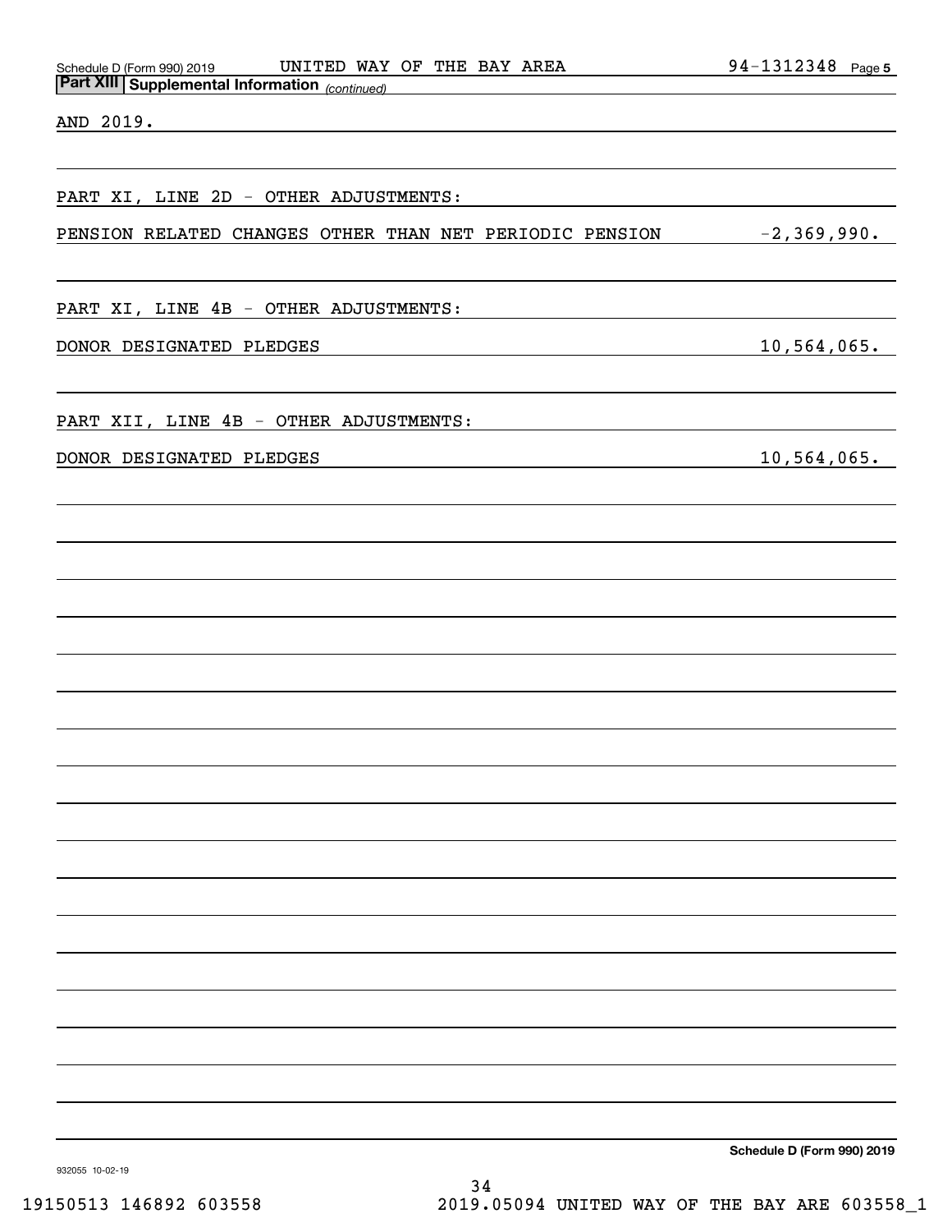**Part XIII Supplemental Information** *(continued)*

AND 2019.

PART XI, LINE 2D - OTHER ADJUSTMENTS:

| | |
|---|---|
| PENSION RELATED CHANGES OTHER THAN NET PERIODIC PENSION | -2,369,990. |

PART XI, LINE 4B - OTHER ADJUSTMENTS:

| | |
|---|---|
| DONOR DESIGNATED PLEDGES | 10,564,065. |

PART XII, LINE 4B - OTHER ADJUSTMENTS:

| | |
|---|---|
| DONOR DESIGNATED PLEDGES | 10,564,065. |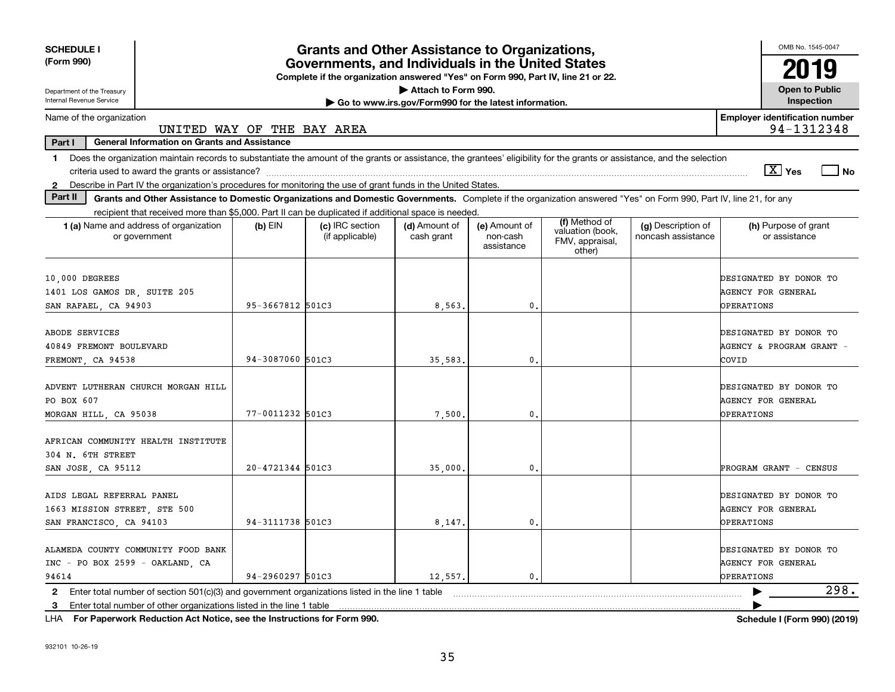**SCHEDULE I (Form 990)**

Department of the Treasury
Internal Revenue Service

# Grants and Other Assistance to Organizations, Governments, and Individuals in the United States

**Complete if the organization answered "Yes" on Form 990, Part IV, line 21 or 22.**
**▶ Attach to Form 990.**
**▶ Go to www.irs.gov/Form990 for the latest information.**

OMB No. 1545-0047

**2019**

**Open to Public Inspection**

Name of the organization: UNITED WAY OF THE BAY AREA

**Employer identification number** 94-1312348

**Part I — General Information on Grants and Assistance**

1 Does the organization maintain records to substantiate the amount of the grants or assistance, the grantees' eligibility for the grants or assistance, and the selection criteria used to award the grants or assistance? [X] Yes [ ] No

2 Describe in Part IV the organization's procedures for monitoring the use of grant funds in the United States.

**Part II — Grants and Other Assistance to Domestic Organizations and Domestic Governments.** Complete if the organization answered "Yes" on Form 990, Part IV, line 21, for any recipient that received more than $5,000. Part II can be duplicated if additional space is needed.

| 1 (a) Name and address of organization or government | (b) EIN | (c) IRC section (if applicable) | (d) Amount of cash grant | (e) Amount of non-cash assistance | (f) Method of valuation (book, FMV, appraisal, other) | (g) Description of noncash assistance | (h) Purpose of grant or assistance |
|---|---|---|---|---|---|---|---|
| 10,000 DEGREES 1401 LOS GAMOS DR, SUITE 205 SAN RAFAEL, CA 94903 | 95-3667812 | 501C3 | 8,563. | 0. | | | DESIGNATED BY DONOR TO AGENCY FOR GENERAL OPERATIONS |
| ABODE SERVICES 40849 FREMONT BOULEVARD FREMONT, CA 94538 | 94-3087060 | 501C3 | 35,583. | 0. | | | DESIGNATED BY DONOR TO AGENCY & PROGRAM GRANT - COVID |
| ADVENT LUTHERAN CHURCH MORGAN HILL PO BOX 607 MORGAN HILL, CA 95038 | 77-0011232 | 501C3 | 7,500. | 0. | | | DESIGNATED BY DONOR TO AGENCY FOR GENERAL OPERATIONS |
| AFRICAN COMMUNITY HEALTH INSTITUTE 304 N. 6TH STREET SAN JOSE, CA 95112 | 20-4721344 | 501C3 | 35,000. | 0. | | | PROGRAM GRANT - CENSUS |
| AIDS LEGAL REFERRAL PANEL 1663 MISSION STREET, STE 500 SAN FRANCISCO, CA 94103 | 94-3111738 | 501C3 | 8,147. | 0. | | | DESIGNATED BY DONOR TO AGENCY FOR GENERAL OPERATIONS |
| ALAMEDA COUNTY COMMUNITY FOOD BANK INC - PO BOX 2599 - OAKLAND, CA 94614 | 94-2960297 | 501C3 | 12,557. | 0. | | | DESIGNATED BY DONOR TO AGENCY FOR GENERAL OPERATIONS |

2 Enter total number of section 501(c)(3) and government organizations listed in the line 1 table ▶ 298.

3 Enter total number of other organizations listed in the line 1 table ▶

LHA **For Paperwork Reduction Act Notice, see the Instructions for Form 990.** **Schedule I (Form 990) (2019)**

932101 10-26-19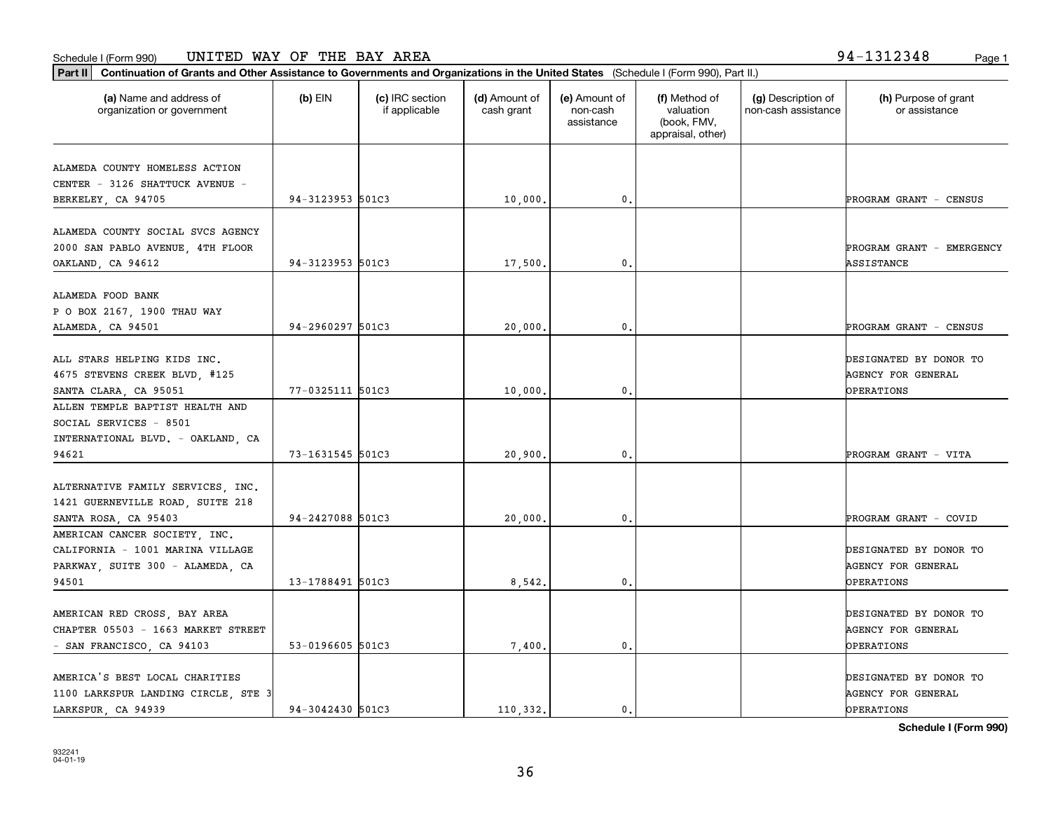Schedule I (Form 990) UNITED WAY OF THE BAY AREA 94-1312348

**Part II** **Continuation of Grants and Other Assistance to Governments and Organizations in the United States** (Schedule I (Form 990), Part II.)

| (a) Name and address of organization or government | (b) EIN | (c) IRC section if applicable | (d) Amount of cash grant | (e) Amount of non-cash assistance | (f) Method of valuation (book, FMV, appraisal, other) | (g) Description of non-cash assistance | (h) Purpose of grant or assistance |
|---|---|---|---|---|---|---|---|
| ALAMEDA COUNTY HOMELESS ACTION CENTER - 3126 SHATTUCK AVENUE - BERKELEY, CA 94705 | 94-3123953 | 501C3 | 10,000. | 0. | | | PROGRAM GRANT - CENSUS |
| ALAMEDA COUNTY SOCIAL SVCS AGENCY 2000 SAN PABLO AVENUE, 4TH FLOOR OAKLAND, CA 94612 | 94-3123953 | 501C3 | 17,500. | 0. | | | PROGRAM GRANT - EMERGENCY ASSISTANCE |
| ALAMEDA FOOD BANK P O BOX 2167, 1900 THAU WAY ALAMEDA, CA 94501 | 94-2960297 | 501C3 | 20,000. | 0. | | | PROGRAM GRANT - CENSUS |
| ALL STARS HELPING KIDS INC. 4675 STEVENS CREEK BLVD, #125 SANTA CLARA, CA 95051 | 77-0325111 | 501C3 | 10,000. | 0. | | | DESIGNATED BY DONOR TO AGENCY FOR GENERAL OPERATIONS |
| ALLEN TEMPLE BAPTIST HEALTH AND SOCIAL SERVICES - 8501 INTERNATIONAL BLVD. - OAKLAND, CA 94621 | 73-1631545 | 501C3 | 20,900. | 0. | | | PROGRAM GRANT - VITA |
| ALTERNATIVE FAMILY SERVICES, INC. 1421 GUERNEVILLE ROAD, SUITE 218 SANTA ROSA, CA 95403 | 94-2427088 | 501C3 | 20,000. | 0. | | | PROGRAM GRANT - COVID |
| AMERICAN CANCER SOCIETY, INC. CALIFORNIA - 1001 MARINA VILLAGE PARKWAY, SUITE 300 - ALAMEDA, CA 94501 | 13-1788491 | 501C3 | 8,542. | 0. | | | DESIGNATED BY DONOR TO AGENCY FOR GENERAL OPERATIONS |
| AMERICAN RED CROSS, BAY AREA CHAPTER 05503 - 1663 MARKET STREET - SAN FRANCISCO, CA 94103 | 53-0196605 | 501C3 | 7,400. | 0. | | | DESIGNATED BY DONOR TO AGENCY FOR GENERAL OPERATIONS |
| AMERICA'S BEST LOCAL CHARITIES 1100 LARKSPUR LANDING CIRCLE, STE 3 LARKSPUR, CA 94939 | 94-3042430 | 501C3 | 110,332. | 0. | | | DESIGNATED BY DONOR TO AGENCY FOR GENERAL OPERATIONS |

**Schedule I (Form 990)**

932241
04-01-19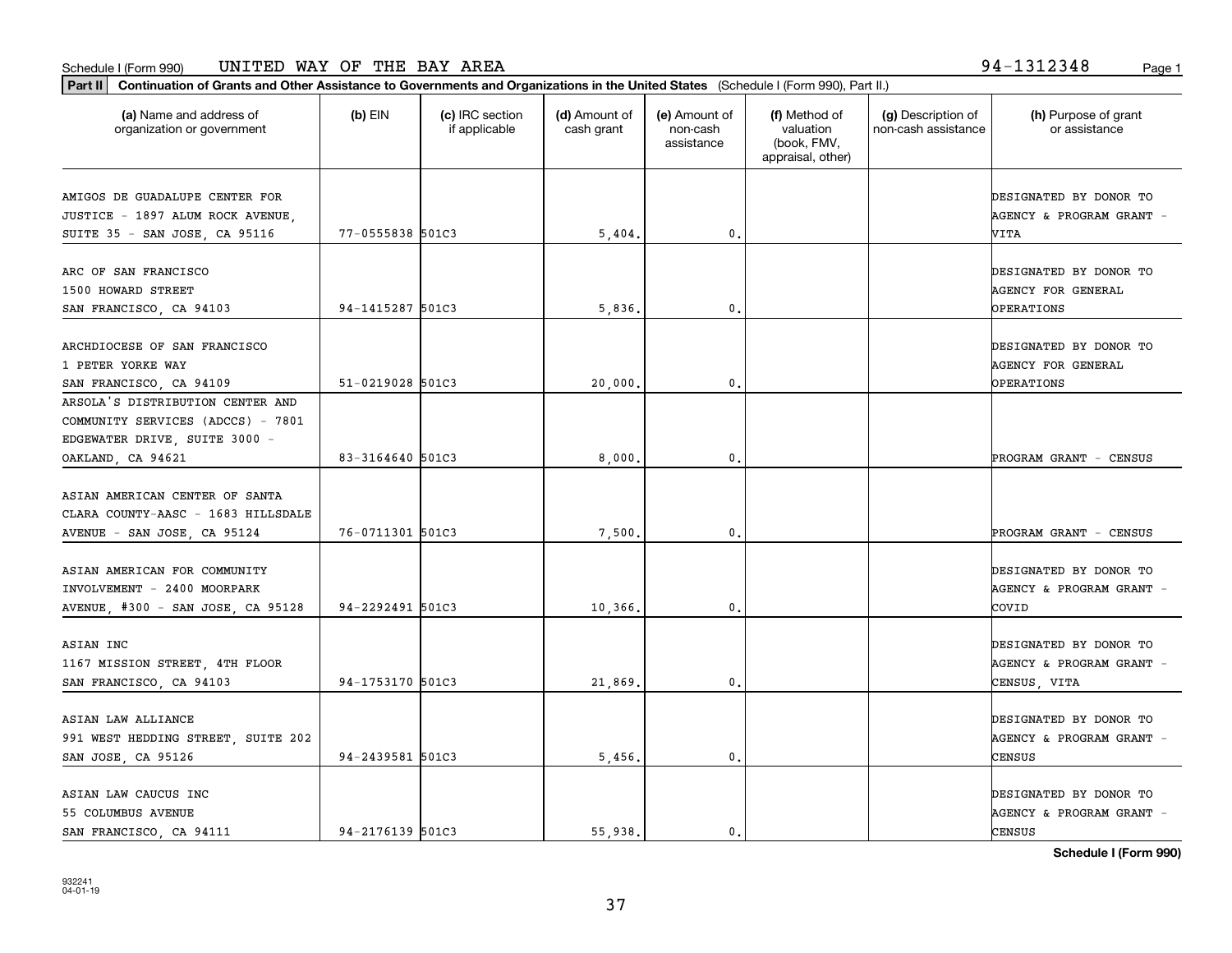Schedule I (Form 990) UNITED WAY OF THE BAY AREA 94-1312348

**Part II Continuation of Grants and Other Assistance to Governments and Organizations in the United States** (Schedule I (Form 990), Part II.)

| (a) Name and address of organization or government | (b) EIN | (c) IRC section if applicable | (d) Amount of cash grant | (e) Amount of non-cash assistance | (f) Method of valuation (book, FMV, appraisal, other) | (g) Description of non-cash assistance | (h) Purpose of grant or assistance |
|---|---|---|---|---|---|---|---|
| AMIGOS DE GUADALUPE CENTER FOR JUSTICE - 1897 ALUM ROCK AVENUE, SUITE 35 - SAN JOSE, CA 95116 | 77-0555838 | 501C3 | 5,404. | 0. | | | DESIGNATED BY DONOR TO AGENCY & PROGRAM GRANT - VITA |
| ARC OF SAN FRANCISCO 1500 HOWARD STREET SAN FRANCISCO, CA 94103 | 94-1415287 | 501C3 | 5,836. | 0. | | | DESIGNATED BY DONOR TO AGENCY FOR GENERAL OPERATIONS |
| ARCHDIOCESE OF SAN FRANCISCO 1 PETER YORKE WAY SAN FRANCISCO, CA 94109 | 51-0219028 | 501C3 | 20,000. | 0. | | | DESIGNATED BY DONOR TO AGENCY FOR GENERAL OPERATIONS |
| ARSOLA'S DISTRIBUTION CENTER AND COMMUNITY SERVICES (ADCCS) - 7801 EDGEWATER DRIVE, SUITE 3000 - OAKLAND, CA 94621 | 83-3164640 | 501C3 | 8,000. | 0. | | | PROGRAM GRANT - CENSUS |
| ASIAN AMERICAN CENTER OF SANTA CLARA COUNTY-AASC - 1683 HILLSDALE AVENUE - SAN JOSE, CA 95124 | 76-0711301 | 501C3 | 7,500. | 0. | | | PROGRAM GRANT - CENSUS |
| ASIAN AMERICAN FOR COMMUNITY INVOLVEMENT - 2400 MOORPARK AVENUE, #300 - SAN JOSE, CA 95128 | 94-2292491 | 501C3 | 10,366. | 0. | | | DESIGNATED BY DONOR TO AGENCY & PROGRAM GRANT - COVID |
| ASIAN INC 1167 MISSION STREET, 4TH FLOOR SAN FRANCISCO, CA 94103 | 94-1753170 | 501C3 | 21,869. | 0. | | | DESIGNATED BY DONOR TO AGENCY & PROGRAM GRANT - CENSUS, VITA |
| ASIAN LAW ALLIANCE 991 WEST HEDDING STREET, SUITE 202 SAN JOSE, CA 95126 | 94-2439581 | 501C3 | 5,456. | 0. | | | DESIGNATED BY DONOR TO AGENCY & PROGRAM GRANT - CENSUS |
| ASIAN LAW CAUCUS INC 55 COLUMBUS AVENUE SAN FRANCISCO, CA 94111 | 94-2176139 | 501C3 | 55,938. | 0. | | | DESIGNATED BY DONOR TO AGENCY & PROGRAM GRANT - CENSUS |

**Schedule I (Form 990)**

932241 04-01-19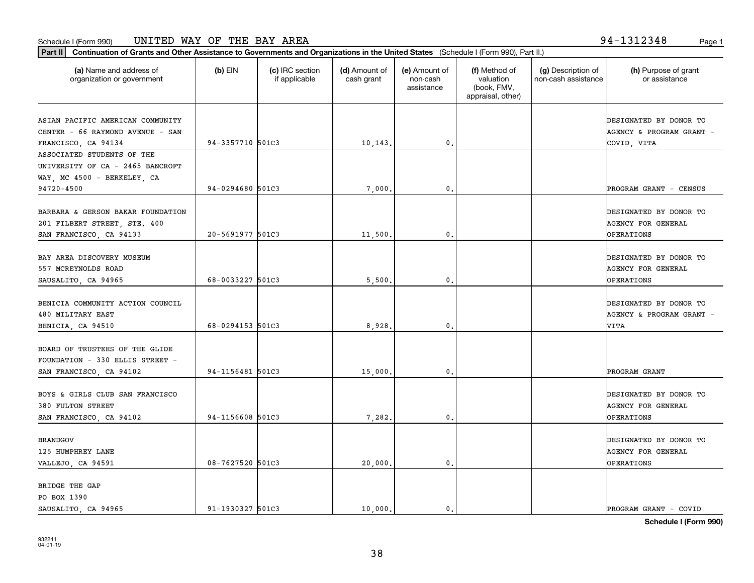Schedule I (Form 990) UNITED WAY OF THE BAY AREA 94-1312348

**Part II Continuation of Grants and Other Assistance to Governments and Organizations in the United States** (Schedule I (Form 990), Part II.)

| (a) Name and address of organization or government | (b) EIN | (c) IRC section if applicable | (d) Amount of cash grant | (e) Amount of non-cash assistance | (f) Method of valuation (book, FMV, appraisal, other) | (g) Description of non-cash assistance | (h) Purpose of grant or assistance |
|---|---|---|---|---|---|---|---|
| ASIAN PACIFIC AMERICAN COMMUNITY CENTER - 66 RAYMOND AVENUE - SAN FRANCISCO, CA 94134 | 94-3357710 | 501C3 | 10,143. | 0. | | | DESIGNATED BY DONOR TO AGENCY & PROGRAM GRANT - COVID, VITA |
| ASSOCIATED STUDENTS OF THE UNIVERSITY OF CA - 2465 BANCROFT WAY, MC 4500 - BERKELEY, CA 94720-4500 | 94-0294680 | 501C3 | 7,000. | 0. | | | PROGRAM GRANT - CENSUS |
| BARBARA & GERSON BAKAR FOUNDATION 201 FILBERT STREET, STE. 400 SAN FRANCISCO, CA 94133 | 20-5691977 | 501C3 | 11,500. | 0. | | | DESIGNATED BY DONOR TO AGENCY FOR GENERAL OPERATIONS |
| BAY AREA DISCOVERY MUSEUM 557 MCREYNOLDS ROAD SAUSALITO, CA 94965 | 68-0033227 | 501C3 | 5,500. | 0. | | | DESIGNATED BY DONOR TO AGENCY FOR GENERAL OPERATIONS |
| BENICIA COMMUNITY ACTION COUNCIL 480 MILITARY EAST BENICIA, CA 94510 | 68-0294153 | 501C3 | 8,928. | 0. | | | DESIGNATED BY DONOR TO AGENCY & PROGRAM GRANT - VITA |
| BOARD OF TRUSTEES OF THE GLIDE FOUNDATION - 330 ELLIS STREET - SAN FRANCISCO, CA 94102 | 94-1156481 | 501C3 | 15,000. | 0. | | | PROGRAM GRANT |
| BOYS & GIRLS CLUB SAN FRANCISCO 380 FULTON STREET SAN FRANCISCO, CA 94102 | 94-1156608 | 501C3 | 7,282. | 0. | | | DESIGNATED BY DONOR TO AGENCY FOR GENERAL OPERATIONS |
| BRANDGOV 125 HUMPHREY LANE VALLEJO, CA 94591 | 08-7627520 | 501C3 | 20,000. | 0. | | | DESIGNATED BY DONOR TO AGENCY FOR GENERAL OPERATIONS |
| BRIDGE THE GAP PO BOX 1390 SAUSALITO, CA 94965 | 91-1930327 | 501C3 | 10,000. | 0. | | | PROGRAM GRANT - COVID |

Schedule I (Form 990)

932241 04-01-19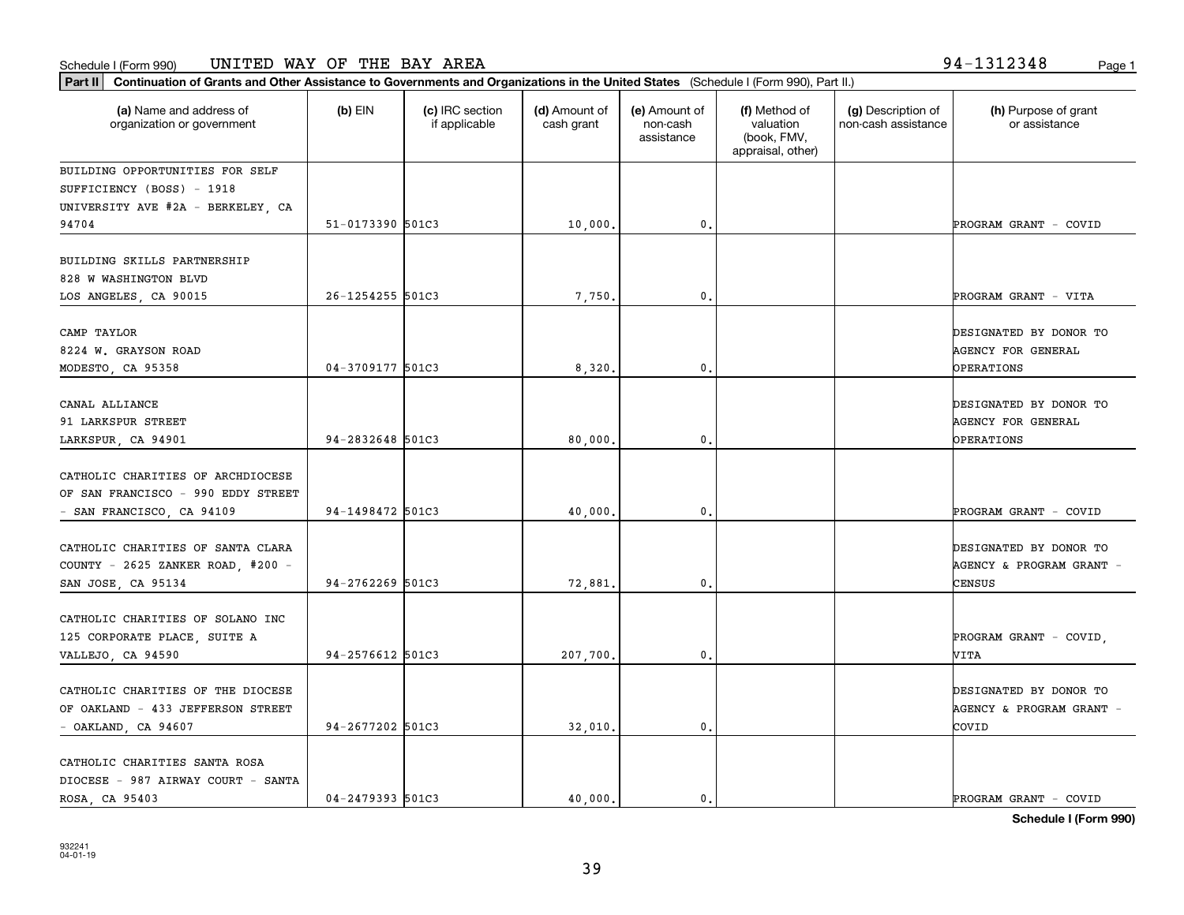Schedule I (Form 990) UNITED WAY OF THE BAY AREA 94-1312348

**Part II** **Continuation of Grants and Other Assistance to Governments and Organizations in the United States** (Schedule I (Form 990), Part II.)

| (a) Name and address of organization or government | (b) EIN | (c) IRC section if applicable | (d) Amount of cash grant | (e) Amount of non-cash assistance | (f) Method of valuation (book, FMV, appraisal, other) | (g) Description of non-cash assistance | (h) Purpose of grant or assistance |
|---|---|---|---|---|---|---|---|
| BUILDING OPPORTUNITIES FOR SELF SUFFICIENCY (BOSS) - 1918 UNIVERSITY AVE #2A - BERKELEY, CA 94704 | 51-0173390 | 501C3 | 10,000. | 0. | | | PROGRAM GRANT - COVID |
| BUILDING SKILLS PARTNERSHIP 828 W WASHINGTON BLVD LOS ANGELES, CA 90015 | 26-1254255 | 501C3 | 7,750. | 0. | | | PROGRAM GRANT - VITA |
| CAMP TAYLOR 8224 W. GRAYSON ROAD MODESTO, CA 95358 | 04-3709177 | 501C3 | 8,320. | 0. | | | DESIGNATED BY DONOR TO AGENCY FOR GENERAL OPERATIONS |
| CANAL ALLIANCE 91 LARKSPUR STREET LARKSPUR, CA 94901 | 94-2832648 | 501C3 | 80,000. | 0. | | | DESIGNATED BY DONOR TO AGENCY FOR GENERAL OPERATIONS |
| CATHOLIC CHARITIES OF ARCHDIOCESE OF SAN FRANCISCO - 990 EDDY STREET - SAN FRANCISCO, CA 94109 | 94-1498472 | 501C3 | 40,000. | 0. | | | PROGRAM GRANT - COVID |
| CATHOLIC CHARITIES OF SANTA CLARA COUNTY - 2625 ZANKER ROAD, #200 - SAN JOSE, CA 95134 | 94-2762269 | 501C3 | 72,881. | 0. | | | DESIGNATED BY DONOR TO AGENCY & PROGRAM GRANT - CENSUS |
| CATHOLIC CHARITIES OF SOLANO INC 125 CORPORATE PLACE, SUITE A VALLEJO, CA 94590 | 94-2576612 | 501C3 | 207,700. | 0. | | | PROGRAM GRANT - COVID, VITA |
| CATHOLIC CHARITIES OF THE DIOCESE OF OAKLAND - 433 JEFFERSON STREET - OAKLAND, CA 94607 | 94-2677202 | 501C3 | 32,010. | 0. | | | DESIGNATED BY DONOR TO AGENCY & PROGRAM GRANT - COVID |
| CATHOLIC CHARITIES SANTA ROSA DIOCESE - 987 AIRWAY COURT - SANTA ROSA, CA 95403 | 04-2479393 | 501C3 | 40,000. | 0. | | | PROGRAM GRANT - COVID |

932241 04-01-19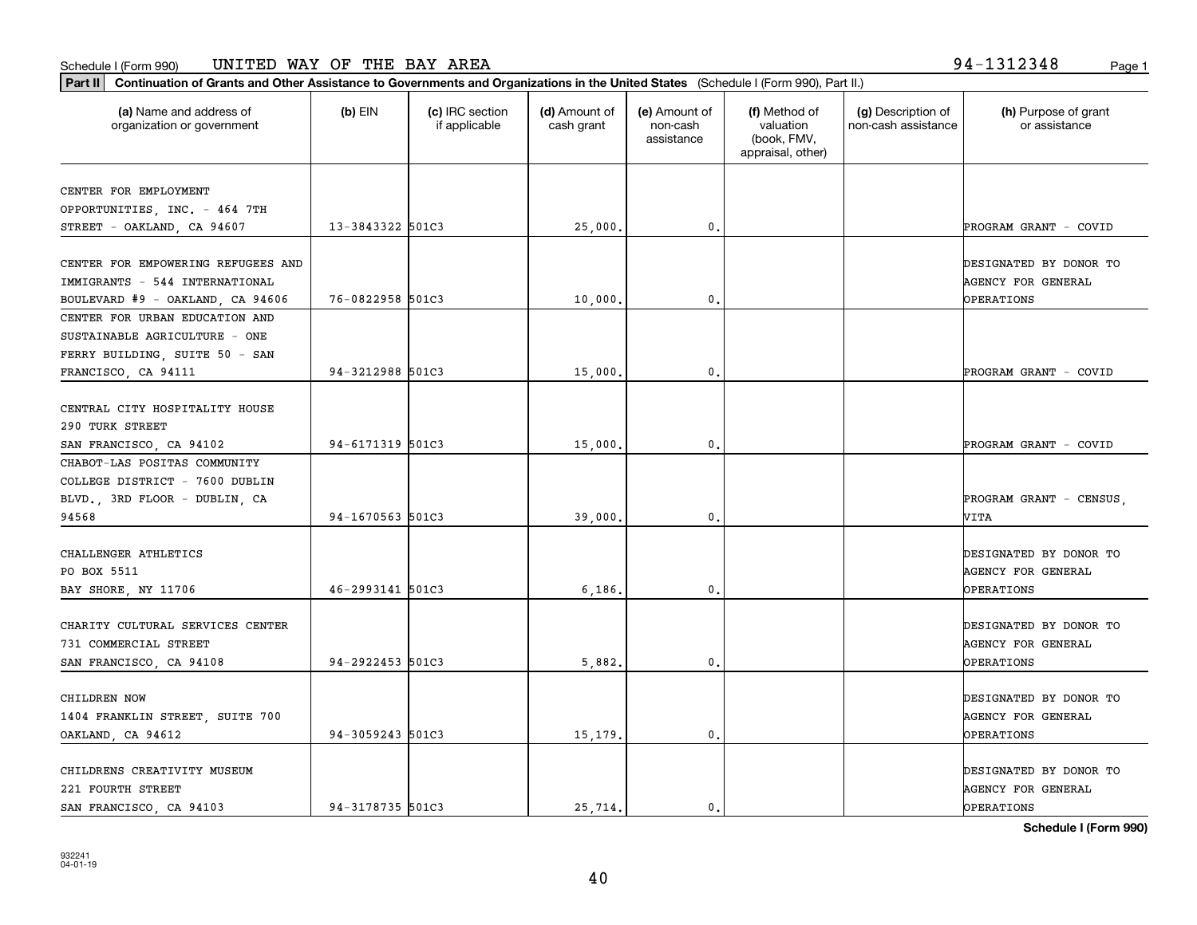Schedule I (Form 990) UNITED WAY OF THE BAY AREA 94-1312348

**Part II** **Continuation of Grants and Other Assistance to Governments and Organizations in the United States** (Schedule I (Form 990), Part II.)

| (a) Name and address of organization or government | (b) EIN | (c) IRC section if applicable | (d) Amount of cash grant | (e) Amount of non-cash assistance | (f) Method of valuation (book, FMV, appraisal, other) | (g) Description of non-cash assistance | (h) Purpose of grant or assistance |
|---|---|---|---|---|---|---|---|
| CENTER FOR EMPLOYMENT OPPORTUNITIES, INC. - 464 7TH STREET - OAKLAND, CA 94607 | 13-3843322 | 501C3 | 25,000. | 0. | | | PROGRAM GRANT - COVID |
| CENTER FOR EMPOWERING REFUGEES AND IMMIGRANTS - 544 INTERNATIONAL BOULEVARD #9 - OAKLAND, CA 94606 | 76-0822958 | 501C3 | 10,000. | 0. | | | DESIGNATED BY DONOR TO AGENCY FOR GENERAL OPERATIONS |
| CENTER FOR URBAN EDUCATION AND SUSTAINABLE AGRICULTURE - ONE FERRY BUILDING, SUITE 50 - SAN FRANCISCO, CA 94111 | 94-3212988 | 501C3 | 15,000. | 0. | | | PROGRAM GRANT - COVID |
| CENTRAL CITY HOSPITALITY HOUSE 290 TURK STREET SAN FRANCISCO, CA 94102 | 94-6171319 | 501C3 | 15,000. | 0. | | | PROGRAM GRANT - COVID |
| CHABOT-LAS POSITAS COMMUNITY COLLEGE DISTRICT - 7600 DUBLIN BLVD., 3RD FLOOR - DUBLIN, CA 94568 | 94-1670563 | 501C3 | 39,000. | 0. | | | PROGRAM GRANT - CENSUS, VITA |
| CHALLENGER ATHLETICS PO BOX 5511 BAY SHORE, NY 11706 | 46-2993141 | 501C3 | 6,186. | 0. | | | DESIGNATED BY DONOR TO AGENCY FOR GENERAL OPERATIONS |
| CHARITY CULTURAL SERVICES CENTER 731 COMMERCIAL STREET SAN FRANCISCO, CA 94108 | 94-2922453 | 501C3 | 5,882. | 0. | | | DESIGNATED BY DONOR TO AGENCY FOR GENERAL OPERATIONS |
| CHILDREN NOW 1404 FRANKLIN STREET, SUITE 700 OAKLAND, CA 94612 | 94-3059243 | 501C3 | 15,179. | 0. | | | DESIGNATED BY DONOR TO AGENCY FOR GENERAL OPERATIONS |
| CHILDRENS CREATIVITY MUSEUM 221 FOURTH STREET SAN FRANCISCO, CA 94103 | 94-3178735 | 501C3 | 25,714. | 0. | | | DESIGNATED BY DONOR TO AGENCY FOR GENERAL OPERATIONS |

**Schedule I (Form 990)**

932241 04-01-19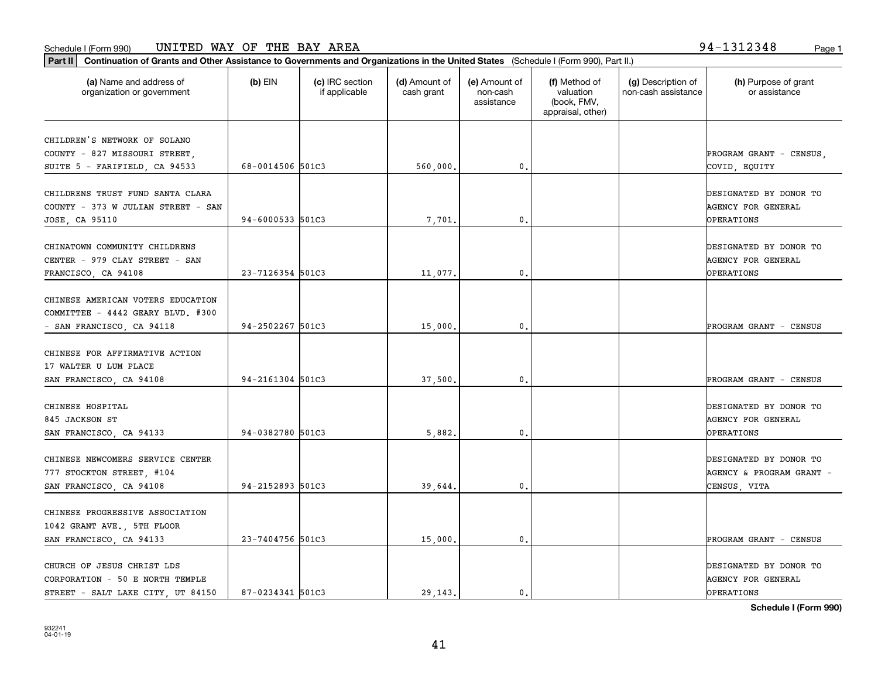Schedule I (Form 990) UNITED WAY OF THE BAY AREA 94-1312348

**Part II** **Continuation of Grants and Other Assistance to Governments and Organizations in the United States** (Schedule I (Form 990), Part II.)

| (a) Name and address of organization or government | (b) EIN | (c) IRC section if applicable | (d) Amount of cash grant | (e) Amount of non-cash assistance | (f) Method of valuation (book, FMV, appraisal, other) | (g) Description of non-cash assistance | (h) Purpose of grant or assistance |
|---|---|---|---|---|---|---|---|
| CHILDREN'S NETWORK OF SOLANO COUNTY - 827 MISSOURI STREET, SUITE 5 - FARIFIELD, CA 94533 | 68-0014506 | 501C3 | 560,000. | 0. | | | PROGRAM GRANT - CENSUS, COVID, EQUITY |
| CHILDRENS TRUST FUND SANTA CLARA COUNTY - 373 W JULIAN STREET - SAN JOSE, CA 95110 | 94-6000533 | 501C3 | 7,701. | 0. | | | DESIGNATED BY DONOR TO AGENCY FOR GENERAL OPERATIONS |
| CHINATOWN COMMUNITY CHILDRENS CENTER - 979 CLAY STREET - SAN FRANCISCO, CA 94108 | 23-7126354 | 501C3 | 11,077. | 0. | | | DESIGNATED BY DONOR TO AGENCY FOR GENERAL OPERATIONS |
| CHINESE AMERICAN VOTERS EDUCATION COMMITTEE - 4442 GEARY BLVD. #300 - SAN FRANCISCO, CA 94118 | 94-2502267 | 501C3 | 15,000. | 0. | | | PROGRAM GRANT - CENSUS |
| CHINESE FOR AFFIRMATIVE ACTION 17 WALTER U LUM PLACE SAN FRANCISCO, CA 94108 | 94-2161304 | 501C3 | 37,500. | 0. | | | PROGRAM GRANT - CENSUS |
| CHINESE HOSPITAL 845 JACKSON ST SAN FRANCISCO, CA 94133 | 94-0382780 | 501C3 | 5,882. | 0. | | | DESIGNATED BY DONOR TO AGENCY FOR GENERAL OPERATIONS |
| CHINESE NEWCOMERS SERVICE CENTER 777 STOCKTON STREET, #104 SAN FRANCISCO, CA 94108 | 94-2152893 | 501C3 | 39,644. | 0. | | | DESIGNATED BY DONOR TO AGENCY & PROGRAM GRANT - CENSUS, VITA |
| CHINESE PROGRESSIVE ASSOCIATION 1042 GRANT AVE., 5TH FLOOR SAN FRANCISCO, CA 94133 | 23-7404756 | 501C3 | 15,000. | 0. | | | PROGRAM GRANT - CENSUS |
| CHURCH OF JESUS CHRIST LDS CORPORATION - 50 E NORTH TEMPLE STREET - SALT LAKE CITY, UT 84150 | 87-0234341 | 501C3 | 29,143. | 0. | | | DESIGNATED BY DONOR TO AGENCY FOR GENERAL OPERATIONS |

**Schedule I (Form 990)**

932241
04-01-19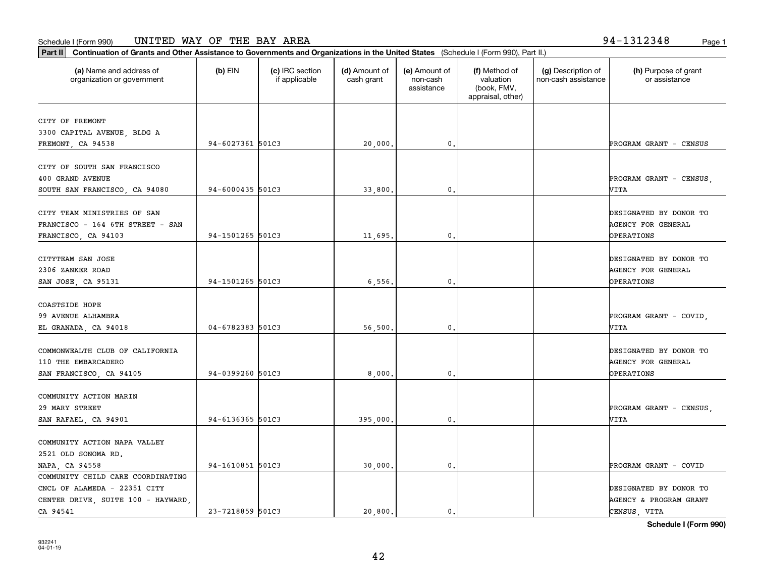Schedule I (Form 990) UNITED WAY OF THE BAY AREA 94-1312348

**Part II** **Continuation of Grants and Other Assistance to Governments and Organizations in the United States** (Schedule I (Form 990), Part II.)

| (a) Name and address of organization or government | (b) EIN | (c) IRC section if applicable | (d) Amount of cash grant | (e) Amount of non-cash assistance | (f) Method of valuation (book, FMV, appraisal, other) | (g) Description of non-cash assistance | (h) Purpose of grant or assistance |
|---|---|---|---|---|---|---|---|
| CITY OF FREMONT 3300 CAPITAL AVENUE, BLDG A FREMONT, CA 94538 | 94-6027361 | 501C3 | 20,000. | 0. | | | PROGRAM GRANT - CENSUS |
| CITY OF SOUTH SAN FRANCISCO 400 GRAND AVENUE SOUTH SAN FRANCISCO, CA 94080 | 94-6000435 | 501C3 | 33,800. | 0. | | | PROGRAM GRANT - CENSUS, VITA |
| CITY TEAM MINISTRIES OF SAN FRANCISCO - 164 6TH STREET - SAN FRANCISCO, CA 94103 | 94-1501265 | 501C3 | 11,695. | 0. | | | DESIGNATED BY DONOR TO AGENCY FOR GENERAL OPERATIONS |
| CITYTEAM SAN JOSE 2306 ZANKER ROAD SAN JOSE, CA 95131 | 94-1501265 | 501C3 | 6,556. | 0. | | | DESIGNATED BY DONOR TO AGENCY FOR GENERAL OPERATIONS |
| COASTSIDE HOPE 99 AVENUE ALHAMBRA EL GRANADA, CA 94018 | 04-6782383 | 501C3 | 56,500. | 0. | | | PROGRAM GRANT - COVID, VITA |
| COMMONWEALTH CLUB OF CALIFORNIA 110 THE EMBARCADERO SAN FRANCISCO, CA 94105 | 94-0399260 | 501C3 | 8,000. | 0. | | | DESIGNATED BY DONOR TO AGENCY FOR GENERAL OPERATIONS |
| COMMUNITY ACTION MARIN 29 MARY STREET SAN RAFAEL, CA 94901 | 94-6136365 | 501C3 | 395,000. | 0. | | | PROGRAM GRANT - CENSUS, VITA |
| COMMUNITY ACTION NAPA VALLEY 2521 OLD SONOMA RD. NAPA, CA 94558 | 94-1610851 | 501C3 | 30,000. | 0. | | | PROGRAM GRANT - COVID |
| COMMUNITY CHILD CARE COORDINATING CNCL OF ALAMEDA - 22351 CITY CENTER DRIVE, SUITE 100 - HAYWARD, CA 94541 | 23-7218859 | 501C3 | 20,800. | 0. | | | DESIGNATED BY DONOR TO AGENCY & PROGRAM GRANT CENSUS, VITA |

**Schedule I (Form 990)**

932241 04-01-19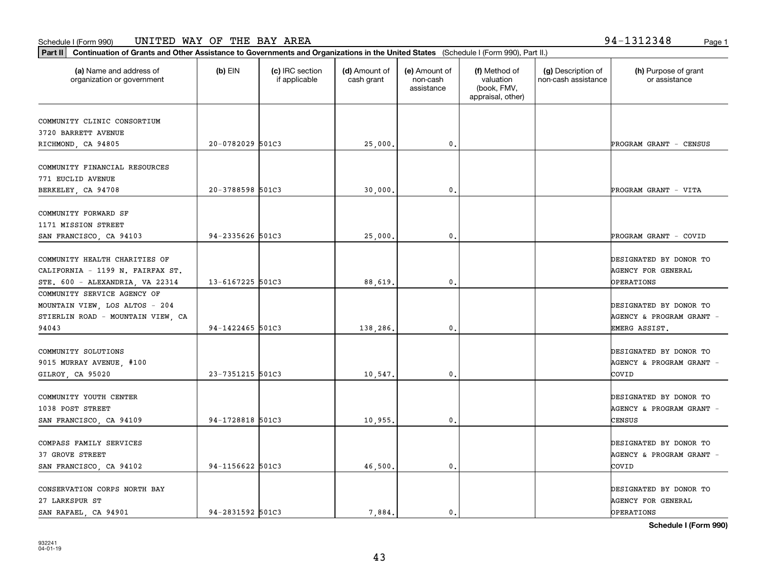Schedule I (Form 990) UNITED WAY OF THE BAY AREA 94-1312348

**Part II** **Continuation of Grants and Other Assistance to Governments and Organizations in the United States** (Schedule I (Form 990), Part II.)

| (a) Name and address of organization or government | (b) EIN | (c) IRC section if applicable | (d) Amount of cash grant | (e) Amount of non-cash assistance | (f) Method of valuation (book, FMV, appraisal, other) | (g) Description of non-cash assistance | (h) Purpose of grant or assistance |
|---|---|---|---|---|---|---|---|
| COMMUNITY CLINIC CONSORTIUM 3720 BARRETT AVENUE RICHMOND, CA 94805 | 20-0782029 | 501C3 | 25,000. | 0. | | | PROGRAM GRANT - CENSUS |
| COMMUNITY FINANCIAL RESOURCES 771 EUCLID AVENUE BERKELEY, CA 94708 | 20-3788598 | 501C3 | 30,000. | 0. | | | PROGRAM GRANT - VITA |
| COMMUNITY FORWARD SF 1171 MISSION STREET SAN FRANCISCO, CA 94103 | 94-2335626 | 501C3 | 25,000. | 0. | | | PROGRAM GRANT - COVID |
| COMMUNITY HEALTH CHARITIES OF CALIFORNIA - 1199 N. FAIRFAX ST. STE. 600 - ALEXANDRIA, VA 22314 | 13-6167225 | 501C3 | 88,619. | 0. | | | DESIGNATED BY DONOR TO AGENCY FOR GENERAL OPERATIONS |
| COMMUNITY SERVICE AGENCY OF MOUNTAIN VIEW, LOS ALTOS - 204 STIERLIN ROAD - MOUNTAIN VIEW, CA 94043 | 94-1422465 | 501C3 | 138,286. | 0. | | | DESIGNATED BY DONOR TO AGENCY & PROGRAM GRANT - EMERG ASSIST. |
| COMMUNITY SOLUTIONS 9015 MURRAY AVENUE, #100 GILROY, CA 95020 | 23-7351215 | 501C3 | 10,547. | 0. | | | DESIGNATED BY DONOR TO AGENCY & PROGRAM GRANT - COVID |
| COMMUNITY YOUTH CENTER 1038 POST STREET SAN FRANCISCO, CA 94109 | 94-1728818 | 501C3 | 10,955. | 0. | | | DESIGNATED BY DONOR TO AGENCY & PROGRAM GRANT - CENSUS |
| COMPASS FAMILY SERVICES 37 GROVE STREET SAN FRANCISCO, CA 94102 | 94-1156622 | 501C3 | 46,500. | 0. | | | DESIGNATED BY DONOR TO AGENCY & PROGRAM GRANT - COVID |
| CONSERVATION CORPS NORTH BAY 27 LARKSPUR ST SAN RAFAEL, CA 94901 | 94-2831592 | 501C3 | 7,884. | 0. | | | DESIGNATED BY DONOR TO AGENCY FOR GENERAL OPERATIONS |

**Schedule I (Form 990)**

932241
04-01-19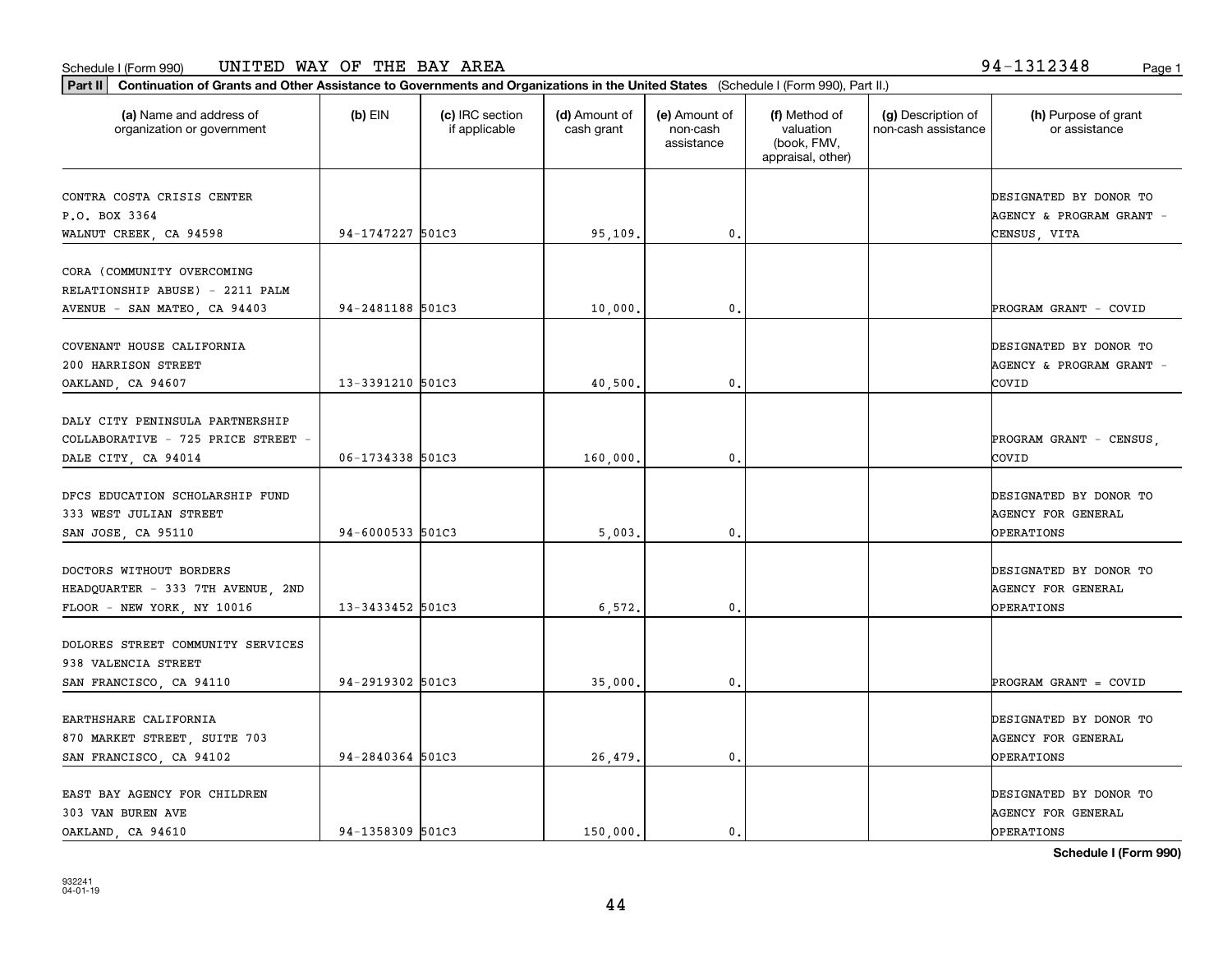Schedule I (Form 990) UNITED WAY OF THE BAY AREA 94-1312348

**Part II** **Continuation of Grants and Other Assistance to Governments and Organizations in the United States** (Schedule I (Form 990), Part II.)

| (a) Name and address of organization or government | (b) EIN | (c) IRC section if applicable | (d) Amount of cash grant | (e) Amount of non-cash assistance | (f) Method of valuation (book, FMV, appraisal, other) | (g) Description of non-cash assistance | (h) Purpose of grant or assistance |
|---|---|---|---|---|---|---|---|
| CONTRA COSTA CRISIS CENTER P.O. BOX 3364 WALNUT CREEK, CA 94598 | 94-1747227 | 501C3 | 95,109. | 0. | | | DESIGNATED BY DONOR TO AGENCY & PROGRAM GRANT - CENSUS, VITA |
| CORA (COMMUNITY OVERCOMING RELATIONSHIP ABUSE) - 2211 PALM AVENUE - SAN MATEO, CA 94403 | 94-2481188 | 501C3 | 10,000. | 0. | | | PROGRAM GRANT - COVID |
| COVENANT HOUSE CALIFORNIA 200 HARRISON STREET OAKLAND, CA 94607 | 13-3391210 | 501C3 | 40,500. | 0. | | | DESIGNATED BY DONOR TO AGENCY & PROGRAM GRANT - COVID |
| DALY CITY PENINSULA PARTNERSHIP COLLABORATIVE - 725 PRICE STREET - DALE CITY, CA 94014 | 06-1734338 | 501C3 | 160,000. | 0. | | | PROGRAM GRANT - CENSUS, COVID |
| DFCS EDUCATION SCHOLARSHIP FUND 333 WEST JULIAN STREET SAN JOSE, CA 95110 | 94-6000533 | 501C3 | 5,003. | 0. | | | DESIGNATED BY DONOR TO AGENCY FOR GENERAL OPERATIONS |
| DOCTORS WITHOUT BORDERS HEADQUARTER - 333 7TH AVENUE, 2ND FLOOR - NEW YORK, NY 10016 | 13-3433452 | 501C3 | 6,572. | 0. | | | DESIGNATED BY DONOR TO AGENCY FOR GENERAL OPERATIONS |
| DOLORES STREET COMMUNITY SERVICES 938 VALENCIA STREET SAN FRANCISCO, CA 94110 | 94-2919302 | 501C3 | 35,000. | 0. | | | PROGRAM GRANT = COVID |
| EARTHSHARE CALIFORNIA 870 MARKET STREET, SUITE 703 SAN FRANCISCO, CA 94102 | 94-2840364 | 501C3 | 26,479. | 0. | | | DESIGNATED BY DONOR TO AGENCY FOR GENERAL OPERATIONS |
| EAST BAY AGENCY FOR CHILDREN 303 VAN BUREN AVE OAKLAND, CA 94610 | 94-1358309 | 501C3 | 150,000. | 0. | | | DESIGNATED BY DONOR TO AGENCY FOR GENERAL OPERATIONS |

**Schedule I (Form 990)**

932241
04-01-19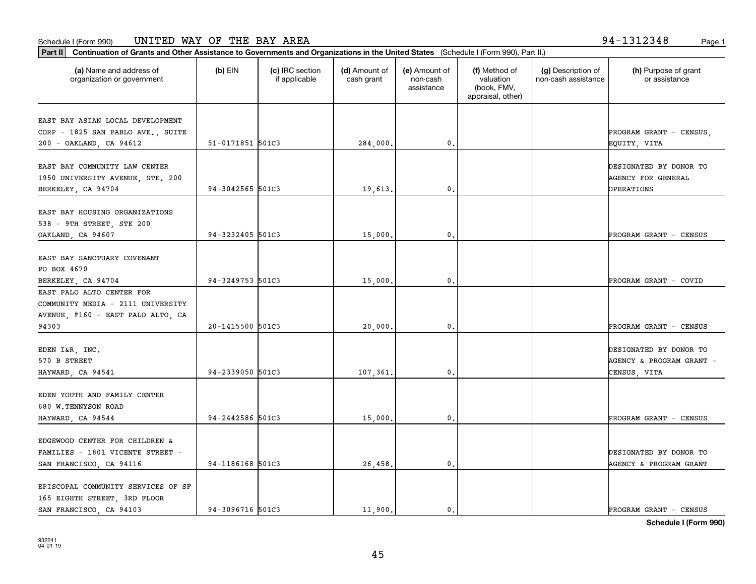Schedule I (Form 990) UNITED WAY OF THE BAY AREA 94-1312348

**Part II** **Continuation of Grants and Other Assistance to Governments and Organizations in the United States** (Schedule I (Form 990), Part II.)

| (a) Name and address of organization or government | (b) EIN | (c) IRC section if applicable | (d) Amount of cash grant | (e) Amount of non-cash assistance | (f) Method of valuation (book, FMV, appraisal, other) | (g) Description of non-cash assistance | (h) Purpose of grant or assistance |
|---|---|---|---|---|---|---|---|
| EAST BAY ASIAN LOCAL DEVELOPMENT CORP - 1825 SAN PABLO AVE., SUITE 200 - OAKLAND, CA 94612 | 51-0171851 | 501C3 | 284,000. | 0. | | | PROGRAM GRANT - CENSUS, EQUITY, VITA |
| EAST BAY COMMUNITY LAW CENTER 1950 UNIVERSITY AVENUE, STE. 200 BERKELEY, CA 94704 | 94-3042565 | 501C3 | 19,613. | 0. | | | DESIGNATED BY DONOR TO AGENCY FOR GENERAL OPERATIONS |
| EAST BAY HOUSING ORGANIZATIONS 538 - 9TH STREET, STE 200 OAKLAND, CA 94607 | 94-3232405 | 501C3 | 15,000. | 0. | | | PROGRAM GRANT - CENSUS |
| EAST BAY SANCTUARY COVENANT PO BOX 4670 BERKELEY, CA 94704 | 94-3249753 | 501C3 | 15,000. | 0. | | | PROGRAM GRANT - COVID |
| EAST PALO ALTO CENTER FOR COMMUNITY MEDIA - 2111 UNIVERSITY AVENUE, #160 - EAST PALO ALTO, CA 94303 | 20-1415500 | 501C3 | 20,000. | 0. | | | PROGRAM GRANT - CENSUS |
| EDEN I&R, INC. 570 B STREET HAYWARD, CA 94541 | 94-2339050 | 501C3 | 107,361. | 0. | | | DESIGNATED BY DONOR TO AGENCY & PROGRAM GRANT - CENSUS, VITA |
| EDEN YOUTH AND FAMILY CENTER 680 W.TENNYSON ROAD HAYWARD, CA 94544 | 94-2442586 | 501C3 | 15,000. | 0. | | | PROGRAM GRANT - CENSUS |
| EDGEWOOD CENTER FOR CHILDREN & FAMILIES - 1801 VICENTE STREET - SAN FRANCISCO, CA 94116 | 94-1186168 | 501C3 | 26,458. | 0. | | | DESIGNATED BY DONOR TO AGENCY & PROGRAM GRANT |
| EPISCOPAL COMMUNITY SERVICES OF SF 165 EIGHTH STREET, 3RD FLOOR SAN FRANCISCO, CA 94103 | 94-3096716 | 501C3 | 11,900. | 0. | | | PROGRAM GRANT - CENSUS |

**Schedule I (Form 990)**

932241
04-01-19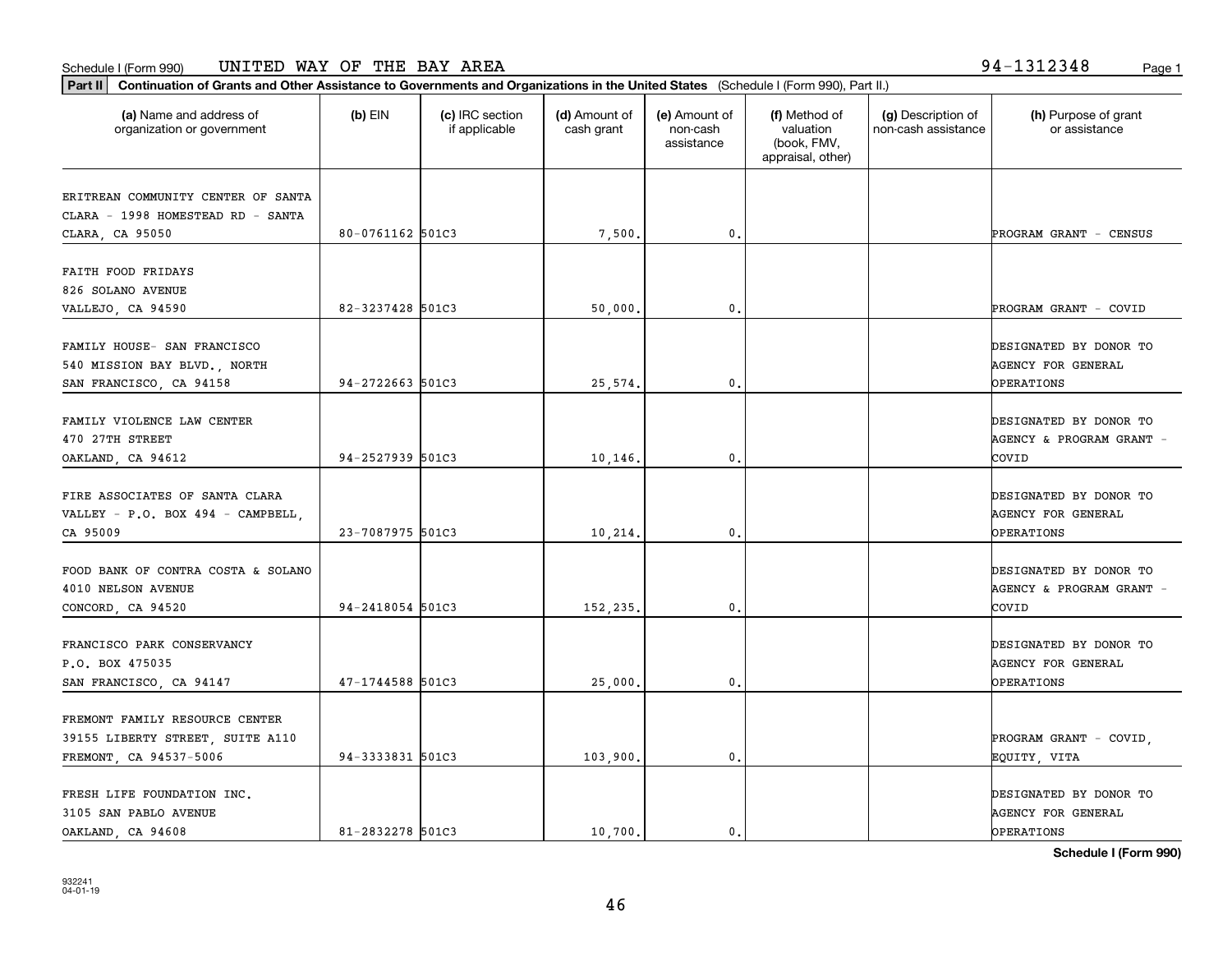Schedule I (Form 990) UNITED WAY OF THE BAY AREA 94-1312348

**Part II Continuation of Grants and Other Assistance to Governments and Organizations in the United States** (Schedule I (Form 990), Part II.)

| (a) Name and address of organization or government | (b) EIN | (c) IRC section if applicable | (d) Amount of cash grant | (e) Amount of non-cash assistance | (f) Method of valuation (book, FMV, appraisal, other) | (g) Description of non-cash assistance | (h) Purpose of grant or assistance |
|---|---|---|---|---|---|---|---|
| ERITREAN COMMUNITY CENTER OF SANTA CLARA - 1998 HOMESTEAD RD - SANTA CLARA, CA 95050 | 80-0761162 | 501C3 | 7,500. | 0. | | | PROGRAM GRANT - CENSUS |
| FAITH FOOD FRIDAYS 826 SOLANO AVENUE VALLEJO, CA 94590 | 82-3237428 | 501C3 | 50,000. | 0. | | | PROGRAM GRANT - COVID |
| FAMILY HOUSE- SAN FRANCISCO 540 MISSION BAY BLVD., NORTH SAN FRANCISCO, CA 94158 | 94-2722663 | 501C3 | 25,574. | 0. | | | DESIGNATED BY DONOR TO AGENCY FOR GENERAL OPERATIONS |
| FAMILY VIOLENCE LAW CENTER 470 27TH STREET OAKLAND, CA 94612 | 94-2527939 | 501C3 | 10,146. | 0. | | | DESIGNATED BY DONOR TO AGENCY & PROGRAM GRANT - COVID |
| FIRE ASSOCIATES OF SANTA CLARA VALLEY - P.O. BOX 494 - CAMPBELL, CA 95009 | 23-7087975 | 501C3 | 10,214. | 0. | | | DESIGNATED BY DONOR TO AGENCY FOR GENERAL OPERATIONS |
| FOOD BANK OF CONTRA COSTA & SOLANO 4010 NELSON AVENUE CONCORD, CA 94520 | 94-2418054 | 501C3 | 152,235. | 0. | | | DESIGNATED BY DONOR TO AGENCY & PROGRAM GRANT - COVID |
| FRANCISCO PARK CONSERVANCY P.O. BOX 475035 SAN FRANCISCO, CA 94147 | 47-1744588 | 501C3 | 25,000. | 0. | | | DESIGNATED BY DONOR TO AGENCY FOR GENERAL OPERATIONS |
| FREMONT FAMILY RESOURCE CENTER 39155 LIBERTY STREET, SUITE A110 FREMONT, CA 94537-5006 | 94-3333831 | 501C3 | 103,900. | 0. | | | PROGRAM GRANT - COVID, EQUITY, VITA |
| FRESH LIFE FOUNDATION INC. 3105 SAN PABLO AVENUE OAKLAND, CA 94608 | 81-2832278 | 501C3 | 10,700. | 0. | | | DESIGNATED BY DONOR TO AGENCY FOR GENERAL OPERATIONS |

**Schedule I (Form 990)**

932241
04-01-19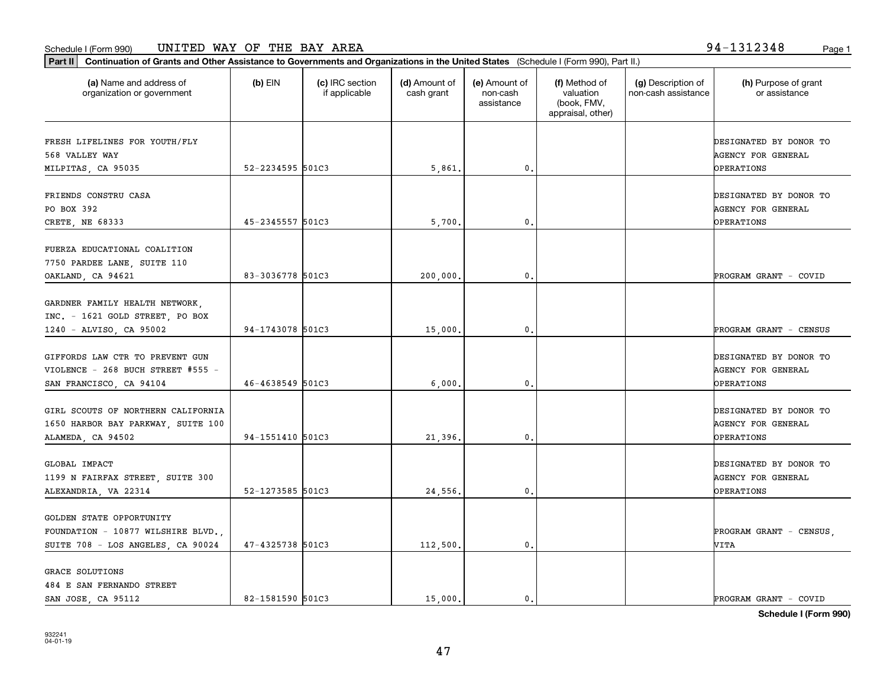Schedule I (Form 990) UNITED WAY OF THE BAY AREA 94-1312348

**Part II Continuation of Grants and Other Assistance to Governments and Organizations in the United States** (Schedule I (Form 990), Part II.)

| (a) Name and address of organization or government | (b) EIN | (c) IRC section if applicable | (d) Amount of cash grant | (e) Amount of non-cash assistance | (f) Method of valuation (book, FMV, appraisal, other) | (g) Description of non-cash assistance | (h) Purpose of grant or assistance |
|---|---|---|---|---|---|---|---|
| FRESH LIFELINES FOR YOUTH/FLY 568 VALLEY WAY MILPITAS, CA 95035 | 52-2234595 | 501C3 | 5,861. | 0. | | | DESIGNATED BY DONOR TO AGENCY FOR GENERAL OPERATIONS |
| FRIENDS CONSTRU CASA PO BOX 392 CRETE, NE 68333 | 45-2345557 | 501C3 | 5,700. | 0. | | | DESIGNATED BY DONOR TO AGENCY FOR GENERAL OPERATIONS |
| FUERZA EDUCATIONAL COALITION 7750 PARDEE LANE, SUITE 110 OAKLAND, CA 94621 | 83-3036778 | 501C3 | 200,000. | 0. | | | PROGRAM GRANT - COVID |
| GARDNER FAMILY HEALTH NETWORK, INC. - 1621 GOLD STREET, PO BOX 1240 - ALVISO, CA 95002 | 94-1743078 | 501C3 | 15,000. | 0. | | | PROGRAM GRANT - CENSUS |
| GIFFORDS LAW CTR TO PREVENT GUN VIOLENCE - 268 BUCH STREET #555 - SAN FRANCISCO, CA 94104 | 46-4638549 | 501C3 | 6,000. | 0. | | | DESIGNATED BY DONOR TO AGENCY FOR GENERAL OPERATIONS |
| GIRL SCOUTS OF NORTHERN CALIFORNIA 1650 HARBOR BAY PARKWAY, SUITE 100 ALAMEDA, CA 94502 | 94-1551410 | 501C3 | 21,396. | 0. | | | DESIGNATED BY DONOR TO AGENCY FOR GENERAL OPERATIONS |
| GLOBAL IMPACT 1199 N FAIRFAX STREET, SUITE 300 ALEXANDRIA, VA 22314 | 52-1273585 | 501C3 | 24,556. | 0. | | | DESIGNATED BY DONOR TO AGENCY FOR GENERAL OPERATIONS |
| GOLDEN STATE OPPORTUNITY FOUNDATION - 10877 WILSHIRE BLVD., SUITE 708 - LOS ANGELES, CA 90024 | 47-4325738 | 501C3 | 112,500. | 0. | | | PROGRAM GRANT - CENSUS, VITA |
| GRACE SOLUTIONS 484 E SAN FERNANDO STREET SAN JOSE, CA 95112 | 82-1581590 | 501C3 | 15,000. | 0. | | | PROGRAM GRANT - COVID |

Schedule I (Form 990)

932241 04-01-19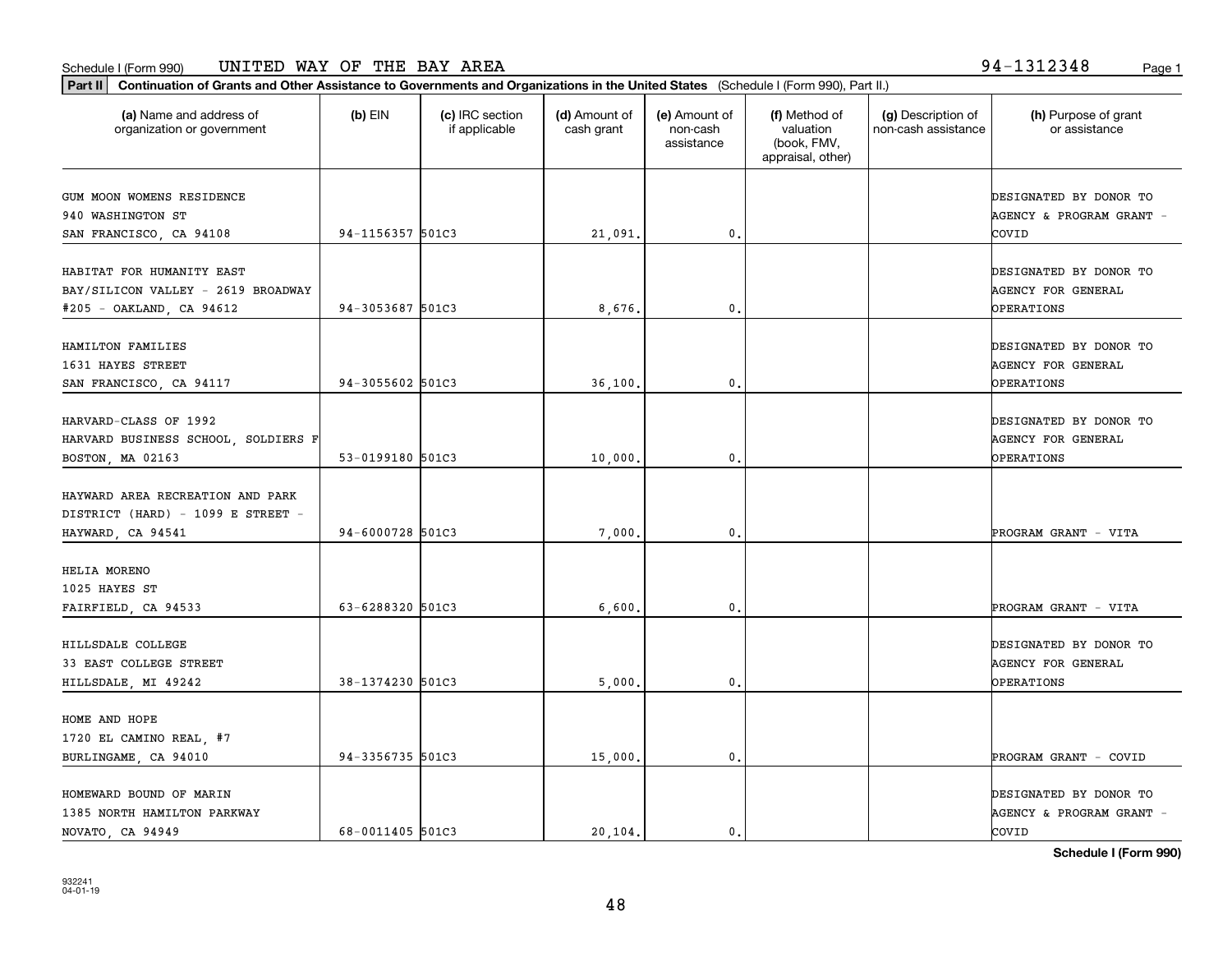Schedule I (Form 990) UNITED WAY OF THE BAY AREA 94-1312348

**Part II** **Continuation of Grants and Other Assistance to Governments and Organizations in the United States** (Schedule I (Form 990), Part II.)

| (a) Name and address of organization or government | (b) EIN | (c) IRC section if applicable | (d) Amount of cash grant | (e) Amount of non-cash assistance | (f) Method of valuation (book, FMV, appraisal, other) | (g) Description of non-cash assistance | (h) Purpose of grant or assistance |
|---|---|---|---|---|---|---|---|
| GUM MOON WOMENS RESIDENCE 940 WASHINGTON ST SAN FRANCISCO, CA 94108 | 94-1156357 | 501C3 | 21,091. | 0. | | | DESIGNATED BY DONOR TO AGENCY & PROGRAM GRANT - COVID |
| HABITAT FOR HUMANITY EAST BAY/SILICON VALLEY - 2619 BROADWAY #205 - OAKLAND, CA 94612 | 94-3053687 | 501C3 | 8,676. | 0. | | | DESIGNATED BY DONOR TO AGENCY FOR GENERAL OPERATIONS |
| HAMILTON FAMILIES 1631 HAYES STREET SAN FRANCISCO, CA 94117 | 94-3055602 | 501C3 | 36,100. | 0. | | | DESIGNATED BY DONOR TO AGENCY FOR GENERAL OPERATIONS |
| HARVARD-CLASS OF 1992 HARVARD BUSINESS SCHOOL, SOLDIERS F BOSTON, MA 02163 | 53-0199180 | 501C3 | 10,000. | 0. | | | DESIGNATED BY DONOR TO AGENCY FOR GENERAL OPERATIONS |
| HAYWARD AREA RECREATION AND PARK DISTRICT (HARD) - 1099 E STREET - HAYWARD, CA 94541 | 94-6000728 | 501C3 | 7,000. | 0. | | | PROGRAM GRANT - VITA |
| HELIA MORENO 1025 HAYES ST FAIRFIELD, CA 94533 | 63-6288320 | 501C3 | 6,600. | 0. | | | PROGRAM GRANT - VITA |
| HILLSDALE COLLEGE 33 EAST COLLEGE STREET HILLSDALE, MI 49242 | 38-1374230 | 501C3 | 5,000. | 0. | | | DESIGNATED BY DONOR TO AGENCY FOR GENERAL OPERATIONS |
| HOME AND HOPE 1720 EL CAMINO REAL, #7 BURLINGAME, CA 94010 | 94-3356735 | 501C3 | 15,000. | 0. | | | PROGRAM GRANT - COVID |
| HOMEWARD BOUND OF MARIN 1385 NORTH HAMILTON PARKWAY NOVATO, CA 94949 | 68-0011405 | 501C3 | 20,104. | 0. | | | DESIGNATED BY DONOR TO AGENCY & PROGRAM GRANT - COVID |

**Schedule I (Form 990)**

932241 04-01-19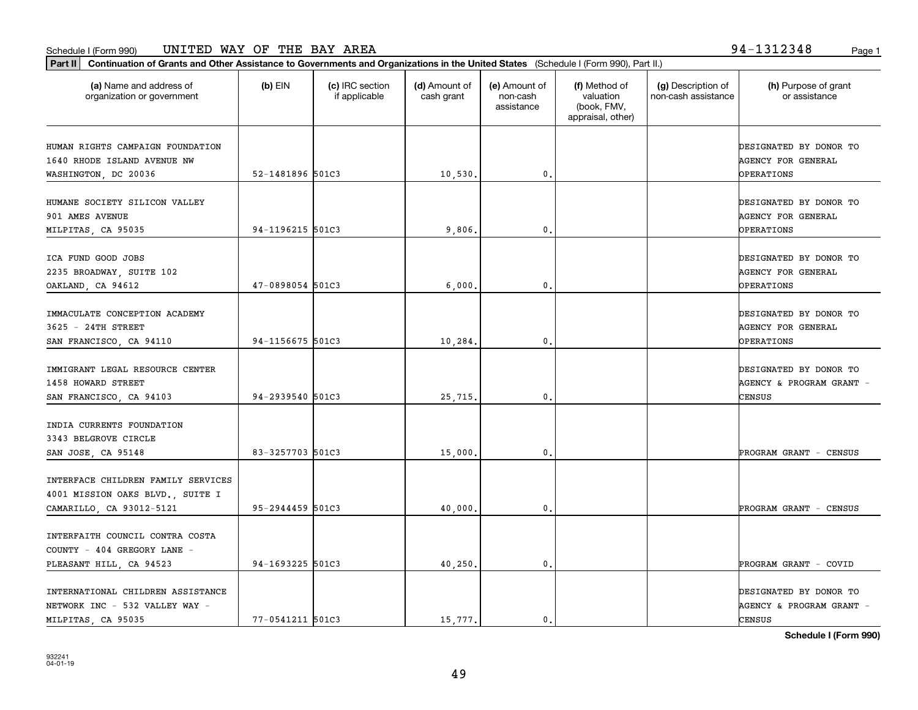Schedule I (Form 990) UNITED WAY OF THE BAY AREA 94-1312348

**Part II Continuation of Grants and Other Assistance to Governments and Organizations in the United States** (Schedule I (Form 990), Part II.)

| (a) Name and address of organization or government | (b) EIN | (c) IRC section if applicable | (d) Amount of cash grant | (e) Amount of non-cash assistance | (f) Method of valuation (book, FMV, appraisal, other) | (g) Description of non-cash assistance | (h) Purpose of grant or assistance |
|---|---|---|---|---|---|---|---|
| HUMAN RIGHTS CAMPAIGN FOUNDATION 1640 RHODE ISLAND AVENUE NW WASHINGTON, DC 20036 | 52-1481896 | 501C3 | 10,530. | 0. | | | DESIGNATED BY DONOR TO AGENCY FOR GENERAL OPERATIONS |
| HUMANE SOCIETY SILICON VALLEY 901 AMES AVENUE MILPITAS, CA 95035 | 94-1196215 | 501C3 | 9,806. | 0. | | | DESIGNATED BY DONOR TO AGENCY FOR GENERAL OPERATIONS |
| ICA FUND GOOD JOBS 2235 BROADWAY, SUITE 102 OAKLAND, CA 94612 | 47-0898054 | 501C3 | 6,000. | 0. | | | DESIGNATED BY DONOR TO AGENCY FOR GENERAL OPERATIONS |
| IMMACULATE CONCEPTION ACADEMY 3625 - 24TH STREET SAN FRANCISCO, CA 94110 | 94-1156675 | 501C3 | 10,284. | 0. | | | DESIGNATED BY DONOR TO AGENCY FOR GENERAL OPERATIONS |
| IMMIGRANT LEGAL RESOURCE CENTER 1458 HOWARD STREET SAN FRANCISCO, CA 94103 | 94-2939540 | 501C3 | 25,715. | 0. | | | DESIGNATED BY DONOR TO AGENCY & PROGRAM GRANT - CENSUS |
| INDIA CURRENTS FOUNDATION 3343 BELGROVE CIRCLE SAN JOSE, CA 95148 | 83-3257703 | 501C3 | 15,000. | 0. | | | PROGRAM GRANT - CENSUS |
| INTERFACE CHILDREN FAMILY SERVICES 4001 MISSION OAKS BLVD., SUITE I CAMARILLO, CA 93012-5121 | 95-2944459 | 501C3 | 40,000. | 0. | | | PROGRAM GRANT - CENSUS |
| INTERFAITH COUNCIL CONTRA COSTA COUNTY - 404 GREGORY LANE - PLEASANT HILL, CA 94523 | 94-1693225 | 501C3 | 40,250. | 0. | | | PROGRAM GRANT - COVID |
| INTERNATIONAL CHILDREN ASSISTANCE NETWORK INC - 532 VALLEY WAY - MILPITAS, CA 95035 | 77-0541211 | 501C3 | 15,777. | 0. | | | DESIGNATED BY DONOR TO AGENCY & PROGRAM GRANT - CENSUS |

**Schedule I (Form 990)**

932241 04-01-19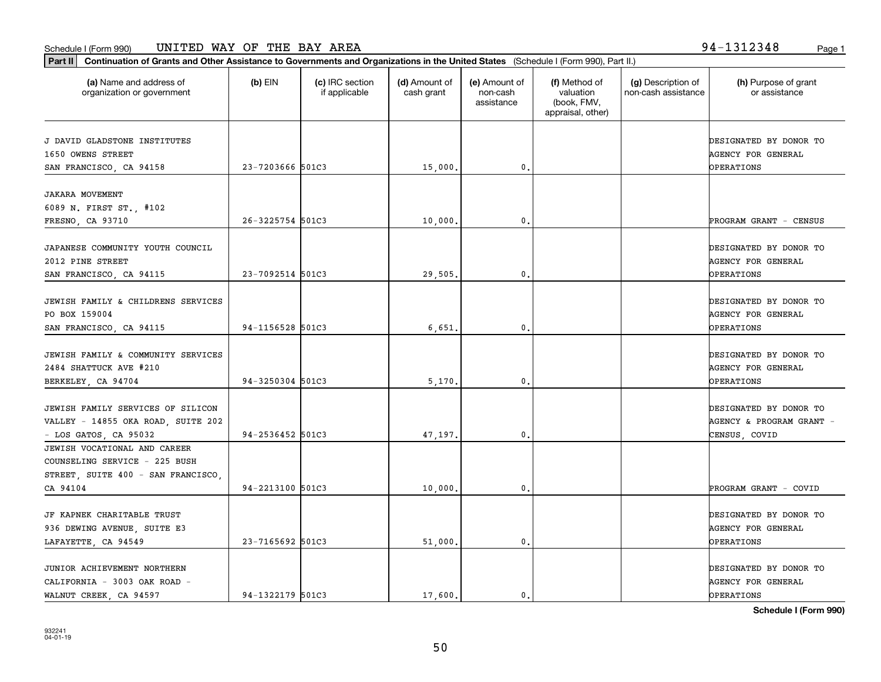Schedule I (Form 990) UNITED WAY OF THE BAY AREA 94-1312348

**Part II** **Continuation of Grants and Other Assistance to Governments and Organizations in the United States** (Schedule I (Form 990), Part II.)

| (a) Name and address of organization or government | (b) EIN | (c) IRC section if applicable | (d) Amount of cash grant | (e) Amount of non-cash assistance | (f) Method of valuation (book, FMV, appraisal, other) | (g) Description of non-cash assistance | (h) Purpose of grant or assistance |
|---|---|---|---|---|---|---|---|
| J DAVID GLADSTONE INSTITUTES 1650 OWENS STREET SAN FRANCISCO, CA 94158 | 23-7203666 | 501C3 | 15,000. | 0. | | | DESIGNATED BY DONOR TO AGENCY FOR GENERAL OPERATIONS |
| JAKARA MOVEMENT 6089 N. FIRST ST., #102 FRESNO, CA 93710 | 26-3225754 | 501C3 | 10,000. | 0. | | | PROGRAM GRANT - CENSUS |
| JAPANESE COMMUNITY YOUTH COUNCIL 2012 PINE STREET SAN FRANCISCO, CA 94115 | 23-7092514 | 501C3 | 29,505. | 0. | | | DESIGNATED BY DONOR TO AGENCY FOR GENERAL OPERATIONS |
| JEWISH FAMILY & CHILDRENS SERVICES PO BOX 159004 SAN FRANCISCO, CA 94115 | 94-1156528 | 501C3 | 6,651. | 0. | | | DESIGNATED BY DONOR TO AGENCY FOR GENERAL OPERATIONS |
| JEWISH FAMILY & COMMUNITY SERVICES 2484 SHATTUCK AVE #210 BERKELEY, CA 94704 | 94-3250304 | 501C3 | 5,170. | 0. | | | DESIGNATED BY DONOR TO AGENCY FOR GENERAL OPERATIONS |
| JEWISH FAMILY SERVICES OF SILICON VALLEY - 14855 OKA ROAD, SUITE 202 - LOS GATOS, CA 95032 | 94-2536452 | 501C3 | 47,197. | 0. | | | DESIGNATED BY DONOR TO AGENCY & PROGRAM GRANT - CENSUS, COVID |
| JEWISH VOCATIONAL AND CAREER COUNSELING SERVICE - 225 BUSH STREET, SUITE 400 - SAN FRANCISCO, CA 94104 | 94-2213100 | 501C3 | 10,000. | 0. | | | PROGRAM GRANT - COVID |
| JF KAPNEK CHARITABLE TRUST 936 DEWING AVENUE, SUITE E3 LAFAYETTE, CA 94549 | 23-7165692 | 501C3 | 51,000. | 0. | | | DESIGNATED BY DONOR TO AGENCY FOR GENERAL OPERATIONS |
| JUNIOR ACHIEVEMENT NORTHERN CALIFORNIA - 3003 OAK ROAD - WALNUT CREEK, CA 94597 | 94-1322179 | 501C3 | 17,600. | 0. | | | DESIGNATED BY DONOR TO AGENCY FOR GENERAL OPERATIONS |

**Schedule I (Form 990)**

932241 04-01-19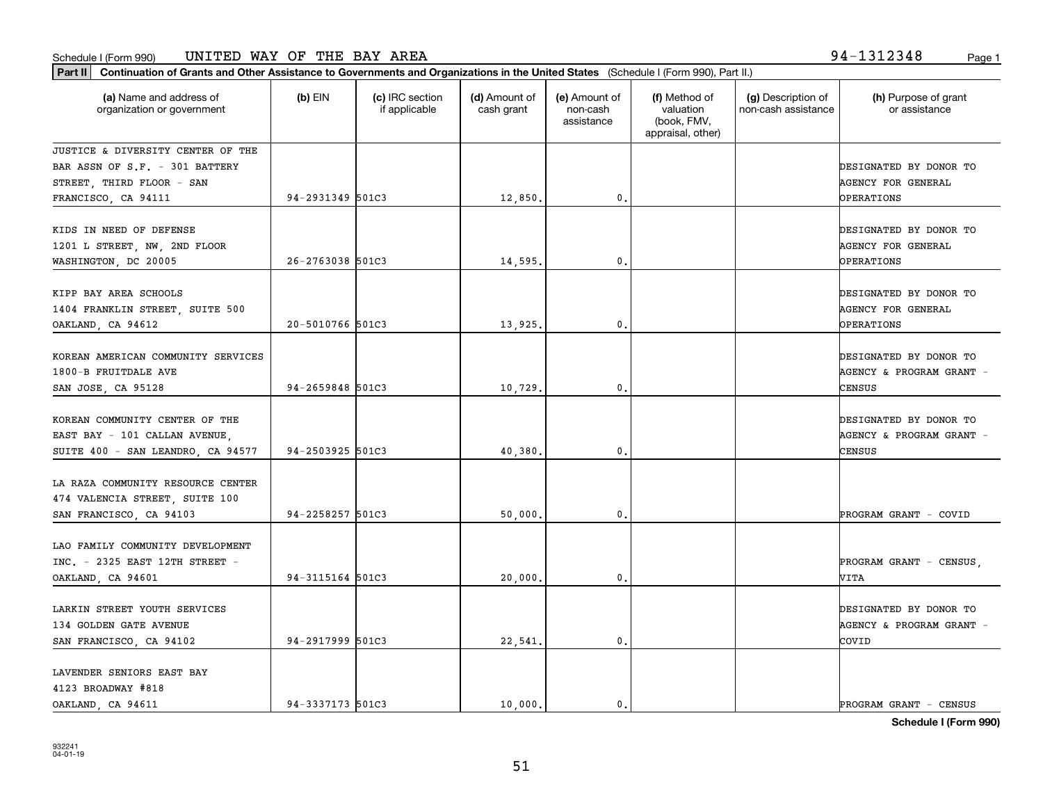Schedule I (Form 990) UNITED WAY OF THE BAY AREA 94-1312348

**Part II Continuation of Grants and Other Assistance to Governments and Organizations in the United States** (Schedule I (Form 990), Part II.)

| (a) Name and address of organization or government | (b) EIN | (c) IRC section if applicable | (d) Amount of cash grant | (e) Amount of non-cash assistance | (f) Method of valuation (book, FMV, appraisal, other) | (g) Description of non-cash assistance | (h) Purpose of grant or assistance |
|---|---|---|---|---|---|---|---|
| JUSTICE & DIVERSITY CENTER OF THE BAR ASSN OF S.F. - 301 BATTERY STREET, THIRD FLOOR - SAN FRANCISCO, CA 94111 | 94-2931349 | 501C3 | 12,850. | 0. | | | DESIGNATED BY DONOR TO AGENCY FOR GENERAL OPERATIONS |
| KIDS IN NEED OF DEFENSE 1201 L STREET, NW, 2ND FLOOR WASHINGTON, DC 20005 | 26-2763038 | 501C3 | 14,595. | 0. | | | DESIGNATED BY DONOR TO AGENCY FOR GENERAL OPERATIONS |
| KIPP BAY AREA SCHOOLS 1404 FRANKLIN STREET, SUITE 500 OAKLAND, CA 94612 | 20-5010766 | 501C3 | 13,925. | 0. | | | DESIGNATED BY DONOR TO AGENCY FOR GENERAL OPERATIONS |
| KOREAN AMERICAN COMMUNITY SERVICES 1800-B FRUITDALE AVE SAN JOSE, CA 95128 | 94-2659848 | 501C3 | 10,729. | 0. | | | DESIGNATED BY DONOR TO AGENCY & PROGRAM GRANT - CENSUS |
| KOREAN COMMUNITY CENTER OF THE EAST BAY - 101 CALLAN AVENUE, SUITE 400 - SAN LEANDRO, CA 94577 | 94-2503925 | 501C3 | 40,380. | 0. | | | DESIGNATED BY DONOR TO AGENCY & PROGRAM GRANT - CENSUS |
| LA RAZA COMMUNITY RESOURCE CENTER 474 VALENCIA STREET, SUITE 100 SAN FRANCISCO, CA 94103 | 94-2258257 | 501C3 | 50,000. | 0. | | | PROGRAM GRANT - COVID |
| LAO FAMILY COMMUNITY DEVELOPMENT INC. - 2325 EAST 12TH STREET - OAKLAND, CA 94601 | 94-3115164 | 501C3 | 20,000. | 0. | | | PROGRAM GRANT - CENSUS, VITA |
| LARKIN STREET YOUTH SERVICES 134 GOLDEN GATE AVENUE SAN FRANCISCO, CA 94102 | 94-2917999 | 501C3 | 22,541. | 0. | | | DESIGNATED BY DONOR TO AGENCY & PROGRAM GRANT - COVID |
| LAVENDER SENIORS EAST BAY 4123 BROADWAY #818 OAKLAND, CA 94611 | 94-3337173 | 501C3 | 10,000. | 0. | | | PROGRAM GRANT - CENSUS |

Schedule I (Form 990)

932241 04-01-19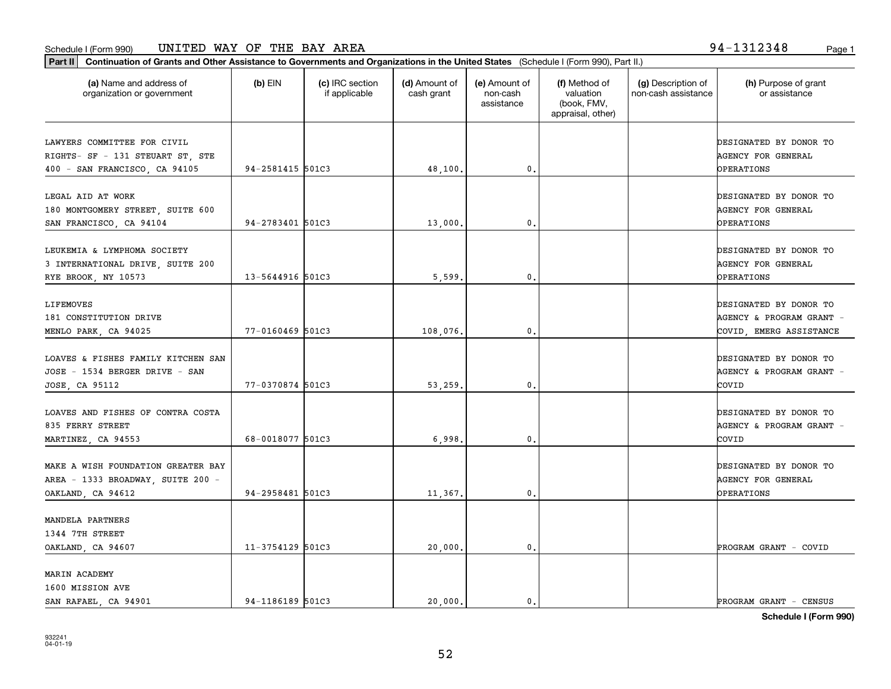Schedule I (Form 990) UNITED WAY OF THE BAY AREA 94-1312348

**Part II Continuation of Grants and Other Assistance to Governments and Organizations in the United States** (Schedule I (Form 990), Part II.)

| (a) Name and address of organization or government | (b) EIN | (c) IRC section if applicable | (d) Amount of cash grant | (e) Amount of non-cash assistance | (f) Method of valuation (book, FMV, appraisal, other) | (g) Description of non-cash assistance | (h) Purpose of grant or assistance |
|---|---|---|---|---|---|---|---|
| LAWYERS COMMITTEE FOR CIVIL RIGHTS- SF - 131 STEUART ST, STE 400 - SAN FRANCISCO, CA 94105 | 94-2581415 | 501C3 | 48,100. | 0. | | | DESIGNATED BY DONOR TO AGENCY FOR GENERAL OPERATIONS |
| LEGAL AID AT WORK 180 MONTGOMERY STREET, SUITE 600 SAN FRANCISCO, CA 94104 | 94-2783401 | 501C3 | 13,000. | 0. | | | DESIGNATED BY DONOR TO AGENCY FOR GENERAL OPERATIONS |
| LEUKEMIA & LYMPHOMA SOCIETY 3 INTERNATIONAL DRIVE, SUITE 200 RYE BROOK, NY 10573 | 13-5644916 | 501C3 | 5,599. | 0. | | | DESIGNATED BY DONOR TO AGENCY FOR GENERAL OPERATIONS |
| LIFEMOVES 181 CONSTITUTION DRIVE MENLO PARK, CA 94025 | 77-0160469 | 501C3 | 108,076. | 0. | | | DESIGNATED BY DONOR TO AGENCY & PROGRAM GRANT - COVID, EMERG ASSISTANCE |
| LOAVES & FISHES FAMILY KITCHEN SAN JOSE - 1534 BERGER DRIVE - SAN JOSE, CA 95112 | 77-0370874 | 501C3 | 53,259. | 0. | | | DESIGNATED BY DONOR TO AGENCY & PROGRAM GRANT - COVID |
| LOAVES AND FISHES OF CONTRA COSTA 835 FERRY STREET MARTINEZ, CA 94553 | 68-0018077 | 501C3 | 6,998. | 0. | | | DESIGNATED BY DONOR TO AGENCY & PROGRAM GRANT - COVID |
| MAKE A WISH FOUNDATION GREATER BAY AREA - 1333 BROADWAY, SUITE 200 - OAKLAND, CA 94612 | 94-2958481 | 501C3 | 11,367. | 0. | | | DESIGNATED BY DONOR TO AGENCY FOR GENERAL OPERATIONS |
| MANDELA PARTNERS 1344 7TH STREET OAKLAND, CA 94607 | 11-3754129 | 501C3 | 20,000. | 0. | | | PROGRAM GRANT - COVID |
| MARIN ACADEMY 1600 MISSION AVE SAN RAFAEL, CA 94901 | 94-1186189 | 501C3 | 20,000. | 0. | | | PROGRAM GRANT - CENSUS |

**Schedule I (Form 990)**

932241 04-01-19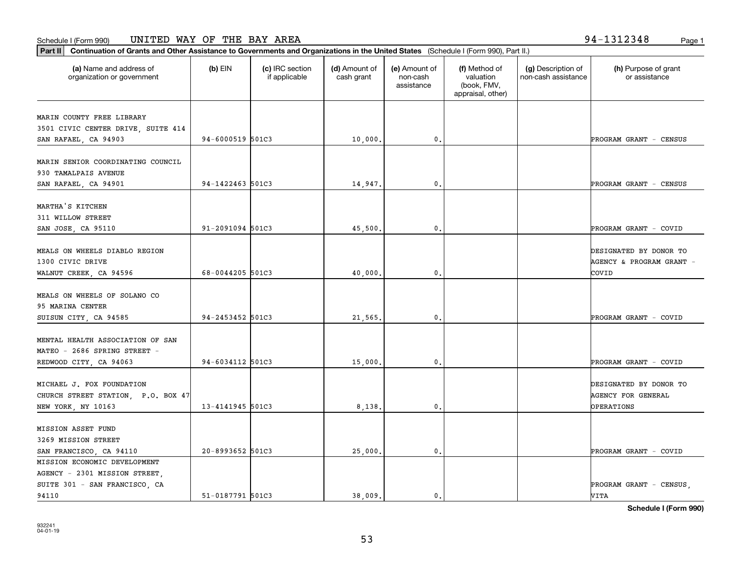Schedule I (Form 990) UNITED WAY OF THE BAY AREA 94-1312348

**Part II** **Continuation of Grants and Other Assistance to Governments and Organizations in the United States** (Schedule I (Form 990), Part II.)

| (a) Name and address of organization or government | (b) EIN | (c) IRC section if applicable | (d) Amount of cash grant | (e) Amount of non-cash assistance | (f) Method of valuation (book, FMV, appraisal, other) | (g) Description of non-cash assistance | (h) Purpose of grant or assistance |
|---|---|---|---|---|---|---|---|
| MARIN COUNTY FREE LIBRARY<br>3501 CIVIC CENTER DRIVE, SUITE 414<br>SAN RAFAEL, CA 94903 | 94-6000519 | 501C3 | 10,000. | 0. | | | PROGRAM GRANT - CENSUS |
| MARIN SENIOR COORDINATING COUNCIL<br>930 TAMALPAIS AVENUE<br>SAN RAFAEL, CA 94901 | 94-1422463 | 501C3 | 14,947. | 0. | | | PROGRAM GRANT - CENSUS |
| MARTHA'S KITCHEN<br>311 WILLOW STREET<br>SAN JOSE, CA 95110 | 91-2091094 | 501C3 | 45,500. | 0. | | | PROGRAM GRANT - COVID |
| MEALS ON WHEELS DIABLO REGION<br>1300 CIVIC DRIVE<br>WALNUT CREEK, CA 94596 | 68-0044205 | 501C3 | 40,000. | 0. | | | DESIGNATED BY DONOR TO AGENCY & PROGRAM GRANT - COVID |
| MEALS ON WHEELS OF SOLANO CO<br>95 MARINA CENTER<br>SUISUN CITY, CA 94585 | 94-2453452 | 501C3 | 21,565. | 0. | | | PROGRAM GRANT - COVID |
| MENTAL HEALTH ASSOCIATION OF SAN MATEO - 2686 SPRING STREET -<br>REDWOOD CITY, CA 94063 | 94-6034112 | 501C3 | 15,000. | 0. | | | PROGRAM GRANT - COVID |
| MICHAEL J. FOX FOUNDATION<br>CHURCH STREET STATION, P.O. BOX 47<br>NEW YORK, NY 10163 | 13-4141945 | 501C3 | 8,138. | 0. | | | DESIGNATED BY DONOR TO AGENCY FOR GENERAL OPERATIONS |
| MISSION ASSET FUND<br>3269 MISSION STREET<br>SAN FRANCISCO, CA 94110 | 20-8993652 | 501C3 | 25,000. | 0. | | | PROGRAM GRANT - COVID |
| MISSION ECONOMIC DEVELOPMENT AGENCY - 2301 MISSION STREET,<br>SUITE 301 - SAN FRANCISCO, CA<br>94110 | 51-0187791 | 501C3 | 38,009. | 0. | | | PROGRAM GRANT - CENSUS, VITA |

**Schedule I (Form 990)**

932241
04-01-19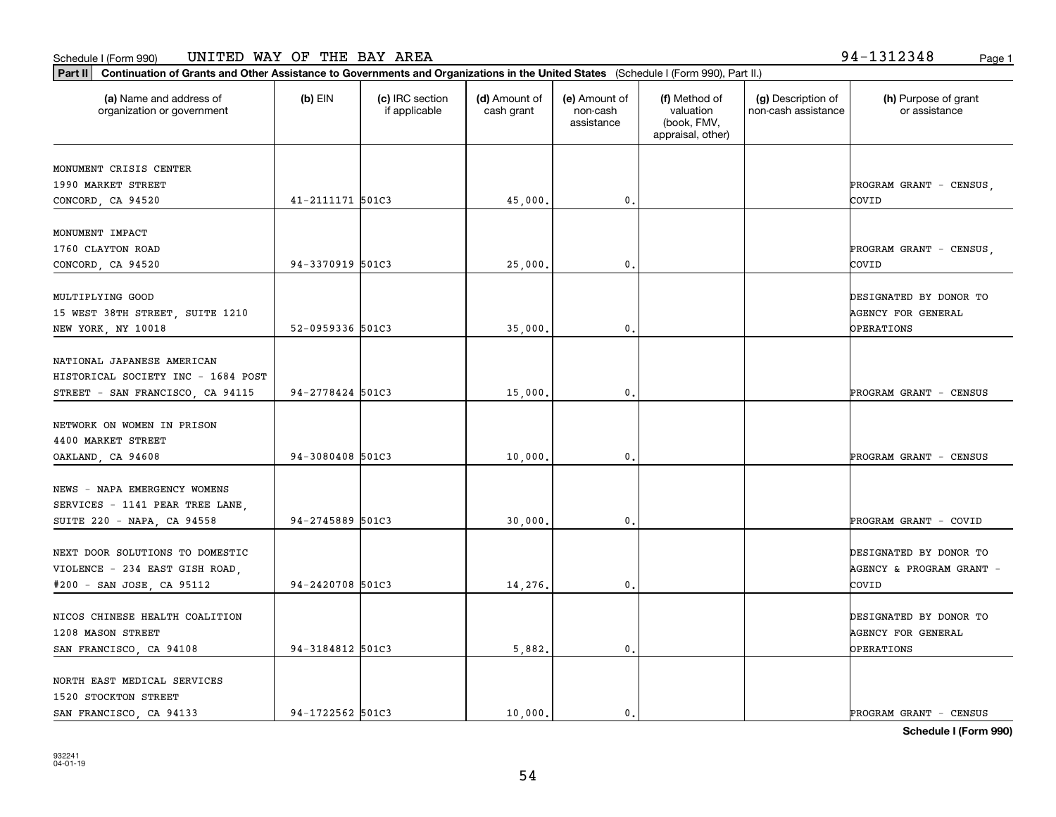Schedule I (Form 990) UNITED WAY OF THE BAY AREA 94-1312348

**Part II** **Continuation of Grants and Other Assistance to Governments and Organizations in the United States** (Schedule I (Form 990), Part II.)

| (a) Name and address of organization or government | (b) EIN | (c) IRC section if applicable | (d) Amount of cash grant | (e) Amount of non-cash assistance | (f) Method of valuation (book, FMV, appraisal, other) | (g) Description of non-cash assistance | (h) Purpose of grant or assistance |
|---|---|---|---|---|---|---|---|
| MONUMENT CRISIS CENTER 1990 MARKET STREET CONCORD, CA 94520 | 41-2111171 | 501C3 | 45,000. | 0. | | | PROGRAM GRANT - CENSUS, COVID |
| MONUMENT IMPACT 1760 CLAYTON ROAD CONCORD, CA 94520 | 94-3370919 | 501C3 | 25,000. | 0. | | | PROGRAM GRANT - CENSUS, COVID |
| MULTIPLYING GOOD 15 WEST 38TH STREET, SUITE 1210 NEW YORK, NY 10018 | 52-0959336 | 501C3 | 35,000. | 0. | | | DESIGNATED BY DONOR TO AGENCY FOR GENERAL OPERATIONS |
| NATIONAL JAPANESE AMERICAN HISTORICAL SOCIETY INC - 1684 POST STREET - SAN FRANCISCO, CA 94115 | 94-2778424 | 501C3 | 15,000. | 0. | | | PROGRAM GRANT - CENSUS |
| NETWORK ON WOMEN IN PRISON 4400 MARKET STREET OAKLAND, CA 94608 | 94-3080408 | 501C3 | 10,000. | 0. | | | PROGRAM GRANT - CENSUS |
| NEWS - NAPA EMERGENCY WOMENS SERVICES - 1141 PEAR TREE LANE, SUITE 220 - NAPA, CA 94558 | 94-2745889 | 501C3 | 30,000. | 0. | | | PROGRAM GRANT - COVID |
| NEXT DOOR SOLUTIONS TO DOMESTIC VIOLENCE - 234 EAST GISH ROAD, #200 - SAN JOSE, CA 95112 | 94-2420708 | 501C3 | 14,276. | 0. | | | DESIGNATED BY DONOR TO AGENCY & PROGRAM GRANT - COVID |
| NICOS CHINESE HEALTH COALITION 1208 MASON STREET SAN FRANCISCO, CA 94108 | 94-3184812 | 501C3 | 5,882. | 0. | | | DESIGNATED BY DONOR TO AGENCY FOR GENERAL OPERATIONS |
| NORTH EAST MEDICAL SERVICES 1520 STOCKTON STREET SAN FRANCISCO, CA 94133 | 94-1722562 | 501C3 | 10,000. | 0. | | | PROGRAM GRANT - CENSUS |

**Schedule I (Form 990)**

932241 04-01-19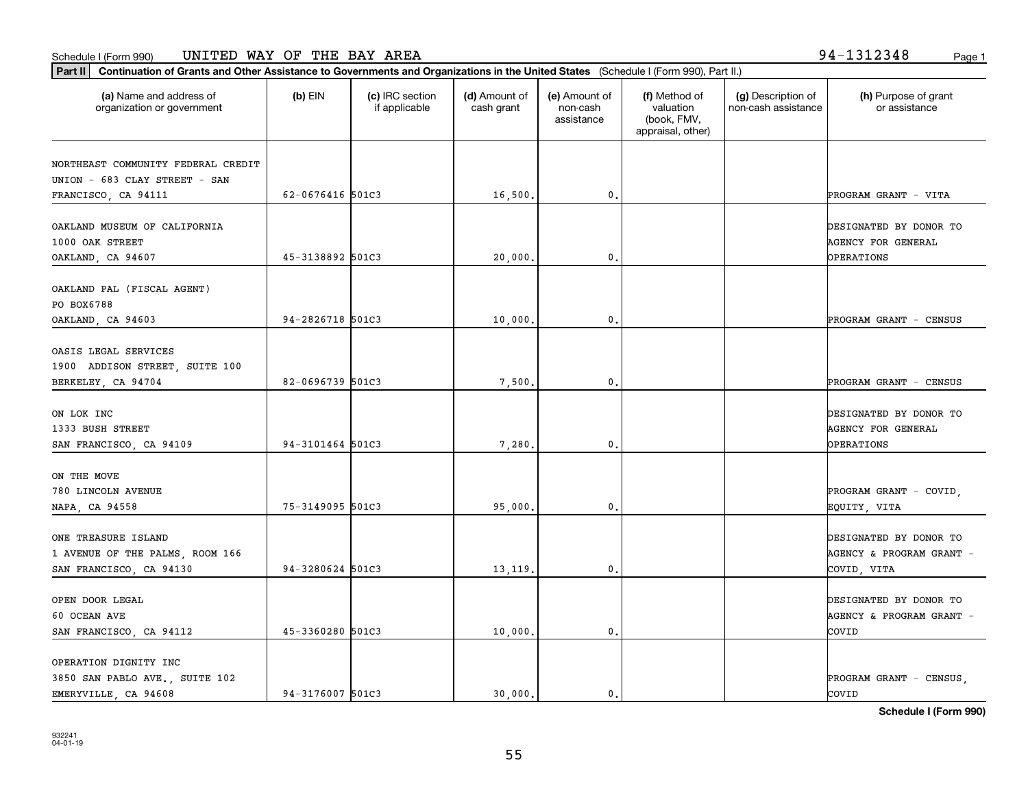Schedule I (Form 990) UNITED WAY OF THE BAY AREA 94-1312348

**Part II** **Continuation of Grants and Other Assistance to Governments and Organizations in the United States** (Schedule I (Form 990), Part II.)

| (a) Name and address of organization or government | (b) EIN | (c) IRC section if applicable | (d) Amount of cash grant | (e) Amount of non-cash assistance | (f) Method of valuation (book, FMV, appraisal, other) | (g) Description of non-cash assistance | (h) Purpose of grant or assistance |
|---|---|---|---|---|---|---|---|
| NORTHEAST COMMUNITY FEDERAL CREDIT UNION - 683 CLAY STREET - SAN FRANCISCO, CA 94111 | 62-0676416 | 501C3 | 16,500. | 0. | | | PROGRAM GRANT - VITA |
| OAKLAND MUSEUM OF CALIFORNIA 1000 OAK STREET OAKLAND, CA 94607 | 45-3138892 | 501C3 | 20,000. | 0. | | | DESIGNATED BY DONOR TO AGENCY FOR GENERAL OPERATIONS |
| OAKLAND PAL (FISCAL AGENT) PO BOX6788 OAKLAND, CA 94603 | 94-2826718 | 501C3 | 10,000. | 0. | | | PROGRAM GRANT - CENSUS |
| OASIS LEGAL SERVICES 1900 ADDISON STREET, SUITE 100 BERKELEY, CA 94704 | 82-0696739 | 501C3 | 7,500. | 0. | | | PROGRAM GRANT - CENSUS |
| ON LOK INC 1333 BUSH STREET SAN FRANCISCO, CA 94109 | 94-3101464 | 501C3 | 7,280. | 0. | | | DESIGNATED BY DONOR TO AGENCY FOR GENERAL OPERATIONS |
| ON THE MOVE 780 LINCOLN AVENUE NAPA, CA 94558 | 75-3149095 | 501C3 | 95,000. | 0. | | | PROGRAM GRANT - COVID, EQUITY, VITA |
| ONE TREASURE ISLAND 1 AVENUE OF THE PALMS, ROOM 166 SAN FRANCISCO, CA 94130 | 94-3280624 | 501C3 | 13,119. | 0. | | | DESIGNATED BY DONOR TO AGENCY & PROGRAM GRANT - COVID, VITA |
| OPEN DOOR LEGAL 60 OCEAN AVE SAN FRANCISCO, CA 94112 | 45-3360280 | 501C3 | 10,000. | 0. | | | DESIGNATED BY DONOR TO AGENCY & PROGRAM GRANT - COVID |
| OPERATION DIGNITY INC 3850 SAN PABLO AVE., SUITE 102 EMERYVILLE, CA 94608 | 94-3176007 | 501C3 | 30,000. | 0. | | | PROGRAM GRANT - CENSUS, COVID |

**Schedule I (Form 990)**

932241 04-01-19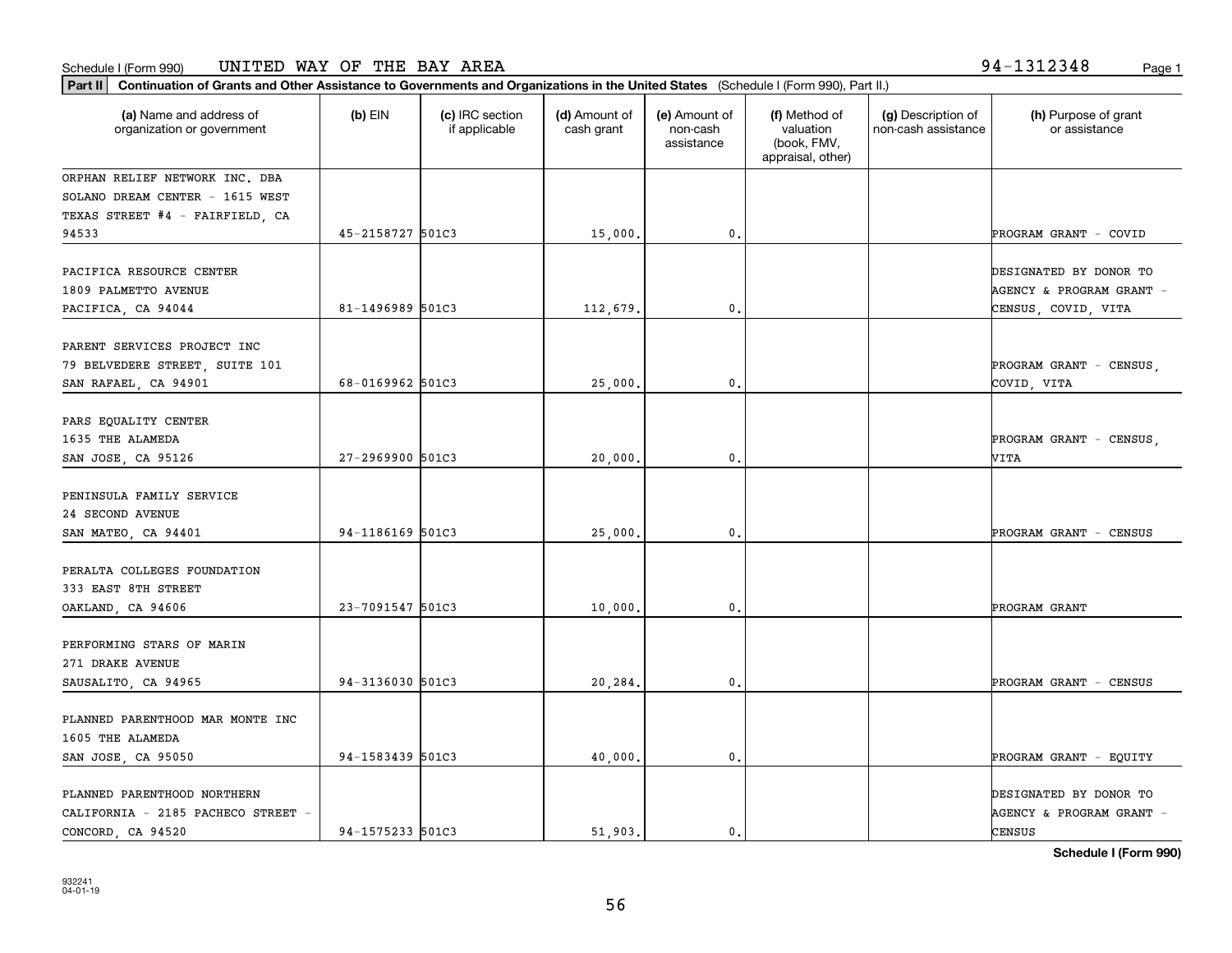Schedule I (Form 990) UNITED WAY OF THE BAY AREA 94-1312348

**Part II Continuation of Grants and Other Assistance to Governments and Organizations in the United States** (Schedule I (Form 990), Part II.)

| (a) Name and address of organization or government | (b) EIN | (c) IRC section if applicable | (d) Amount of cash grant | (e) Amount of non-cash assistance | (f) Method of valuation (book, FMV, appraisal, other) | (g) Description of non-cash assistance | (h) Purpose of grant or assistance |
|---|---|---|---|---|---|---|---|
| ORPHAN RELIEF NETWORK INC. DBA SOLANO DREAM CENTER - 1615 WEST TEXAS STREET #4 - FAIRFIELD, CA 94533 | 45-2158727 | 501C3 | 15,000. | 0. | | | PROGRAM GRANT - COVID |
| PACIFICA RESOURCE CENTER 1809 PALMETTO AVENUE PACIFICA, CA 94044 | 81-1496989 | 501C3 | 112,679. | 0. | | | DESIGNATED BY DONOR TO AGENCY & PROGRAM GRANT - CENSUS, COVID, VITA |
| PARENT SERVICES PROJECT INC 79 BELVEDERE STREET, SUITE 101 SAN RAFAEL, CA 94901 | 68-0169962 | 501C3 | 25,000. | 0. | | | PROGRAM GRANT - CENSUS, COVID, VITA |
| PARS EQUALITY CENTER 1635 THE ALAMEDA SAN JOSE, CA 95126 | 27-2969900 | 501C3 | 20,000. | 0. | | | PROGRAM GRANT - CENSUS, VITA |
| PENINSULA FAMILY SERVICE 24 SECOND AVENUE SAN MATEO, CA 94401 | 94-1186169 | 501C3 | 25,000. | 0. | | | PROGRAM GRANT - CENSUS |
| PERALTA COLLEGES FOUNDATION 333 EAST 8TH STREET OAKLAND, CA 94606 | 23-7091547 | 501C3 | 10,000. | 0. | | | PROGRAM GRANT |
| PERFORMING STARS OF MARIN 271 DRAKE AVENUE SAUSALITO, CA 94965 | 94-3136030 | 501C3 | 20,284. | 0. | | | PROGRAM GRANT - CENSUS |
| PLANNED PARENTHOOD MAR MONTE INC 1605 THE ALAMEDA SAN JOSE, CA 95050 | 94-1583439 | 501C3 | 40,000. | 0. | | | PROGRAM GRANT - EQUITY |
| PLANNED PARENTHOOD NORTHERN CALIFORNIA - 2185 PACHECO STREET - CONCORD, CA 94520 | 94-1575233 | 501C3 | 51,903. | 0. | | | DESIGNATED BY DONOR TO AGENCY & PROGRAM GRANT - CENSUS |

**Schedule I (Form 990)**

932241 04-01-19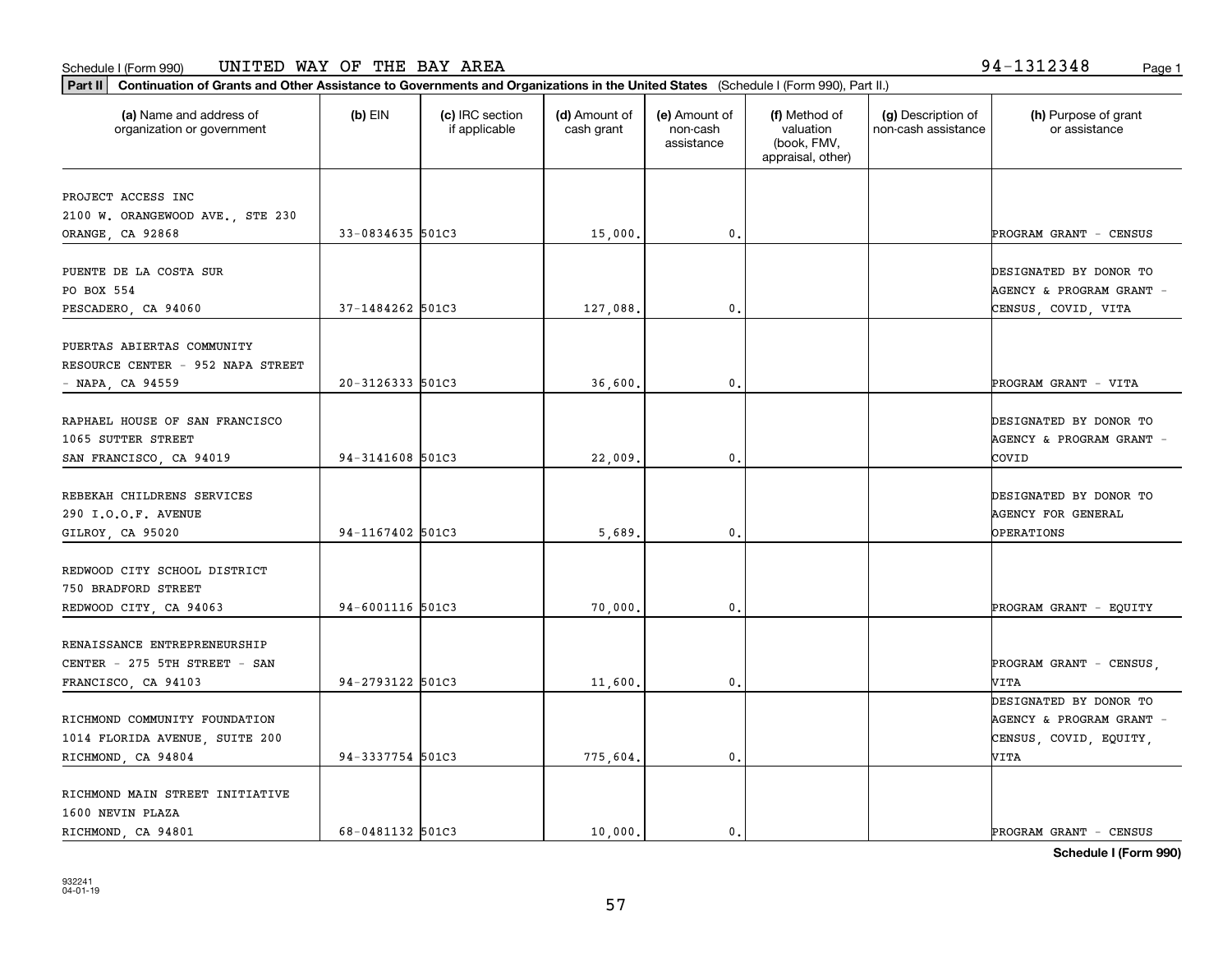Schedule I (Form 990) UNITED WAY OF THE BAY AREA 94-1312348

**Part II** **Continuation of Grants and Other Assistance to Governments and Organizations in the United States** (Schedule I (Form 990), Part II.)

| (a) Name and address of organization or government | (b) EIN | (c) IRC section if applicable | (d) Amount of cash grant | (e) Amount of non-cash assistance | (f) Method of valuation (book, FMV, appraisal, other) | (g) Description of non-cash assistance | (h) Purpose of grant or assistance |
|---|---|---|---|---|---|---|---|
| PROJECT ACCESS INC 2100 W. ORANGEWOOD AVE., STE 230 ORANGE, CA 92868 | 33-0834635 | 501C3 | 15,000. | 0. | | | PROGRAM GRANT - CENSUS |
| PUENTE DE LA COSTA SUR PO BOX 554 PESCADERO, CA 94060 | 37-1484262 | 501C3 | 127,088. | 0. | | | DESIGNATED BY DONOR TO AGENCY & PROGRAM GRANT - CENSUS, COVID, VITA |
| PUERTAS ABIERTAS COMMUNITY RESOURCE CENTER - 952 NAPA STREET - NAPA, CA 94559 | 20-3126333 | 501C3 | 36,600. | 0. | | | PROGRAM GRANT - VITA |
| RAPHAEL HOUSE OF SAN FRANCISCO 1065 SUTTER STREET SAN FRANCISCO, CA 94019 | 94-3141608 | 501C3 | 22,009. | 0. | | | DESIGNATED BY DONOR TO AGENCY & PROGRAM GRANT - COVID |
| REBEKAH CHILDRENS SERVICES 290 I.O.O.F. AVENUE GILROY, CA 95020 | 94-1167402 | 501C3 | 5,689. | 0. | | | DESIGNATED BY DONOR TO AGENCY FOR GENERAL OPERATIONS |
| REDWOOD CITY SCHOOL DISTRICT 750 BRADFORD STREET REDWOOD CITY, CA 94063 | 94-6001116 | 501C3 | 70,000. | 0. | | | PROGRAM GRANT - EQUITY |
| RENAISSANCE ENTREPRENEURSHIP CENTER - 275 5TH STREET - SAN FRANCISCO, CA 94103 | 94-2793122 | 501C3 | 11,600. | 0. | | | PROGRAM GRANT - CENSUS, VITA |
| RICHMOND COMMUNITY FOUNDATION 1014 FLORIDA AVENUE, SUITE 200 RICHMOND, CA 94804 | 94-3337754 | 501C3 | 775,604. | 0. | | | DESIGNATED BY DONOR TO AGENCY & PROGRAM GRANT - CENSUS, COVID, EQUITY, VITA |
| RICHMOND MAIN STREET INITIATIVE 1600 NEVIN PLAZA RICHMOND, CA 94801 | 68-0481132 | 501C3 | 10,000. | 0. | | | PROGRAM GRANT - CENSUS |

**Schedule I (Form 990)**

932241 04-01-19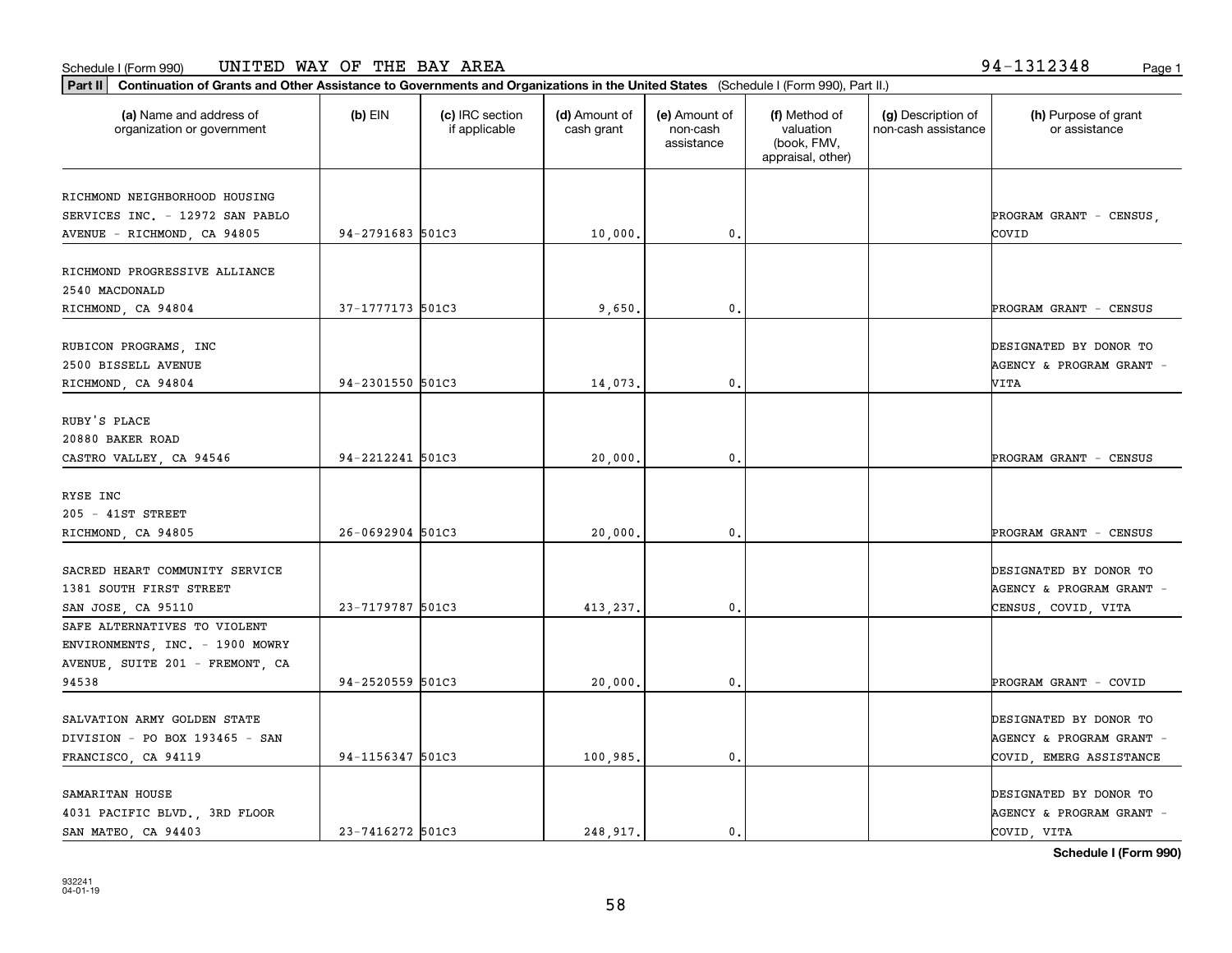Schedule I (Form 990) UNITED WAY OF THE BAY AREA 94-1312348

**Part II Continuation of Grants and Other Assistance to Governments and Organizations in the United States** (Schedule I (Form 990), Part II.)

| (a) Name and address of organization or government | (b) EIN | (c) IRC section if applicable | (d) Amount of cash grant | (e) Amount of non-cash assistance | (f) Method of valuation (book, FMV, appraisal, other) | (g) Description of non-cash assistance | (h) Purpose of grant or assistance |
|---|---|---|---|---|---|---|---|
| RICHMOND NEIGHBORHOOD HOUSING SERVICES INC. - 12972 SAN PABLO AVENUE - RICHMOND, CA 94805 | 94-2791683 | 501C3 | 10,000. | 0. | | | PROGRAM GRANT - CENSUS, COVID |
| RICHMOND PROGRESSIVE ALLIANCE 2540 MACDONALD RICHMOND, CA 94804 | 37-1777173 | 501C3 | 9,650. | 0. | | | PROGRAM GRANT - CENSUS |
| RUBICON PROGRAMS, INC 2500 BISSELL AVENUE RICHMOND, CA 94804 | 94-2301550 | 501C3 | 14,073. | 0. | | | DESIGNATED BY DONOR TO AGENCY & PROGRAM GRANT - VITA |
| RUBY'S PLACE 20880 BAKER ROAD CASTRO VALLEY, CA 94546 | 94-2212241 | 501C3 | 20,000. | 0. | | | PROGRAM GRANT - CENSUS |
| RYSE INC 205 - 41ST STREET RICHMOND, CA 94805 | 26-0692904 | 501C3 | 20,000. | 0. | | | PROGRAM GRANT - CENSUS |
| SACRED HEART COMMUNITY SERVICE 1381 SOUTH FIRST STREET SAN JOSE, CA 95110 | 23-7179787 | 501C3 | 413,237. | 0. | | | DESIGNATED BY DONOR TO AGENCY & PROGRAM GRANT - CENSUS, COVID, VITA |
| SAFE ALTERNATIVES TO VIOLENT ENVIRONMENTS, INC. - 1900 MOWRY AVENUE, SUITE 201 - FREMONT, CA 94538 | 94-2520559 | 501C3 | 20,000. | 0. | | | PROGRAM GRANT - COVID |
| SALVATION ARMY GOLDEN STATE DIVISION - PO BOX 193465 - SAN FRANCISCO, CA 94119 | 94-1156347 | 501C3 | 100,985. | 0. | | | DESIGNATED BY DONOR TO AGENCY & PROGRAM GRANT - COVID, EMERG ASSISTANCE |
| SAMARITAN HOUSE 4031 PACIFIC BLVD., 3RD FLOOR SAN MATEO, CA 94403 | 23-7416272 | 501C3 | 248,917. | 0. | | | DESIGNATED BY DONOR TO AGENCY & PROGRAM GRANT - COVID, VITA |

**Schedule I (Form 990)**

932241
04-01-19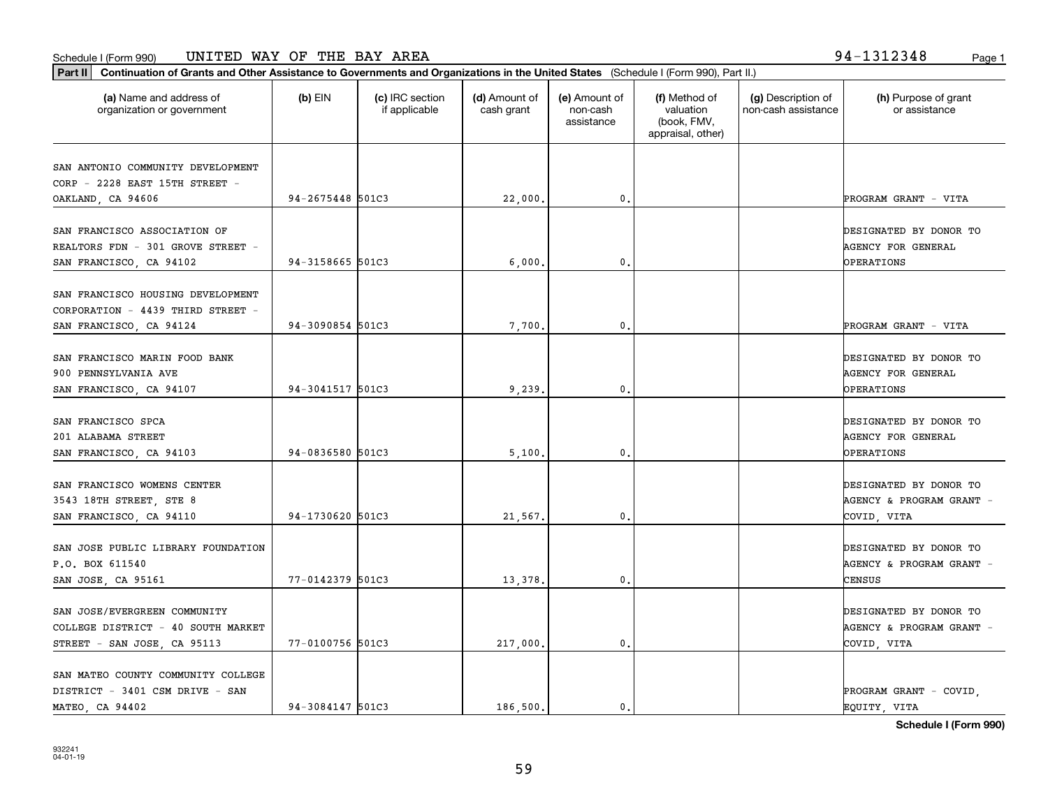Schedule I (Form 990) UNITED WAY OF THE BAY AREA 94-1312348

**Part II** **Continuation of Grants and Other Assistance to Governments and Organizations in the United States** (Schedule I (Form 990), Part II.)

| (a) Name and address of organization or government | (b) EIN | (c) IRC section if applicable | (d) Amount of cash grant | (e) Amount of non-cash assistance | (f) Method of valuation (book, FMV, appraisal, other) | (g) Description of non-cash assistance | (h) Purpose of grant or assistance |
|---|---|---|---|---|---|---|---|
| SAN ANTONIO COMMUNITY DEVELOPMENT CORP - 2228 EAST 15TH STREET - OAKLAND, CA 94606 | 94-2675448 | 501C3 | 22,000. | 0. | | | PROGRAM GRANT - VITA |
| SAN FRANCISCO ASSOCIATION OF REALTORS FDN - 301 GROVE STREET - SAN FRANCISCO, CA 94102 | 94-3158665 | 501C3 | 6,000. | 0. | | | DESIGNATED BY DONOR TO AGENCY FOR GENERAL OPERATIONS |
| SAN FRANCISCO HOUSING DEVELOPMENT CORPORATION - 4439 THIRD STREET - SAN FRANCISCO, CA 94124 | 94-3090854 | 501C3 | 7,700. | 0. | | | PROGRAM GRANT - VITA |
| SAN FRANCISCO MARIN FOOD BANK 900 PENNSYLVANIA AVE SAN FRANCISCO, CA 94107 | 94-3041517 | 501C3 | 9,239. | 0. | | | DESIGNATED BY DONOR TO AGENCY FOR GENERAL OPERATIONS |
| SAN FRANCISCO SPCA 201 ALABAMA STREET SAN FRANCISCO, CA 94103 | 94-0836580 | 501C3 | 5,100. | 0. | | | DESIGNATED BY DONOR TO AGENCY FOR GENERAL OPERATIONS |
| SAN FRANCISCO WOMENS CENTER 3543 18TH STREET, STE 8 SAN FRANCISCO, CA 94110 | 94-1730620 | 501C3 | 21,567. | 0. | | | DESIGNATED BY DONOR TO AGENCY & PROGRAM GRANT - COVID, VITA |
| SAN JOSE PUBLIC LIBRARY FOUNDATION P.O. BOX 611540 SAN JOSE, CA 95161 | 77-0142379 | 501C3 | 13,378. | 0. | | | DESIGNATED BY DONOR TO AGENCY & PROGRAM GRANT - CENSUS |
| SAN JOSE/EVERGREEN COMMUNITY COLLEGE DISTRICT - 40 SOUTH MARKET STREET - SAN JOSE, CA 95113 | 77-0100756 | 501C3 | 217,000. | 0. | | | DESIGNATED BY DONOR TO AGENCY & PROGRAM GRANT - COVID, VITA |
| SAN MATEO COUNTY COMMUNITY COLLEGE DISTRICT - 3401 CSM DRIVE - SAN MATEO, CA 94402 | 94-3084147 | 501C3 | 186,500. | 0. | | | PROGRAM GRANT - COVID, EQUITY, VITA |

**Schedule I (Form 990)**

932241 04-01-19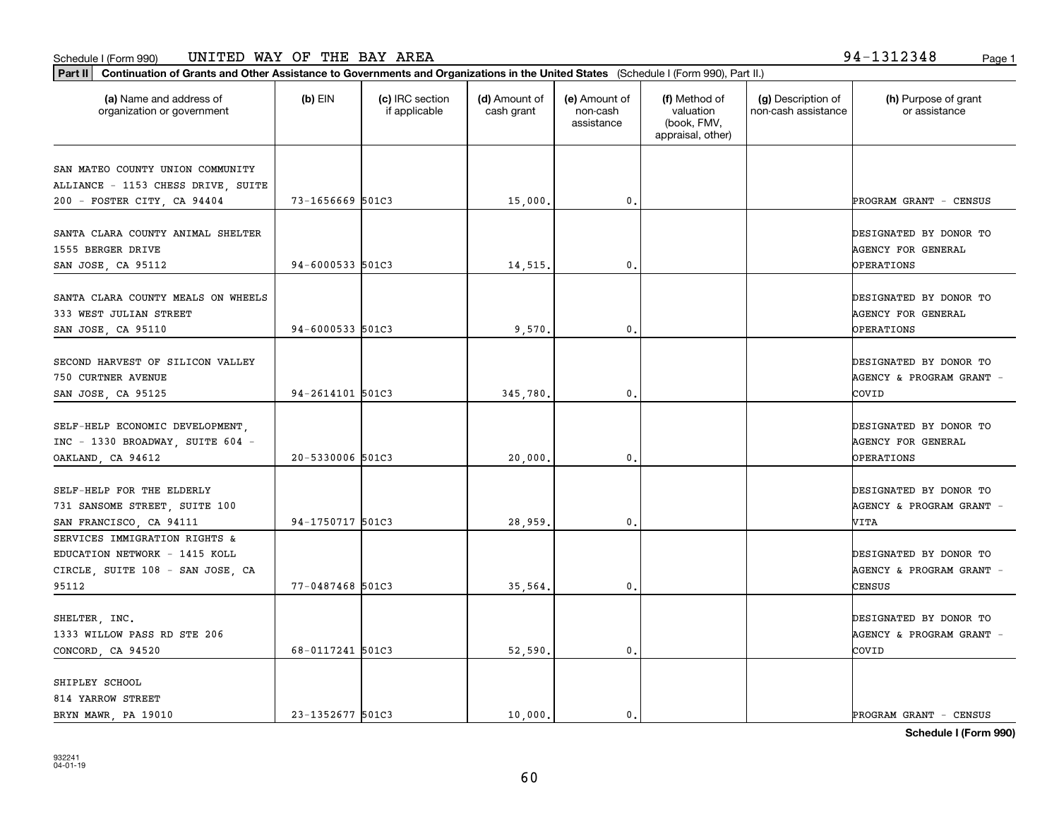Schedule I (Form 990) UNITED WAY OF THE BAY AREA 94-1312348

**Part II** **Continuation of Grants and Other Assistance to Governments and Organizations in the United States** (Schedule I (Form 990), Part II.)

| (a) Name and address of organization or government | (b) EIN | (c) IRC section if applicable | (d) Amount of cash grant | (e) Amount of non-cash assistance | (f) Method of valuation (book, FMV, appraisal, other) | (g) Description of non-cash assistance | (h) Purpose of grant or assistance |
|---|---|---|---|---|---|---|---|
| SAN MATEO COUNTY UNION COMMUNITY ALLIANCE - 1153 CHESS DRIVE, SUITE 200 - FOSTER CITY, CA 94404 | 73-1656669 | 501C3 | 15,000. | 0. | | | PROGRAM GRANT - CENSUS |
| SANTA CLARA COUNTY ANIMAL SHELTER 1555 BERGER DRIVE SAN JOSE, CA 95112 | 94-6000533 | 501C3 | 14,515. | 0. | | | DESIGNATED BY DONOR TO AGENCY FOR GENERAL OPERATIONS |
| SANTA CLARA COUNTY MEALS ON WHEELS 333 WEST JULIAN STREET SAN JOSE, CA 95110 | 94-6000533 | 501C3 | 9,570. | 0. | | | DESIGNATED BY DONOR TO AGENCY FOR GENERAL OPERATIONS |
| SECOND HARVEST OF SILICON VALLEY 750 CURTNER AVENUE SAN JOSE, CA 95125 | 94-2614101 | 501C3 | 345,780. | 0. | | | DESIGNATED BY DONOR TO AGENCY & PROGRAM GRANT - COVID |
| SELF-HELP ECONOMIC DEVELOPMENT, INC - 1330 BROADWAY, SUITE 604 - OAKLAND, CA 94612 | 20-5330006 | 501C3 | 20,000. | 0. | | | DESIGNATED BY DONOR TO AGENCY FOR GENERAL OPERATIONS |
| SELF-HELP FOR THE ELDERLY 731 SANSOME STREET, SUITE 100 SAN FRANCISCO, CA 94111 | 94-1750717 | 501C3 | 28,959. | 0. | | | DESIGNATED BY DONOR TO AGENCY & PROGRAM GRANT - VITA |
| SERVICES IMMIGRATION RIGHTS & EDUCATION NETWORK - 1415 KOLL CIRCLE, SUITE 108 - SAN JOSE, CA 95112 | 77-0487468 | 501C3 | 35,564. | 0. | | | DESIGNATED BY DONOR TO AGENCY & PROGRAM GRANT - CENSUS |
| SHELTER, INC. 1333 WILLOW PASS RD STE 206 CONCORD, CA 94520 | 68-0117241 | 501C3 | 52,590. | 0. | | | DESIGNATED BY DONOR TO AGENCY & PROGRAM GRANT - COVID |
| SHIPLEY SCHOOL 814 YARROW STREET BRYN MAWR, PA 19010 | 23-1352677 | 501C3 | 10,000. | 0. | | | PROGRAM GRANT - CENSUS |

**Schedule I (Form 990)**

932241 04-01-19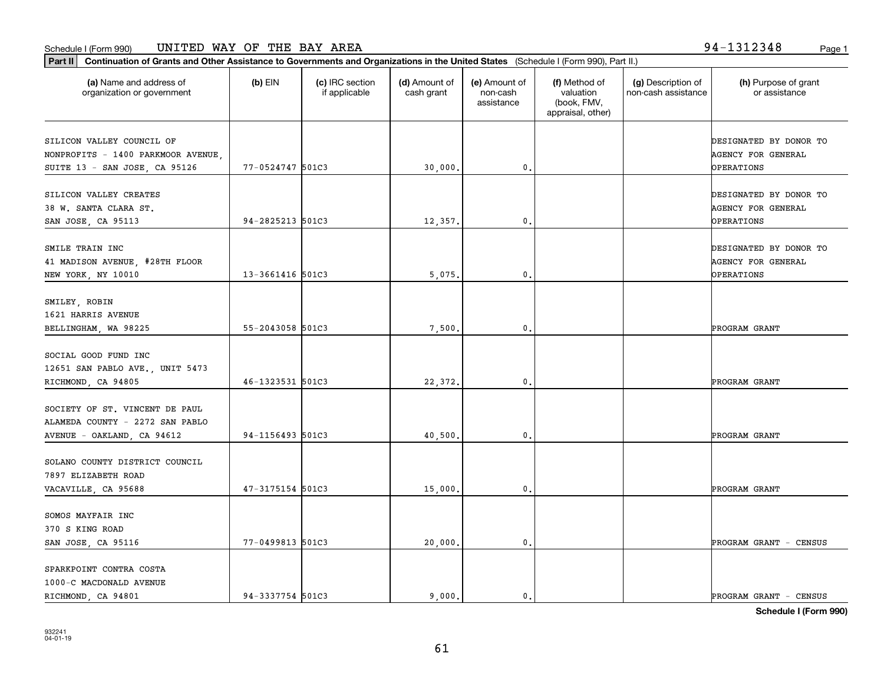Schedule I (Form 990) UNITED WAY OF THE BAY AREA 94-1312348

**Part II** **Continuation of Grants and Other Assistance to Governments and Organizations in the United States** (Schedule I (Form 990), Part II.)

| (a) Name and address of organization or government | (b) EIN | (c) IRC section if applicable | (d) Amount of cash grant | (e) Amount of non-cash assistance | (f) Method of valuation (book, FMV, appraisal, other) | (g) Description of non-cash assistance | (h) Purpose of grant or assistance |
|---|---|---|---|---|---|---|---|
| SILICON VALLEY COUNCIL OF NONPROFITS - 1400 PARKMOOR AVENUE, SUITE 13 - SAN JOSE, CA 95126 | 77-0524747 | 501C3 | 30,000. | 0. | | | DESIGNATED BY DONOR TO AGENCY FOR GENERAL OPERATIONS |
| SILICON VALLEY CREATES 38 W. SANTA CLARA ST. SAN JOSE, CA 95113 | 94-2825213 | 501C3 | 12,357. | 0. | | | DESIGNATED BY DONOR TO AGENCY FOR GENERAL OPERATIONS |
| SMILE TRAIN INC 41 MADISON AVENUE, #28TH FLOOR NEW YORK, NY 10010 | 13-3661416 | 501C3 | 5,075. | 0. | | | DESIGNATED BY DONOR TO AGENCY FOR GENERAL OPERATIONS |
| SMILEY, ROBIN 1621 HARRIS AVENUE BELLINGHAM, WA 98225 | 55-2043058 | 501C3 | 7,500. | 0. | | | PROGRAM GRANT |
| SOCIAL GOOD FUND INC 12651 SAN PABLO AVE., UNIT 5473 RICHMOND, CA 94805 | 46-1323531 | 501C3 | 22,372. | 0. | | | PROGRAM GRANT |
| SOCIETY OF ST. VINCENT DE PAUL ALAMEDA COUNTY - 2272 SAN PABLO AVENUE - OAKLAND, CA 94612 | 94-1156493 | 501C3 | 40,500. | 0. | | | PROGRAM GRANT |
| SOLANO COUNTY DISTRICT COUNCIL 7897 ELIZABETH ROAD VACAVILLE, CA 95688 | 47-3175154 | 501C3 | 15,000. | 0. | | | PROGRAM GRANT |
| SOMOS MAYFAIR INC 370 S KING ROAD SAN JOSE, CA 95116 | 77-0499813 | 501C3 | 20,000. | 0. | | | PROGRAM GRANT - CENSUS |
| SPARKPOINT CONTRA COSTA 1000-C MACDONALD AVENUE RICHMOND, CA 94801 | 94-3337754 | 501C3 | 9,000. | 0. | | | PROGRAM GRANT - CENSUS |

**Schedule I (Form 990)**

932241
04-01-19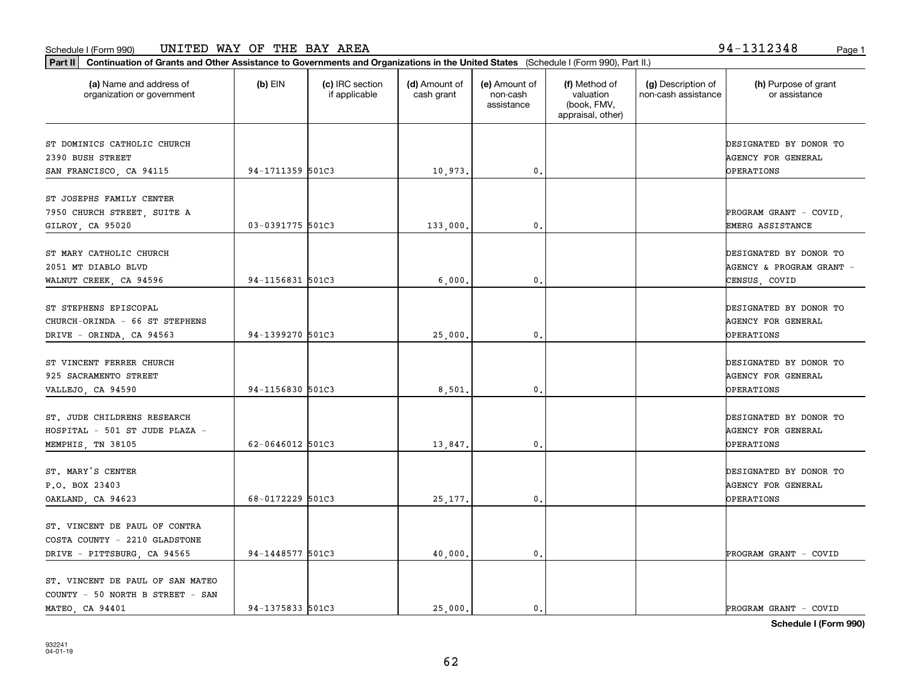Schedule I (Form 990) UNITED WAY OF THE BAY AREA 94-1312348

**Part II** **Continuation of Grants and Other Assistance to Governments and Organizations in the United States** (Schedule I (Form 990), Part II.)

| (a) Name and address of organization or government | (b) EIN | (c) IRC section if applicable | (d) Amount of cash grant | (e) Amount of non-cash assistance | (f) Method of valuation (book, FMV, appraisal, other) | (g) Description of non-cash assistance | (h) Purpose of grant or assistance |
|---|---|---|---|---|---|---|---|
| ST DOMINICS CATHOLIC CHURCH 2390 BUSH STREET SAN FRANCISCO, CA 94115 | 94-1711359 | 501C3 | 10,973. | 0. | | | DESIGNATED BY DONOR TO AGENCY FOR GENERAL OPERATIONS |
| ST JOSEPHS FAMILY CENTER 7950 CHURCH STREET, SUITE A GILROY, CA 95020 | 03-0391775 | 501C3 | 133,000. | 0. | | | PROGRAM GRANT - COVID, EMERG ASSISTANCE |
| ST MARY CATHOLIC CHURCH 2051 MT DIABLO BLVD WALNUT CREEK, CA 94596 | 94-1156831 | 501C3 | 6,000. | 0. | | | DESIGNATED BY DONOR TO AGENCY & PROGRAM GRANT - CENSUS, COVID |
| ST STEPHENS EPISCOPAL CHURCH-ORINDA - 66 ST STEPHENS DRIVE - ORINDA, CA 94563 | 94-1399270 | 501C3 | 25,000. | 0. | | | DESIGNATED BY DONOR TO AGENCY FOR GENERAL OPERATIONS |
| ST VINCENT FERRER CHURCH 925 SACRAMENTO STREET VALLEJO, CA 94590 | 94-1156830 | 501C3 | 8,501. | 0. | | | DESIGNATED BY DONOR TO AGENCY FOR GENERAL OPERATIONS |
| ST. JUDE CHILDRENS RESEARCH HOSPITAL - 501 ST JUDE PLAZA - MEMPHIS, TN 38105 | 62-0646012 | 501C3 | 13,847. | 0. | | | DESIGNATED BY DONOR TO AGENCY FOR GENERAL OPERATIONS |
| ST. MARY'S CENTER P.O. BOX 23403 OAKLAND, CA 94623 | 68-0172229 | 501C3 | 25,177. | 0. | | | DESIGNATED BY DONOR TO AGENCY FOR GENERAL OPERATIONS |
| ST. VINCENT DE PAUL OF CONTRA COSTA COUNTY - 2210 GLADSTONE DRIVE - PITTSBURG, CA 94565 | 94-1448577 | 501C3 | 40,000. | 0. | | | PROGRAM GRANT - COVID |
| ST. VINCENT DE PAUL OF SAN MATEO COUNTY - 50 NORTH B STREET - SAN MATEO, CA 94401 | 94-1375833 | 501C3 | 25,000. | 0. | | | PROGRAM GRANT - COVID |

Schedule I (Form 990)

932241 04-01-19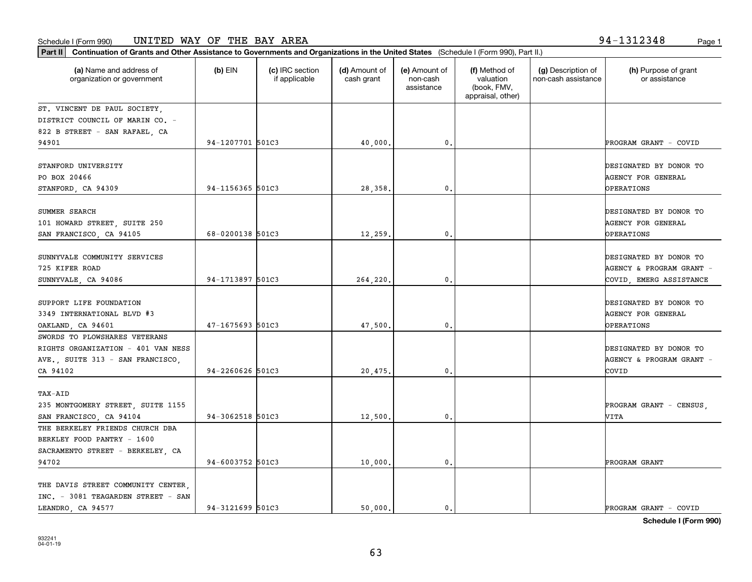Schedule I (Form 990) UNITED WAY OF THE BAY AREA 94-1312348

**Part II** **Continuation of Grants and Other Assistance to Governments and Organizations in the United States** (Schedule I (Form 990), Part II.)

| (a) Name and address of organization or government | (b) EIN | (c) IRC section if applicable | (d) Amount of cash grant | (e) Amount of non-cash assistance | (f) Method of valuation (book, FMV, appraisal, other) | (g) Description of non-cash assistance | (h) Purpose of grant or assistance |
|---|---|---|---|---|---|---|---|
| ST. VINCENT DE PAUL SOCIETY, DISTRICT COUNCIL OF MARIN CO. - 822 B STREET - SAN RAFAEL, CA 94901 | 94-1207701 | 501C3 | 40,000. | 0. | | | PROGRAM GRANT - COVID |
| STANFORD UNIVERSITY PO BOX 20466 STANFORD, CA 94309 | 94-1156365 | 501C3 | 28,358. | 0. | | | DESIGNATED BY DONOR TO AGENCY FOR GENERAL OPERATIONS |
| SUMMER SEARCH 101 HOWARD STREET, SUITE 250 SAN FRANCISCO, CA 94105 | 68-0200138 | 501C3 | 12,259. | 0. | | | DESIGNATED BY DONOR TO AGENCY FOR GENERAL OPERATIONS |
| SUNNYVALE COMMUNITY SERVICES 725 KIFER ROAD SUNNYVALE, CA 94086 | 94-1713897 | 501C3 | 264,220. | 0. | | | DESIGNATED BY DONOR TO AGENCY & PROGRAM GRANT - COVID, EMERG ASSISTANCE |
| SUPPORT LIFE FOUNDATION 3349 INTERNATIONAL BLVD #3 OAKLAND, CA 94601 | 47-1675693 | 501C3 | 47,500. | 0. | | | DESIGNATED BY DONOR TO AGENCY FOR GENERAL OPERATIONS |
| SWORDS TO PLOWSHARES VETERANS RIGHTS ORGANIZATION - 401 VAN NESS AVE., SUITE 313 - SAN FRANCISCO, CA 94102 | 94-2260626 | 501C3 | 20,475. | 0. | | | DESIGNATED BY DONOR TO AGENCY & PROGRAM GRANT - COVID |
| TAX-AID 235 MONTGOMERY STREET, SUITE 1155 SAN FRANCISCO, CA 94104 | 94-3062518 | 501C3 | 12,500. | 0. | | | PROGRAM GRANT - CENSUS, VITA |
| THE BERKELEY FRIENDS CHURCH DBA BERKLEY FOOD PANTRY - 1600 SACRAMENTO STREET - BERKELEY, CA 94702 | 94-6003752 | 501C3 | 10,000. | 0. | | | PROGRAM GRANT |
| THE DAVIS STREET COMMUNITY CENTER, INC. - 3081 TEAGARDEN STREET - SAN LEANDRO, CA 94577 | 94-3121699 | 501C3 | 50,000. | 0. | | | PROGRAM GRANT - COVID |

**Schedule I (Form 990)**

932241
04-01-19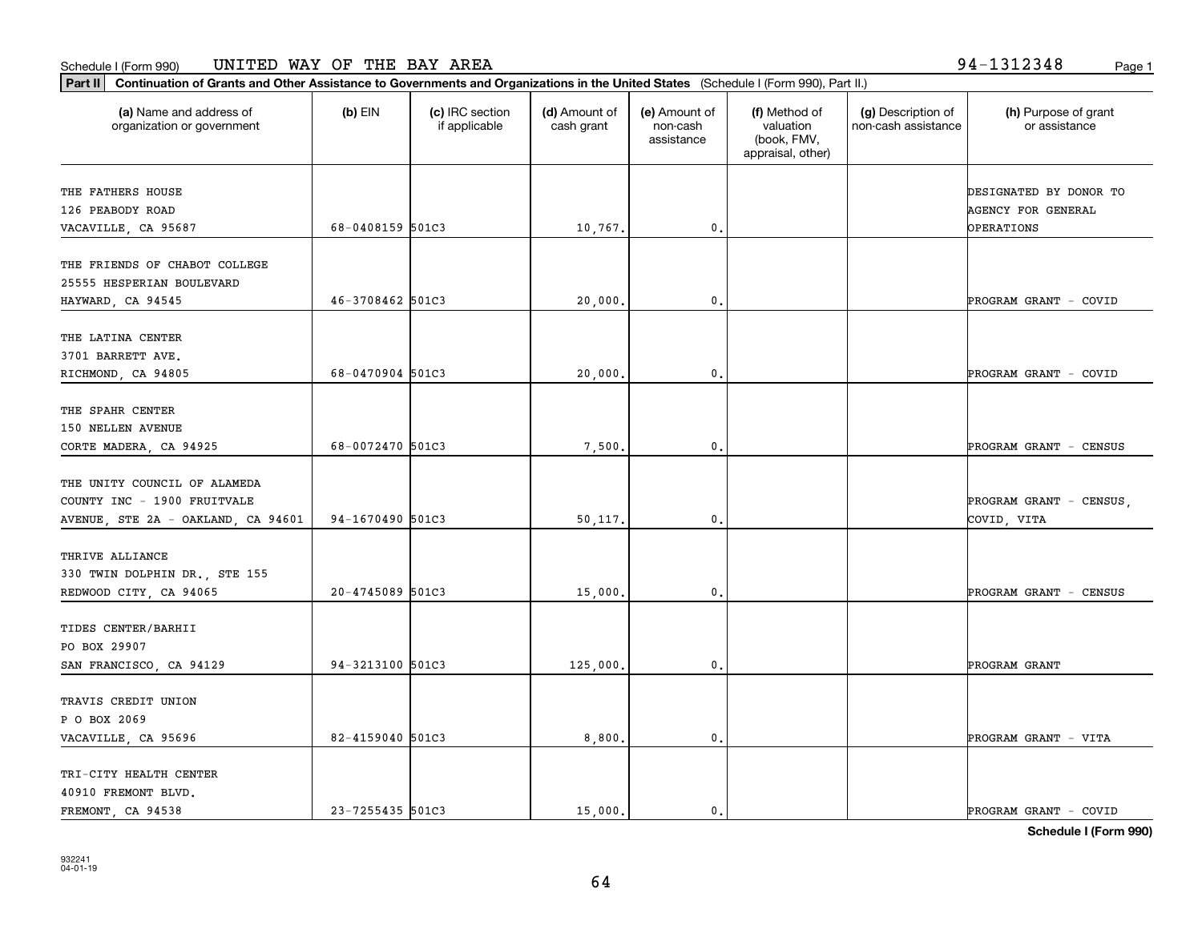Schedule I (Form 990) UNITED WAY OF THE BAY AREA 94-1312348

**Part II** **Continuation of Grants and Other Assistance to Governments and Organizations in the United States** (Schedule I (Form 990), Part II.)

| (a) Name and address of organization or government | (b) EIN | (c) IRC section if applicable | (d) Amount of cash grant | (e) Amount of non-cash assistance | (f) Method of valuation (book, FMV, appraisal, other) | (g) Description of non-cash assistance | (h) Purpose of grant or assistance |
|---|---|---|---|---|---|---|---|
| THE FATHERS HOUSE 126 PEABODY ROAD VACAVILLE, CA 95687 | 68-0408159 | 501C3 | 10,767. | 0. | | | DESIGNATED BY DONOR TO AGENCY FOR GENERAL OPERATIONS |
| THE FRIENDS OF CHABOT COLLEGE 25555 HESPERIAN BOULEVARD HAYWARD, CA 94545 | 46-3708462 | 501C3 | 20,000. | 0. | | | PROGRAM GRANT - COVID |
| THE LATINA CENTER 3701 BARRETT AVE. RICHMOND, CA 94805 | 68-0470904 | 501C3 | 20,000. | 0. | | | PROGRAM GRANT - COVID |
| THE SPAHR CENTER 150 NELLEN AVENUE CORTE MADERA, CA 94925 | 68-0072470 | 501C3 | 7,500. | 0. | | | PROGRAM GRANT - CENSUS |
| THE UNITY COUNCIL OF ALAMEDA COUNTY INC - 1900 FRUITVALE AVENUE, STE 2A - OAKLAND, CA 94601 | 94-1670490 | 501C3 | 50,117. | 0. | | | PROGRAM GRANT - CENSUS, COVID, VITA |
| THRIVE ALLIANCE 330 TWIN DOLPHIN DR., STE 155 REDWOOD CITY, CA 94065 | 20-4745089 | 501C3 | 15,000. | 0. | | | PROGRAM GRANT - CENSUS |
| TIDES CENTER/BARHII PO BOX 29907 SAN FRANCISCO, CA 94129 | 94-3213100 | 501C3 | 125,000. | 0. | | | PROGRAM GRANT |
| TRAVIS CREDIT UNION P O BOX 2069 VACAVILLE, CA 95696 | 82-4159040 | 501C3 | 8,800. | 0. | | | PROGRAM GRANT - VITA |
| TRI-CITY HEALTH CENTER 40910 FREMONT BLVD. FREMONT, CA 94538 | 23-7255435 | 501C3 | 15,000. | 0. | | | PROGRAM GRANT - COVID |

**Schedule I (Form 990)**

932241 04-01-19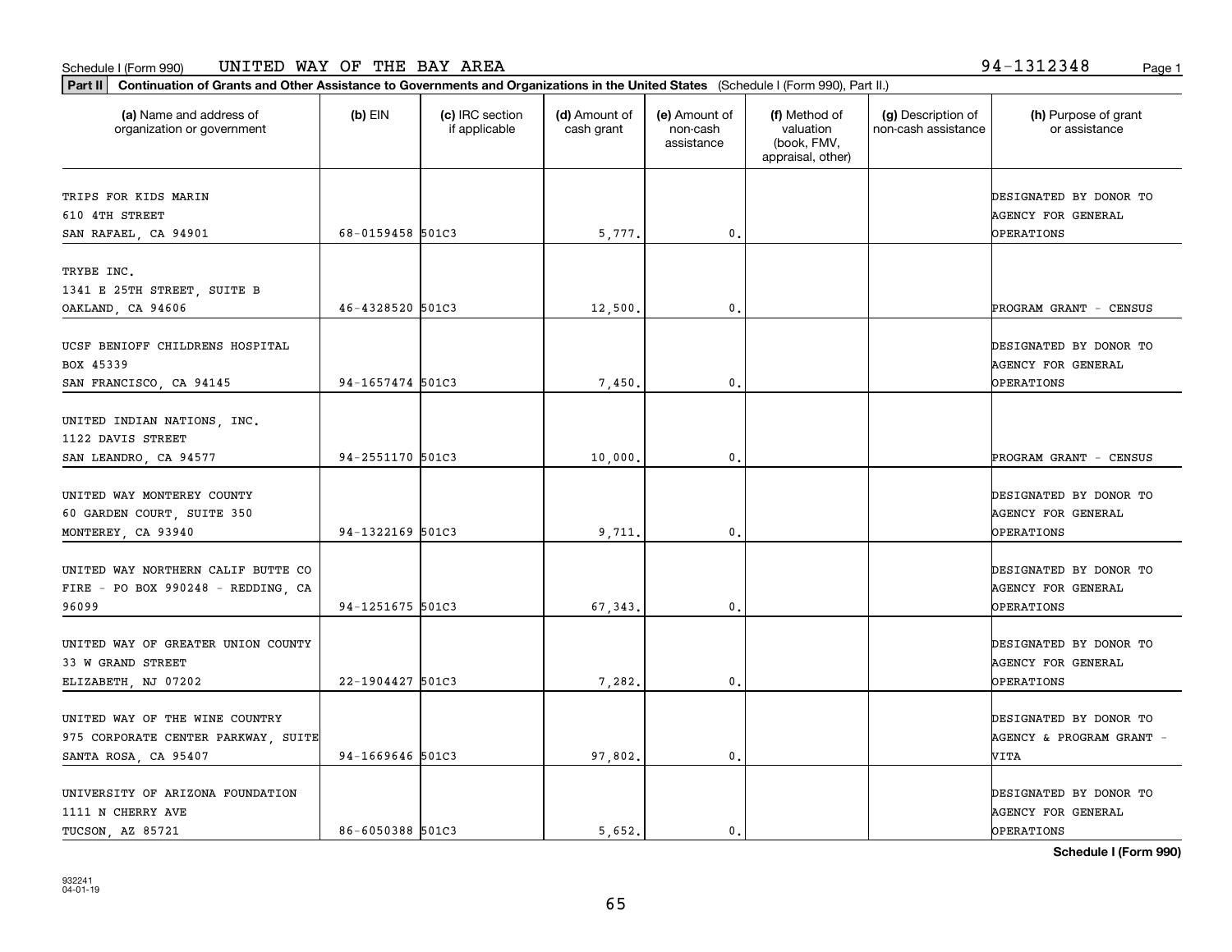Schedule I (Form 990) UNITED WAY OF THE BAY AREA 94-1312348

**Part II** **Continuation of Grants and Other Assistance to Governments and Organizations in the United States** (Schedule I (Form 990), Part II.)

| (a) Name and address of organization or government | (b) EIN | (c) IRC section if applicable | (d) Amount of cash grant | (e) Amount of non-cash assistance | (f) Method of valuation (book, FMV, appraisal, other) | (g) Description of non-cash assistance | (h) Purpose of grant or assistance |
|---|---|---|---|---|---|---|---|
| TRIPS FOR KIDS MARIN 610 4TH STREET SAN RAFAEL, CA 94901 | 68-0159458 | 501C3 | 5,777. | 0. | | | DESIGNATED BY DONOR TO AGENCY FOR GENERAL OPERATIONS |
| TRYBE INC. 1341 E 25TH STREET, SUITE B OAKLAND, CA 94606 | 46-4328520 | 501C3 | 12,500. | 0. | | | PROGRAM GRANT - CENSUS |
| UCSF BENIOFF CHILDRENS HOSPITAL BOX 45339 SAN FRANCISCO, CA 94145 | 94-1657474 | 501C3 | 7,450. | 0. | | | DESIGNATED BY DONOR TO AGENCY FOR GENERAL OPERATIONS |
| UNITED INDIAN NATIONS, INC. 1122 DAVIS STREET SAN LEANDRO, CA 94577 | 94-2551170 | 501C3 | 10,000. | 0. | | | PROGRAM GRANT - CENSUS |
| UNITED WAY MONTEREY COUNTY 60 GARDEN COURT, SUITE 350 MONTEREY, CA 93940 | 94-1322169 | 501C3 | 9,711. | 0. | | | DESIGNATED BY DONOR TO AGENCY FOR GENERAL OPERATIONS |
| UNITED WAY NORTHERN CALIF BUTTE CO FIRE - PO BOX 990248 - REDDING, CA 96099 | 94-1251675 | 501C3 | 67,343. | 0. | | | DESIGNATED BY DONOR TO AGENCY FOR GENERAL OPERATIONS |
| UNITED WAY OF GREATER UNION COUNTY 33 W GRAND STREET ELIZABETH, NJ 07202 | 22-1904427 | 501C3 | 7,282. | 0. | | | DESIGNATED BY DONOR TO AGENCY FOR GENERAL OPERATIONS |
| UNITED WAY OF THE WINE COUNTRY 975 CORPORATE CENTER PARKWAY, SUITE SANTA ROSA, CA 95407 | 94-1669646 | 501C3 | 97,802. | 0. | | | DESIGNATED BY DONOR TO AGENCY & PROGRAM GRANT - VITA |
| UNIVERSITY OF ARIZONA FOUNDATION 1111 N CHERRY AVE TUCSON, AZ 85721 | 86-6050388 | 501C3 | 5,652. | 0. | | | DESIGNATED BY DONOR TO AGENCY FOR GENERAL OPERATIONS |

**Schedule I (Form 990)**

932241 04-01-19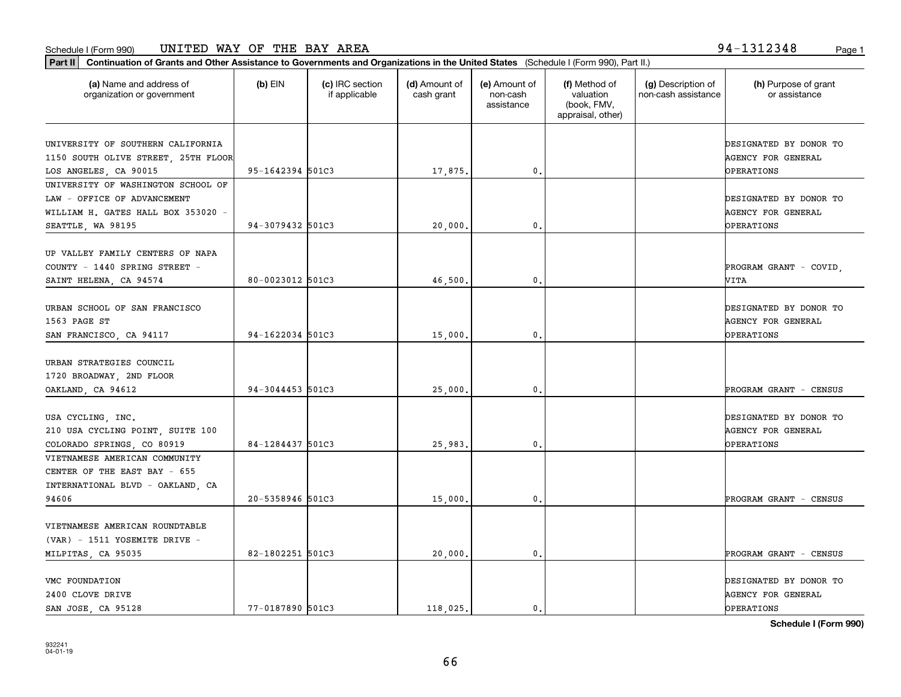Schedule I (Form 990) UNITED WAY OF THE BAY AREA 94-1312348

**Part II** **Continuation of Grants and Other Assistance to Governments and Organizations in the United States** (Schedule I (Form 990), Part II.)

| (a) Name and address of organization or government | (b) EIN | (c) IRC section if applicable | (d) Amount of cash grant | (e) Amount of non-cash assistance | (f) Method of valuation (book, FMV, appraisal, other) | (g) Description of non-cash assistance | (h) Purpose of grant or assistance |
|---|---|---|---|---|---|---|---|
| UNIVERSITY OF SOUTHERN CALIFORNIA 1150 SOUTH OLIVE STREET, 25TH FLOOR LOS ANGELES, CA 90015 | 95-1642394 | 501C3 | 17,875. | 0. | | | DESIGNATED BY DONOR TO AGENCY FOR GENERAL OPERATIONS |
| UNIVERSITY OF WASHINGTON SCHOOL OF LAW - OFFICE OF ADVANCEMENT WILLIAM H. GATES HALL BOX 353020 - SEATTLE, WA 98195 | 94-3079432 | 501C3 | 20,000. | 0. | | | DESIGNATED BY DONOR TO AGENCY FOR GENERAL OPERATIONS |
| UP VALLEY FAMILY CENTERS OF NAPA COUNTY - 1440 SPRING STREET - SAINT HELENA, CA 94574 | 80-0023012 | 501C3 | 46,500. | 0. | | | PROGRAM GRANT - COVID, VITA |
| URBAN SCHOOL OF SAN FRANCISCO 1563 PAGE ST SAN FRANCISCO, CA 94117 | 94-1622034 | 501C3 | 15,000. | 0. | | | DESIGNATED BY DONOR TO AGENCY FOR GENERAL OPERATIONS |
| URBAN STRATEGIES COUNCIL 1720 BROADWAY, 2ND FLOOR OAKLAND, CA 94612 | 94-3044453 | 501C3 | 25,000. | 0. | | | PROGRAM GRANT - CENSUS |
| USA CYCLING, INC. 210 USA CYCLING POINT, SUITE 100 COLORADO SPRINGS, CO 80919 | 84-1284437 | 501C3 | 25,983. | 0. | | | DESIGNATED BY DONOR TO AGENCY FOR GENERAL OPERATIONS |
| VIETNAMESE AMERICAN COMMUNITY CENTER OF THE EAST BAY - 655 INTERNATIONAL BLVD - OAKLAND, CA 94606 | 20-5358946 | 501C3 | 15,000. | 0. | | | PROGRAM GRANT - CENSUS |
| VIETNAMESE AMERICAN ROUNDTABLE (VAR) - 1511 YOSEMITE DRIVE - MILPITAS, CA 95035 | 82-1802251 | 501C3 | 20,000. | 0. | | | PROGRAM GRANT - CENSUS |
| VMC FOUNDATION 2400 CLOVE DRIVE SAN JOSE, CA 95128 | 77-0187890 | 501C3 | 118,025. | 0. | | | DESIGNATED BY DONOR TO AGENCY FOR GENERAL OPERATIONS |

**Schedule I (Form 990)**

932241 04-01-19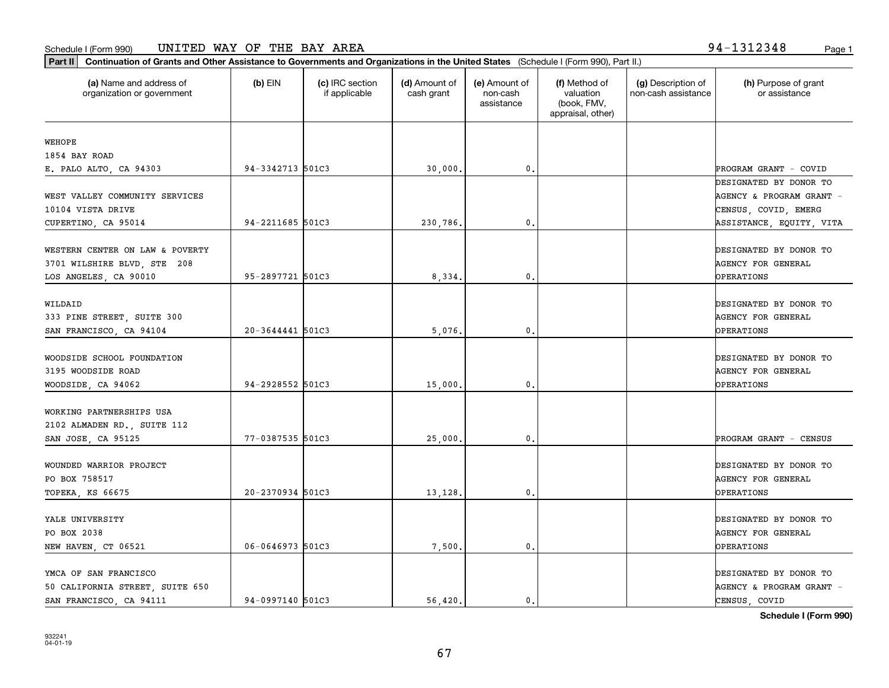Schedule I (Form 990) UNITED WAY OF THE BAY AREA 94-1312348

**Part II Continuation of Grants and Other Assistance to Governments and Organizations in the United States** (Schedule I (Form 990), Part II.)

| (a) Name and address of organization or government | (b) EIN | (c) IRC section if applicable | (d) Amount of cash grant | (e) Amount of non-cash assistance | (f) Method of valuation (book, FMV, appraisal, other) | (g) Description of non-cash assistance | (h) Purpose of grant or assistance |
|---|---|---|---|---|---|---|---|
| WEHOPE<br>1854 BAY ROAD<br>E. PALO ALTO, CA 94303 | 94-3342713 | 501C3 | 30,000. | 0. | | | PROGRAM GRANT - COVID |
| WEST VALLEY COMMUNITY SERVICES<br>10104 VISTA DRIVE<br>CUPERTINO, CA 95014 | 94-2211685 | 501C3 | 230,786. | 0. | | | DESIGNATED BY DONOR TO AGENCY & PROGRAM GRANT - CENSUS, COVID, EMERG ASSISTANCE, EQUITY, VITA |
| WESTERN CENTER ON LAW & POVERTY<br>3701 WILSHIRE BLVD, STE 208<br>LOS ANGELES, CA 90010 | 95-2897721 | 501C3 | 8,334. | 0. | | | DESIGNATED BY DONOR TO AGENCY FOR GENERAL OPERATIONS |
| WILDAID<br>333 PINE STREET, SUITE 300<br>SAN FRANCISCO, CA 94104 | 20-3644441 | 501C3 | 5,076. | 0. | | | DESIGNATED BY DONOR TO AGENCY FOR GENERAL OPERATIONS |
| WOODSIDE SCHOOL FOUNDATION<br>3195 WOODSIDE ROAD<br>WOODSIDE, CA 94062 | 94-2928552 | 501C3 | 15,000. | 0. | | | DESIGNATED BY DONOR TO AGENCY FOR GENERAL OPERATIONS |
| WORKING PARTNERSHIPS USA<br>2102 ALMADEN RD., SUITE 112<br>SAN JOSE, CA 95125 | 77-0387535 | 501C3 | 25,000. | 0. | | | PROGRAM GRANT - CENSUS |
| WOUNDED WARRIOR PROJECT<br>PO BOX 758517<br>TOPEKA, KS 66675 | 20-2370934 | 501C3 | 13,128. | 0. | | | DESIGNATED BY DONOR TO AGENCY FOR GENERAL OPERATIONS |
| YALE UNIVERSITY<br>PO BOX 2038<br>NEW HAVEN, CT 06521 | 06-0646973 | 501C3 | 7,500. | 0. | | | DESIGNATED BY DONOR TO AGENCY FOR GENERAL OPERATIONS |
| YMCA OF SAN FRANCISCO<br>50 CALIFORNIA STREET, SUITE 650<br>SAN FRANCISCO, CA 94111 | 94-0997140 | 501C3 | 56,420. | 0. | | | DESIGNATED BY DONOR TO AGENCY & PROGRAM GRANT - CENSUS, COVID |

**Schedule I (Form 990)**

932241
04-01-19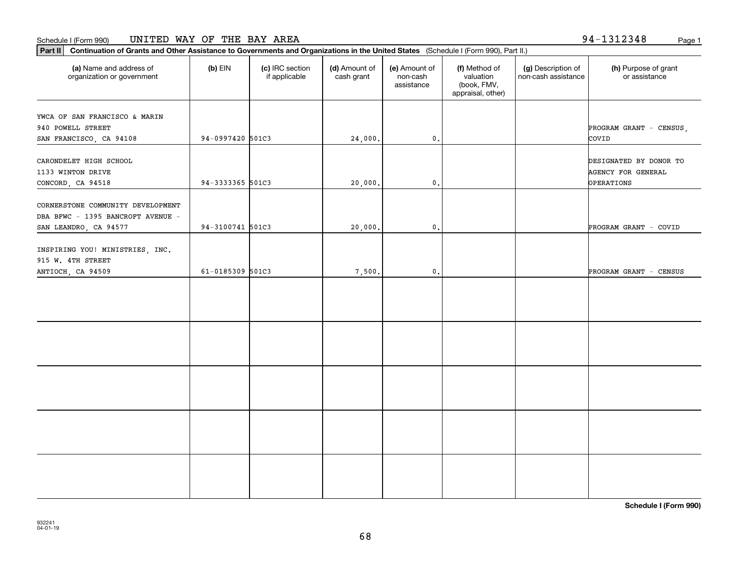Schedule I (Form 990) UNITED WAY OF THE BAY AREA 94-1312348

**Part II** **Continuation of Grants and Other Assistance to Governments and Organizations in the United States** (Schedule I (Form 990), Part II.)

| (a) Name and address of organization or government | (b) EIN | (c) IRC section if applicable | (d) Amount of cash grant | (e) Amount of non-cash assistance | (f) Method of valuation (book, FMV, appraisal, other) | (g) Description of non-cash assistance | (h) Purpose of grant or assistance |
|---|---|---|---|---|---|---|---|
| YWCA OF SAN FRANCISCO & MARIN 940 POWELL STREET SAN FRANCISCO, CA 94108 | 94-0997420 | 501C3 | 24,000. | 0. | | | PROGRAM GRANT - CENSUS, COVID |
| CARONDELET HIGH SCHOOL 1133 WINTON DRIVE CONCORD, CA 94518 | 94-3333365 | 501C3 | 20,000. | 0. | | | DESIGNATED BY DONOR TO AGENCY FOR GENERAL OPERATIONS |
| CORNERSTONE COMMUNITY DEVELOPMENT DBA BFWC - 1395 BANCROFT AVENUE - SAN LEANDRO, CA 94577 | 94-3100741 | 501C3 | 20,000. | 0. | | | PROGRAM GRANT - COVID |
| INSPIRING YOU! MINISTRIES, INC. 915 W. 4TH STREET ANTIOCH, CA 94509 | 61-0185309 | 501C3 | 7,500. | 0. | | | PROGRAM GRANT - CENSUS |
| | | | | | | | |
| | | | | | | | |
| | | | | | | | |
| | | | | | | | |
| | | | | | | | |

**Schedule I (Form 990)**

932241
04-01-19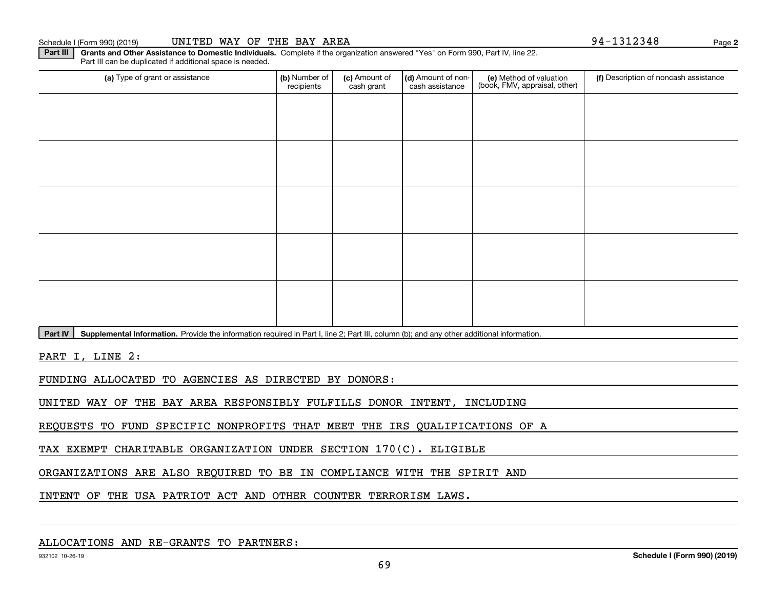Schedule I (Form 990) (2019) UNITED WAY OF THE BAY AREA 94-1312348 Page 2

**Part III** **Grants and Other Assistance to Domestic Individuals.** Complete if the organization answered "Yes" on Form 990, Part IV, line 22. Part III can be duplicated if additional space is needed.

| (a) Type of grant or assistance | (b) Number of recipients | (c) Amount of cash grant | (d) Amount of non-cash assistance | (e) Method of valuation (book, FMV, appraisal, other) | (f) Description of noncash assistance |
|---|---|---|---|---|---|
| | | | | | |
| | | | | | |
| | | | | | |
| | | | | | |
| | | | | | |

**Part IV** **Supplemental Information.** Provide the information required in Part I, line 2; Part III, column (b); and any other additional information.

PART I, LINE 2:

FUNDING ALLOCATED TO AGENCIES AS DIRECTED BY DONORS:

UNITED WAY OF THE BAY AREA RESPONSIBLY FULFILLS DONOR INTENT, INCLUDING REQUESTS TO FUND SPECIFIC NONPROFITS THAT MEET THE IRS QUALIFICATIONS OF A TAX EXEMPT CHARITABLE ORGANIZATION UNDER SECTION 170(C). ELIGIBLE ORGANIZATIONS ARE ALSO REQUIRED TO BE IN COMPLIANCE WITH THE SPIRIT AND INTENT OF THE USA PATRIOT ACT AND OTHER COUNTER TERRORISM LAWS.

ALLOCATIONS AND RE-GRANTS TO PARTNERS:

932102 10-26-19 Schedule I (Form 990) (2019)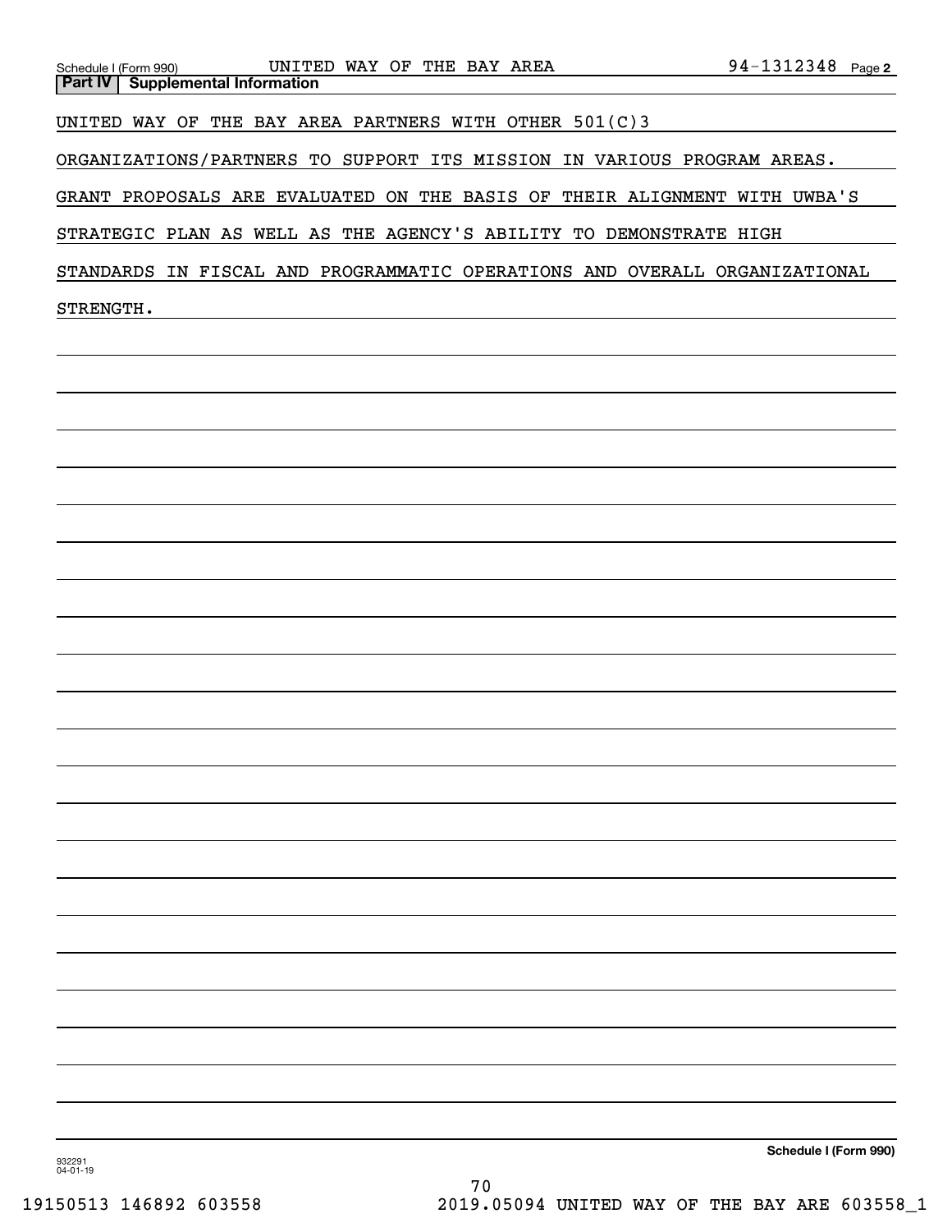Schedule I (Form 990) UNITED WAY OF THE BAY AREA 94-1312348 Page 2

**Part IV | Supplemental Information**

UNITED WAY OF THE BAY AREA PARTNERS WITH OTHER 501(C)3 ORGANIZATIONS/PARTNERS TO SUPPORT ITS MISSION IN VARIOUS PROGRAM AREAS. GRANT PROPOSALS ARE EVALUATED ON THE BASIS OF THEIR ALIGNMENT WITH UWBA'S STRATEGIC PLAN AS WELL AS THE AGENCY'S ABILITY TO DEMONSTRATE HIGH STANDARDS IN FISCAL AND PROGRAMMATIC OPERATIONS AND OVERALL ORGANIZATIONAL STRENGTH.

**Schedule I (Form 990)**

932291 04-01-19

19150513 146892 603558 2019.05094 UNITED WAY OF THE BAY ARE 603558_1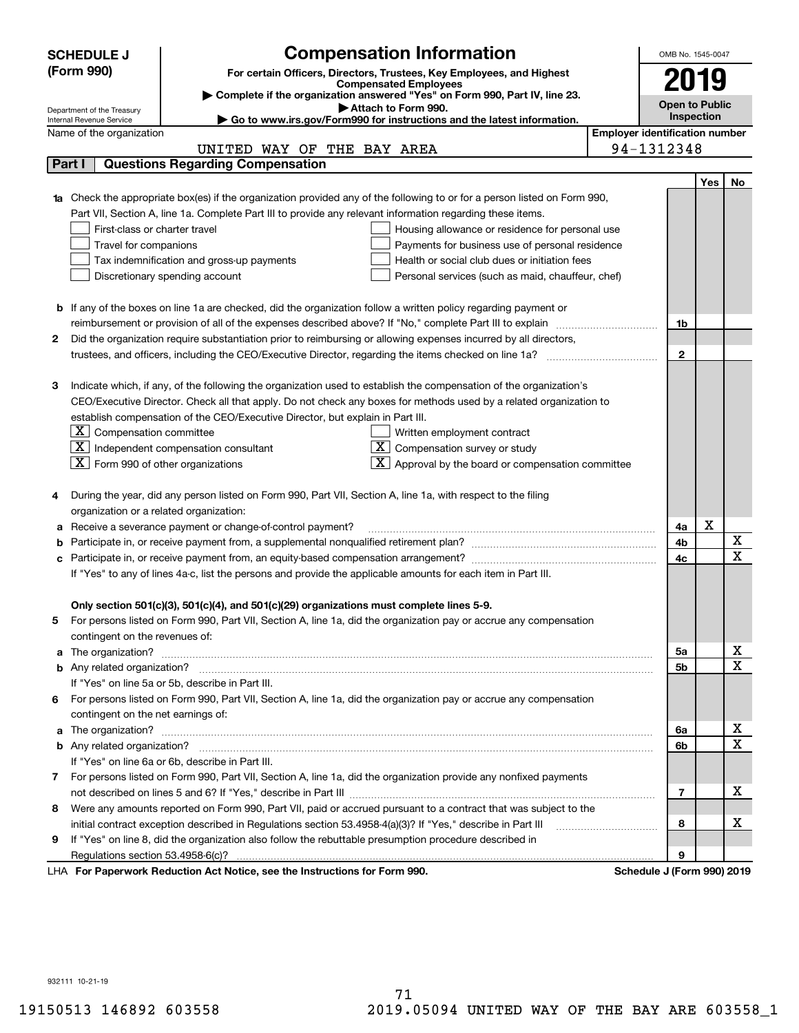# SCHEDULE J (Form 990)

## Compensation Information

**For certain Officers, Directors, Trustees, Key Employees, and Highest Compensated Employees**

▶ Complete if the organization answered "Yes" on Form 990, Part IV, line 23.

▶ Attach to Form 990.

▶ Go to www.irs.gov/Form990 for instructions and the latest information.

OMB No. 1545-0047

**2019**

**Open to Public Inspection**

Department of the Treasury
Internal Revenue Service

| Name of the organization | Employer identification number |
|---|---|
| UNITED WAY OF THE BAY AREA | 94-1312348 |

## Part I Questions Regarding Compensation

| | | | Yes | No |
|---|---|---|---|---|
| **1a** | Check the appropriate box(es) if the organization provided any of the following to or for a person listed on Form 990, Part VII, Section A, line 1a. Complete Part III to provide any relevant information regarding these items.<br>☐ First-class or charter travel ☐ Housing allowance or residence for personal use<br>☐ Travel for companions ☐ Payments for business use of personal residence<br>☐ Tax indemnification and gross-up payments ☐ Health or social club dues or initiation fees<br>☐ Discretionary spending account ☐ Personal services (such as maid, chauffeur, chef) | | | |
| **b** | If any of the boxes on line 1a are checked, did the organization follow a written policy regarding payment or reimbursement or provision of all of the expenses described above? If "No," complete Part III to explain | 1b | | |
| **2** | Did the organization require substantiation prior to reimbursing or allowing expenses incurred by all directors, trustees, and officers, including the CEO/Executive Director, regarding the items checked on line 1a? | 2 | | |
| **3** | Indicate which, if any, of the following the organization used to establish the compensation of the organization's CEO/Executive Director. Check all that apply. Do not check any boxes for methods used by a related organization to establish compensation of the CEO/Executive Director, but explain in Part III.<br>☒ Compensation committee ☐ Written employment contract<br>☒ Independent compensation consultant ☒ Compensation survey or study<br>☒ Form 990 of other organizations ☒ Approval by the board or compensation committee | | | |
| **4** | During the year, did any person listed on Form 990, Part VII, Section A, line 1a, with respect to the filing organization or a related organization: | | | |
| **a** | Receive a severance payment or change-of-control payment? | 4a | X | |
| **b** | Participate in, or receive payment from, a supplemental nonqualified retirement plan? | 4b | | X |
| **c** | Participate in, or receive payment from, an equity-based compensation arrangement? | 4c | | X |
| | If "Yes" to any of lines 4a-c, list the persons and provide the applicable amounts for each item in Part III. | | | |
| | **Only section 501(c)(3), 501(c)(4), and 501(c)(29) organizations must complete lines 5-9.** | | | |
| **5** | For persons listed on Form 990, Part VII, Section A, line 1a, did the organization pay or accrue any compensation contingent on the revenues of: | | | |
| **a** | The organization? | 5a | | X |
| **b** | Any related organization? | 5b | | X |
| | If "Yes" on line 5a or 5b, describe in Part III. | | | |
| **6** | For persons listed on Form 990, Part VII, Section A, line 1a, did the organization pay or accrue any compensation contingent on the net earnings of: | | | |
| **a** | The organization? | 6a | | X |
| **b** | Any related organization? | 6b | | X |
| | If "Yes" on line 6a or 6b, describe in Part III. | | | |
| **7** | For persons listed on Form 990, Part VII, Section A, line 1a, did the organization provide any nonfixed payments not described on lines 5 and 6? If "Yes," describe in Part III | 7 | | X |
| **8** | Were any amounts reported on Form 990, Part VII, paid or accrued pursuant to a contract that was subject to the initial contract exception described in Regulations section 53.4958-4(a)(3)? If "Yes," describe in Part III | 8 | | X |
| **9** | If "Yes" on line 8, did the organization also follow the rebuttable presumption procedure described in Regulations section 53.4958-6(c)? | 9 | | |

LHA **For Paperwork Reduction Act Notice, see the Instructions for Form 990.** **Schedule J (Form 990) 2019**

932111 10-21-19

19150513 146892 603558 2019.05094 UNITED WAY OF THE BAY ARE 603558_1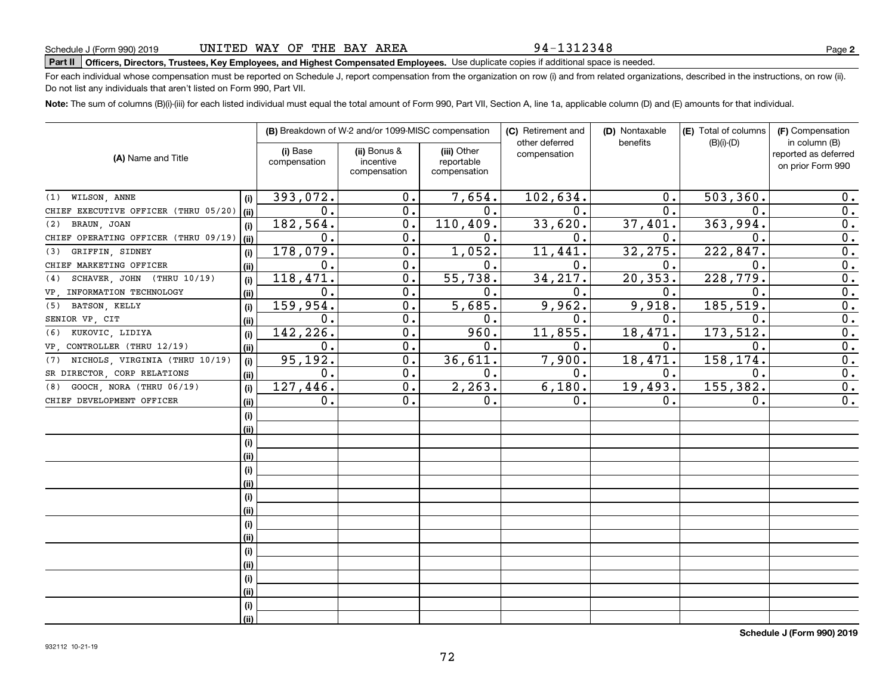Schedule J (Form 990) 2019 UNITED WAY OF THE BAY AREA 94-1312348

**Part II Officers, Directors, Trustees, Key Employees, and Highest Compensated Employees.** Use duplicate copies if additional space is needed.

For each individual whose compensation must be reported on Schedule J, report compensation from the organization on row (i) and from related organizations, described in the instructions, on row (ii). Do not list any individuals that aren't listed on Form 990, Part VII.

**Note:** The sum of columns (B)(i)-(iii) for each listed individual must equal the total amount of Form 990, Part VII, Section A, line 1a, applicable column (D) and (E) amounts for that individual.

| (A) Name and Title | | (B) Breakdown of W-2 and/or 1099-MISC compensation | | | (C) Retirement and other deferred compensation | (D) Nontaxable benefits | (E) Total of columns (B)(i)-(D) | (F) Compensation in column (B) reported as deferred on prior Form 990 |
|---|---|---|---|---|---|---|---|---|
| | | (i) Base compensation | (ii) Bonus & incentive compensation | (iii) Other reportable compensation | | | | |
| (1) WILSON, ANNE | (i) | 393,072. | 0. | 7,654. | 102,634. | 0. | 503,360. | 0. |
| CHIEF EXECUTIVE OFFICER (THRU 05/20) | (ii) | 0. | 0. | 0. | 0. | 0. | 0. | 0. |
| (2) BRAUN, JOAN | (i) | 182,564. | 0. | 110,409. | 33,620. | 37,401. | 363,994. | 0. |
| CHIEF OPERATING OFFICER (THRU 09/19) | (ii) | 0. | 0. | 0. | 0. | 0. | 0. | 0. |
| (3) GRIFFIN, SIDNEY | (i) | 178,079. | 0. | 1,052. | 11,441. | 32,275. | 222,847. | 0. |
| CHIEF MARKETING OFFICER | (ii) | 0. | 0. | 0. | 0. | 0. | 0. | 0. |
| (4) SCHAVER, JOHN (THRU 10/19) | (i) | 118,471. | 0. | 55,738. | 34,217. | 20,353. | 228,779. | 0. |
| VP, INFORMATION TECHNOLOGY | (ii) | 0. | 0. | 0. | 0. | 0. | 0. | 0. |
| (5) BATSON, KELLY | (i) | 159,954. | 0. | 5,685. | 9,962. | 9,918. | 185,519. | 0. |
| SENIOR VP, CIT | (ii) | 0. | 0. | 0. | 0. | 0. | 0. | 0. |
| (6) KUKOVIC, LIDIYA | (i) | 142,226. | 0. | 960. | 11,855. | 18,471. | 173,512. | 0. |
| VP, CONTROLLER (THRU 12/19) | (ii) | 0. | 0. | 0. | 0. | 0. | 0. | 0. |
| (7) NICHOLS, VIRGINIA (THRU 10/19) | (i) | 95,192. | 0. | 36,611. | 7,900. | 18,471. | 158,174. | 0. |
| SR DIRECTOR, CORP RELATIONS | (ii) | 0. | 0. | 0. | 0. | 0. | 0. | 0. |
| (8) GOOCH, NORA (THRU 06/19) | (i) | 127,446. | 0. | 2,263. | 6,180. | 19,493. | 155,382. | 0. |
| CHIEF DEVELOPMENT OFFICER | (ii) | 0. | 0. | 0. | 0. | 0. | 0. | 0. |
| | (i) | | | | | | | |
| | (ii) | | | | | | | |
| | (i) | | | | | | | |
| | (ii) | | | | | | | |
| | (i) | | | | | | | |
| | (ii) | | | | | | | |
| | (i) | | | | | | | |
| | (ii) | | | | | | | |
| | (i) | | | | | | | |
| | (ii) | | | | | | | |
| | (i) | | | | | | | |
| | (ii) | | | | | | | |
| | (i) | | | | | | | |
| | (ii) | | | | | | | |
| | (i) | | | | | | | |
| | (ii) | | | | | | | |

**Schedule J (Form 990) 2019**

932112 10-21-19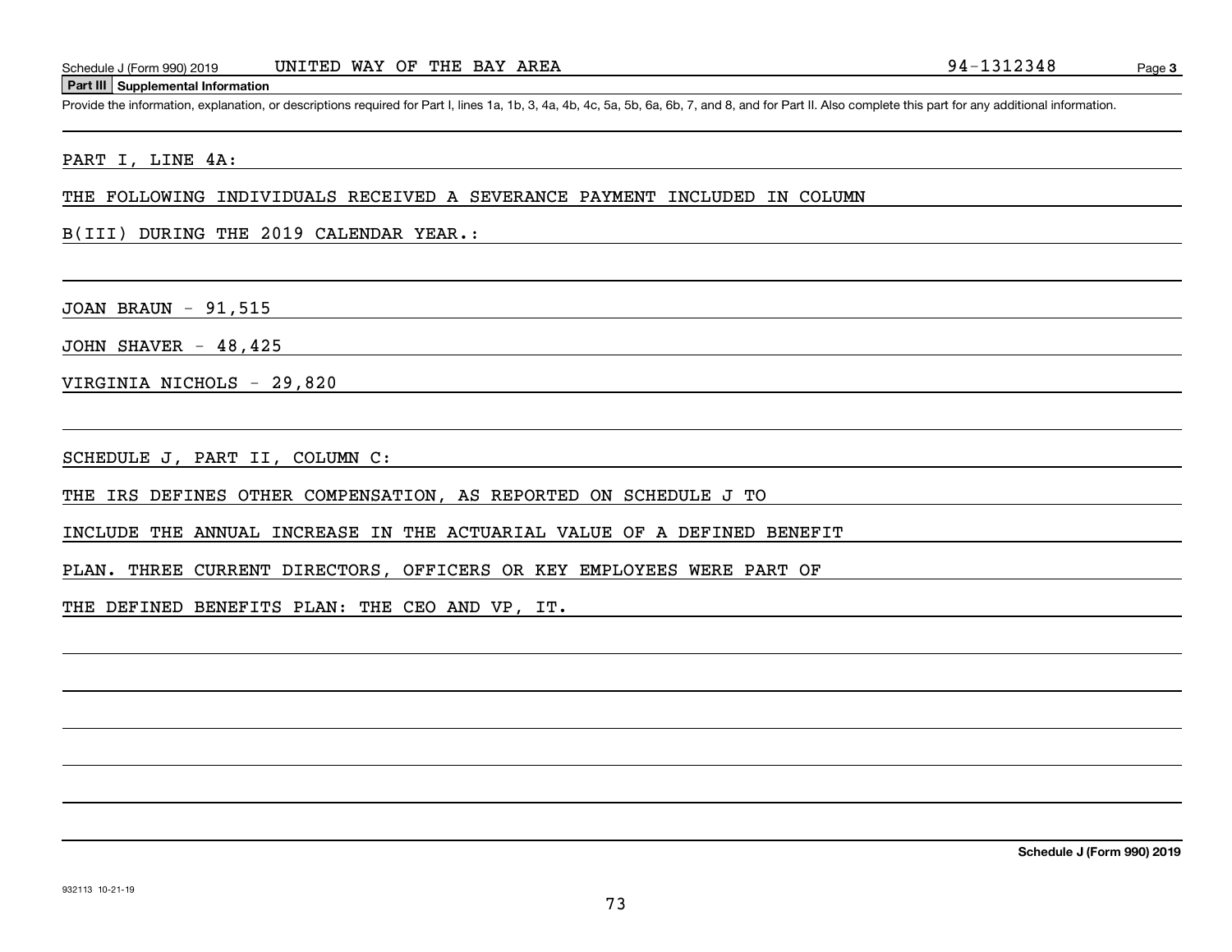Schedule J (Form 990) 2019 UNITED WAY OF THE BAY AREA 94-1312348

## Part III Supplemental Information

Provide the information, explanation, or descriptions required for Part I, lines 1a, 1b, 3, 4a, 4b, 4c, 5a, 5b, 6a, 6b, 7, and 8, and for Part II. Also complete this part for any additional information.

PART I, LINE 4A:

THE FOLLOWING INDIVIDUALS RECEIVED A SEVERANCE PAYMENT INCLUDED IN COLUMN B(III) DURING THE 2019 CALENDAR YEAR.:

JOAN BRAUN - 91,515

JOHN SHAVER - 48,425

VIRGINIA NICHOLS - 29,820

SCHEDULE J, PART II, COLUMN C:

THE IRS DEFINES OTHER COMPENSATION, AS REPORTED ON SCHEDULE J TO INCLUDE THE ANNUAL INCREASE IN THE ACTUARIAL VALUE OF A DEFINED BENEFIT PLAN. THREE CURRENT DIRECTORS, OFFICERS OR KEY EMPLOYEES WERE PART OF THE DEFINED BENEFITS PLAN: THE CEO AND VP, IT.

Schedule J (Form 990) 2019

932113 10-21-19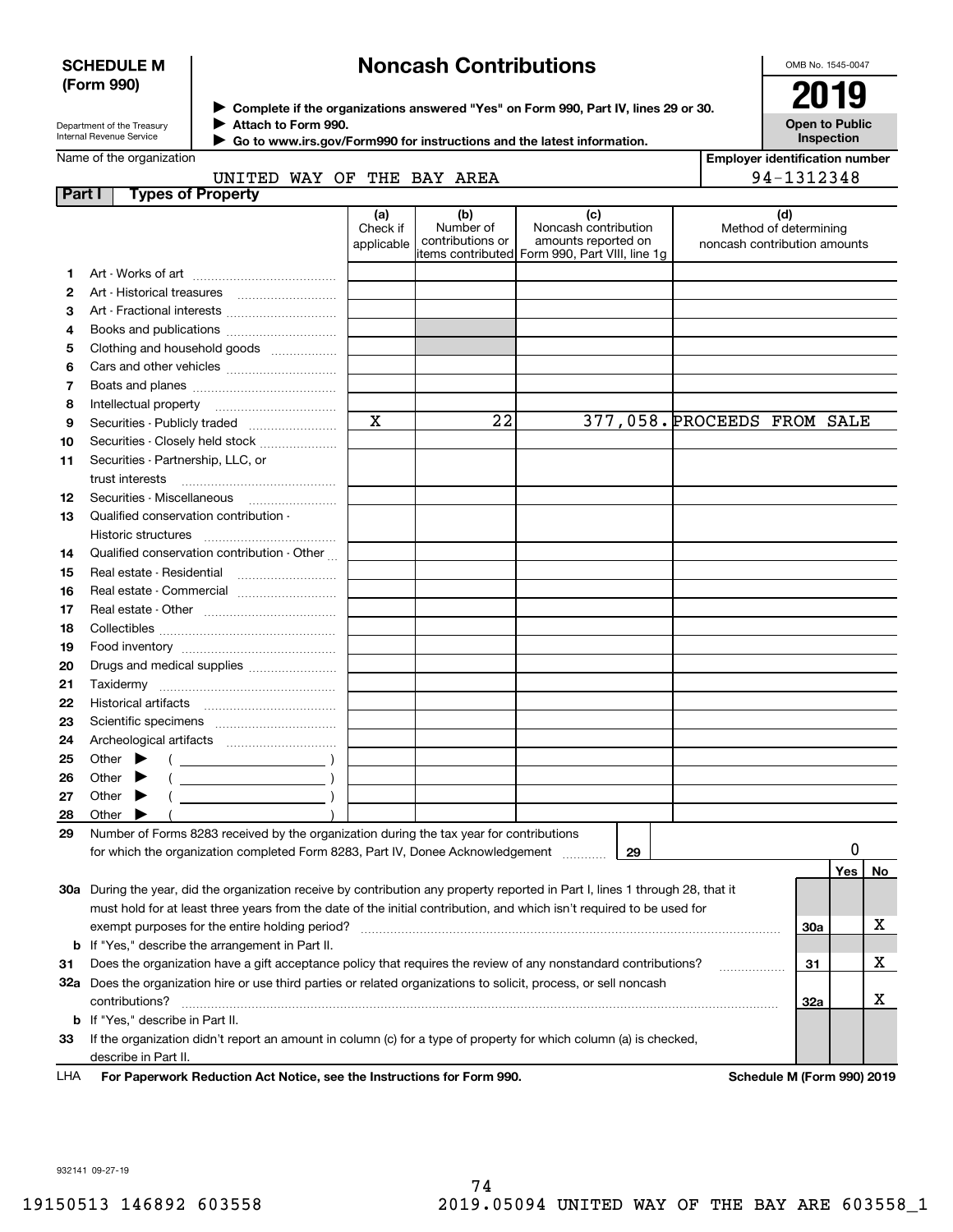**SCHEDULE M (Form 990)**

Department of the Treasury
Internal Revenue Service

# Noncash Contributions

▶ Complete if the organizations answered "Yes" on Form 990, Part IV, lines 29 or 30.
▶ Attach to Form 990.
▶ Go to www.irs.gov/Form990 for instructions and the latest information.

OMB No. 1545-0047

**2019**

**Open to Public Inspection**

Name of the organization: UNITED WAY OF THE BAY AREA

Employer identification number: 94-1312348

## Part I Types of Property

| | | (a) Check if applicable | (b) Number of contributions or items contributed | (c) Noncash contribution amounts reported on Form 990, Part VIII, line 1g | (d) Method of determining noncash contribution amounts |
|---|---|---|---|---|---|
| 1 | Art - Works of art | | | | |
| 2 | Art - Historical treasures | | | | |
| 3 | Art - Fractional interests | | | | |
| 4 | Books and publications | | | | |
| 5 | Clothing and household goods | | | | |
| 6 | Cars and other vehicles | | | | |
| 7 | Boats and planes | | | | |
| 8 | Intellectual property | | | | |
| 9 | Securities - Publicly traded | X | 22 | 377,058. | PROCEEDS FROM SALE |
| 10 | Securities - Closely held stock | | | | |
| 11 | Securities - Partnership, LLC, or trust interests | | | | |
| 12 | Securities - Miscellaneous | | | | |
| 13 | Qualified conservation contribution - Historic structures | | | | |
| 14 | Qualified conservation contribution - Other | | | | |
| 15 | Real estate - Residential | | | | |
| 16 | Real estate - Commercial | | | | |
| 17 | Real estate - Other | | | | |
| 18 | Collectibles | | | | |
| 19 | Food inventory | | | | |
| 20 | Drugs and medical supplies | | | | |
| 21 | Taxidermy | | | | |
| 22 | Historical artifacts | | | | |
| 23 | Scientific specimens | | | | |
| 24 | Archeological artifacts | | | | |
| 25 | Other ▶ ( ) | | | | |
| 26 | Other ▶ ( ) | | | | |
| 27 | Other ▶ ( ) | | | | |
| 28 | Other ▶ ( ) | | | | |

29 Number of Forms 8283 received by the organization during the tax year for contributions for which the organization completed Form 8283, Part IV, Donee Acknowledgement ..... **29** 0

| | | | Yes | No |
|---|---|---|---|---|
| 30a | During the year, did the organization receive by contribution any property reported in Part I, lines 1 through 28, that it must hold for at least three years from the date of the initial contribution, and which isn't required to be used for exempt purposes for the entire holding period? | 30a | | X |
| b | If "Yes," describe the arrangement in Part II. | | | |
| 31 | Does the organization have a gift acceptance policy that requires the review of any nonstandard contributions? | 31 | | X |
| 32a | Does the organization hire or use third parties or related organizations to solicit, process, or sell noncash contributions? | 32a | | X |
| b | If "Yes," describe in Part II. | | | |
| 33 | If the organization didn't report an amount in column (c) for a type of property for which column (a) is checked, describe in Part II. | | | |

LHA **For Paperwork Reduction Act Notice, see the Instructions for Form 990.** **Schedule M (Form 990) 2019**

932141 09-27-19

19150513 146892 603558 2019.05094 UNITED WAY OF THE BAY ARE 603558_1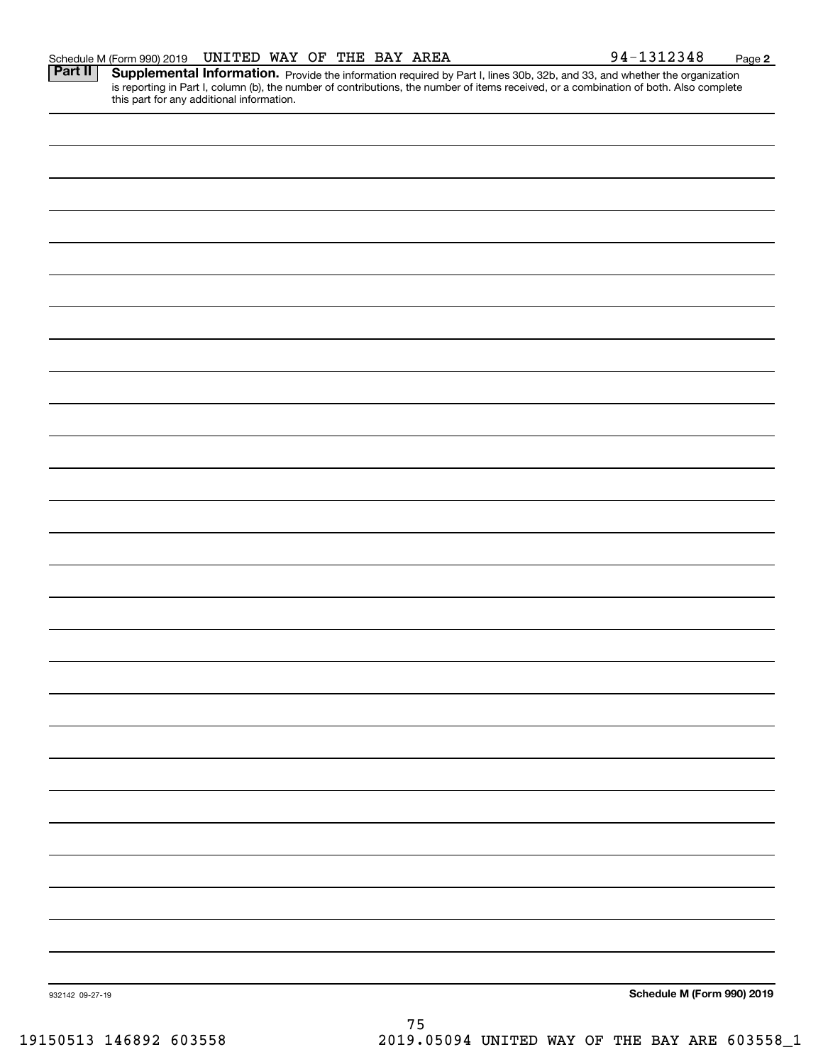Schedule M (Form 990) 2019 UNITED WAY OF THE BAY AREA 94-1312348 Page 2

**Part II** **Supplemental Information.** Provide the information required by Part I, lines 30b, 32b, and 33, and whether the organization is reporting in Part I, column (b), the number of contributions, the number of items received, or a combination of both. Also complete this part for any additional information.

932142 09-27-19 **Schedule M (Form 990) 2019**

19150513 146892 603558 2019.05094 UNITED WAY OF THE BAY ARE 603558_1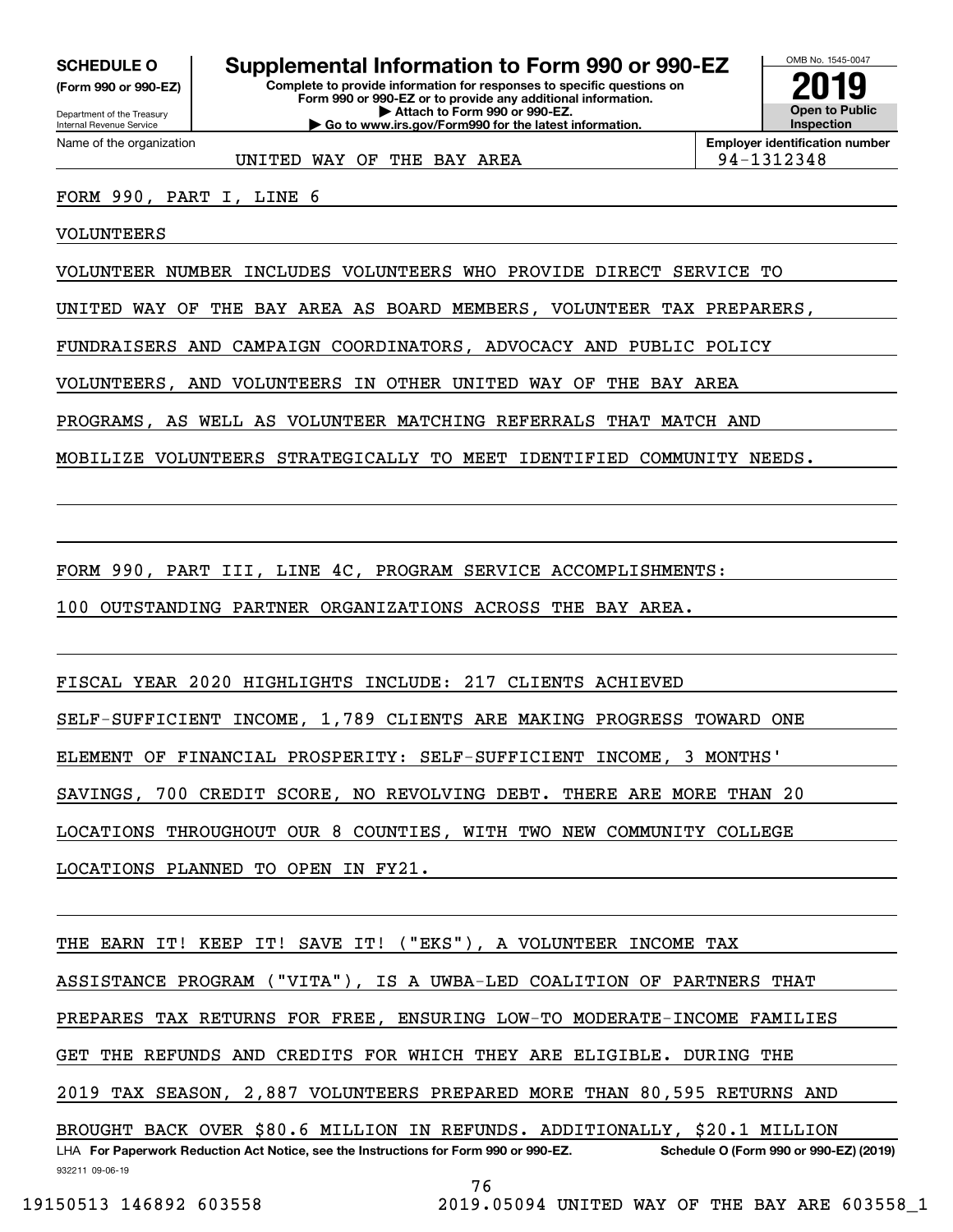**SCHEDULE O**
**(Form 990 or 990-EZ)**

Department of the Treasury
Internal Revenue Service

# Supplemental Information to Form 990 or 990-EZ

**Complete to provide information for responses to specific questions on Form 990 or 990-EZ or to provide any additional information.**
**▶ Attach to Form 990 or 990-EZ.**
**▶ Go to www.irs.gov/Form990 for the latest information.**

OMB No. 1545-0047

**2019**

**Open to Public Inspection**

Name of the organization: UNITED WAY OF THE BAY AREA

**Employer identification number:** 94-1312348

FORM 990, PART I, LINE 6

VOLUNTEERS

VOLUNTEER NUMBER INCLUDES VOLUNTEERS WHO PROVIDE DIRECT SERVICE TO UNITED WAY OF THE BAY AREA AS BOARD MEMBERS, VOLUNTEER TAX PREPARERS, FUNDRAISERS AND CAMPAIGN COORDINATORS, ADVOCACY AND PUBLIC POLICY VOLUNTEERS, AND VOLUNTEERS IN OTHER UNITED WAY OF THE BAY AREA PROGRAMS, AS WELL AS VOLUNTEER MATCHING REFERRALS THAT MATCH AND MOBILIZE VOLUNTEERS STRATEGICALLY TO MEET IDENTIFIED COMMUNITY NEEDS.

FORM 990, PART III, LINE 4C, PROGRAM SERVICE ACCOMPLISHMENTS:

100 OUTSTANDING PARTNER ORGANIZATIONS ACROSS THE BAY AREA.

FISCAL YEAR 2020 HIGHLIGHTS INCLUDE: 217 CLIENTS ACHIEVED SELF-SUFFICIENT INCOME, 1,789 CLIENTS ARE MAKING PROGRESS TOWARD ONE ELEMENT OF FINANCIAL PROSPERITY: SELF-SUFFICIENT INCOME, 3 MONTHS' SAVINGS, 700 CREDIT SCORE, NO REVOLVING DEBT. THERE ARE MORE THAN 20 LOCATIONS THROUGHOUT OUR 8 COUNTIES, WITH TWO NEW COMMUNITY COLLEGE LOCATIONS PLANNED TO OPEN IN FY21.

THE EARN IT! KEEP IT! SAVE IT! ("EKS"), A VOLUNTEER INCOME TAX ASSISTANCE PROGRAM ("VITA"), IS A UWBA-LED COALITION OF PARTNERS THAT PREPARES TAX RETURNS FOR FREE, ENSURING LOW-TO MODERATE-INCOME FAMILIES GET THE REFUNDS AND CREDITS FOR WHICH THEY ARE ELIGIBLE. DURING THE 2019 TAX SEASON, 2,887 VOLUNTEERS PREPARED MORE THAN 80,595 RETURNS AND BROUGHT BACK OVER $80.6 MILLION IN REFUNDS. ADDITIONALLY, $20.1 MILLION

LHA **For Paperwork Reduction Act Notice, see the Instructions for Form 990 or 990-EZ.** **Schedule O (Form 990 or 990-EZ) (2019)**

932211 09-06-19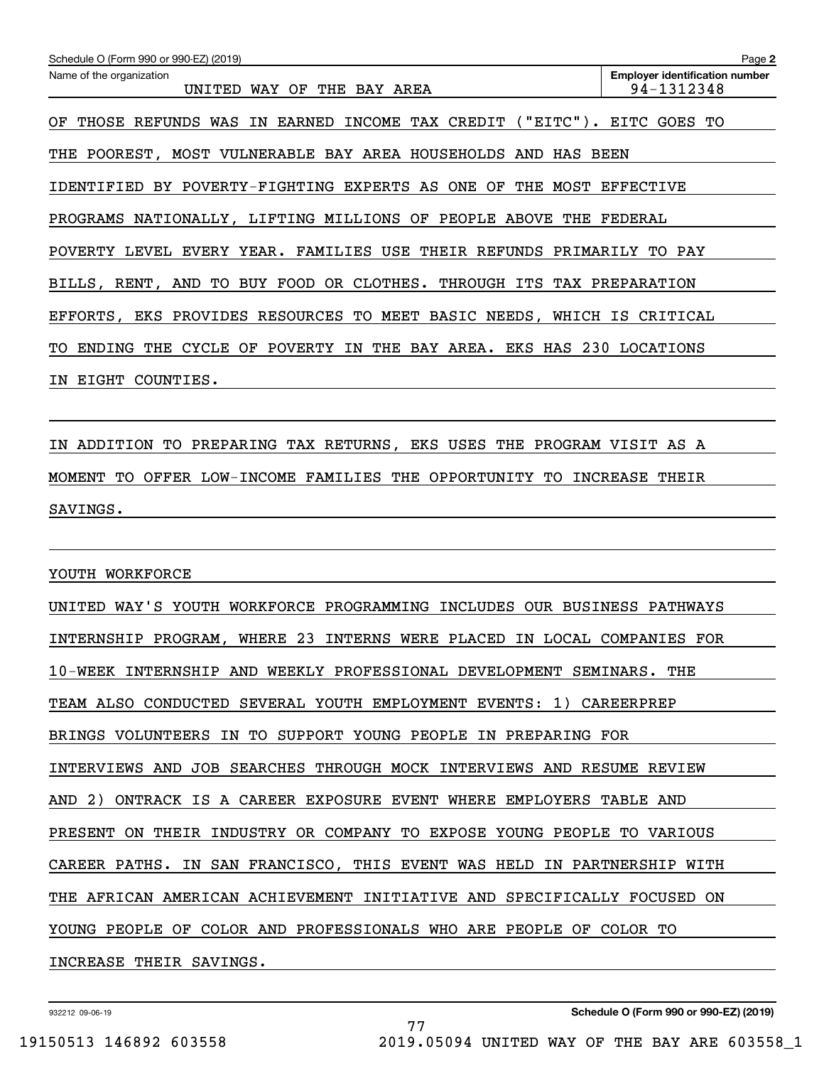| Name of the organization | Employer identification number |
| --- | --- |
| UNITED WAY OF THE BAY AREA | 94-1312348 |

OF THOSE REFUNDS WAS IN EARNED INCOME TAX CREDIT ("EITC"). EITC GOES TO THE POOREST, MOST VULNERABLE BAY AREA HOUSEHOLDS AND HAS BEEN IDENTIFIED BY POVERTY-FIGHTING EXPERTS AS ONE OF THE MOST EFFECTIVE PROGRAMS NATIONALLY, LIFTING MILLIONS OF PEOPLE ABOVE THE FEDERAL POVERTY LEVEL EVERY YEAR. FAMILIES USE THEIR REFUNDS PRIMARILY TO PAY BILLS, RENT, AND TO BUY FOOD OR CLOTHES. THROUGH ITS TAX PREPARATION EFFORTS, EKS PROVIDES RESOURCES TO MEET BASIC NEEDS, WHICH IS CRITICAL TO ENDING THE CYCLE OF POVERTY IN THE BAY AREA. EKS HAS 230 LOCATIONS IN EIGHT COUNTIES.

IN ADDITION TO PREPARING TAX RETURNS, EKS USES THE PROGRAM VISIT AS A MOMENT TO OFFER LOW-INCOME FAMILIES THE OPPORTUNITY TO INCREASE THEIR SAVINGS.

YOUTH WORKFORCE

UNITED WAY'S YOUTH WORKFORCE PROGRAMMING INCLUDES OUR BUSINESS PATHWAYS INTERNSHIP PROGRAM, WHERE 23 INTERNS WERE PLACED IN LOCAL COMPANIES FOR 10-WEEK INTERNSHIP AND WEEKLY PROFESSIONAL DEVELOPMENT SEMINARS. THE TEAM ALSO CONDUCTED SEVERAL YOUTH EMPLOYMENT EVENTS: 1) CAREERPREP BRINGS VOLUNTEERS IN TO SUPPORT YOUNG PEOPLE IN PREPARING FOR INTERVIEWS AND JOB SEARCHES THROUGH MOCK INTERVIEWS AND RESUME REVIEW AND 2) ONTRACK IS A CAREER EXPOSURE EVENT WHERE EMPLOYERS TABLE AND PRESENT ON THEIR INDUSTRY OR COMPANY TO EXPOSE YOUNG PEOPLE TO VARIOUS CAREER PATHS. IN SAN FRANCISCO, THIS EVENT WAS HELD IN PARTNERSHIP WITH THE AFRICAN AMERICAN ACHIEVEMENT INITIATIVE AND SPECIFICALLY FOCUSED ON YOUNG PEOPLE OF COLOR AND PROFESSIONALS WHO ARE PEOPLE OF COLOR TO INCREASE THEIR SAVINGS.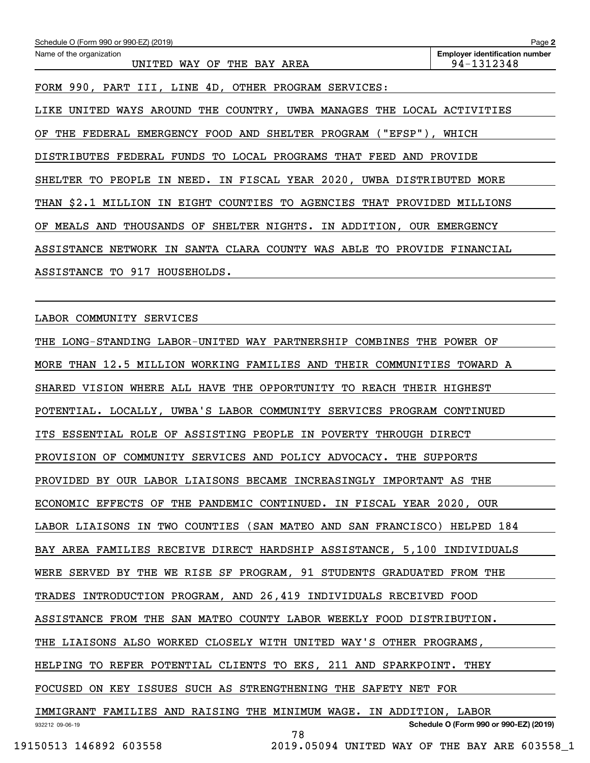Schedule O (Form 990 or 990-EZ) (2019)

Name of the organization: UNITED WAY OF THE BAY AREA

Employer identification number: 94-1312348

FORM 990, PART III, LINE 4D, OTHER PROGRAM SERVICES:

LIKE UNITED WAYS AROUND THE COUNTRY, UWBA MANAGES THE LOCAL ACTIVITIES OF THE FEDERAL EMERGENCY FOOD AND SHELTER PROGRAM ("EFSP"), WHICH DISTRIBUTES FEDERAL FUNDS TO LOCAL PROGRAMS THAT FEED AND PROVIDE SHELTER TO PEOPLE IN NEED. IN FISCAL YEAR 2020, UWBA DISTRIBUTED MORE THAN $2.1 MILLION IN EIGHT COUNTIES TO AGENCIES THAT PROVIDED MILLIONS OF MEALS AND THOUSANDS OF SHELTER NIGHTS. IN ADDITION, OUR EMERGENCY ASSISTANCE NETWORK IN SANTA CLARA COUNTY WAS ABLE TO PROVIDE FINANCIAL ASSISTANCE TO 917 HOUSEHOLDS.

LABOR COMMUNITY SERVICES

THE LONG-STANDING LABOR-UNITED WAY PARTNERSHIP COMBINES THE POWER OF MORE THAN 12.5 MILLION WORKING FAMILIES AND THEIR COMMUNITIES TOWARD A SHARED VISION WHERE ALL HAVE THE OPPORTUNITY TO REACH THEIR HIGHEST POTENTIAL. LOCALLY, UWBA'S LABOR COMMUNITY SERVICES PROGRAM CONTINUED ITS ESSENTIAL ROLE OF ASSISTING PEOPLE IN POVERTY THROUGH DIRECT PROVISION OF COMMUNITY SERVICES AND POLICY ADVOCACY. THE SUPPORTS PROVIDED BY OUR LABOR LIAISONS BECAME INCREASINGLY IMPORTANT AS THE ECONOMIC EFFECTS OF THE PANDEMIC CONTINUED. IN FISCAL YEAR 2020, OUR LABOR LIAISONS IN TWO COUNTIES (SAN MATEO AND SAN FRANCISCO) HELPED 184 BAY AREA FAMILIES RECEIVE DIRECT HARDSHIP ASSISTANCE, 5,100 INDIVIDUALS WERE SERVED BY THE WE RISE SF PROGRAM, 91 STUDENTS GRADUATED FROM THE TRADES INTRODUCTION PROGRAM, AND 26,419 INDIVIDUALS RECEIVED FOOD ASSISTANCE FROM THE SAN MATEO COUNTY LABOR WEEKLY FOOD DISTRIBUTION. THE LIAISONS ALSO WORKED CLOSELY WITH UNITED WAY'S OTHER PROGRAMS, HELPING TO REFER POTENTIAL CLIENTS TO EKS, 211 AND SPARKPOINT. THEY FOCUSED ON KEY ISSUES SUCH AS STRENGTHENING THE SAFETY NET FOR IMMIGRANT FAMILIES AND RAISING THE MINIMUM WAGE. IN ADDITION, LABOR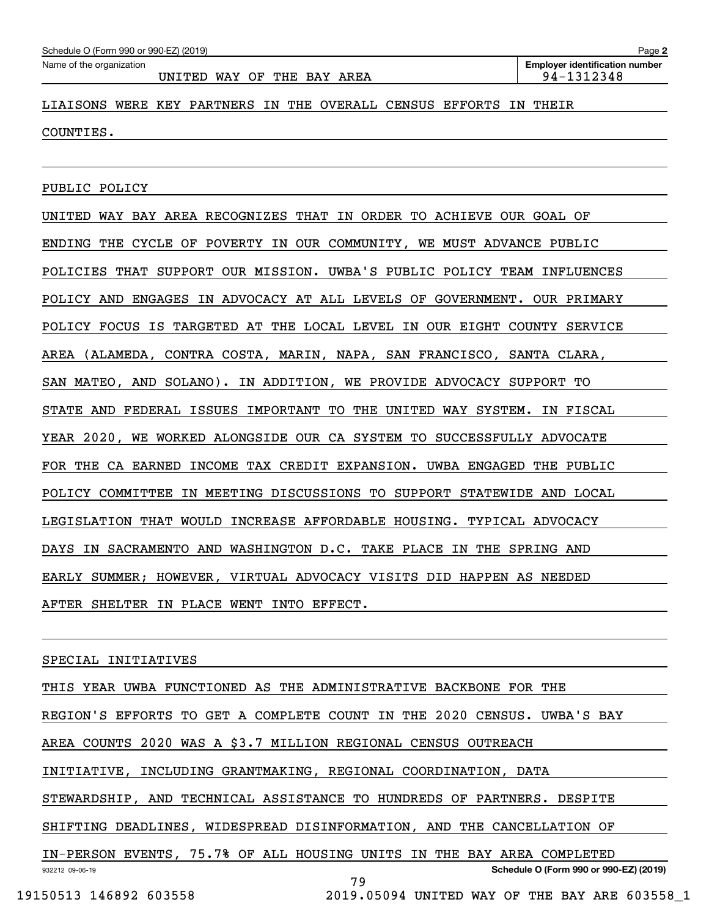LIAISONS WERE KEY PARTNERS IN THE OVERALL CENSUS EFFORTS IN THEIR COUNTIES.

PUBLIC POLICY

UNITED WAY BAY AREA RECOGNIZES THAT IN ORDER TO ACHIEVE OUR GOAL OF ENDING THE CYCLE OF POVERTY IN OUR COMMUNITY, WE MUST ADVANCE PUBLIC POLICIES THAT SUPPORT OUR MISSION. UWBA'S PUBLIC POLICY TEAM INFLUENCES POLICY AND ENGAGES IN ADVOCACY AT ALL LEVELS OF GOVERNMENT. OUR PRIMARY POLICY FOCUS IS TARGETED AT THE LOCAL LEVEL IN OUR EIGHT COUNTY SERVICE AREA (ALAMEDA, CONTRA COSTA, MARIN, NAPA, SAN FRANCISCO, SANTA CLARA, SAN MATEO, AND SOLANO). IN ADDITION, WE PROVIDE ADVOCACY SUPPORT TO STATE AND FEDERAL ISSUES IMPORTANT TO THE UNITED WAY SYSTEM. IN FISCAL YEAR 2020, WE WORKED ALONGSIDE OUR CA SYSTEM TO SUCCESSFULLY ADVOCATE FOR THE CA EARNED INCOME TAX CREDIT EXPANSION. UWBA ENGAGED THE PUBLIC POLICY COMMITTEE IN MEETING DISCUSSIONS TO SUPPORT STATEWIDE AND LOCAL LEGISLATION THAT WOULD INCREASE AFFORDABLE HOUSING. TYPICAL ADVOCACY DAYS IN SACRAMENTO AND WASHINGTON D.C. TAKE PLACE IN THE SPRING AND EARLY SUMMER; HOWEVER, VIRTUAL ADVOCACY VISITS DID HAPPEN AS NEEDED AFTER SHELTER IN PLACE WENT INTO EFFECT.

SPECIAL INITIATIVES

THIS YEAR UWBA FUNCTIONED AS THE ADMINISTRATIVE BACKBONE FOR THE REGION'S EFFORTS TO GET A COMPLETE COUNT IN THE 2020 CENSUS. UWBA'S BAY AREA COUNTS 2020 WAS A $3.7 MILLION REGIONAL CENSUS OUTREACH INITIATIVE, INCLUDING GRANTMAKING, REGIONAL COORDINATION, DATA STEWARDSHIP, AND TECHNICAL ASSISTANCE TO HUNDREDS OF PARTNERS. DESPITE SHIFTING DEADLINES, WIDESPREAD DISINFORMATION, AND THE CANCELLATION OF IN-PERSON EVENTS, 75.7% OF ALL HOUSING UNITS IN THE BAY AREA COMPLETED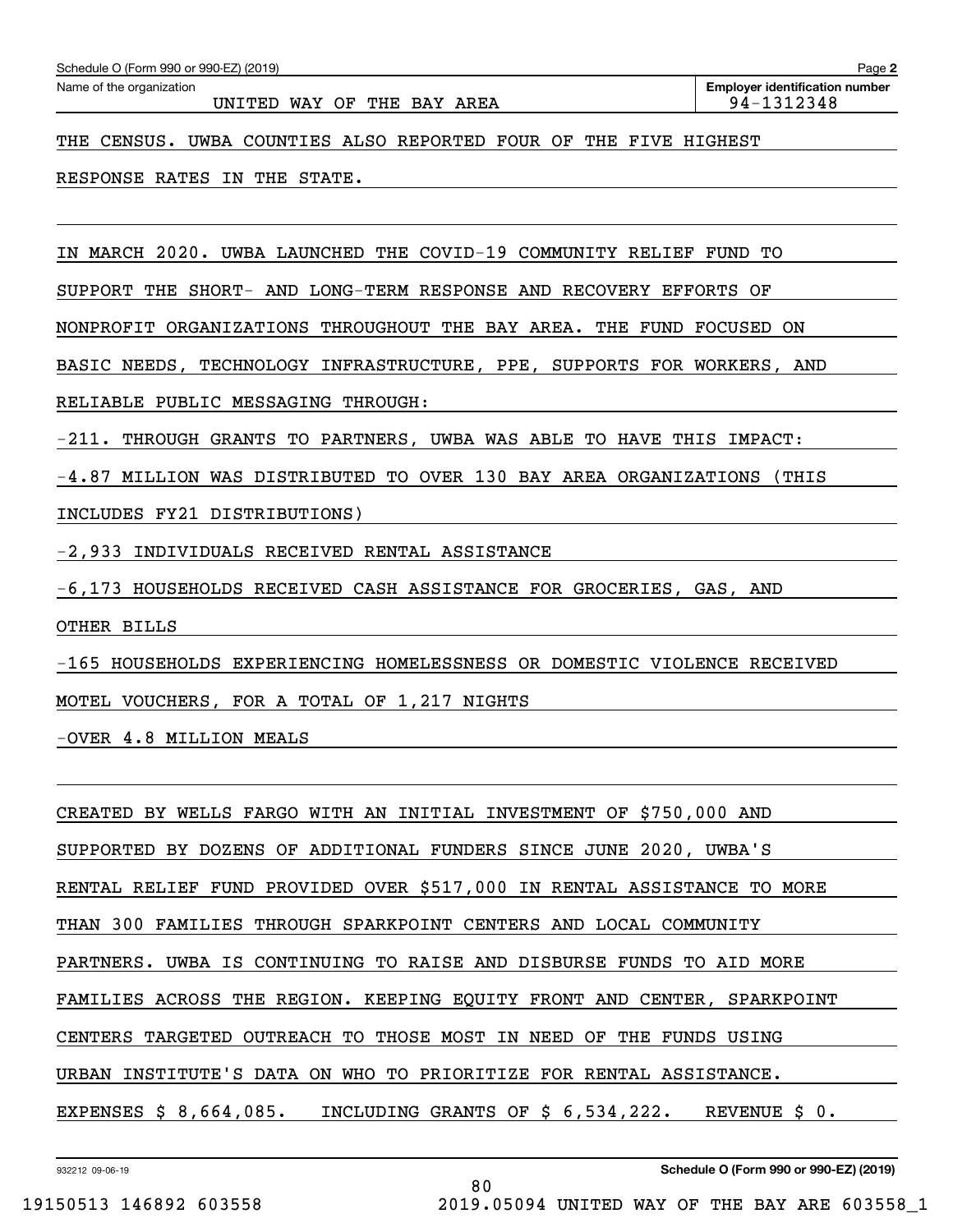THE CENSUS. UWBA COUNTIES ALSO REPORTED FOUR OF THE FIVE HIGHEST RESPONSE RATES IN THE STATE.

IN MARCH 2020. UWBA LAUNCHED THE COVID-19 COMMUNITY RELIEF FUND TO SUPPORT THE SHORT- AND LONG-TERM RESPONSE AND RECOVERY EFFORTS OF NONPROFIT ORGANIZATIONS THROUGHOUT THE BAY AREA. THE FUND FOCUSED ON BASIC NEEDS, TECHNOLOGY INFRASTRUCTURE, PPE, SUPPORTS FOR WORKERS, AND RELIABLE PUBLIC MESSAGING THROUGH:

-211. THROUGH GRANTS TO PARTNERS, UWBA WAS ABLE TO HAVE THIS IMPACT:

-4.87 MILLION WAS DISTRIBUTED TO OVER 130 BAY AREA ORGANIZATIONS (THIS INCLUDES FY21 DISTRIBUTIONS)

-2,933 INDIVIDUALS RECEIVED RENTAL ASSISTANCE

-6,173 HOUSEHOLDS RECEIVED CASH ASSISTANCE FOR GROCERIES, GAS, AND OTHER BILLS

-165 HOUSEHOLDS EXPERIENCING HOMELESSNESS OR DOMESTIC VIOLENCE RECEIVED MOTEL VOUCHERS, FOR A TOTAL OF 1,217 NIGHTS

-OVER 4.8 MILLION MEALS

CREATED BY WELLS FARGO WITH AN INITIAL INVESTMENT OF $750,000 AND SUPPORTED BY DOZENS OF ADDITIONAL FUNDERS SINCE JUNE 2020, UWBA'S RENTAL RELIEF FUND PROVIDED OVER $517,000 IN RENTAL ASSISTANCE TO MORE THAN 300 FAMILIES THROUGH SPARKPOINT CENTERS AND LOCAL COMMUNITY PARTNERS. UWBA IS CONTINUING TO RAISE AND DISBURSE FUNDS TO AID MORE FAMILIES ACROSS THE REGION. KEEPING EQUITY FRONT AND CENTER, SPARKPOINT CENTERS TARGETED OUTREACH TO THOSE MOST IN NEED OF THE FUNDS USING URBAN INSTITUTE'S DATA ON WHO TO PRIORITIZE FOR RENTAL ASSISTANCE.

EXPENSES $ 8,664,085. INCLUDING GRANTS OF $ 6,534,222. REVENUE $ 0.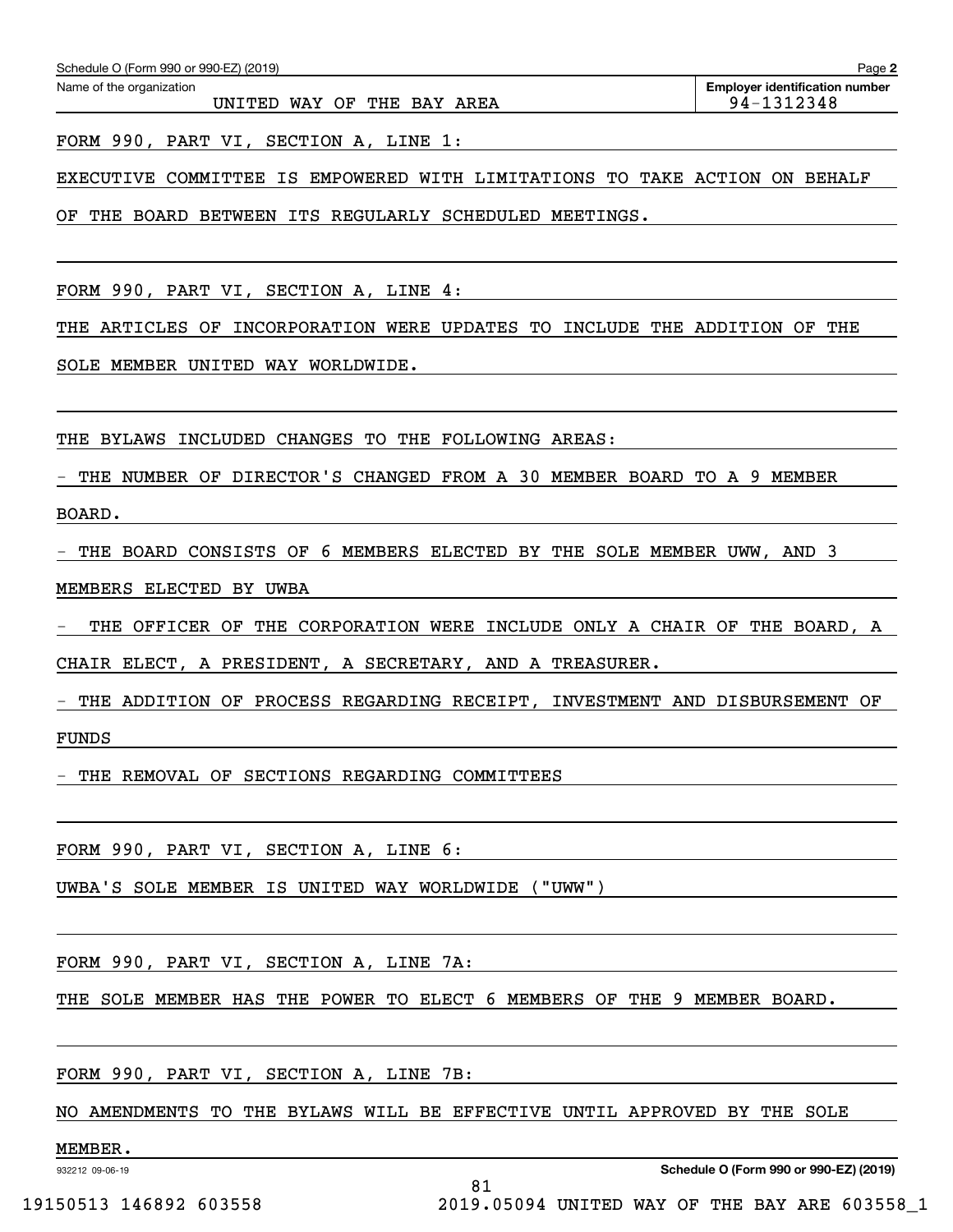Schedule O (Form 990 or 990-EZ) (2019)

Name of the organization: UNITED WAY OF THE BAY AREA

Employer identification number: 94-1312348

FORM 990, PART VI, SECTION A, LINE 1:

EXECUTIVE COMMITTEE IS EMPOWERED WITH LIMITATIONS TO TAKE ACTION ON BEHALF OF THE BOARD BETWEEN ITS REGULARLY SCHEDULED MEETINGS.

FORM 990, PART VI, SECTION A, LINE 4:

THE ARTICLES OF INCORPORATION WERE UPDATES TO INCLUDE THE ADDITION OF THE SOLE MEMBER UNITED WAY WORLDWIDE.

THE BYLAWS INCLUDED CHANGES TO THE FOLLOWING AREAS:

- THE NUMBER OF DIRECTOR'S CHANGED FROM A 30 MEMBER BOARD TO A 9 MEMBER BOARD.
- THE BOARD CONSISTS OF 6 MEMBERS ELECTED BY THE SOLE MEMBER UWW, AND 3 MEMBERS ELECTED BY UWBA
- THE OFFICER OF THE CORPORATION WERE INCLUDE ONLY A CHAIR OF THE BOARD, A CHAIR ELECT, A PRESIDENT, A SECRETARY, AND A TREASURER.
- THE ADDITION OF PROCESS REGARDING RECEIPT, INVESTMENT AND DISBURSEMENT OF FUNDS
- THE REMOVAL OF SECTIONS REGARDING COMMITTEES

FORM 990, PART VI, SECTION A, LINE 6:

UWBA'S SOLE MEMBER IS UNITED WAY WORLDWIDE ("UWW")

FORM 990, PART VI, SECTION A, LINE 7A:

THE SOLE MEMBER HAS THE POWER TO ELECT 6 MEMBERS OF THE 9 MEMBER BOARD.

FORM 990, PART VI, SECTION A, LINE 7B:

NO AMENDMENTS TO THE BYLAWS WILL BE EFFECTIVE UNTIL APPROVED BY THE SOLE MEMBER.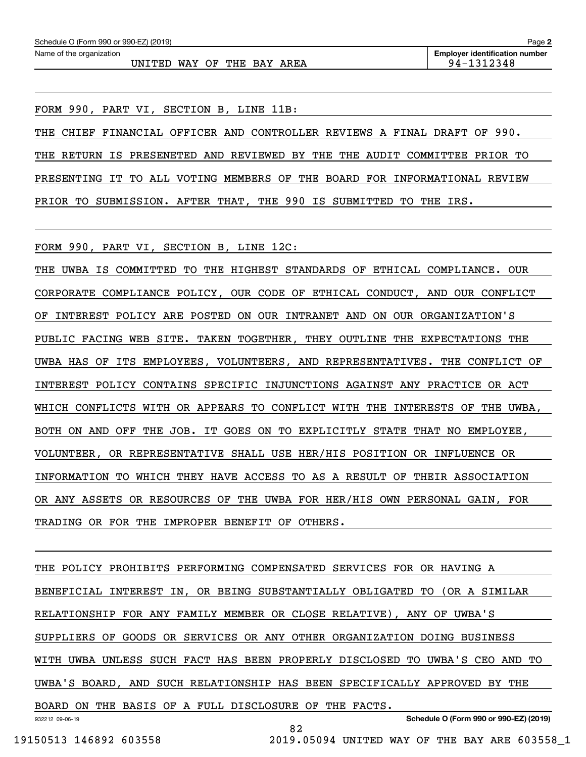Schedule O (Form 990 or 990-EZ) (2019)

Name of the organization: UNITED WAY OF THE BAY AREA

Employer identification number: 94-1312348

FORM 990, PART VI, SECTION B, LINE 11B:

THE CHIEF FINANCIAL OFFICER AND CONTROLLER REVIEWS A FINAL DRAFT OF 990. THE RETURN IS PRESENETED AND REVIEWED BY THE THE AUDIT COMMITTEE PRIOR TO PRESENTING IT TO ALL VOTING MEMBERS OF THE BOARD FOR INFORMATIONAL REVIEW PRIOR TO SUBMISSION. AFTER THAT, THE 990 IS SUBMITTED TO THE IRS.

FORM 990, PART VI, SECTION B, LINE 12C:

THE UWBA IS COMMITTED TO THE HIGHEST STANDARDS OF ETHICAL COMPLIANCE. OUR CORPORATE COMPLIANCE POLICY, OUR CODE OF ETHICAL CONDUCT, AND OUR CONFLICT OF INTEREST POLICY ARE POSTED ON OUR INTRANET AND ON OUR ORGANIZATION'S PUBLIC FACING WEB SITE. TAKEN TOGETHER, THEY OUTLINE THE EXPECTATIONS THE UWBA HAS OF ITS EMPLOYEES, VOLUNTEERS, AND REPRESENTATIVES. THE CONFLICT OF INTEREST POLICY CONTAINS SPECIFIC INJUNCTIONS AGAINST ANY PRACTICE OR ACT WHICH CONFLICTS WITH OR APPEARS TO CONFLICT WITH THE INTERESTS OF THE UWBA, BOTH ON AND OFF THE JOB. IT GOES ON TO EXPLICITLY STATE THAT NO EMPLOYEE, VOLUNTEER, OR REPRESENTATIVE SHALL USE HER/HIS POSITION OR INFLUENCE OR INFORMATION TO WHICH THEY HAVE ACCESS TO AS A RESULT OF THEIR ASSOCIATION OR ANY ASSETS OR RESOURCES OF THE UWBA FOR HER/HIS OWN PERSONAL GAIN, FOR TRADING OR FOR THE IMPROPER BENEFIT OF OTHERS.

THE POLICY PROHIBITS PERFORMING COMPENSATED SERVICES FOR OR HAVING A BENEFICIAL INTEREST IN, OR BEING SUBSTANTIALLY OBLIGATED TO (OR A SIMILAR RELATIONSHIP FOR ANY FAMILY MEMBER OR CLOSE RELATIVE), ANY OF UWBA'S SUPPLIERS OF GOODS OR SERVICES OR ANY OTHER ORGANIZATION DOING BUSINESS WITH UWBA UNLESS SUCH FACT HAS BEEN PROPERLY DISCLOSED TO UWBA'S CEO AND TO UWBA'S BOARD, AND SUCH RELATIONSHIP HAS BEEN SPECIFICALLY APPROVED BY THE BOARD ON THE BASIS OF A FULL DISCLOSURE OF THE FACTS.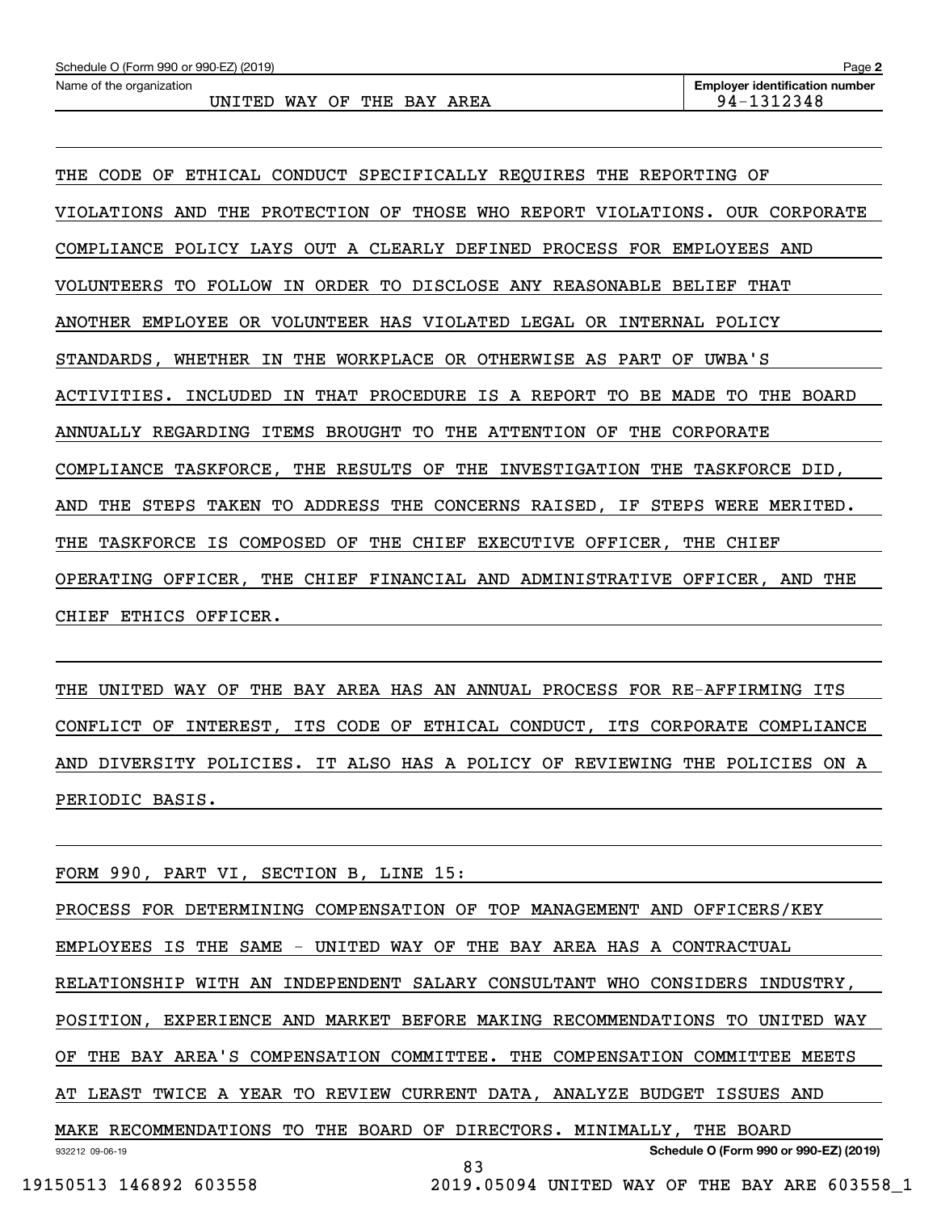THE CODE OF ETHICAL CONDUCT SPECIFICALLY REQUIRES THE REPORTING OF VIOLATIONS AND THE PROTECTION OF THOSE WHO REPORT VIOLATIONS. OUR CORPORATE COMPLIANCE POLICY LAYS OUT A CLEARLY DEFINED PROCESS FOR EMPLOYEES AND VOLUNTEERS TO FOLLOW IN ORDER TO DISCLOSE ANY REASONABLE BELIEF THAT ANOTHER EMPLOYEE OR VOLUNTEER HAS VIOLATED LEGAL OR INTERNAL POLICY STANDARDS, WHETHER IN THE WORKPLACE OR OTHERWISE AS PART OF UWBA'S ACTIVITIES. INCLUDED IN THAT PROCEDURE IS A REPORT TO BE MADE TO THE BOARD ANNUALLY REGARDING ITEMS BROUGHT TO THE ATTENTION OF THE CORPORATE COMPLIANCE TASKFORCE, THE RESULTS OF THE INVESTIGATION THE TASKFORCE DID, AND THE STEPS TAKEN TO ADDRESS THE CONCERNS RAISED, IF STEPS WERE MERITED. THE TASKFORCE IS COMPOSED OF THE CHIEF EXECUTIVE OFFICER, THE CHIEF OPERATING OFFICER, THE CHIEF FINANCIAL AND ADMINISTRATIVE OFFICER, AND THE CHIEF ETHICS OFFICER.

THE UNITED WAY OF THE BAY AREA HAS AN ANNUAL PROCESS FOR RE-AFFIRMING ITS CONFLICT OF INTEREST, ITS CODE OF ETHICAL CONDUCT, ITS CORPORATE COMPLIANCE AND DIVERSITY POLICIES. IT ALSO HAS A POLICY OF REVIEWING THE POLICIES ON A PERIODIC BASIS.

FORM 990, PART VI, SECTION B, LINE 15:

PROCESS FOR DETERMINING COMPENSATION OF TOP MANAGEMENT AND OFFICERS/KEY EMPLOYEES IS THE SAME - UNITED WAY OF THE BAY AREA HAS A CONTRACTUAL RELATIONSHIP WITH AN INDEPENDENT SALARY CONSULTANT WHO CONSIDERS INDUSTRY, POSITION, EXPERIENCE AND MARKET BEFORE MAKING RECOMMENDATIONS TO UNITED WAY OF THE BAY AREA'S COMPENSATION COMMITTEE. THE COMPENSATION COMMITTEE MEETS AT LEAST TWICE A YEAR TO REVIEW CURRENT DATA, ANALYZE BUDGET ISSUES AND MAKE RECOMMENDATIONS TO THE BOARD OF DIRECTORS. MINIMALLY, THE BOARD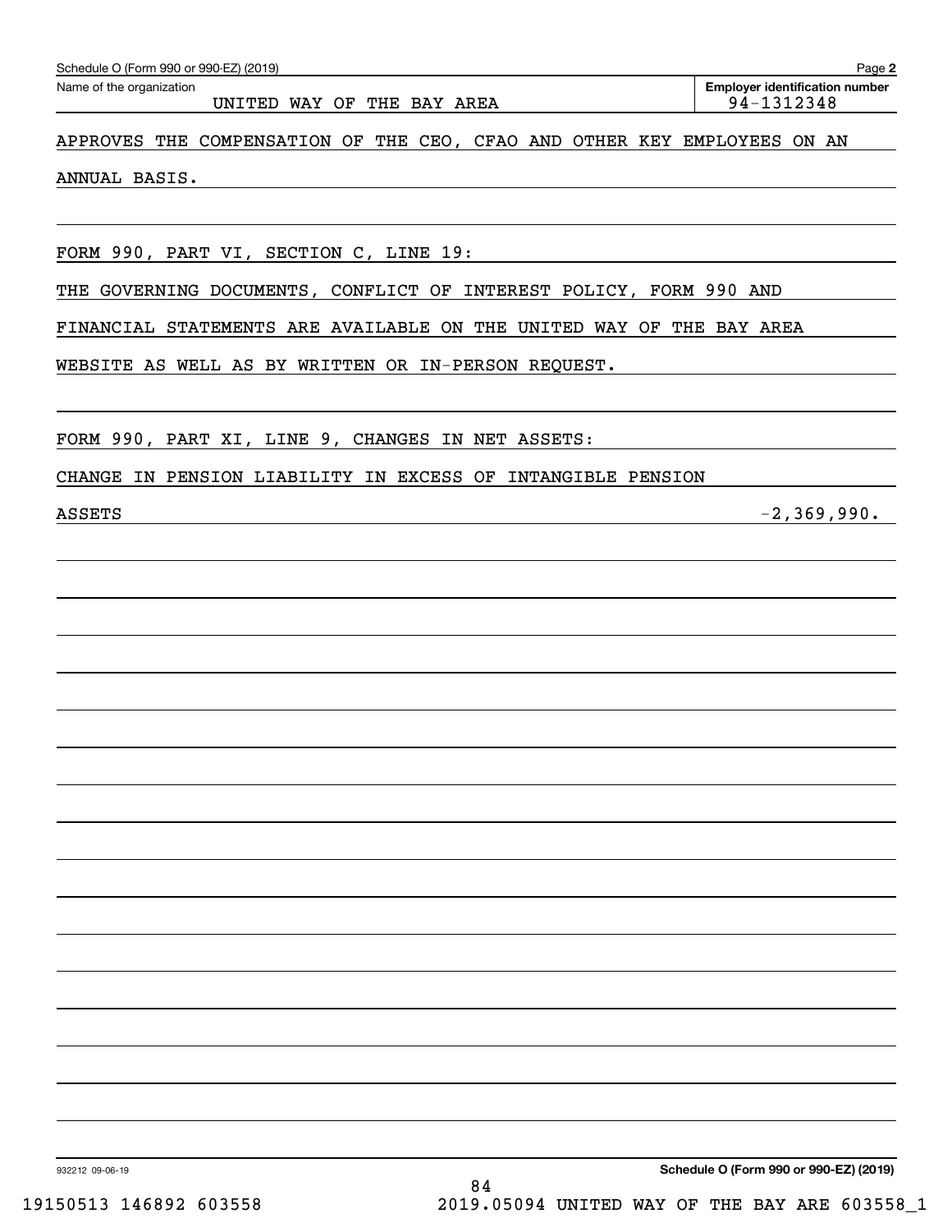Name of the organization: UNITED WAY OF THE BAY AREA

Employer identification number: 94-1312348

APPROVES THE COMPENSATION OF THE CEO, CFAO AND OTHER KEY EMPLOYEES ON AN ANNUAL BASIS.

FORM 990, PART VI, SECTION C, LINE 19:

THE GOVERNING DOCUMENTS, CONFLICT OF INTEREST POLICY, FORM 990 AND FINANCIAL STATEMENTS ARE AVAILABLE ON THE UNITED WAY OF THE BAY AREA WEBSITE AS WELL AS BY WRITTEN OR IN-PERSON REQUEST.

FORM 990, PART XI, LINE 9, CHANGES IN NET ASSETS:

| | |
|---|---|
| CHANGE IN PENSION LIABILITY IN EXCESS OF INTANGIBLE PENSION ASSETS | -2,369,990. |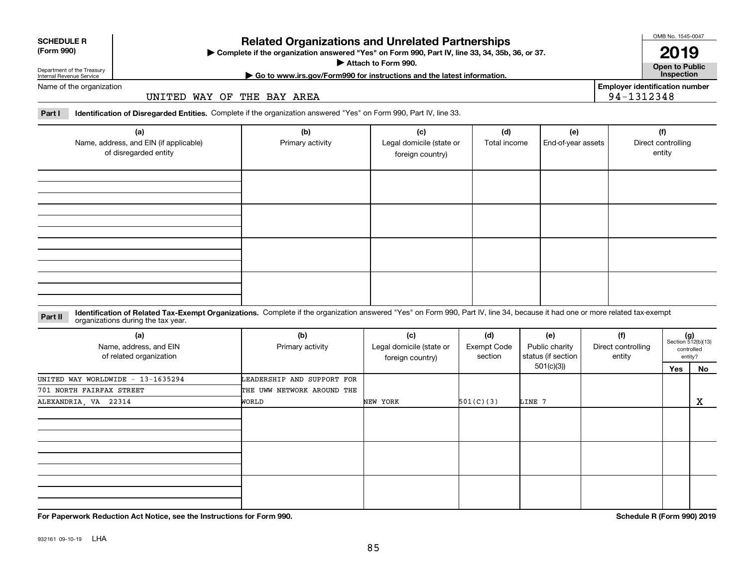**SCHEDULE R**
**(Form 990)**

Department of the Treasury
Internal Revenue Service

# Related Organizations and Unrelated Partnerships

▶ **Complete if the organization answered "Yes" on Form 990, Part IV, line 33, 34, 35b, 36, or 37.**
▶ **Attach to Form 990.**
▶ **Go to www.irs.gov/Form990 for instructions and the latest information.**

OMB No. 1545-0047
**2019**
**Open to Public Inspection**

Name of the organization: UNITED WAY OF THE BAY AREA

**Employer identification number:** 94-1312348

**Part I** **Identification of Disregarded Entities.** Complete if the organization answered "Yes" on Form 990, Part IV, line 33.

| (a) Name, address, and EIN (if applicable) of disregarded entity | (b) Primary activity | (c) Legal domicile (state or foreign country) | (d) Total income | (e) End-of-year assets | (f) Direct controlling entity |
|---|---|---|---|---|---|
| | | | | | |
| | | | | | |
| | | | | | |
| | | | | | |

**Part II** **Identification of Related Tax-Exempt Organizations.** Complete if the organization answered "Yes" on Form 990, Part IV, line 34, because it had one or more related tax-exempt organizations during the tax year.

| (a) Name, address, and EIN of related organization | (b) Primary activity | (c) Legal domicile (state or foreign country) | (d) Exempt Code section | (e) Public charity status (if section 501(c)(3)) | (f) Direct controlling entity | (g) Section 512(b)(13) controlled entity? Yes | No |
|---|---|---|---|---|---|---|---|
| UNITED WAY WORLDWIDE - 13-1635294<br>701 NORTH FAIRFAX STREET<br>ALEXANDRIA, VA 22314 | LEADERSHIP AND SUPPORT FOR THE UWW NETWORK AROUND THE WORLD | NEW YORK | 501(C)(3) | LINE 7 | | | X |
| | | | | | | | |
| | | | | | | | |
| | | | | | | | |

**For Paperwork Reduction Act Notice, see the Instructions for Form 990.**

**Schedule R (Form 990) 2019**

932161 09-10-19 LHA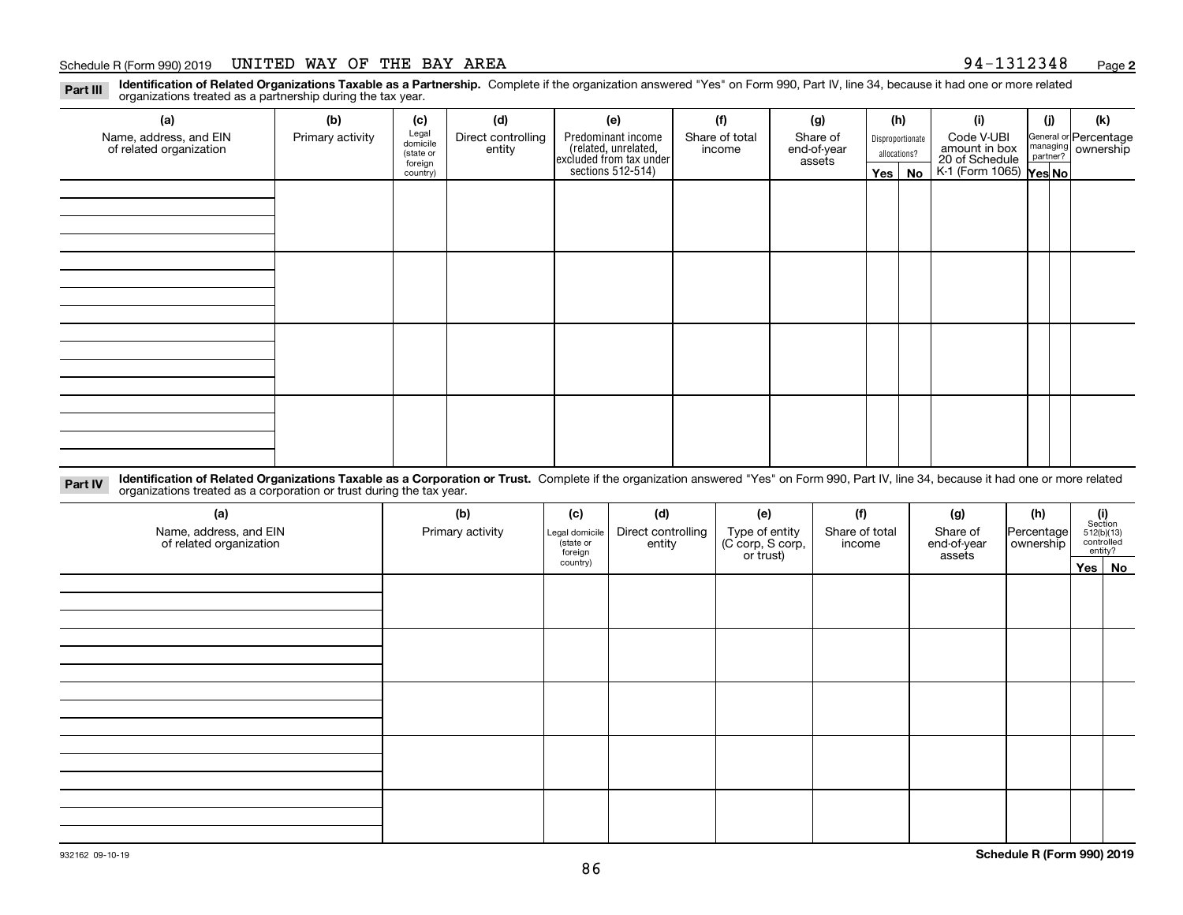Schedule R (Form 990) 2019 UNITED WAY OF THE BAY AREA 94-1312348 Page **2**

**Part III** **Identification of Related Organizations Taxable as a Partnership.** Complete if the organization answered "Yes" on Form 990, Part IV, line 34, because it had one or more related organizations treated as a partnership during the tax year.

| (a) Name, address, and EIN of related organization | (b) Primary activity | (c) Legal domicile (state or foreign country) | (d) Direct controlling entity | (e) Predominant income (related, unrelated, excluded from tax under sections 512-514) | (f) Share of total income | (g) Share of end-of-year assets | (h) Disproportionate allocations? Yes | No | (i) Code V-UBI amount in box 20 of Schedule K-1 (Form 1065) | (j) General or managing partner? Yes | No | (k) Percentage ownership |
|---|---|---|---|---|---|---|---|---|---|---|---|---|
| | | | | | | | | | | | | |
| | | | | | | | | | | | | |
| | | | | | | | | | | | | |
| | | | | | | | | | | | | |

**Part IV** **Identification of Related Organizations Taxable as a Corporation or Trust.** Complete if the organization answered "Yes" on Form 990, Part IV, line 34, because it had one or more related organizations treated as a corporation or trust during the tax year.

| (a) Name, address, and EIN of related organization | (b) Primary activity | (c) Legal domicile (state or foreign country) | (d) Direct controlling entity | (e) Type of entity (C corp, S corp, or trust) | (f) Share of total income | (g) Share of end-of-year assets | (h) Percentage ownership | (i) Section 512(b)(13) controlled entity? Yes | No |
|---|---|---|---|---|---|---|---|---|---|
| | | | | | | | | | |
| | | | | | | | | | |
| | | | | | | | | | |
| | | | | | | | | | |
| | | | | | | | | | |

932162 09-10-19 **Schedule R (Form 990) 2019**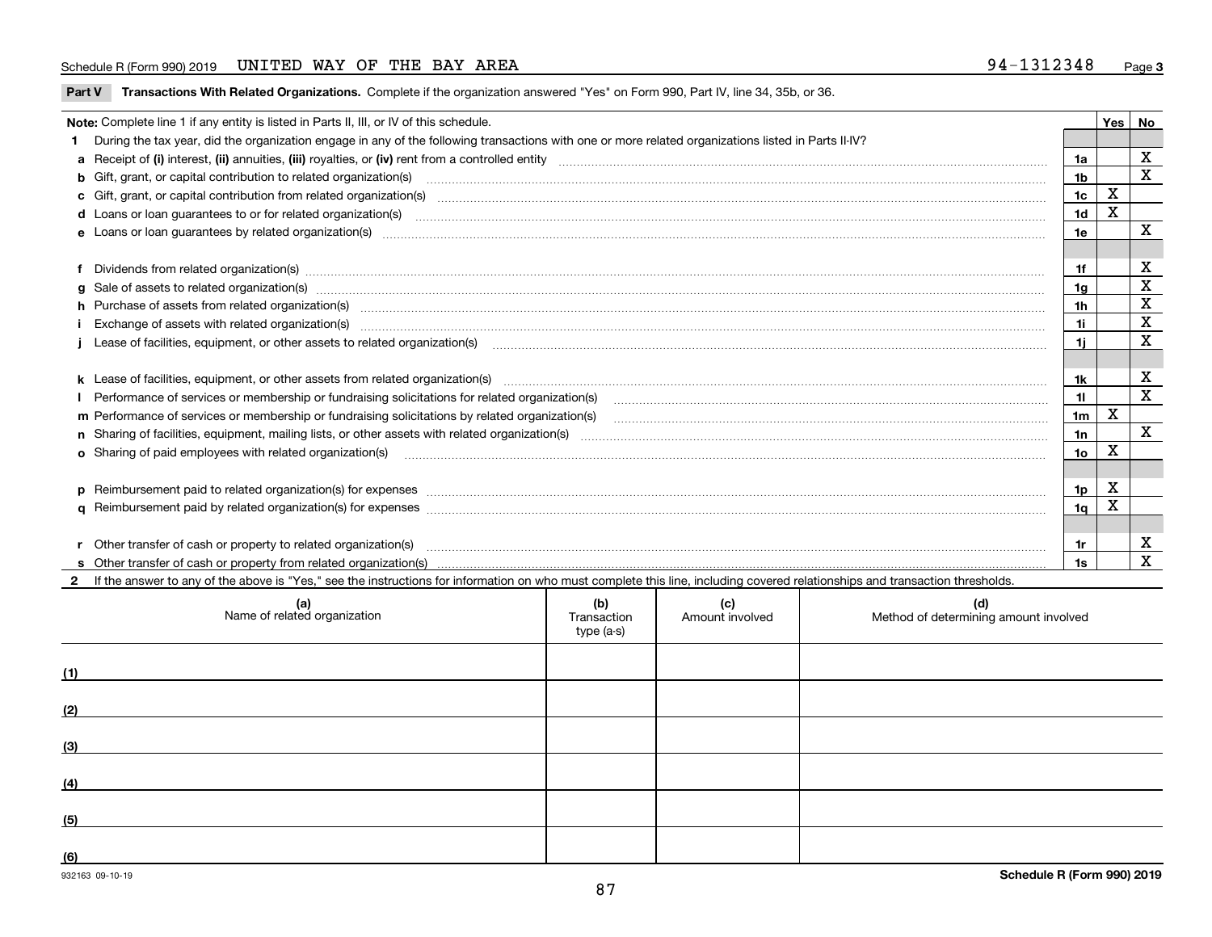Schedule R (Form 990) 2019 UNITED WAY OF THE BAY AREA 94-1312348 Page 3

**Part V Transactions With Related Organizations.** Complete if the organization answered "Yes" on Form 990, Part IV, line 34, 35b, or 36.

| **Note:** Complete line 1 if any entity is listed in Parts II, III, or IV of this schedule. | | Yes | No |
|---|---|---|---|
| **1** During the tax year, did the organization engage in any of the following transactions with one or more related organizations listed in Parts II-IV? | | | |
| **a** Receipt of **(i)** interest, **(ii)** annuities, **(iii)** royalties, or **(iv)** rent from a controlled entity | 1a | | X |
| **b** Gift, grant, or capital contribution to related organization(s) | 1b | | X |
| **c** Gift, grant, or capital contribution from related organization(s) | 1c | X | |
| **d** Loans or loan guarantees to or for related organization(s) | 1d | X | |
| **e** Loans or loan guarantees by related organization(s) | 1e | | X |
| **f** Dividends from related organization(s) | 1f | | X |
| **g** Sale of assets to related organization(s) | 1g | | X |
| **h** Purchase of assets from related organization(s) | 1h | | X |
| **i** Exchange of assets with related organization(s) | 1i | | X |
| **j** Lease of facilities, equipment, or other assets to related organization(s) | 1j | | X |
| **k** Lease of facilities, equipment, or other assets from related organization(s) | 1k | | X |
| **l** Performance of services or membership or fundraising solicitations for related organization(s) | 1l | | X |
| **m** Performance of services or membership or fundraising solicitations by related organization(s) | 1m | X | |
| **n** Sharing of facilities, equipment, mailing lists, or other assets with related organization(s) | 1n | | X |
| **o** Sharing of paid employees with related organization(s) | 1o | X | |
| **p** Reimbursement paid to related organization(s) for expenses | 1p | X | |
| **q** Reimbursement paid by related organization(s) for expenses | 1q | X | |
| **r** Other transfer of cash or property to related organization(s) | 1r | | X |
| **s** Other transfer of cash or property from related organization(s) | 1s | | X |

**2** If the answer to any of the above is "Yes," see the instructions for information on who must complete this line, including covered relationships and transaction thresholds.

| (a) Name of related organization | (b) Transaction type (a-s) | (c) Amount involved | (d) Method of determining amount involved |
|---|---|---|---|
| (1) | | | |
| (2) | | | |
| (3) | | | |
| (4) | | | |
| (5) | | | |
| (6) | | | |

932163 09-10-19 **Schedule R (Form 990) 2019**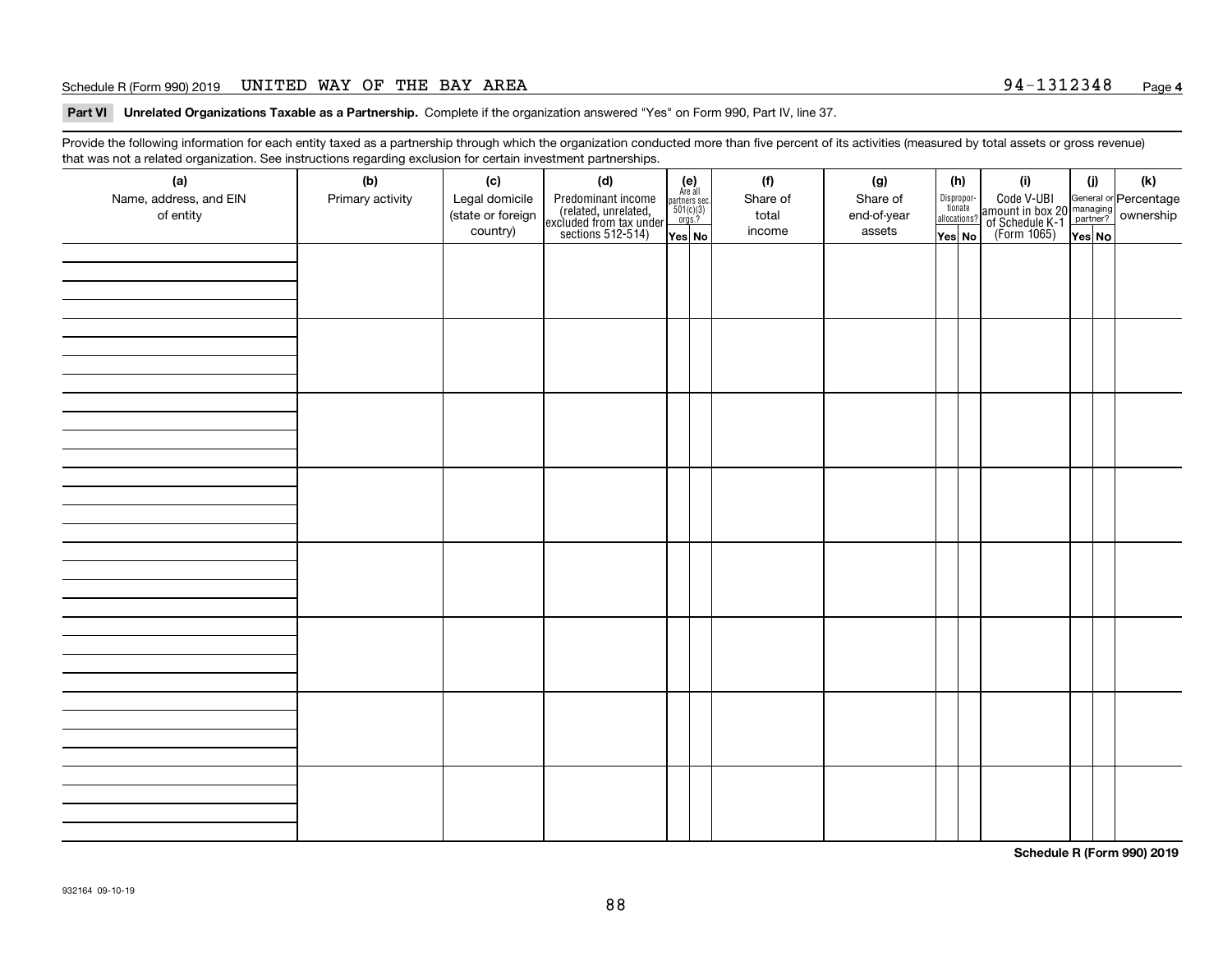Schedule R (Form 990) 2019 UNITED WAY OF THE BAY AREA 94-1312348

**Part VI Unrelated Organizations Taxable as a Partnership.** Complete if the organization answered "Yes" on Form 990, Part IV, line 37.

Provide the following information for each entity taxed as a partnership through which the organization conducted more than five percent of its activities (measured by total assets or gross revenue) that was not a related organization. See instructions regarding exclusion for certain investment partnerships.

| (a) Name, address, and EIN of entity | (b) Primary activity | (c) Legal domicile (state or foreign country) | (d) Predominant income (related, unrelated, excluded from tax under sections 512-514) | (e) Are all partners sec. 501(c)(3) orgs.? | | (f) Share of total income | (g) Share of end-of-year assets | (h) Disproportionate allocations? | | (i) Code V-UBI amount in box 20 of Schedule K-1 (Form 1065) | (j) General or managing partner? | | (k) Percentage ownership |
|---|---|---|---|---|---|---|---|---|---|---|---|---|---|
| | | | | Yes | No | | | Yes | No | | Yes | No | |
| | | | | | | | | | | | | | |
| | | | | | | | | | | | | | |
| | | | | | | | | | | | | | |
| | | | | | | | | | | | | | |
| | | | | | | | | | | | | | |
| | | | | | | | | | | | | | |
| | | | | | | | | | | | | | |
| | | | | | | | | | | | | | |

**Schedule R (Form 990) 2019**

932164 09-10-19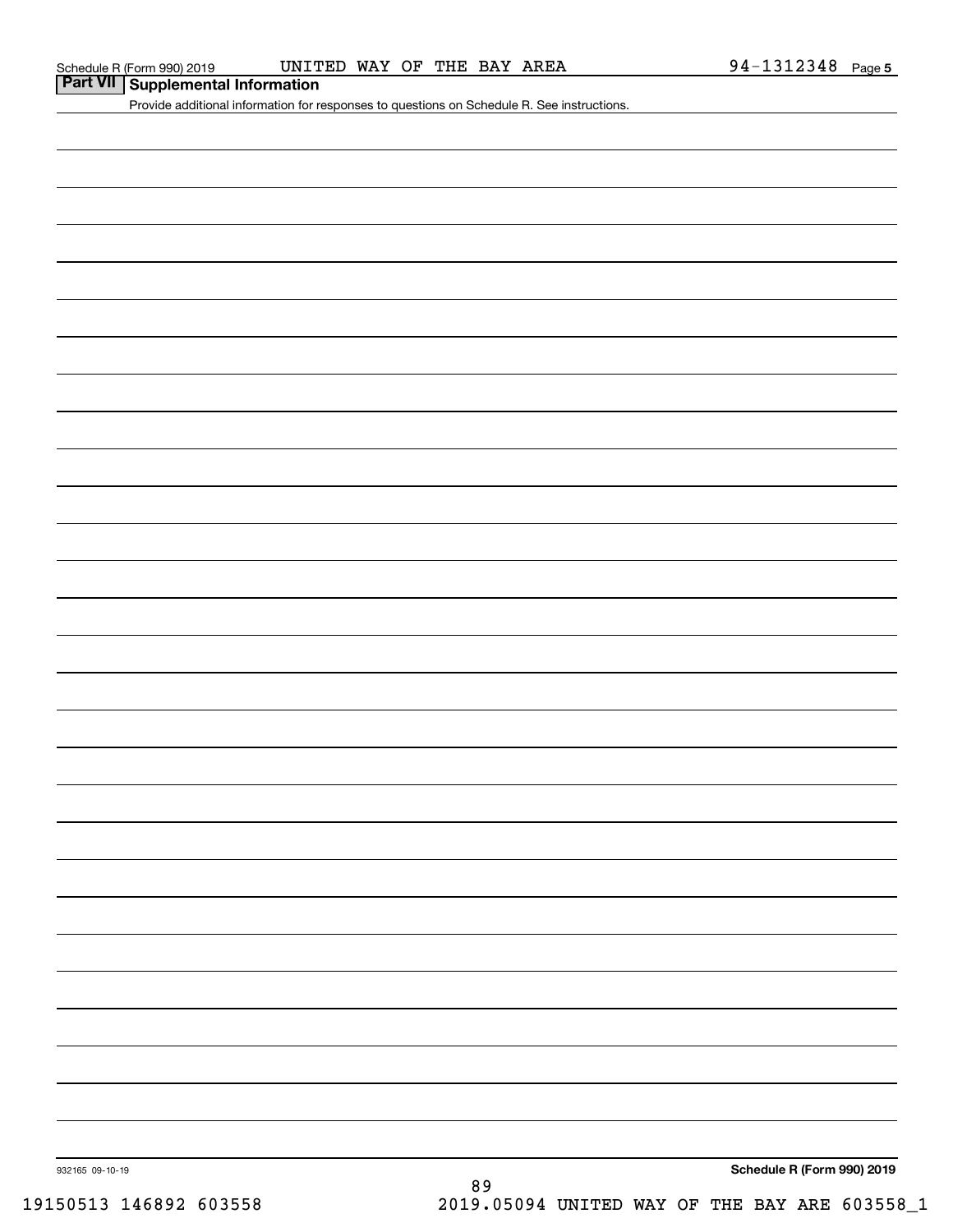## Part VII Supplemental Information

Provide additional information for responses to questions on Schedule R. See instructions.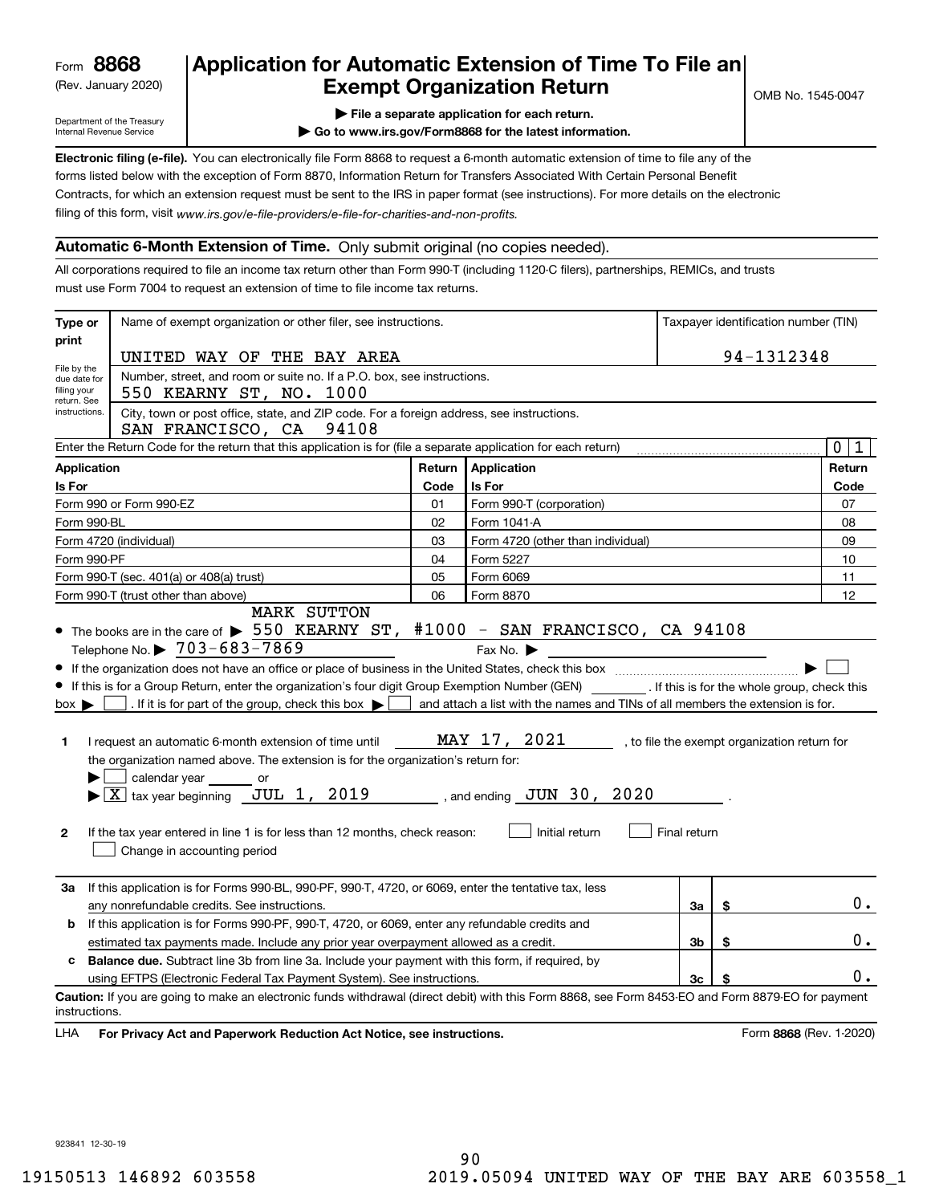Form **8868**
(Rev. January 2020)

Department of the Treasury
Internal Revenue Service

# Application for Automatic Extension of Time To File an Exempt Organization Return

OMB No. 1545-0047

▶ File a separate application for each return.

▶ Go to www.irs.gov/Form8868 for the latest information.

**Electronic filing (e-file).** You can electronically file Form 8868 to request a 6-month automatic extension of time to file any of the forms listed below with the exception of Form 8870, Information Return for Transfers Associated With Certain Personal Benefit Contracts, for which an extension request must be sent to the IRS in paper format (see instructions). For more details on the electronic filing of this form, visit *www.irs.gov/e-file-providers/e-file-for-charities-and-non-profits.*

## Automatic 6-Month Extension of Time. Only submit original (no copies needed).

All corporations required to file an income tax return other than Form 990-T (including 1120-C filers), partnerships, REMICs, and trusts must use Form 7004 to request an extension of time to file income tax returns.

| | | |
|---|---|---|
| **Type or print** | Name of exempt organization or other filer, see instructions. UNITED WAY OF THE BAY AREA | Taxpayer identification number (TIN) 94-1312348 |
| File by the due date for filing your return. See instructions. | Number, street, and room or suite no. If a P.O. box, see instructions. 550 KEARNY ST, NO. 1000 | |
| | City, town or post office, state, and ZIP code. For a foreign address, see instructions. SAN FRANCISCO, CA 94108 | |

Enter the Return Code for the return that this application is for (file a separate application for each return) ........ 0 1

| Application Is For | Return Code | Application Is For | Return Code |
|---|---|---|---|
| Form 990 or Form 990-EZ | 01 | Form 990-T (corporation) | 07 |
| Form 990-BL | 02 | Form 1041-A | 08 |
| Form 4720 (individual) | 03 | Form 4720 (other than individual) | 09 |
| Form 990-PF | 04 | Form 5227 | 10 |
| Form 990-T (sec. 401(a) or 408(a) trust) | 05 | Form 6069 | 11 |
| Form 990-T (trust other than above) | 06 | Form 8870 | 12 |

- The books are in the care of ▶ MARK SUTTON 550 KEARNY ST, #1000 - SAN FRANCISCO, CA 94108
  Telephone No. ▶ 703-683-7869 Fax No. ▶
- If the organization does not have an office or place of business in the United States, check this box ........ ▶ ☐
- If this is for a Group Return, enter the organization's four digit Group Exemption Number (GEN) ______ . If this is for the whole group, check this box ▶ ☐ . If it is for part of the group, check this box ▶ ☐ and attach a list with the names and TINs of all members the extension is for.

**1** I request an automatic 6-month extension of time until MAY 17, 2021, to file the exempt organization return for the organization named above. The extension is for the organization's return for:

▶ ☐ calendar year ______ or

▶ ☒ tax year beginning JUL 1, 2019, and ending JUN 30, 2020.

**2** If the tax year entered in line 1 is for less than 12 months, check reason: ☐ Initial return ☐ Final return ☐ Change in accounting period

| | | | | |
|---|---|---|---|---|
| **3a** | If this application is for Forms 990-BL, 990-PF, 990-T, 4720, or 6069, enter the tentative tax, less any nonrefundable credits. See instructions. | 3a | $ | 0. |
| **b** | If this application is for Forms 990-PF, 990-T, 4720, or 6069, enter any refundable credits and estimated tax payments made. Include any prior year overpayment allowed as a credit. | 3b | $ | 0. |
| **c** | **Balance due.** Subtract line 3b from line 3a. Include your payment with this form, if required, by using EFTPS (Electronic Federal Tax Payment System). See instructions. | 3c | $ | 0. |

**Caution:** If you are going to make an electronic funds withdrawal (direct debit) with this Form 8868, see Form 8453-EO and Form 8879-EO for payment instructions.

LHA **For Privacy Act and Paperwork Reduction Act Notice, see instructions.** Form **8868** (Rev. 1-2020)

923841 12-30-19

19150513 146892 603558 2019.05094 UNITED WAY OF THE BAY ARE 603558_1